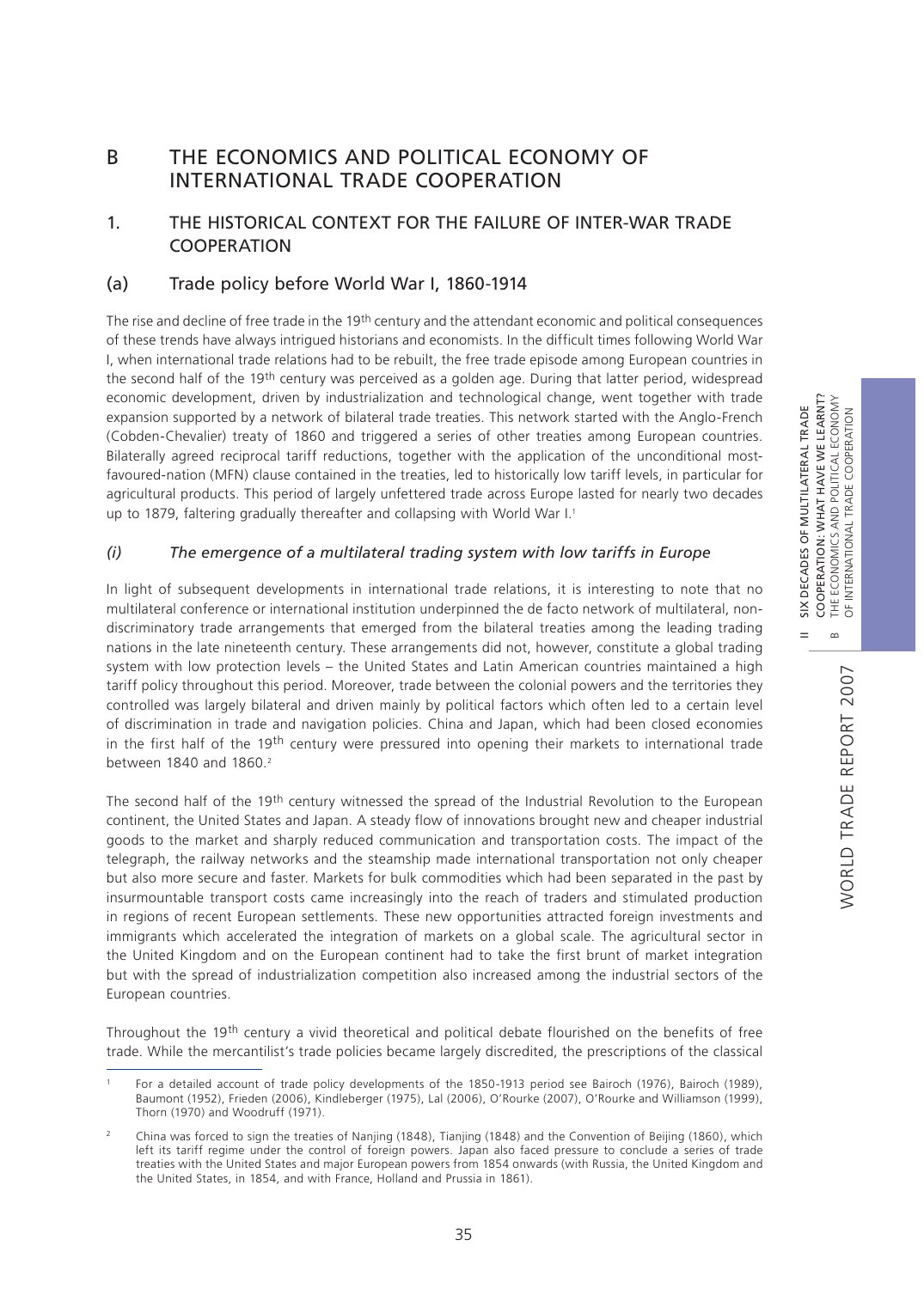# B THE ECONOMICS AND POLITICAL ECONOMY OF INTERNATIONAL TRADE COOPERATION

## 1. THE HISTORICAL CONTEXT FOR THE FAILURE OF INTER-WAR TRADE COOPERATION

### (a) Trade policy before World War I, 1860-1914

The rise and decline of free trade in the 19th century and the attendant economic and political consequences of these trends have always intrigued historians and economists. In the difficult times following World War I, when international trade relations had to be rebuilt, the free trade episode among European countries in the second half of the 19th century was perceived as a golden age. During that latter period, widespread economic development, driven by industrialization and technological change, went together with trade expansion supported by a network of bilateral trade treaties. This network started with the Anglo-French (Cobden-Chevalier) treaty of 1860 and triggered a series of other treaties among European countries. Bilaterally agreed reciprocal tariff reductions, together with the application of the unconditional most-favoured-nation (MFN) clause contained in the treaties, led to historically low tariff levels, in particular for agricultural products. This period of largely unfettered trade across Europe lasted for nearly two decades up to 1879, faltering gradually thereafter and collapsing with World War I.[1]

#### *(i) The emergence of a multilateral trading system with low tariffs in Europe*

In light of subsequent developments in international trade relations, it is interesting to note that no multilateral conference or international institution underpinned the de facto network of multilateral, non-discriminatory trade arrangements that emerged from the bilateral treaties among the leading trading nations in the late nineteenth century. These arrangements did not, however, constitute a global trading system with low protection levels – the United States and Latin American countries maintained a high tariff policy throughout this period. Moreover, trade between the colonial powers and the territories they controlled was largely bilateral and driven mainly by political factors which often led to a certain level of discrimination in trade and navigation policies. China and Japan, which had been closed economies in the first half of the 19th century were pressured into opening their markets to international trade between 1840 and 1860.[2]

The second half of the 19th century witnessed the spread of the Industrial Revolution to the European continent, the United States and Japan. A steady flow of innovations brought new and cheaper industrial goods to the market and sharply reduced communication and transportation costs. The impact of the telegraph, the railway networks and the steamship made international transportation not only cheaper but also more secure and faster. Markets for bulk commodities which had been separated in the past by insurmountable transport costs came increasingly into the reach of traders and stimulated production in regions of recent European settlements. These new opportunities attracted foreign investments and immigrants which accelerated the integration of markets on a global scale. The agricultural sector in the United Kingdom and on the European continent had to take the first brunt of market integration but with the spread of industrialization competition also increased among the industrial sectors of the European countries.

Throughout the 19th century a vivid theoretical and political debate flourished on the benefits of free trade. While the mercantilist's trade policies became largely discredited, the prescriptions of the classical

---

[1] For a detailed account of trade policy developments of the 1850-1913 period see Bairoch (1976), Bairoch (1989), Baumont (1952), Frieden (2006), Kindleberger (1975), Lal (2006), O'Rourke (2007), O'Rourke and Williamson (1999), Thorn (1970) and Woodruff (1971).

[2] China was forced to sign the treaties of Nanjing (1848), Tianjing (1848) and the Convention of Beijing (1860), which left its tariff regime under the control of foreign powers. Japan also faced pressure to conclude a series of trade treaties with the United States and major European powers from 1854 onwards (with Russia, the United Kingdom and the United States, in 1854, and with France, Holland and Prussia in 1861).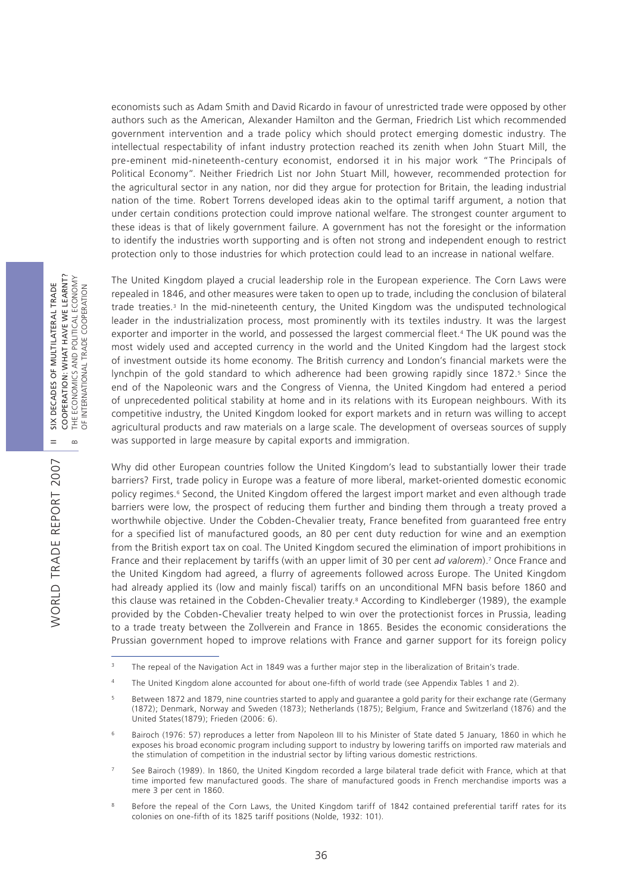economists such as Adam Smith and David Ricardo in favour of unrestricted trade were opposed by other authors such as the American, Alexander Hamilton and the German, Friedrich List which recommended government intervention and a trade policy which should protect emerging domestic industry. The intellectual respectability of infant industry protection reached its zenith when John Stuart Mill, the pre-eminent mid-nineteenth-century economist, endorsed it in his major work "The Principals of Political Economy". Neither Friedrich List nor John Stuart Mill, however, recommended protection for the agricultural sector in any nation, nor did they argue for protection for Britain, the leading industrial nation of the time. Robert Torrens developed ideas akin to the optimal tariff argument, a notion that under certain conditions protection could improve national welfare. The strongest counter argument to these ideas is that of likely government failure. A government has not the foresight or the information to identify the industries worth supporting and is often not strong and independent enough to restrict protection only to those industries for which protection could lead to an increase in national welfare.

The United Kingdom played a crucial leadership role in the European experience. The Corn Laws were repealed in 1846, and other measures were taken to open up to trade, including the conclusion of bilateral trade treaties.[3] In the mid-nineteenth century, the United Kingdom was the undisputed technological leader in the industrialization process, most prominently with its textiles industry. It was the largest exporter and importer in the world, and possessed the largest commercial fleet.[4] The UK pound was the most widely used and accepted currency in the world and the United Kingdom had the largest stock of investment outside its home economy. The British currency and London's financial markets were the lynchpin of the gold standard to which adherence had been growing rapidly since 1872.[5] Since the end of the Napoleonic wars and the Congress of Vienna, the United Kingdom had entered a period of unprecedented political stability at home and in its relations with its European neighbours. With its competitive industry, the United Kingdom looked for export markets and in return was willing to accept agricultural products and raw materials on a large scale. The development of overseas sources of supply was supported in large measure by capital exports and immigration.

Why did other European countries follow the United Kingdom's lead to substantially lower their trade barriers? First, trade policy in Europe was a feature of more liberal, market-oriented domestic economic policy regimes.[6] Second, the United Kingdom offered the largest import market and even although trade barriers were low, the prospect of reducing them further and binding them through a treaty proved a worthwhile objective. Under the Cobden-Chevalier treaty, France benefited from guaranteed free entry for a specified list of manufactured goods, an 80 per cent duty reduction for wine and an exemption from the British export tax on coal. The United Kingdom secured the elimination of import prohibitions in France and their replacement by tariffs (with an upper limit of 30 per cent *ad valorem*).[7] Once France and the United Kingdom had agreed, a flurry of agreements followed across Europe. The United Kingdom had already applied its (low and mainly fiscal) tariffs on an unconditional MFN basis before 1860 and this clause was retained in the Cobden-Chevalier treaty.[8] According to Kindleberger (1989), the example provided by the Cobden-Chevalier treaty helped to win over the protectionist forces in Prussia, leading to a trade treaty between the Zollverein and France in 1865. Besides the economic considerations the Prussian government hoped to improve relations with France and garner support for its foreign policy

---

[3] The repeal of the Navigation Act in 1849 was a further major step in the liberalization of Britain's trade.

[4] The United Kingdom alone accounted for about one-fifth of world trade (see Appendix Tables 1 and 2).

[5] Between 1872 and 1879, nine countries started to apply and guarantee a gold parity for their exchange rate (Germany (1872); Denmark, Norway and Sweden (1873); Netherlands (1875); Belgium, France and Switzerland (1876) and the United States(1879); Frieden (2006: 6).

[6] Bairoch (1976: 57) reproduces a letter from Napoleon III to his Minister of State dated 5 January, 1860 in which he exposes his broad economic program including support to industry by lowering tariffs on imported raw materials and the stimulation of competition in the industrial sector by lifting various domestic restrictions.

[7] See Bairoch (1989). In 1860, the United Kingdom recorded a large bilateral trade deficit with France, which at that time imported few manufactured goods. The share of manufactured goods in French merchandise imports was a mere 3 per cent in 1860.

[8] Before the repeal of the Corn Laws, the United Kingdom tariff of 1842 contained preferential tariff rates for its colonies on one-fifth of its 1825 tariff positions (Nolde, 1932: 101).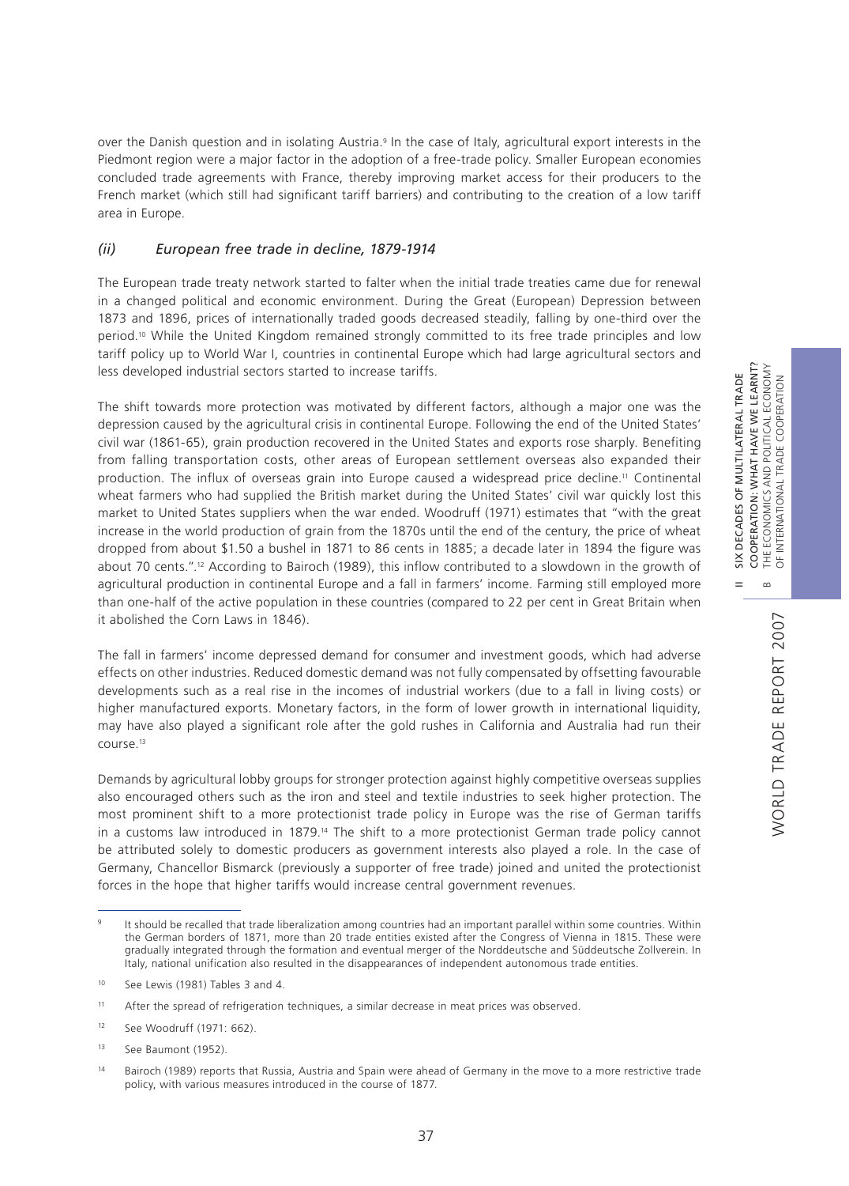over the Danish question and in isolating Austria.[9] In the case of Italy, agricultural export interests in the Piedmont region were a major factor in the adoption of a free-trade policy. Smaller European economies concluded trade agreements with France, thereby improving market access for their producers to the French market (which still had significant tariff barriers) and contributing to the creation of a low tariff area in Europe.

### *(ii) European free trade in decline, 1879-1914*

The European trade treaty network started to falter when the initial trade treaties came due for renewal in a changed political and economic environment. During the Great (European) Depression between 1873 and 1896, prices of internationally traded goods decreased steadily, falling by one-third over the period.[10] While the United Kingdom remained strongly committed to its free trade principles and low tariff policy up to World War I, countries in continental Europe which had large agricultural sectors and less developed industrial sectors started to increase tariffs.

The shift towards more protection was motivated by different factors, although a major one was the depression caused by the agricultural crisis in continental Europe. Following the end of the United States' civil war (1861-65), grain production recovered in the United States and exports rose sharply. Benefiting from falling transportation costs, other areas of European settlement overseas also expanded their production. The influx of overseas grain into Europe caused a widespread price decline.[11] Continental wheat farmers who had supplied the British market during the United States' civil war quickly lost this market to United States suppliers when the war ended. Woodruff (1971) estimates that "with the great increase in the world production of grain from the 1870s until the end of the century, the price of wheat dropped from about $1.50 a bushel in 1871 to 86 cents in 1885; a decade later in 1894 the figure was about 70 cents.".[12] According to Bairoch (1989), this inflow contributed to a slowdown in the growth of agricultural production in continental Europe and a fall in farmers' income. Farming still employed more than one-half of the active population in these countries (compared to 22 per cent in Great Britain when it abolished the Corn Laws in 1846).

The fall in farmers' income depressed demand for consumer and investment goods, which had adverse effects on other industries. Reduced domestic demand was not fully compensated by offsetting favourable developments such as a real rise in the incomes of industrial workers (due to a fall in living costs) or higher manufactured exports. Monetary factors, in the form of lower growth in international liquidity, may have also played a significant role after the gold rushes in California and Australia had run their course.[13]

Demands by agricultural lobby groups for stronger protection against highly competitive overseas supplies also encouraged others such as the iron and steel and textile industries to seek higher protection. The most prominent shift to a more protectionist trade policy in Europe was the rise of German tariffs in a customs law introduced in 1879.[14] The shift to a more protectionist German trade policy cannot be attributed solely to domestic producers as government interests also played a role. In the case of Germany, Chancellor Bismarck (previously a supporter of free trade) joined and united the protectionist forces in the hope that higher tariffs would increase central government revenues.

---

[9] It should be recalled that trade liberalization among countries had an important parallel within some countries. Within the German borders of 1871, more than 20 trade entities existed after the Congress of Vienna in 1815. These were gradually integrated through the formation and eventual merger of the Norddeutsche and Süddeutsche Zollverein. In Italy, national unification also resulted in the disappearances of independent autonomous trade entities.

[10] See Lewis (1981) Tables 3 and 4.

[11] After the spread of refrigeration techniques, a similar decrease in meat prices was observed.

[12] See Woodruff (1971: 662).

[13] See Baumont (1952).

[14] Bairoch (1989) reports that Russia, Austria and Spain were ahead of Germany in the move to a more restrictive trade policy, with various measures introduced in the course of 1877.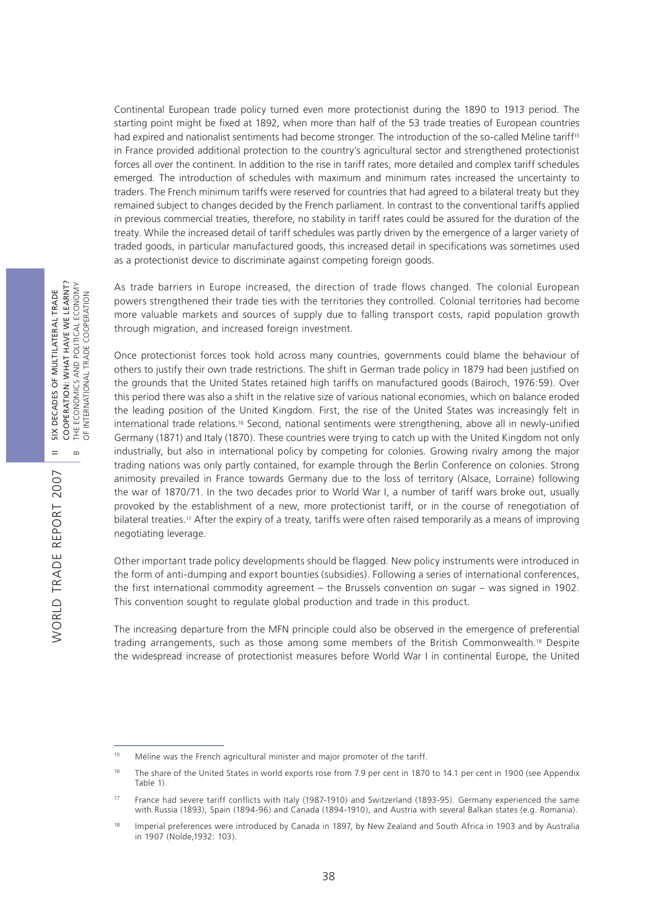Continental European trade policy turned even more protectionist during the 1890 to 1913 period. The starting point might be fixed at 1892, when more than half of the 53 trade treaties of European countries had expired and nationalist sentiments had become stronger. The introduction of the so-called Méline tariff[15] in France provided additional protection to the country's agricultural sector and strengthened protectionist forces all over the continent. In addition to the rise in tariff rates, more detailed and complex tariff schedules emerged. The introduction of schedules with maximum and minimum rates increased the uncertainty to traders. The French minimum tariffs were reserved for countries that had agreed to a bilateral treaty but they remained subject to changes decided by the French parliament. In contrast to the conventional tariffs applied in previous commercial treaties, therefore, no stability in tariff rates could be assured for the duration of the treaty. While the increased detail of tariff schedules was partly driven by the emergence of a larger variety of traded goods, in particular manufactured goods, this increased detail in specifications was sometimes used as a protectionist device to discriminate against competing foreign goods.

As trade barriers in Europe increased, the direction of trade flows changed. The colonial European powers strengthened their trade ties with the territories they controlled. Colonial territories had become more valuable markets and sources of supply due to falling transport costs, rapid population growth through migration, and increased foreign investment.

Once protectionist forces took hold across many countries, governments could blame the behaviour of others to justify their own trade restrictions. The shift in German trade policy in 1879 had been justified on the grounds that the United States retained high tariffs on manufactured goods (Bairoch, 1976:59). Over this period there was also a shift in the relative size of various national economies, which on balance eroded the leading position of the United Kingdom. First, the rise of the United States was increasingly felt in international trade relations.[16] Second, national sentiments were strengthening, above all in newly-unified Germany (1871) and Italy (1870). These countries were trying to catch up with the United Kingdom not only industrially, but also in international policy by competing for colonies. Growing rivalry among the major trading nations was only partly contained, for example through the Berlin Conference on colonies. Strong animosity prevailed in France towards Germany due to the loss of territory (Alsace, Lorraine) following the war of 1870/71. In the two decades prior to World War I, a number of tariff wars broke out, usually provoked by the establishment of a new, more protectionist tariff, or in the course of renegotiation of bilateral treaties.[17] After the expiry of a treaty, tariffs were often raised temporarily as a means of improving negotiating leverage.

Other important trade policy developments should be flagged. New policy instruments were introduced in the form of anti-dumping and export bounties (subsidies). Following a series of international conferences, the first international commodity agreement – the Brussels convention on sugar – was signed in 1902. This convention sought to regulate global production and trade in this product.

The increasing departure from the MFN principle could also be observed in the emergence of preferential trading arrangements, such as those among some members of the British Commonwealth.[18] Despite the widespread increase of protectionist measures before World War I in continental Europe, the United

---

[15] Méline was the French agricultural minister and major promoter of the tariff.

[16] The share of the United States in world exports rose from 7.9 per cent in 1870 to 14.1 per cent in 1900 (see Appendix Table 1).

[17] France had severe tariff conflicts with Italy (1987-1910) and Switzerland (1893-95). Germany experienced the same with Russia (1893), Spain (1894-96) and Canada (1894-1910), and Austria with several Balkan states (e.g. Romania).

[18] Imperial preferences were introduced by Canada in 1897, by New Zealand and South Africa in 1903 and by Australia in 1907 (Nolde,1932: 103).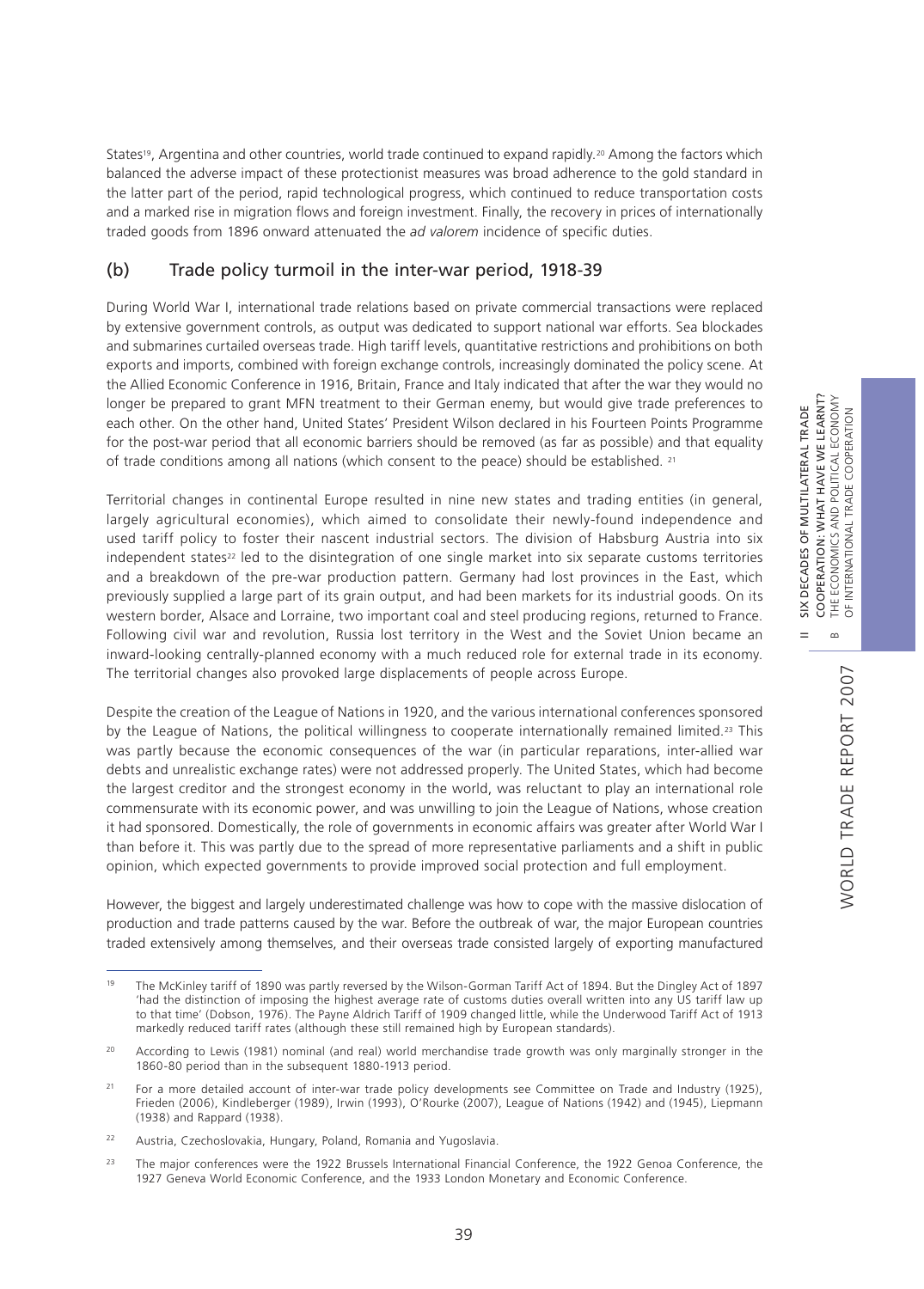States[19], Argentina and other countries, world trade continued to expand rapidly.[20] Among the factors which balanced the adverse impact of these protectionist measures was broad adherence to the gold standard in the latter part of the period, rapid technological progress, which continued to reduce transportation costs and a marked rise in migration flows and foreign investment. Finally, the recovery in prices of internationally traded goods from 1896 onward attenuated the *ad valorem* incidence of specific duties.

## (b) Trade policy turmoil in the inter-war period, 1918-39

During World War I, international trade relations based on private commercial transactions were replaced by extensive government controls, as output was dedicated to support national war efforts. Sea blockades and submarines curtailed overseas trade. High tariff levels, quantitative restrictions and prohibitions on both exports and imports, combined with foreign exchange controls, increasingly dominated the policy scene. At the Allied Economic Conference in 1916, Britain, France and Italy indicated that after the war they would no longer be prepared to grant MFN treatment to their German enemy, but would give trade preferences to each other. On the other hand, United States' President Wilson declared in his Fourteen Points Programme for the post-war period that all economic barriers should be removed (as far as possible) and that equality of trade conditions among all nations (which consent to the peace) should be established. [21]

Territorial changes in continental Europe resulted in nine new states and trading entities (in general, largely agricultural economies), which aimed to consolidate their newly-found independence and used tariff policy to foster their nascent industrial sectors. The division of Habsburg Austria into six independent states[22] led to the disintegration of one single market into six separate customs territories and a breakdown of the pre-war production pattern. Germany had lost provinces in the East, which previously supplied a large part of its grain output, and had been markets for its industrial goods. On its western border, Alsace and Lorraine, two important coal and steel producing regions, returned to France. Following civil war and revolution, Russia lost territory in the West and the Soviet Union became an inward-looking centrally-planned economy with a much reduced role for external trade in its economy. The territorial changes also provoked large displacements of people across Europe.

Despite the creation of the League of Nations in 1920, and the various international conferences sponsored by the League of Nations, the political willingness to cooperate internationally remained limited.[23] This was partly because the economic consequences of the war (in particular reparations, inter-allied war debts and unrealistic exchange rates) were not addressed properly. The United States, which had become the largest creditor and the strongest economy in the world, was reluctant to play an international role commensurate with its economic power, and was unwilling to join the League of Nations, whose creation it had sponsored. Domestically, the role of governments in economic affairs was greater after World War I than before it. This was partly due to the spread of more representative parliaments and a shift in public opinion, which expected governments to provide improved social protection and full employment.

However, the biggest and largely underestimated challenge was how to cope with the massive dislocation of production and trade patterns caused by the war. Before the outbreak of war, the major European countries traded extensively among themselves, and their overseas trade consisted largely of exporting manufactured

---

[19] The McKinley tariff of 1890 was partly reversed by the Wilson-Gorman Tariff Act of 1894. But the Dingley Act of 1897 'had the distinction of imposing the highest average rate of customs duties overall written into any US tariff law up to that time' (Dobson, 1976). The Payne Aldrich Tariff of 1909 changed little, while the Underwood Tariff Act of 1913 markedly reduced tariff rates (although these still remained high by European standards).

[20] According to Lewis (1981) nominal (and real) world merchandise trade growth was only marginally stronger in the 1860-80 period than in the subsequent 1880-1913 period.

[21] For a more detailed account of inter-war trade policy developments see Committee on Trade and Industry (1925), Frieden (2006), Kindleberger (1989), Irwin (1993), O'Rourke (2007), League of Nations (1942) and (1945), Liepmann (1938) and Rappard (1938).

[22] Austria, Czechoslovakia, Hungary, Poland, Romania and Yugoslavia.

[23] The major conferences were the 1922 Brussels International Financial Conference, the 1922 Genoa Conference, the 1927 Geneva World Economic Conference, and the 1933 London Monetary and Economic Conference.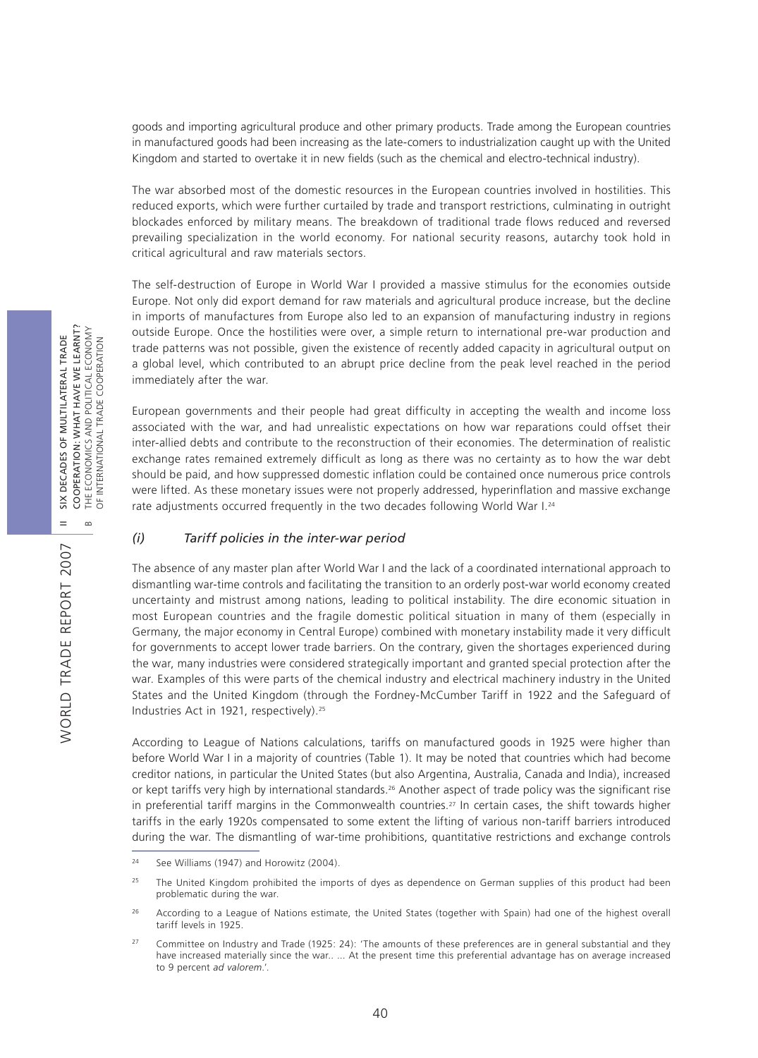goods and importing agricultural produce and other primary products. Trade among the European countries in manufactured goods had been increasing as the late-comers to industrialization caught up with the United Kingdom and started to overtake it in new fields (such as the chemical and electro-technical industry).

The war absorbed most of the domestic resources in the European countries involved in hostilities. This reduced exports, which were further curtailed by trade and transport restrictions, culminating in outright blockades enforced by military means. The breakdown of traditional trade flows reduced and reversed prevailing specialization in the world economy. For national security reasons, autarchy took hold in critical agricultural and raw materials sectors.

The self-destruction of Europe in World War I provided a massive stimulus for the economies outside Europe. Not only did export demand for raw materials and agricultural produce increase, but the decline in imports of manufactures from Europe also led to an expansion of manufacturing industry in regions outside Europe. Once the hostilities were over, a simple return to international pre-war production and trade patterns was not possible, given the existence of recently added capacity in agricultural output on a global level, which contributed to an abrupt price decline from the peak level reached in the period immediately after the war.

European governments and their people had great difficulty in accepting the wealth and income loss associated with the war, and had unrealistic expectations on how war reparations could offset their inter-allied debts and contribute to the reconstruction of their economies. The determination of realistic exchange rates remained extremely difficult as long as there was no certainty as to how the war debt should be paid, and how suppressed domestic inflation could be contained once numerous price controls were lifted. As these monetary issues were not properly addressed, hyperinflation and massive exchange rate adjustments occurred frequently in the two decades following World War I.[24]

### *(i) Tariff policies in the inter-war period*

The absence of any master plan after World War I and the lack of a coordinated international approach to dismantling war-time controls and facilitating the transition to an orderly post-war world economy created uncertainty and mistrust among nations, leading to political instability. The dire economic situation in most European countries and the fragile domestic political situation in many of them (especially in Germany, the major economy in Central Europe) combined with monetary instability made it very difficult for governments to accept lower trade barriers. On the contrary, given the shortages experienced during the war, many industries were considered strategically important and granted special protection after the war. Examples of this were parts of the chemical industry and electrical machinery industry in the United States and the United Kingdom (through the Fordney-McCumber Tariff in 1922 and the Safeguard of Industries Act in 1921, respectively).[25]

According to League of Nations calculations, tariffs on manufactured goods in 1925 were higher than before World War I in a majority of countries (Table 1). It may be noted that countries which had become creditor nations, in particular the United States (but also Argentina, Australia, Canada and India), increased or kept tariffs very high by international standards.[26] Another aspect of trade policy was the significant rise in preferential tariff margins in the Commonwealth countries.[27] In certain cases, the shift towards higher tariffs in the early 1920s compensated to some extent the lifting of various non-tariff barriers introduced during the war. The dismantling of war-time prohibitions, quantitative restrictions and exchange controls

---

[24] See Williams (1947) and Horowitz (2004).

[25] The United Kingdom prohibited the imports of dyes as dependence on German supplies of this product had been problematic during the war.

[26] According to a League of Nations estimate, the United States (together with Spain) had one of the highest overall tariff levels in 1925.

[27] Committee on Industry and Trade (1925: 24): 'The amounts of these preferences are in general substantial and they have increased materially since the war.. ... At the present time this preferential advantage has on average increased to 9 percent *ad valorem*.'.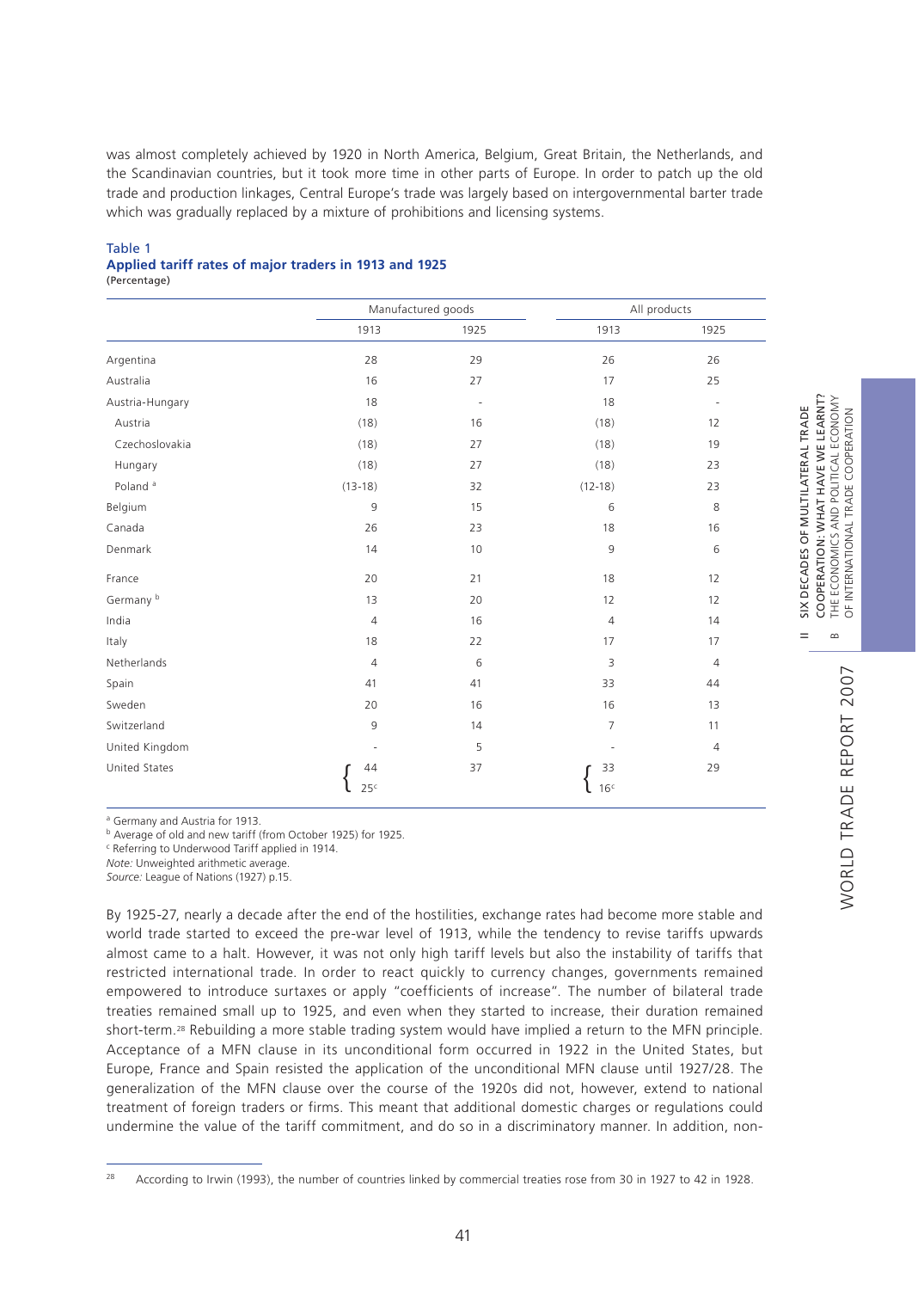was almost completely achieved by 1920 in North America, Belgium, Great Britain, the Netherlands, and the Scandinavian countries, but it took more time in other parts of Europe. In order to patch up the old trade and production linkages, Central Europe's trade was largely based on intergovernmental barter trade which was gradually replaced by a mixture of prohibitions and licensing systems.

**Table 1**
**Applied tariff rates of major traders in 1913 and 1925**
(Percentage)

| | Manufactured goods | | All products | |
|---|---|---|---|---|
| | 1913 | 1925 | 1913 | 1925 |
| Argentina | 28 | 29 | 26 | 26 |
| Australia | 16 | 27 | 17 | 25 |
| Austria-Hungary | 18 | - | 18 | - |
| Austria | (18) | 16 | (18) | 12 |
| Czechoslovakia | (18) | 27 | (18) | 19 |
| Hungary | (18) | 27 | (18) | 23 |
| Poland [a] | (13-18) | 32 | (12-18) | 23 |
| Belgium | 9 | 15 | 6 | 8 |
| Canada | 26 | 23 | 18 | 16 |
| Denmark | 14 | 10 | 9 | 6 |
| France | 20 | 21 | 18 | 12 |
| Germany [b] | 13 | 20 | 12 | 12 |
| India | 4 | 16 | 4 | 14 |
| Italy | 18 | 22 | 17 | 17 |
| Netherlands | 4 | 6 | 3 | 4 |
| Spain | 41 | 41 | 33 | 44 |
| Sweden | 20 | 16 | 16 | 13 |
| Switzerland | 9 | 14 | 7 | 11 |
| United Kingdom | - | 5 | - | 4 |
| United States | 44 / 25[c] | 37 | 33 / 16[c] | 29 |

[a] Germany and Austria for 1913.
[b] Average of old and new tariff (from October 1925) for 1925.
[c] Referring to Underwood Tariff applied in 1914.
*Note:* Unweighted arithmetic average.
*Source:* League of Nations (1927) p.15.

By 1925-27, nearly a decade after the end of the hostilities, exchange rates had become more stable and world trade started to exceed the pre-war level of 1913, while the tendency to revise tariffs upwards almost came to a halt. However, it was not only high tariff levels but also the instability of tariffs that restricted international trade. In order to react quickly to currency changes, governments remained empowered to introduce surtaxes or apply "coefficients of increase". The number of bilateral trade treaties remained small up to 1925, and even when they started to increase, their duration remained short-term.[28] Rebuilding a more stable trading system would have implied a return to the MFN principle. Acceptance of a MFN clause in its unconditional form occurred in 1922 in the United States, but Europe, France and Spain resisted the application of the unconditional MFN clause until 1927/28. The generalization of the MFN clause over the course of the 1920s did not, however, extend to national treatment of foreign traders or firms. This meant that additional domestic charges or regulations could undermine the value of the tariff commitment, and do so in a discriminatory manner. In addition, non-

[28] According to Irwin (1993), the number of countries linked by commercial treaties rose from 30 in 1927 to 42 in 1928.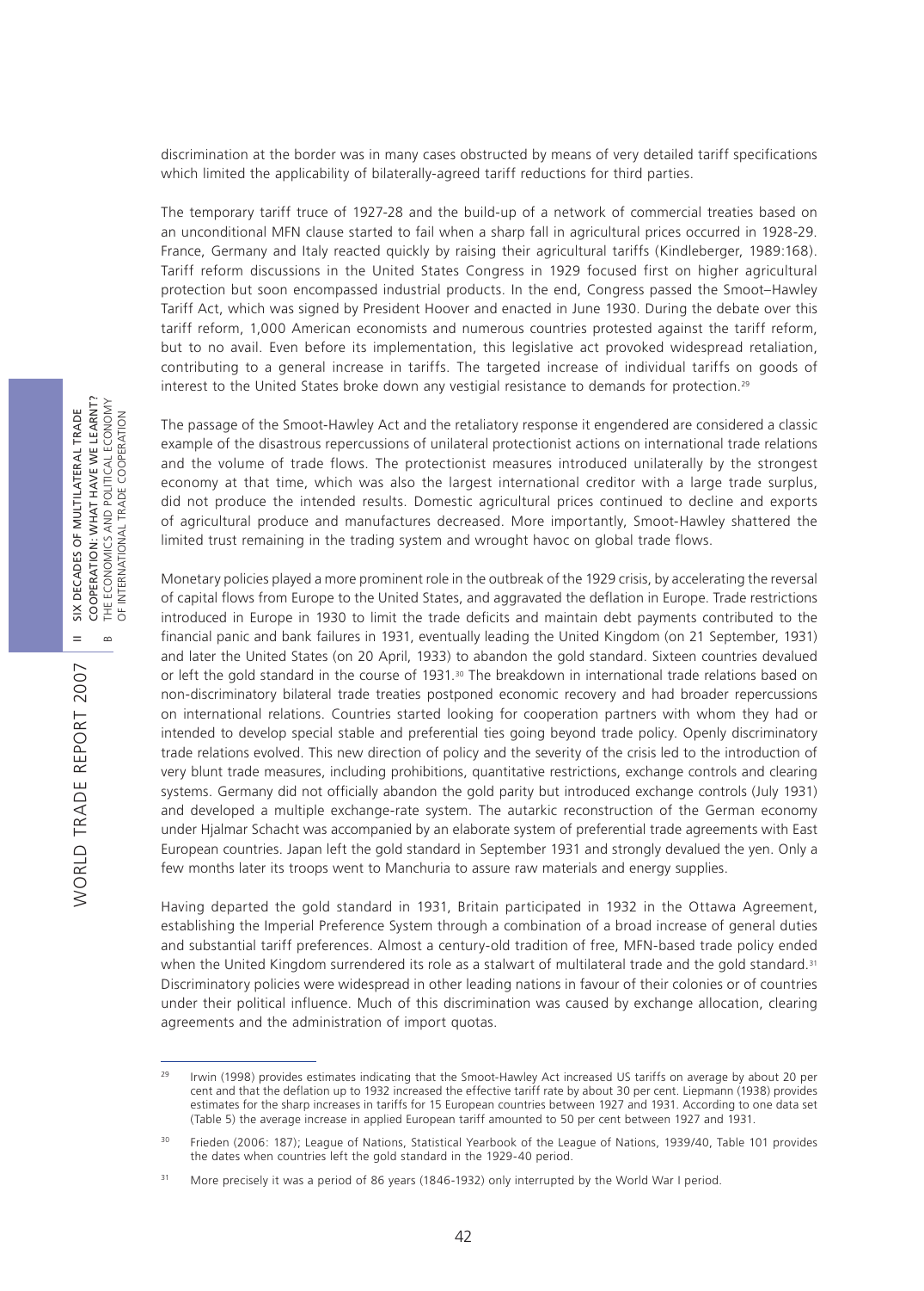discrimination at the border was in many cases obstructed by means of very detailed tariff specifications which limited the applicability of bilaterally-agreed tariff reductions for third parties.

The temporary tariff truce of 1927-28 and the build-up of a network of commercial treaties based on an unconditional MFN clause started to fail when a sharp fall in agricultural prices occurred in 1928-29. France, Germany and Italy reacted quickly by raising their agricultural tariffs (Kindleberger, 1989:168). Tariff reform discussions in the United States Congress in 1929 focused first on higher agricultural protection but soon encompassed industrial products. In the end, Congress passed the Smoot–Hawley Tariff Act, which was signed by President Hoover and enacted in June 1930. During the debate over this tariff reform, 1,000 American economists and numerous countries protested against the tariff reform, but to no avail. Even before its implementation, this legislative act provoked widespread retaliation, contributing to a general increase in tariffs. The targeted increase of individual tariffs on goods of interest to the United States broke down any vestigial resistance to demands for protection.[29]

The passage of the Smoot-Hawley Act and the retaliatory response it engendered are considered a classic example of the disastrous repercussions of unilateral protectionist actions on international trade relations and the volume of trade flows. The protectionist measures introduced unilaterally by the strongest economy at that time, which was also the largest international creditor with a large trade surplus, did not produce the intended results. Domestic agricultural prices continued to decline and exports of agricultural produce and manufactures decreased. More importantly, Smoot-Hawley shattered the limited trust remaining in the trading system and wrought havoc on global trade flows.

Monetary policies played a more prominent role in the outbreak of the 1929 crisis, by accelerating the reversal of capital flows from Europe to the United States, and aggravated the deflation in Europe. Trade restrictions introduced in Europe in 1930 to limit the trade deficits and maintain debt payments contributed to the financial panic and bank failures in 1931, eventually leading the United Kingdom (on 21 September, 1931) and later the United States (on 20 April, 1933) to abandon the gold standard. Sixteen countries devalued or left the gold standard in the course of 1931.[30] The breakdown in international trade relations based on non-discriminatory bilateral trade treaties postponed economic recovery and had broader repercussions on international relations. Countries started looking for cooperation partners with whom they had or intended to develop special stable and preferential ties going beyond trade policy. Openly discriminatory trade relations evolved. This new direction of policy and the severity of the crisis led to the introduction of very blunt trade measures, including prohibitions, quantitative restrictions, exchange controls and clearing systems. Germany did not officially abandon the gold parity but introduced exchange controls (July 1931) and developed a multiple exchange-rate system. The autarkic reconstruction of the German economy under Hjalmar Schacht was accompanied by an elaborate system of preferential trade agreements with East European countries. Japan left the gold standard in September 1931 and strongly devalued the yen. Only a few months later its troops went to Manchuria to assure raw materials and energy supplies.

Having departed the gold standard in 1931, Britain participated in 1932 in the Ottawa Agreement, establishing the Imperial Preference System through a combination of a broad increase of general duties and substantial tariff preferences. Almost a century-old tradition of free, MFN-based trade policy ended when the United Kingdom surrendered its role as a stalwart of multilateral trade and the gold standard.[31] Discriminatory policies were widespread in other leading nations in favour of their colonies or of countries under their political influence. Much of this discrimination was caused by exchange allocation, clearing agreements and the administration of import quotas.

---

[29] Irwin (1998) provides estimates indicating that the Smoot-Hawley Act increased US tariffs on average by about 20 per cent and that the deflation up to 1932 increased the effective tariff rate by about 30 per cent. Liepmann (1938) provides estimates for the sharp increases in tariffs for 15 European countries between 1927 and 1931. According to one data set (Table 5) the average increase in applied European tariff amounted to 50 per cent between 1927 and 1931.

[30] Frieden (2006: 187); League of Nations, Statistical Yearbook of the League of Nations, 1939/40, Table 101 provides the dates when countries left the gold standard in the 1929-40 period.

[31] More precisely it was a period of 86 years (1846-1932) only interrupted by the World War I period.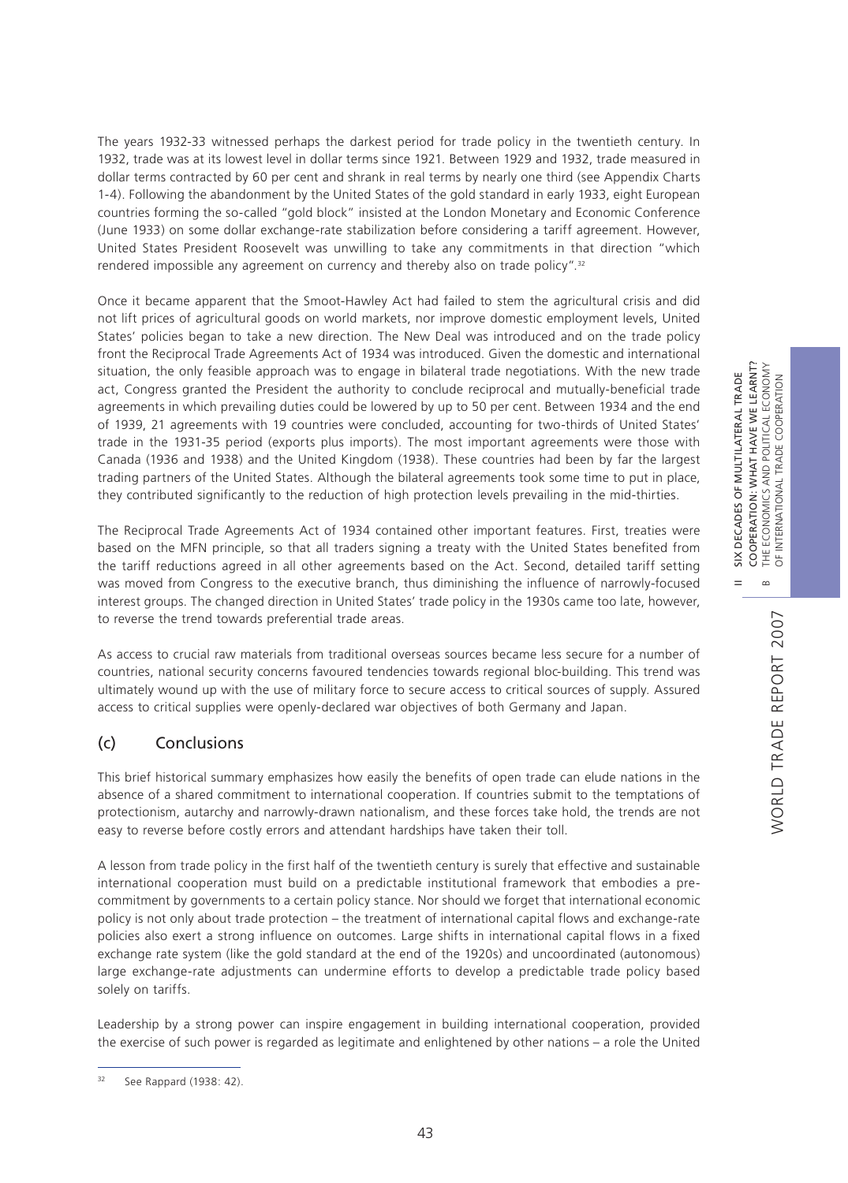The years 1932-33 witnessed perhaps the darkest period for trade policy in the twentieth century. In 1932, trade was at its lowest level in dollar terms since 1921. Between 1929 and 1932, trade measured in dollar terms contracted by 60 per cent and shrank in real terms by nearly one third (see Appendix Charts 1-4). Following the abandonment by the United States of the gold standard in early 1933, eight European countries forming the so-called "gold block" insisted at the London Monetary and Economic Conference (June 1933) on some dollar exchange-rate stabilization before considering a tariff agreement. However, United States President Roosevelt was unwilling to take any commitments in that direction "which rendered impossible any agreement on currency and thereby also on trade policy".[32]

Once it became apparent that the Smoot-Hawley Act had failed to stem the agricultural crisis and did not lift prices of agricultural goods on world markets, nor improve domestic employment levels, United States' policies began to take a new direction. The New Deal was introduced and on the trade policy front the Reciprocal Trade Agreements Act of 1934 was introduced. Given the domestic and international situation, the only feasible approach was to engage in bilateral trade negotiations. With the new trade act, Congress granted the President the authority to conclude reciprocal and mutually-beneficial trade agreements in which prevailing duties could be lowered by up to 50 per cent. Between 1934 and the end of 1939, 21 agreements with 19 countries were concluded, accounting for two-thirds of United States' trade in the 1931-35 period (exports plus imports). The most important agreements were those with Canada (1936 and 1938) and the United Kingdom (1938). These countries had been by far the largest trading partners of the United States. Although the bilateral agreements took some time to put in place, they contributed significantly to the reduction of high protection levels prevailing in the mid-thirties.

The Reciprocal Trade Agreements Act of 1934 contained other important features. First, treaties were based on the MFN principle, so that all traders signing a treaty with the United States benefited from the tariff reductions agreed in all other agreements based on the Act. Second, detailed tariff setting was moved from Congress to the executive branch, thus diminishing the influence of narrowly-focused interest groups. The changed direction in United States' trade policy in the 1930s came too late, however, to reverse the trend towards preferential trade areas.

As access to crucial raw materials from traditional overseas sources became less secure for a number of countries, national security concerns favoured tendencies towards regional bloc-building. This trend was ultimately wound up with the use of military force to secure access to critical sources of supply. Assured access to critical supplies were openly-declared war objectives of both Germany and Japan.

## (c) Conclusions

This brief historical summary emphasizes how easily the benefits of open trade can elude nations in the absence of a shared commitment to international cooperation. If countries submit to the temptations of protectionism, autarchy and narrowly-drawn nationalism, and these forces take hold, the trends are not easy to reverse before costly errors and attendant hardships have taken their toll.

A lesson from trade policy in the first half of the twentieth century is surely that effective and sustainable international cooperation must build on a predictable institutional framework that embodies a pre-commitment by governments to a certain policy stance. Nor should we forget that international economic policy is not only about trade protection – the treatment of international capital flows and exchange-rate policies also exert a strong influence on outcomes. Large shifts in international capital flows in a fixed exchange rate system (like the gold standard at the end of the 1920s) and uncoordinated (autonomous) large exchange-rate adjustments can undermine efforts to develop a predictable trade policy based solely on tariffs.

Leadership by a strong power can inspire engagement in building international cooperation, provided the exercise of such power is regarded as legitimate and enlightened by other nations – a role the United

[32] See Rappard (1938: 42).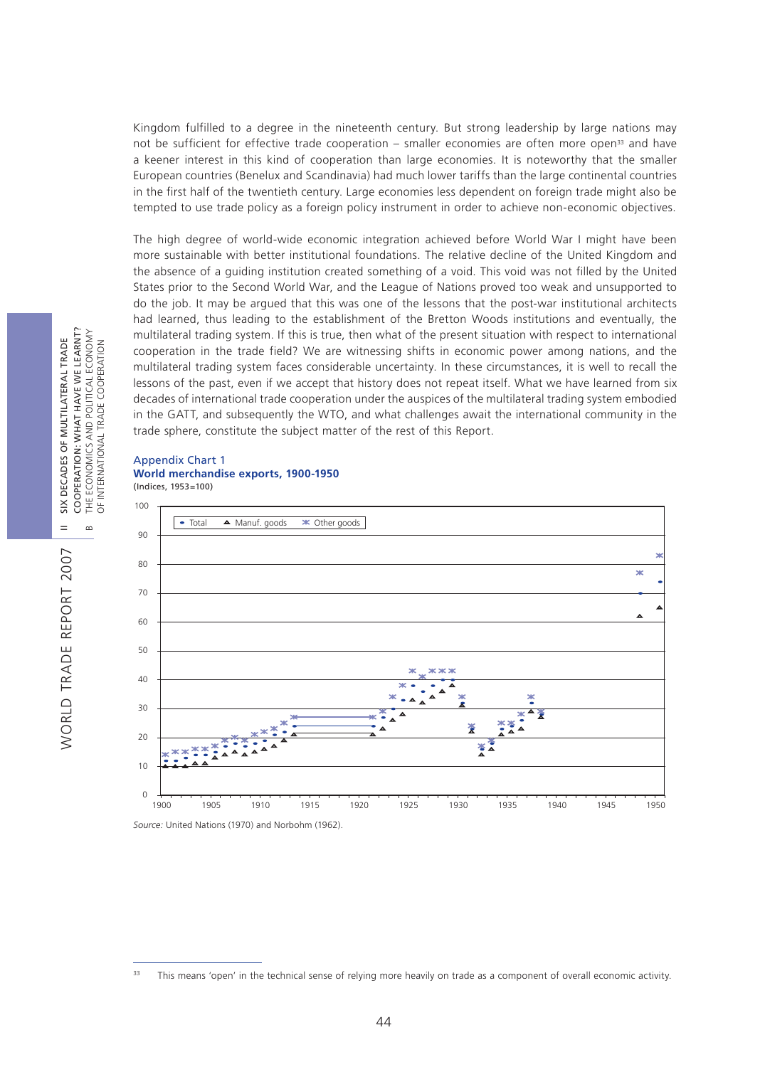Kingdom fulfilled to a degree in the nineteenth century. But strong leadership by large nations may not be sufficient for effective trade cooperation – smaller economies are often more open[33] and have a keener interest in this kind of cooperation than large economies. It is noteworthy that the smaller European countries (Benelux and Scandinavia) had much lower tariffs than the large continental countries in the first half of the twentieth century. Large economies less dependent on foreign trade might also be tempted to use trade policy as a foreign policy instrument in order to achieve non-economic objectives.

The high degree of world-wide economic integration achieved before World War I might have been more sustainable with better institutional foundations. The relative decline of the United Kingdom and the absence of a guiding institution created something of a void. This void was not filled by the United States prior to the Second World War, and the League of Nations proved too weak and unsupported to do the job. It may be argued that this was one of the lessons that the post-war institutional architects had learned, thus leading to the establishment of the Bretton Woods institutions and eventually, the multilateral trading system. If this is true, then what of the present situation with respect to international cooperation in the trade field? We are witnessing shifts in economic power among nations, and the multilateral trading system faces considerable uncertainty. In these circumstances, it is well to recall the lessons of the past, even if we accept that history does not repeat itself. What we have learned from six decades of international trade cooperation under the auspices of the multilateral trading system embodied in the GATT, and subsequently the WTO, and what challenges await the international community in the trade sphere, constitute the subject matter of the rest of this Report.

**Appendix Chart 1**
**World merchandise exports, 1900-1950**
(Indices, 1953=100)

*Source:* United Nations (1970) and Norbohm (1962).

---

[33] This means 'open' in the technical sense of relying more heavily on trade as a component of overall economic activity.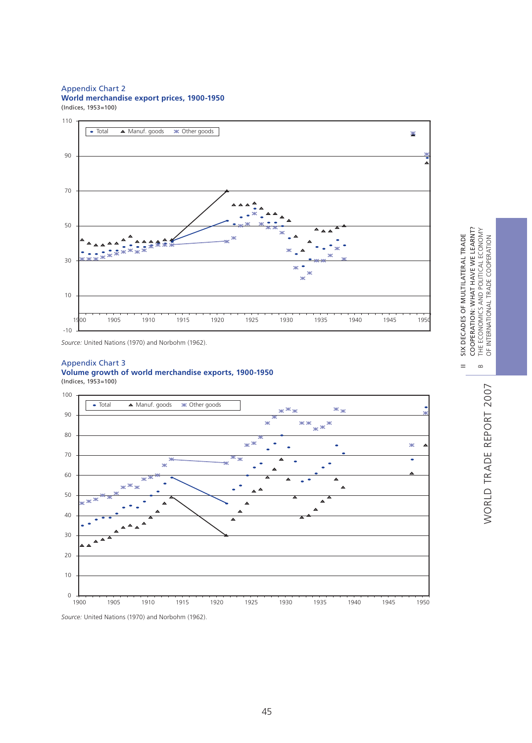Appendix Chart 2
**World merchandise export prices, 1900-1950**
(Indices, 1953=100)

Source: United Nations (1970) and Norbohm (1962).

Appendix Chart 3
**Volume growth of world merchandise exports, 1900-1950**
(Indices, 1953=100)

Source: United Nations (1970) and Norbohm (1962).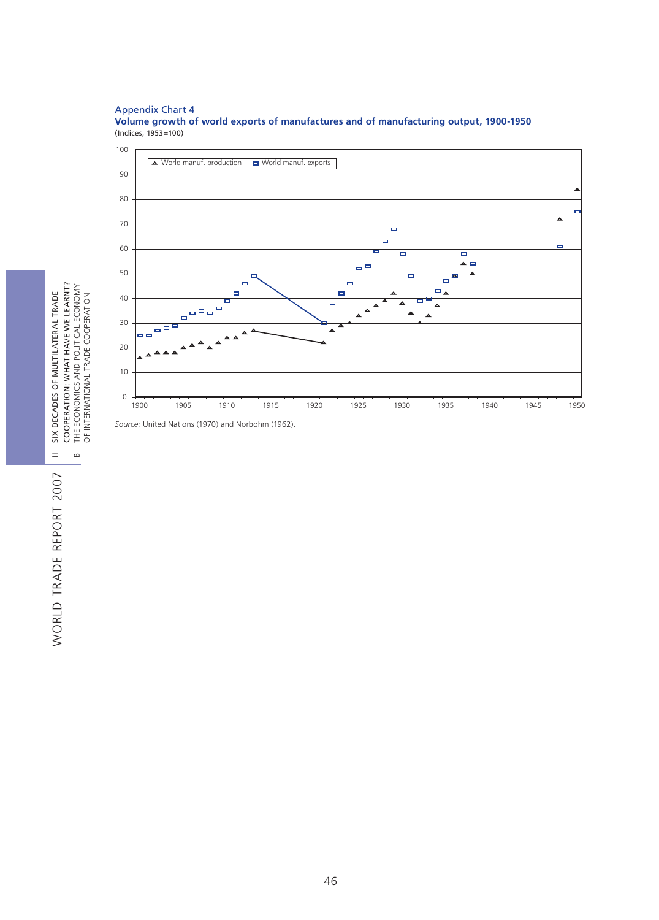Appendix Chart 4

**Volume growth of world exports of manufactures and of manufacturing output, 1900-1950**

(Indices, 1953=100)

*Source:* United Nations (1970) and Norbohm (1962).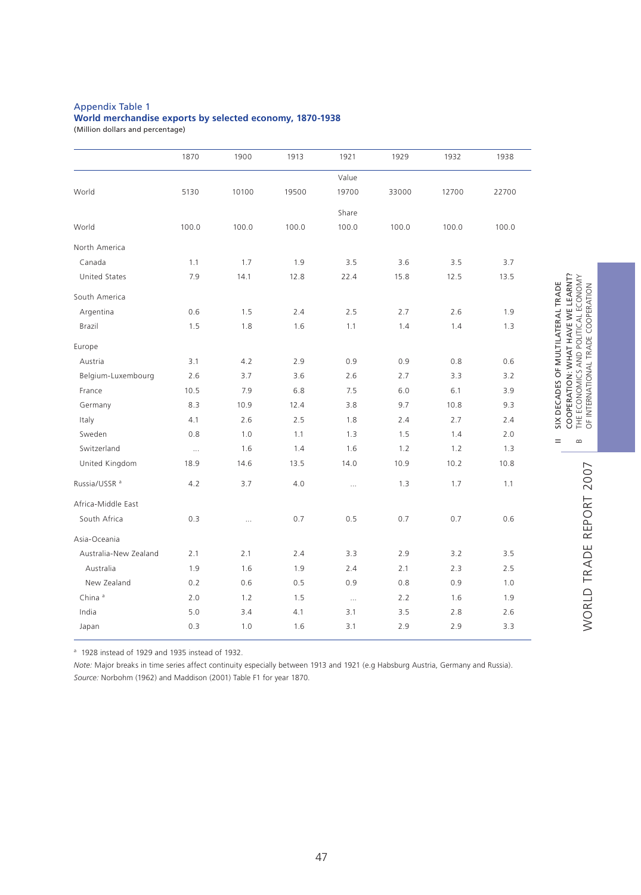Appendix Table 1

**World merchandise exports by selected economy, 1870-1938**

(Million dollars and percentage)

| | 1870 | 1900 | 1913 | 1921 | 1929 | 1932 | 1938 |
|---|---|---|---|---|---|---|---|
| | | | | Value | | | |
| World | 5130 | 10100 | 19500 | 19700 | 33000 | 12700 | 22700 |
| | | | | Share | | | |
| World | 100.0 | 100.0 | 100.0 | 100.0 | 100.0 | 100.0 | 100.0 |
| North America | | | | | | | |
| Canada | 1.1 | 1.7 | 1.9 | 3.5 | 3.6 | 3.5 | 3.7 |
| United States | 7.9 | 14.1 | 12.8 | 22.4 | 15.8 | 12.5 | 13.5 |
| South America | | | | | | | |
| Argentina | 0.6 | 1.5 | 2.4 | 2.5 | 2.7 | 2.6 | 1.9 |
| Brazil | 1.5 | 1.8 | 1.6 | 1.1 | 1.4 | 1.4 | 1.3 |
| Europe | | | | | | | |
| Austria | 3.1 | 4.2 | 2.9 | 0.9 | 0.9 | 0.8 | 0.6 |
| Belgium-Luxembourg | 2.6 | 3.7 | 3.6 | 2.6 | 2.7 | 3.3 | 3.2 |
| France | 10.5 | 7.9 | 6.8 | 7.5 | 6.0 | 6.1 | 3.9 |
| Germany | 8.3 | 10.9 | 12.4 | 3.8 | 9.7 | 10.8 | 9.3 |
| Italy | 4.1 | 2.6 | 2.5 | 1.8 | 2.4 | 2.7 | 2.4 |
| Sweden | 0.8 | 1.0 | 1.1 | 1.3 | 1.5 | 1.4 | 2.0 |
| Switzerland | ... | 1.6 | 1.4 | 1.6 | 1.2 | 1.2 | 1.3 |
| United Kingdom | 18.9 | 14.6 | 13.5 | 14.0 | 10.9 | 10.2 | 10.8 |
| Russia/USSR [a] | 4.2 | 3.7 | 4.0 | ... | 1.3 | 1.7 | 1.1 |
| Africa-Middle East | | | | | | | |
| South Africa | 0.3 | ... | 0.7 | 0.5 | 0.7 | 0.7 | 0.6 |
| Asia-Oceania | | | | | | | |
| Australia-New Zealand | 2.1 | 2.1 | 2.4 | 3.3 | 2.9 | 3.2 | 3.5 |
| Australia | 1.9 | 1.6 | 1.9 | 2.4 | 2.1 | 2.3 | 2.5 |
| New Zealand | 0.2 | 0.6 | 0.5 | 0.9 | 0.8 | 0.9 | 1.0 |
| China [a] | 2.0 | 1.2 | 1.5 | ... | 2.2 | 1.6 | 1.9 |
| India | 5.0 | 3.4 | 4.1 | 3.1 | 3.5 | 2.8 | 2.6 |
| Japan | 0.3 | 1.0 | 1.6 | 3.1 | 2.9 | 2.9 | 3.3 |

[a] 1928 instead of 1929 and 1935 instead of 1932.

*Note:* Major breaks in time series affect continuity especially between 1913 and 1921 (e.g Habsburg Austria, Germany and Russia).

*Source:* Norbohm (1962) and Maddison (2001) Table F1 for year 1870.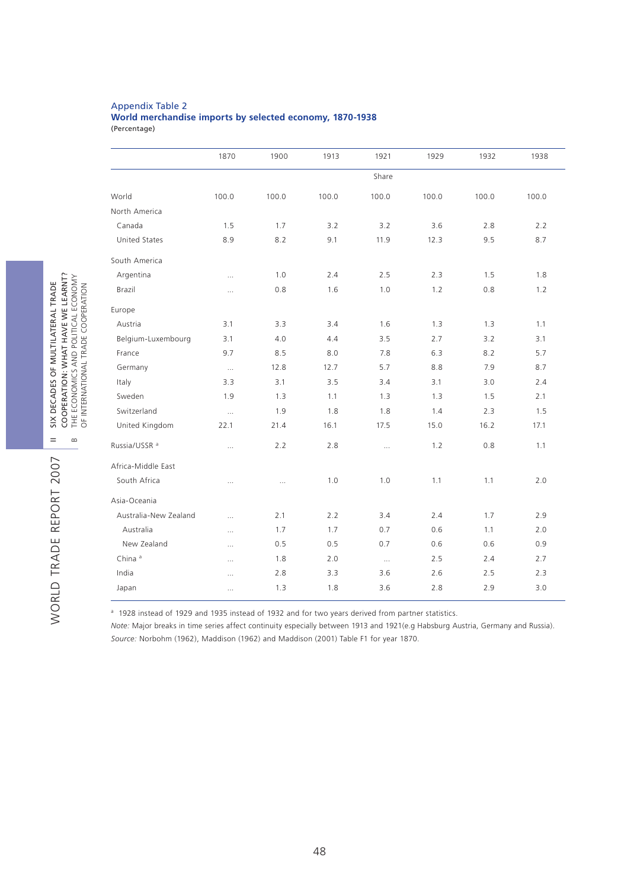Appendix Table 2

**World merchandise imports by selected economy, 1870-1938**

(Percentage)

| | 1870 | 1900 | 1913 | 1921 | 1929 | 1932 | 1938 |
|---|---|---|---|---|---|---|---|
| | | | | Share | | | |
| World | 100.0 | 100.0 | 100.0 | 100.0 | 100.0 | 100.0 | 100.0 |
| North America | | | | | | | |
| Canada | 1.5 | 1.7 | 3.2 | 3.2 | 3.6 | 2.8 | 2.2 |
| United States | 8.9 | 8.2 | 9.1 | 11.9 | 12.3 | 9.5 | 8.7 |
| South America | | | | | | | |
| Argentina | ... | 1.0 | 2.4 | 2.5 | 2.3 | 1.5 | 1.8 |
| Brazil | ... | 0.8 | 1.6 | 1.0 | 1.2 | 0.8 | 1.2 |
| Europe | | | | | | | |
| Austria | 3.1 | 3.3 | 3.4 | 1.6 | 1.3 | 1.3 | 1.1 |
| Belgium-Luxembourg | 3.1 | 4.0 | 4.4 | 3.5 | 2.7 | 3.2 | 3.1 |
| France | 9.7 | 8.5 | 8.0 | 7.8 | 6.3 | 8.2 | 5.7 |
| Germany | ... | 12.8 | 12.7 | 5.7 | 8.8 | 7.9 | 8.7 |
| Italy | 3.3 | 3.1 | 3.5 | 3.4 | 3.1 | 3.0 | 2.4 |
| Sweden | 1.9 | 1.3 | 1.1 | 1.3 | 1.3 | 1.5 | 2.1 |
| Switzerland | ... | 1.9 | 1.8 | 1.8 | 1.4 | 2.3 | 1.5 |
| United Kingdom | 22.1 | 21.4 | 16.1 | 17.5 | 15.0 | 16.2 | 17.1 |
| Russia/USSR [a] | ... | 2.2 | 2.8 | ... | 1.2 | 0.8 | 1.1 |
| Africa-Middle East | | | | | | | |
| South Africa | ... | ... | 1.0 | 1.0 | 1.1 | 1.1 | 2.0 |
| Asia-Oceania | | | | | | | |
| Australia-New Zealand | ... | 2.1 | 2.2 | 3.4 | 2.4 | 1.7 | 2.9 |
| Australia | ... | 1.7 | 1.7 | 0.7 | 0.6 | 1.1 | 2.0 |
| New Zealand | ... | 0.5 | 0.5 | 0.7 | 0.6 | 0.6 | 0.9 |
| China [a] | ... | 1.8 | 2.0 | ... | 2.5 | 2.4 | 2.7 |
| India | ... | 2.8 | 3.3 | 3.6 | 2.6 | 2.5 | 2.3 |
| Japan | ... | 1.3 | 1.8 | 3.6 | 2.8 | 2.9 | 3.0 |

[a] 1928 instead of 1929 and 1935 instead of 1932 and for two years derived from partner statistics.

*Note:* Major breaks in time series affect continuity especially between 1913 and 1921(e.g Habsburg Austria, Germany and Russia).

*Source:* Norbohm (1962), Maddison (1962) and Maddison (2001) Table F1 for year 1870.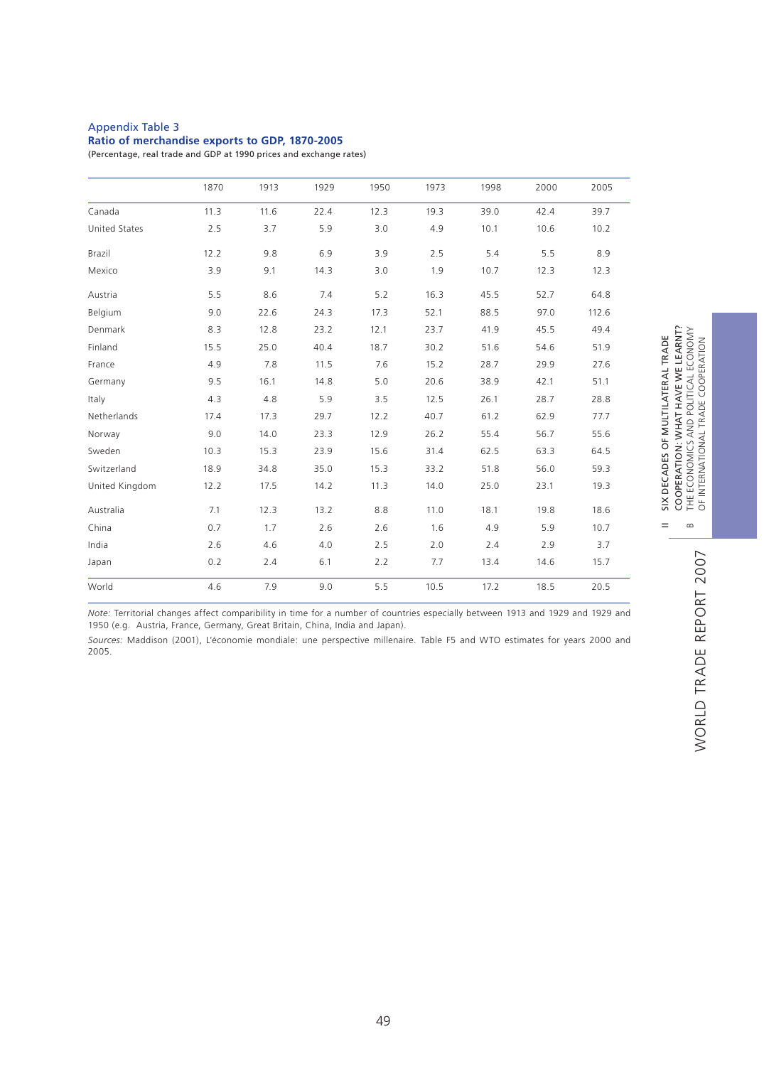## Appendix Table 3

**Ratio of merchandise exports to GDP, 1870-2005**

(Percentage, real trade and GDP at 1990 prices and exchange rates)

| | 1870 | 1913 | 1929 | 1950 | 1973 | 1998 | 2000 | 2005 |
|---|---|---|---|---|---|---|---|---|
| Canada | 11.3 | 11.6 | 22.4 | 12.3 | 19.3 | 39.0 | 42.4 | 39.7 |
| United States | 2.5 | 3.7 | 5.9 | 3.0 | 4.9 | 10.1 | 10.6 | 10.2 |
| Brazil | 12.2 | 9.8 | 6.9 | 3.9 | 2.5 | 5.4 | 5.5 | 8.9 |
| Mexico | 3.9 | 9.1 | 14.3 | 3.0 | 1.9 | 10.7 | 12.3 | 12.3 |
| Austria | 5.5 | 8.6 | 7.4 | 5.2 | 16.3 | 45.5 | 52.7 | 64.8 |
| Belgium | 9.0 | 22.6 | 24.3 | 17.3 | 52.1 | 88.5 | 97.0 | 112.6 |
| Denmark | 8.3 | 12.8 | 23.2 | 12.1 | 23.7 | 41.9 | 45.5 | 49.4 |
| Finland | 15.5 | 25.0 | 40.4 | 18.7 | 30.2 | 51.6 | 54.6 | 51.9 |
| France | 4.9 | 7.8 | 11.5 | 7.6 | 15.2 | 28.7 | 29.9 | 27.6 |
| Germany | 9.5 | 16.1 | 14.8 | 5.0 | 20.6 | 38.9 | 42.1 | 51.1 |
| Italy | 4.3 | 4.8 | 5.9 | 3.5 | 12.5 | 26.1 | 28.7 | 28.8 |
| Netherlands | 17.4 | 17.3 | 29.7 | 12.2 | 40.7 | 61.2 | 62.9 | 77.7 |
| Norway | 9.0 | 14.0 | 23.3 | 12.9 | 26.2 | 55.4 | 56.7 | 55.6 |
| Sweden | 10.3 | 15.3 | 23.9 | 15.6 | 31.4 | 62.5 | 63.3 | 64.5 |
| Switzerland | 18.9 | 34.8 | 35.0 | 15.3 | 33.2 | 51.8 | 56.0 | 59.3 |
| United Kingdom | 12.2 | 17.5 | 14.2 | 11.3 | 14.0 | 25.0 | 23.1 | 19.3 |
| Australia | 7.1 | 12.3 | 13.2 | 8.8 | 11.0 | 18.1 | 19.8 | 18.6 |
| China | 0.7 | 1.7 | 2.6 | 2.6 | 1.6 | 4.9 | 5.9 | 10.7 |
| India | 2.6 | 4.6 | 4.0 | 2.5 | 2.0 | 2.4 | 2.9 | 3.7 |
| Japan | 0.2 | 2.4 | 6.1 | 2.2 | 7.7 | 13.4 | 14.6 | 15.7 |
| World | 4.6 | 7.9 | 9.0 | 5.5 | 10.5 | 17.2 | 18.5 | 20.5 |

*Note:* Territorial changes affect comparibility in time for a number of countries especially between 1913 and 1929 and 1929 and 1950 (e.g. Austria, France, Germany, Great Britain, China, India and Japan).

*Sources:* Maddison (2001), L'économie mondiale: une perspective millenaire. Table F5 and WTO estimates for years 2000 and 2005.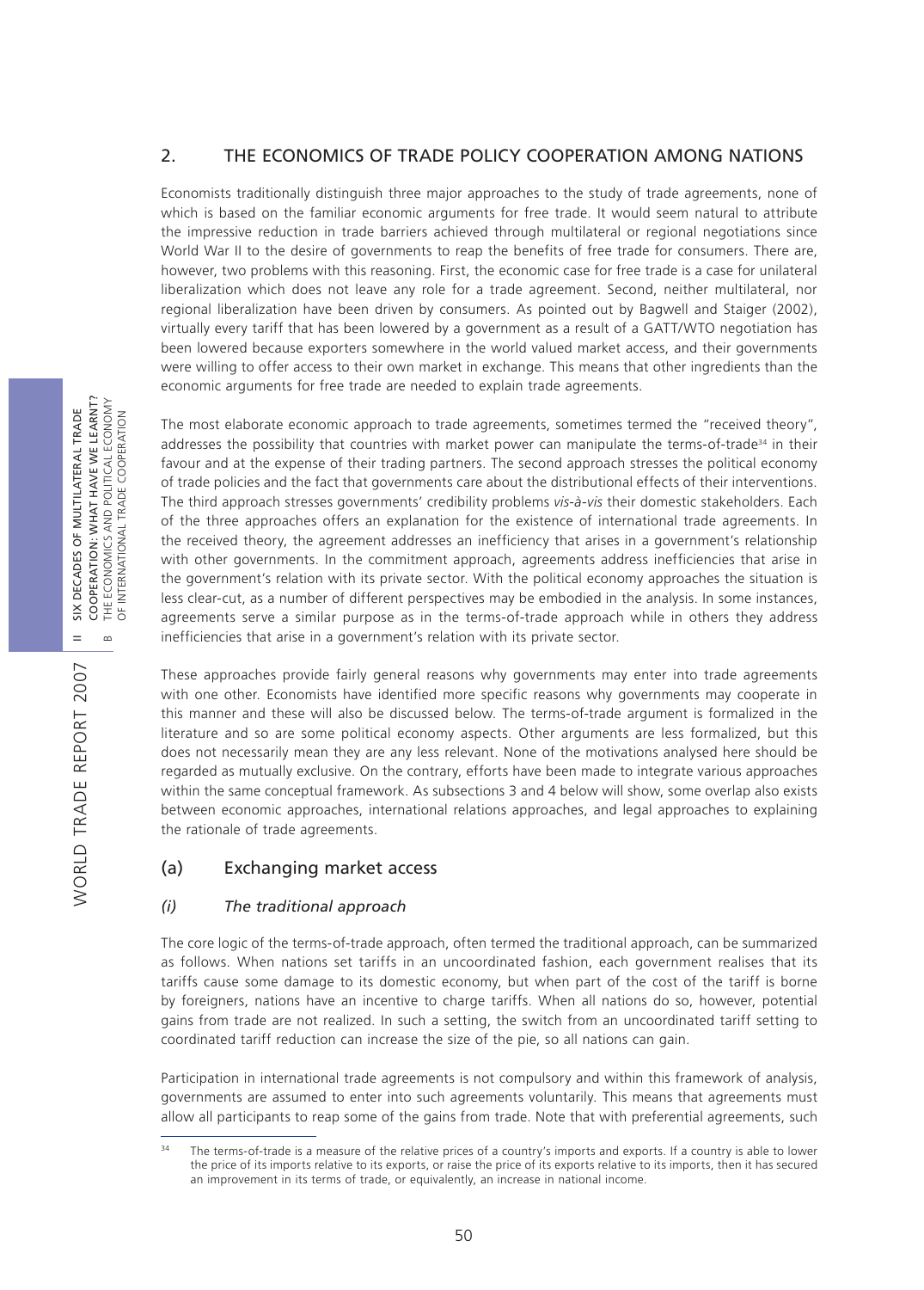## 2. THE ECONOMICS OF TRADE POLICY COOPERATION AMONG NATIONS

Economists traditionally distinguish three major approaches to the study of trade agreements, none of which is based on the familiar economic arguments for free trade. It would seem natural to attribute the impressive reduction in trade barriers achieved through multilateral or regional negotiations since World War II to the desire of governments to reap the benefits of free trade for consumers. There are, however, two problems with this reasoning. First, the economic case for free trade is a case for unilateral liberalization which does not leave any role for a trade agreement. Second, neither multilateral, nor regional liberalization have been driven by consumers. As pointed out by Bagwell and Staiger (2002), virtually every tariff that has been lowered by a government as a result of a GATT/WTO negotiation has been lowered because exporters somewhere in the world valued market access, and their governments were willing to offer access to their own market in exchange. This means that other ingredients than the economic arguments for free trade are needed to explain trade agreements.

The most elaborate economic approach to trade agreements, sometimes termed the "received theory", addresses the possibility that countries with market power can manipulate the terms-of-trade[34] in their favour and at the expense of their trading partners. The second approach stresses the political economy of trade policies and the fact that governments care about the distributional effects of their interventions. The third approach stresses governments' credibility problems *vis-à-vis* their domestic stakeholders. Each of the three approaches offers an explanation for the existence of international trade agreements. In the received theory, the agreement addresses an inefficiency that arises in a government's relationship with other governments. In the commitment approach, agreements address inefficiencies that arise in the government's relation with its private sector. With the political economy approaches the situation is less clear-cut, as a number of different perspectives may be embodied in the analysis. In some instances, agreements serve a similar purpose as in the terms-of-trade approach while in others they address inefficiencies that arise in a government's relation with its private sector.

These approaches provide fairly general reasons why governments may enter into trade agreements with one other. Economists have identified more specific reasons why governments may cooperate in this manner and these will also be discussed below. The terms-of-trade argument is formalized in the literature and so are some political economy aspects. Other arguments are less formalized, but this does not necessarily mean they are any less relevant. None of the motivations analysed here should be regarded as mutually exclusive. On the contrary, efforts have been made to integrate various approaches within the same conceptual framework. As subsections 3 and 4 below will show, some overlap also exists between economic approaches, international relations approaches, and legal approaches to explaining the rationale of trade agreements.

### (a) Exchanging market access

#### *(i) The traditional approach*

The core logic of the terms-of-trade approach, often termed the traditional approach, can be summarized as follows. When nations set tariffs in an uncoordinated fashion, each government realises that its tariffs cause some damage to its domestic economy, but when part of the cost of the tariff is borne by foreigners, nations have an incentive to charge tariffs. When all nations do so, however, potential gains from trade are not realized. In such a setting, the switch from an uncoordinated tariff setting to coordinated tariff reduction can increase the size of the pie, so all nations can gain.

Participation in international trade agreements is not compulsory and within this framework of analysis, governments are assumed to enter into such agreements voluntarily. This means that agreements must allow all participants to reap some of the gains from trade. Note that with preferential agreements, such

---

[34] The terms-of-trade is a measure of the relative prices of a country's imports and exports. If a country is able to lower the price of its imports relative to its exports, or raise the price of its exports relative to its imports, then it has secured an improvement in its terms of trade, or equivalently, an increase in national income.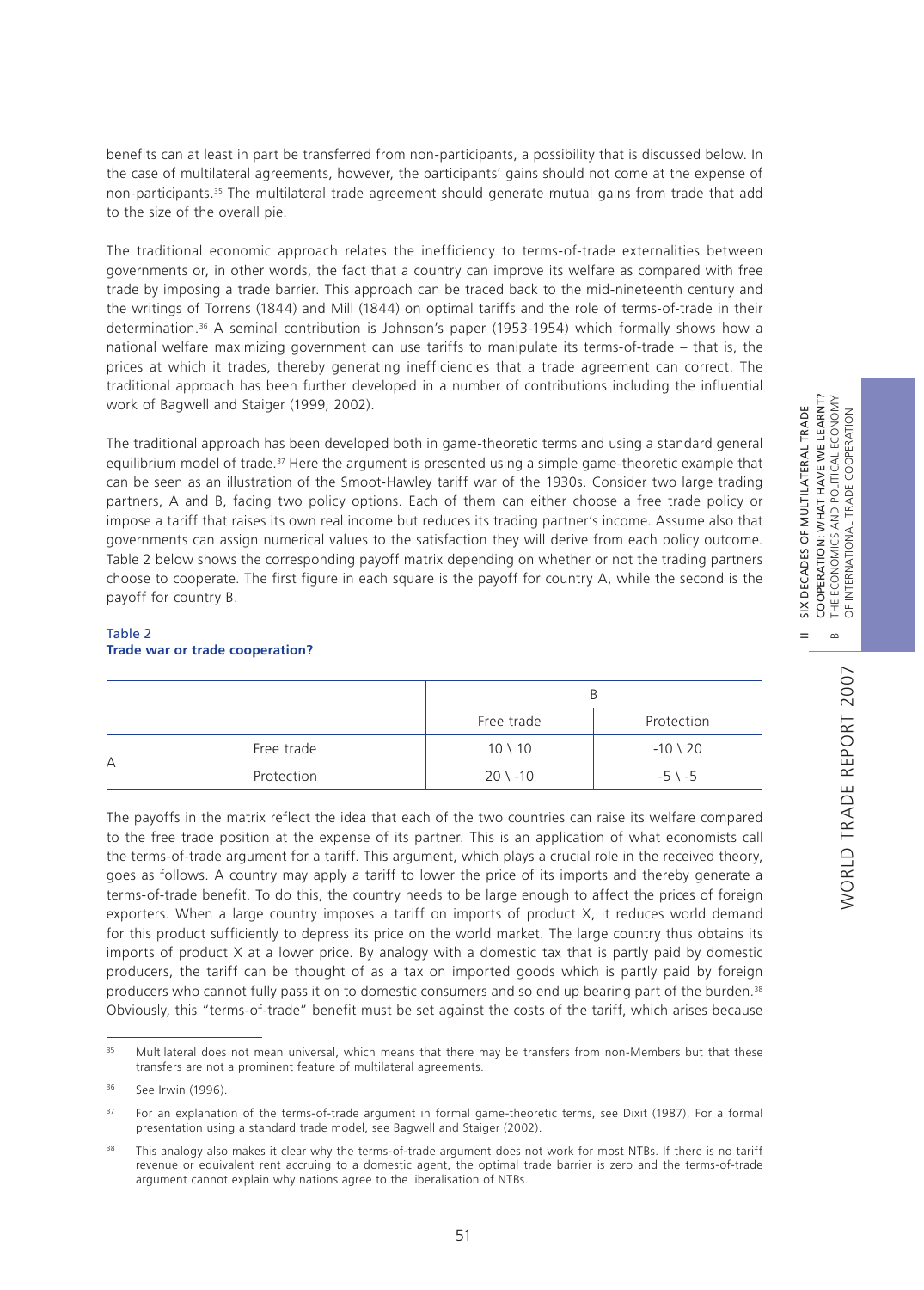benefits can at least in part be transferred from non-participants, a possibility that is discussed below. In the case of multilateral agreements, however, the participants' gains should not come at the expense of non-participants.[35] The multilateral trade agreement should generate mutual gains from trade that add to the size of the overall pie.

The traditional economic approach relates the inefficiency to terms-of-trade externalities between governments or, in other words, the fact that a country can improve its welfare as compared with free trade by imposing a trade barrier. This approach can be traced back to the mid-nineteenth century and the writings of Torrens (1844) and Mill (1844) on optimal tariffs and the role of terms-of-trade in their determination.[36] A seminal contribution is Johnson's paper (1953-1954) which formally shows how a national welfare maximizing government can use tariffs to manipulate its terms-of-trade – that is, the prices at which it trades, thereby generating inefficiencies that a trade agreement can correct. The traditional approach has been further developed in a number of contributions including the influential work of Bagwell and Staiger (1999, 2002).

The traditional approach has been developed both in game-theoretic terms and using a standard general equilibrium model of trade.[37] Here the argument is presented using a simple game-theoretic example that can be seen as an illustration of the Smoot-Hawley tariff war of the 1930s. Consider two large trading partners, A and B, facing two policy options. Each of them can either choose a free trade policy or impose a tariff that raises its own real income but reduces its trading partner's income. Assume also that governments can assign numerical values to the satisfaction they will derive from each policy outcome. Table 2 below shows the corresponding payoff matrix depending on whether or not the trading partners choose to cooperate. The first figure in each square is the payoff for country A, while the second is the payoff for country B.

**Table 2**
**Trade war or trade cooperation?**

| | | B | |
|---|---|---|---|
| | | Free trade | Protection |
| A | Free trade | 10 \ 10 | -10 \ 20 |
| | Protection | 20 \ -10 | -5 \ -5 |

The payoffs in the matrix reflect the idea that each of the two countries can raise its welfare compared to the free trade position at the expense of its partner. This is an application of what economists call the terms-of-trade argument for a tariff. This argument, which plays a crucial role in the received theory, goes as follows. A country may apply a tariff to lower the price of its imports and thereby generate a terms-of-trade benefit. To do this, the country needs to be large enough to affect the prices of foreign exporters. When a large country imposes a tariff on imports of product X, it reduces world demand for this product sufficiently to depress its price on the world market. The large country thus obtains its imports of product X at a lower price. By analogy with a domestic tax that is partly paid by domestic producers, the tariff can be thought of as a tax on imported goods which is partly paid by foreign producers who cannot fully pass it on to domestic consumers and so end up bearing part of the burden.[38] Obviously, this "terms-of-trade" benefit must be set against the costs of the tariff, which arises because

---

[35] Multilateral does not mean universal, which means that there may be transfers from non-Members but that these transfers are not a prominent feature of multilateral agreements.

[36] See Irwin (1996).

[37] For an explanation of the terms-of-trade argument in formal game-theoretic terms, see Dixit (1987). For a formal presentation using a standard trade model, see Bagwell and Staiger (2002).

[38] This analogy also makes it clear why the terms-of-trade argument does not work for most NTBs. If there is no tariff revenue or equivalent rent accruing to a domestic agent, the optimal trade barrier is zero and the terms-of-trade argument cannot explain why nations agree to the liberalisation of NTBs.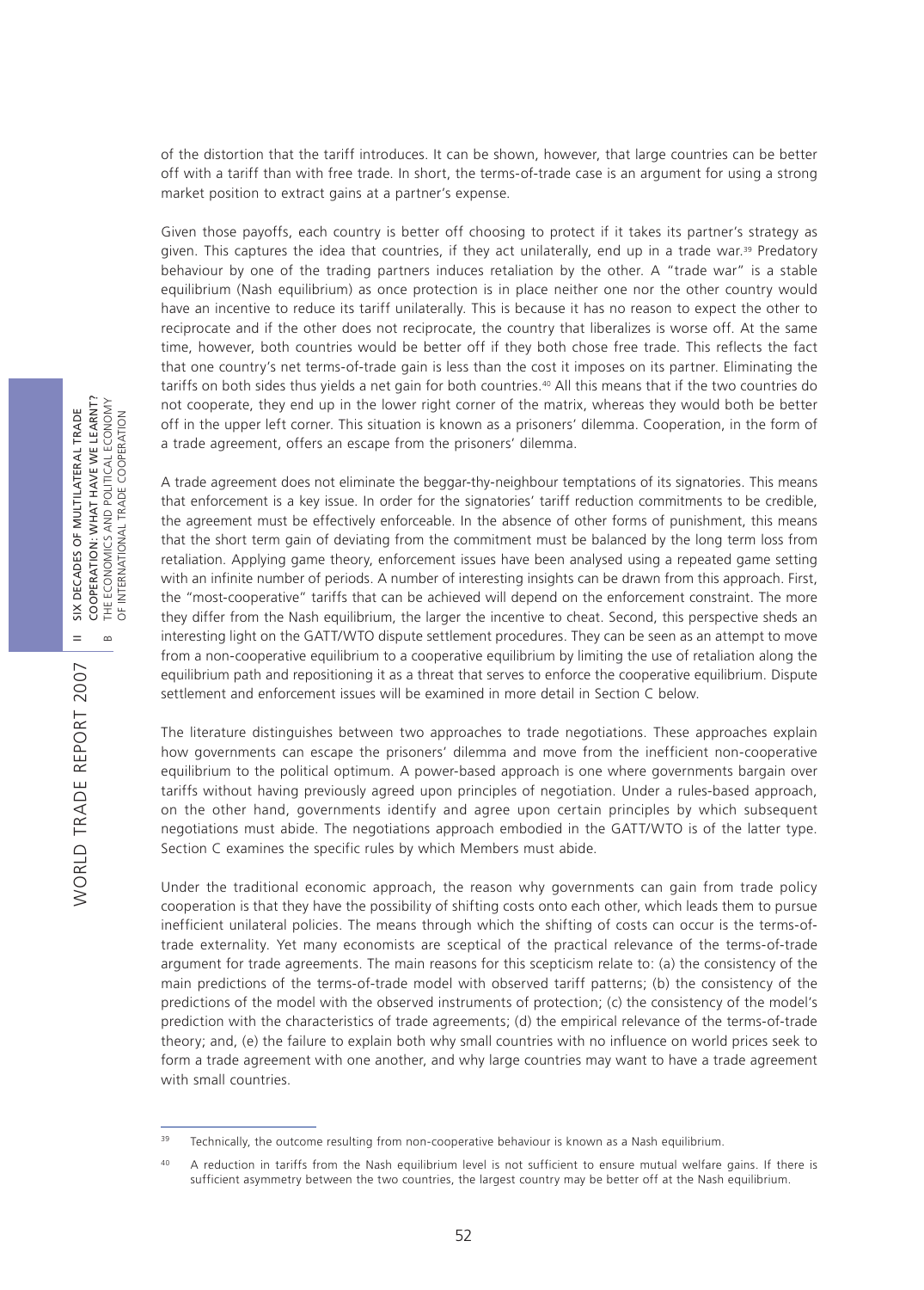of the distortion that the tariff introduces. It can be shown, however, that large countries can be better off with a tariff than with free trade. In short, the terms-of-trade case is an argument for using a strong market position to extract gains at a partner's expense.

Given those payoffs, each country is better off choosing to protect if it takes its partner's strategy as given. This captures the idea that countries, if they act unilaterally, end up in a trade war.[39] Predatory behaviour by one of the trading partners induces retaliation by the other. A "trade war" is a stable equilibrium (Nash equilibrium) as once protection is in place neither one nor the other country would have an incentive to reduce its tariff unilaterally. This is because it has no reason to expect the other to reciprocate and if the other does not reciprocate, the country that liberalizes is worse off. At the same time, however, both countries would be better off if they both chose free trade. This reflects the fact that one country's net terms-of-trade gain is less than the cost it imposes on its partner. Eliminating the tariffs on both sides thus yields a net gain for both countries.[40] All this means that if the two countries do not cooperate, they end up in the lower right corner of the matrix, whereas they would both be better off in the upper left corner. This situation is known as a prisoners' dilemma. Cooperation, in the form of a trade agreement, offers an escape from the prisoners' dilemma.

A trade agreement does not eliminate the beggar-thy-neighbour temptations of its signatories. This means that enforcement is a key issue. In order for the signatories' tariff reduction commitments to be credible, the agreement must be effectively enforceable. In the absence of other forms of punishment, this means that the short term gain of deviating from the commitment must be balanced by the long term loss from retaliation. Applying game theory, enforcement issues have been analysed using a repeated game setting with an infinite number of periods. A number of interesting insights can be drawn from this approach. First, the "most-cooperative" tariffs that can be achieved will depend on the enforcement constraint. The more they differ from the Nash equilibrium, the larger the incentive to cheat. Second, this perspective sheds an interesting light on the GATT/WTO dispute settlement procedures. They can be seen as an attempt to move from a non-cooperative equilibrium to a cooperative equilibrium by limiting the use of retaliation along the equilibrium path and repositioning it as a threat that serves to enforce the cooperative equilibrium. Dispute settlement and enforcement issues will be examined in more detail in Section C below.

The literature distinguishes between two approaches to trade negotiations. These approaches explain how governments can escape the prisoners' dilemma and move from the inefficient non-cooperative equilibrium to the political optimum. A power-based approach is one where governments bargain over tariffs without having previously agreed upon principles of negotiation. Under a rules-based approach, on the other hand, governments identify and agree upon certain principles by which subsequent negotiations must abide. The negotiations approach embodied in the GATT/WTO is of the latter type. Section C examines the specific rules by which Members must abide.

Under the traditional economic approach, the reason why governments can gain from trade policy cooperation is that they have the possibility of shifting costs onto each other, which leads them to pursue inefficient unilateral policies. The means through which the shifting of costs can occur is the terms-of-trade externality. Yet many economists are sceptical of the practical relevance of the terms-of-trade argument for trade agreements. The main reasons for this scepticism relate to: (a) the consistency of the main predictions of the terms-of-trade model with observed tariff patterns; (b) the consistency of the predictions of the model with the observed instruments of protection; (c) the consistency of the model's prediction with the characteristics of trade agreements; (d) the empirical relevance of the terms-of-trade theory; and, (e) the failure to explain both why small countries with no influence on world prices seek to form a trade agreement with one another, and why large countries may want to have a trade agreement with small countries.

---

[39] Technically, the outcome resulting from non-cooperative behaviour is known as a Nash equilibrium.

[40] A reduction in tariffs from the Nash equilibrium level is not sufficient to ensure mutual welfare gains. If there is sufficient asymmetry between the two countries, the largest country may be better off at the Nash equilibrium.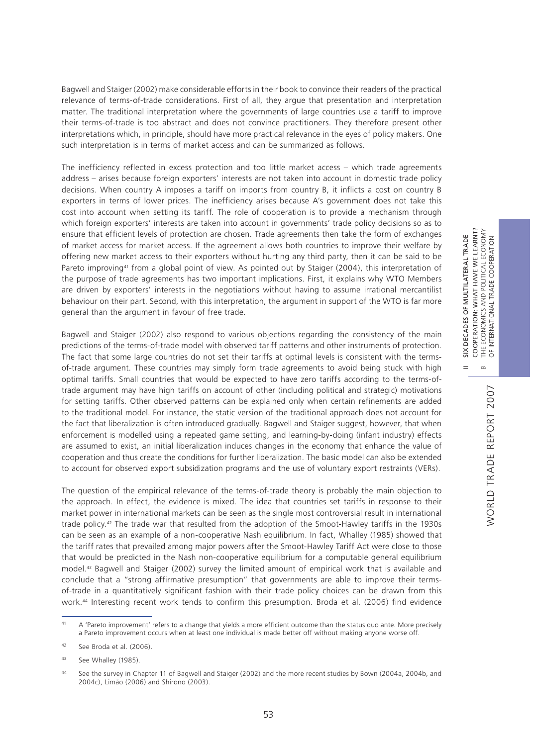Bagwell and Staiger (2002) make considerable efforts in their book to convince their readers of the practical relevance of terms-of-trade considerations. First of all, they argue that presentation and interpretation matter. The traditional interpretation where the governments of large countries use a tariff to improve their terms-of-trade is too abstract and does not convince practitioners. They therefore present other interpretations which, in principle, should have more practical relevance in the eyes of policy makers. One such interpretation is in terms of market access and can be summarized as follows.

The inefficiency reflected in excess protection and too little market access – which trade agreements address – arises because foreign exporters' interests are not taken into account in domestic trade policy decisions. When country A imposes a tariff on imports from country B, it inflicts a cost on country B exporters in terms of lower prices. The inefficiency arises because A's government does not take this cost into account when setting its tariff. The role of cooperation is to provide a mechanism through which foreign exporters' interests are taken into account in governments' trade policy decisions so as to ensure that efficient levels of protection are chosen. Trade agreements then take the form of exchanges of market access for market access. If the agreement allows both countries to improve their welfare by offering new market access to their exporters without hurting any third party, then it can be said to be Pareto improving[41] from a global point of view. As pointed out by Staiger (2004), this interpretation of the purpose of trade agreements has two important implications. First, it explains why WTO Members are driven by exporters' interests in the negotiations without having to assume irrational mercantilist behaviour on their part. Second, with this interpretation, the argument in support of the WTO is far more general than the argument in favour of free trade.

Bagwell and Staiger (2002) also respond to various objections regarding the consistency of the main predictions of the terms-of-trade model with observed tariff patterns and other instruments of protection. The fact that some large countries do not set their tariffs at optimal levels is consistent with the terms-of-trade argument. These countries may simply form trade agreements to avoid being stuck with high optimal tariffs. Small countries that would be expected to have zero tariffs according to the terms-of-trade argument may have high tariffs on account of other (including political and strategic) motivations for setting tariffs. Other observed patterns can be explained only when certain refinements are added to the traditional model. For instance, the static version of the traditional approach does not account for the fact that liberalization is often introduced gradually. Bagwell and Staiger suggest, however, that when enforcement is modelled using a repeated game setting, and learning-by-doing (infant industry) effects are assumed to exist, an initial liberalization induces changes in the economy that enhance the value of cooperation and thus create the conditions for further liberalization. The basic model can also be extended to account for observed export subsidization programs and the use of voluntary export restraints (VERs).

The question of the empirical relevance of the terms-of-trade theory is probably the main objection to the approach. In effect, the evidence is mixed. The idea that countries set tariffs in response to their market power in international markets can be seen as the single most controversial result in international trade policy.[42] The trade war that resulted from the adoption of the Smoot-Hawley tariffs in the 1930s can be seen as an example of a non-cooperative Nash equilibrium. In fact, Whalley (1985) showed that the tariff rates that prevailed among major powers after the Smoot-Hawley Tariff Act were close to those that would be predicted in the Nash non-cooperative equilibrium for a computable general equilibrium model.[43] Bagwell and Staiger (2002) survey the limited amount of empirical work that is available and conclude that a "strong affirmative presumption" that governments are able to improve their terms-of-trade in a quantitatively significant fashion with their trade policy choices can be drawn from this work.[44] Interesting recent work tends to confirm this presumption. Broda et al. (2006) find evidence

---

[41] A 'Pareto improvement' refers to a change that yields a more efficient outcome than the status quo ante. More precisely a Pareto improvement occurs when at least one individual is made better off without making anyone worse off.

[42] See Broda et al. (2006).

[43] See Whalley (1985).

[44] See the survey in Chapter 11 of Bagwell and Staiger (2002) and the more recent studies by Bown (2004a, 2004b, and 2004c), Limão (2006) and Shirono (2003).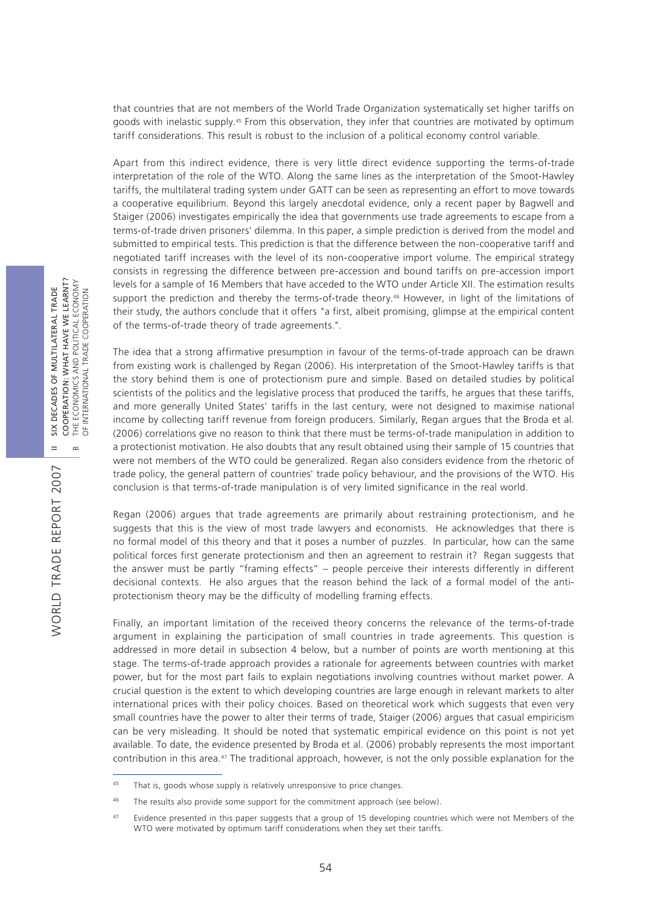that countries that are not members of the World Trade Organization systematically set higher tariffs on goods with inelastic supply.[45] From this observation, they infer that countries are motivated by optimum tariff considerations. This result is robust to the inclusion of a political economy control variable.

Apart from this indirect evidence, there is very little direct evidence supporting the terms-of-trade interpretation of the role of the WTO. Along the same lines as the interpretation of the Smoot-Hawley tariffs, the multilateral trading system under GATT can be seen as representing an effort to move towards a cooperative equilibrium. Beyond this largely anecdotal evidence, only a recent paper by Bagwell and Staiger (2006) investigates empirically the idea that governments use trade agreements to escape from a terms-of-trade driven prisoners' dilemma. In this paper, a simple prediction is derived from the model and submitted to empirical tests. This prediction is that the difference between the non-cooperative tariff and negotiated tariff increases with the level of its non-cooperative import volume. The empirical strategy consists in regressing the difference between pre-accession and bound tariffs on pre-accession import levels for a sample of 16 Members that have acceded to the WTO under Article XII. The estimation results support the prediction and thereby the terms-of-trade theory.[46] However, in light of the limitations of their study, the authors conclude that it offers "a first, albeit promising, glimpse at the empirical content of the terms-of-trade theory of trade agreements.".

The idea that a strong affirmative presumption in favour of the terms-of-trade approach can be drawn from existing work is challenged by Regan (2006). His interpretation of the Smoot-Hawley tariffs is that the story behind them is one of protectionism pure and simple. Based on detailed studies by political scientists of the politics and the legislative process that produced the tariffs, he argues that these tariffs, and more generally United States' tariffs in the last century, were not designed to maximise national income by collecting tariff revenue from foreign producers. Similarly, Regan argues that the Broda et al. (2006) correlations give no reason to think that there must be terms-of-trade manipulation in addition to a protectionist motivation. He also doubts that any result obtained using their sample of 15 countries that were not members of the WTO could be generalized. Regan also considers evidence from the rhetoric of trade policy, the general pattern of countries' trade policy behaviour, and the provisions of the WTO. His conclusion is that terms-of-trade manipulation is of very limited significance in the real world.

Regan (2006) argues that trade agreements are primarily about restraining protectionism, and he suggests that this is the view of most trade lawyers and economists. He acknowledges that there is no formal model of this theory and that it poses a number of puzzles. In particular, how can the same political forces first generate protectionism and then an agreement to restrain it? Regan suggests that the answer must be partly "framing effects" – people perceive their interests differently in different decisional contexts. He also argues that the reason behind the lack of a formal model of the anti-protectionism theory may be the difficulty of modelling framing effects.

Finally, an important limitation of the received theory concerns the relevance of the terms-of-trade argument in explaining the participation of small countries in trade agreements. This question is addressed in more detail in subsection 4 below, but a number of points are worth mentioning at this stage. The terms-of-trade approach provides a rationale for agreements between countries with market power, but for the most part fails to explain negotiations involving countries without market power. A crucial question is the extent to which developing countries are large enough in relevant markets to alter international prices with their policy choices. Based on theoretical work which suggests that even very small countries have the power to alter their terms of trade, Staiger (2006) argues that casual empiricism can be very misleading. It should be noted that systematic empirical evidence on this point is not yet available. To date, the evidence presented by Broda et al. (2006) probably represents the most important contribution in this area.[47] The traditional approach, however, is not the only possible explanation for the

---

[45] That is, goods whose supply is relatively unresponsive to price changes.

[46] The results also provide some support for the commitment approach (see below).

[47] Evidence presented in this paper suggests that a group of 15 developing countries which were not Members of the WTO were motivated by optimum tariff considerations when they set their tariffs.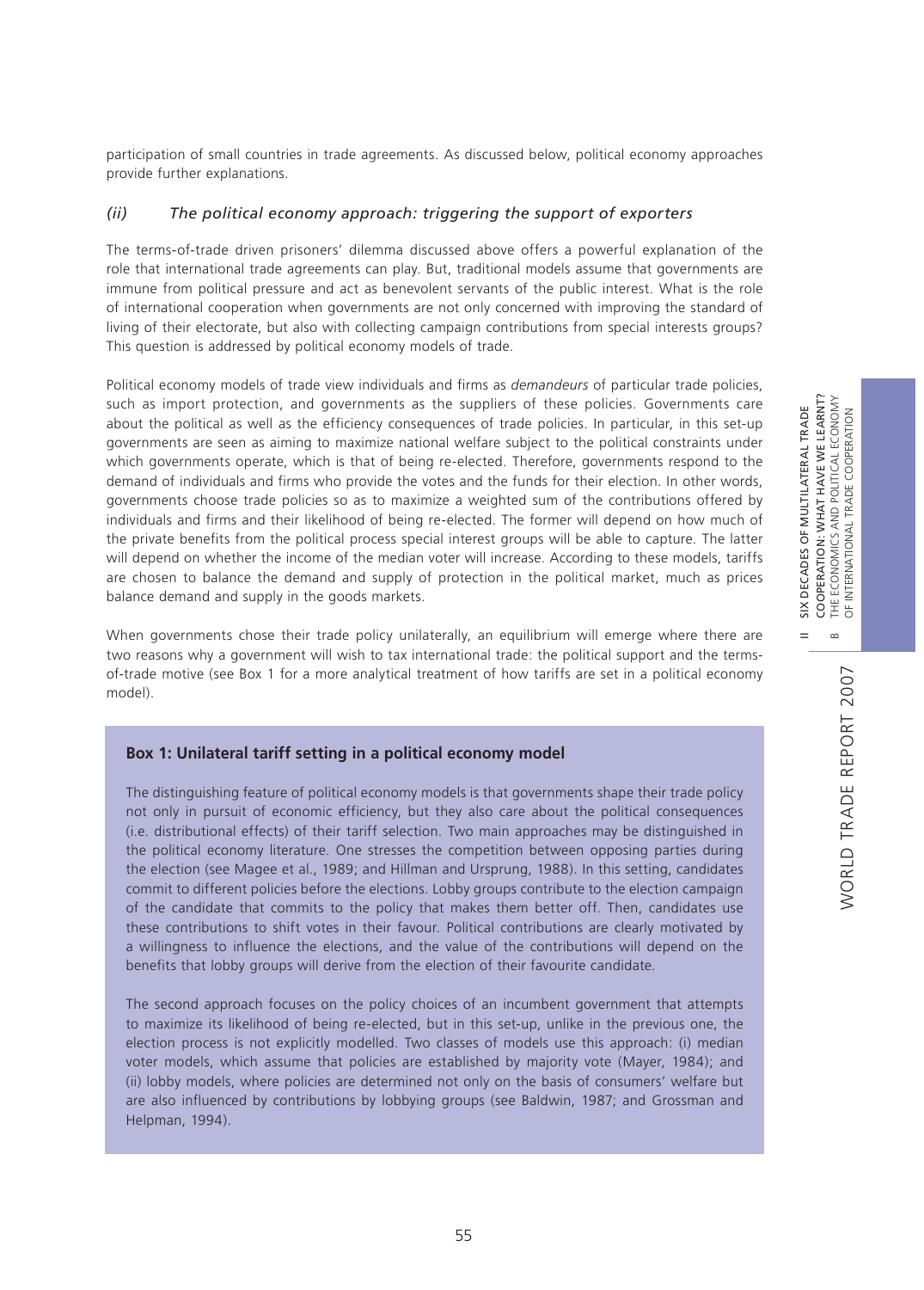participation of small countries in trade agreements. As discussed below, political economy approaches provide further explanations.

### *(ii) The political economy approach: triggering the support of exporters*

The terms-of-trade driven prisoners' dilemma discussed above offers a powerful explanation of the role that international trade agreements can play. But, traditional models assume that governments are immune from political pressure and act as benevolent servants of the public interest. What is the role of international cooperation when governments are not only concerned with improving the standard of living of their electorate, but also with collecting campaign contributions from special interests groups? This question is addressed by political economy models of trade.

Political economy models of trade view individuals and firms as *demandeurs* of particular trade policies, such as import protection, and governments as the suppliers of these policies. Governments care about the political as well as the efficiency consequences of trade policies. In particular, in this set-up governments are seen as aiming to maximize national welfare subject to the political constraints under which governments operate, which is that of being re-elected. Therefore, governments respond to the demand of individuals and firms who provide the votes and the funds for their election. In other words, governments choose trade policies so as to maximize a weighted sum of the contributions offered by individuals and firms and their likelihood of being re-elected. The former will depend on how much of the private benefits from the political process special interest groups will be able to capture. The latter will depend on whether the income of the median voter will increase. According to these models, tariffs are chosen to balance the demand and supply of protection in the political market, much as prices balance demand and supply in the goods markets.

When governments chose their trade policy unilaterally, an equilibrium will emerge where there are two reasons why a government will wish to tax international trade: the political support and the terms-of-trade motive (see Box 1 for a more analytical treatment of how tariffs are set in a political economy model).

**Box 1: Unilateral tariff setting in a political economy model**

The distinguishing feature of political economy models is that governments shape their trade policy not only in pursuit of economic efficiency, but they also care about the political consequences (i.e. distributional effects) of their tariff selection. Two main approaches may be distinguished in the political economy literature. One stresses the competition between opposing parties during the election (see Magee et al., 1989; and Hillman and Ursprung, 1988). In this setting, candidates commit to different policies before the elections. Lobby groups contribute to the election campaign of the candidate that commits to the policy that makes them better off. Then, candidates use these contributions to shift votes in their favour. Political contributions are clearly motivated by a willingness to influence the elections, and the value of the contributions will depend on the benefits that lobby groups will derive from the election of their favourite candidate.

The second approach focuses on the policy choices of an incumbent government that attempts to maximize its likelihood of being re-elected, but in this set-up, unlike in the previous one, the election process is not explicitly modelled. Two classes of models use this approach: (i) median voter models, which assume that policies are established by majority vote (Mayer, 1984); and (ii) lobby models, where policies are determined not only on the basis of consumers' welfare but are also influenced by contributions by lobbying groups (see Baldwin, 1987; and Grossman and Helpman, 1994).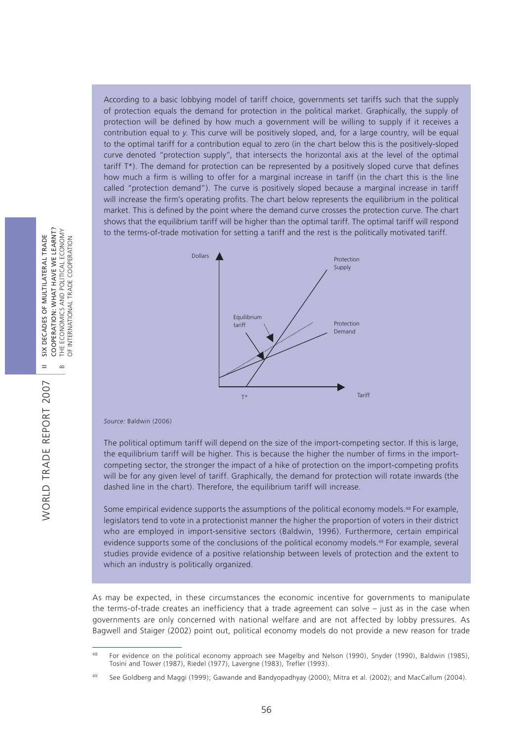According to a basic lobbying model of tariff choice, governments set tariffs such that the supply of protection equals the demand for protection in the political market. Graphically, the supply of protection will be defined by how much a government will be willing to supply if it receives a contribution equal to *y*. This curve will be positively sloped, and, for a large country, will be equal to the optimal tariff for a contribution equal to zero (in the chart below this is the positively-sloped curve denoted "protection supply", that intersects the horizontal axis at the level of the optimal tariff T*). The demand for protection can be represented by a positively sloped curve that defines how much a firm is willing to offer for a marginal increase in tariff (in the chart this is the line called "protection demand"). The curve is positively sloped because a marginal increase in tariff will increase the firm's operating profits. The chart below represents the equilibrium in the political market. This is defined by the point where the demand curve crosses the protection curve. The chart shows that the equilibrium tariff will be higher than the optimal tariff. The optimal tariff will respond to the terms-of-trade motivation for setting a tariff and the rest is the politically motivated tariff.

Dollars | Protection Supply | Equilibrium tariff | Protection Demand | T* | Tariff

*Source:* Baldwin (2006)

The political optimum tariff will depend on the size of the import-competing sector. If this is large, the equilibrium tariff will be higher. This is because the higher the number of firms in the import-competing sector, the stronger the impact of a hike of protection on the import-competing profits will be for any given level of tariff. Graphically, the demand for protection will rotate inwards (the dashed line in the chart). Therefore, the equilibrium tariff will increase.

Some empirical evidence supports the assumptions of the political economy models.[48] For example, legislators tend to vote in a protectionist manner the higher the proportion of voters in their district who are employed in import-sensitive sectors (Baldwin, 1996). Furthermore, certain empirical evidence supports some of the conclusions of the political economy models.[49] For example, several studies provide evidence of a positive relationship between levels of protection and the extent to which an industry is politically organized.

As may be expected, in these circumstances the economic incentive for governments to manipulate the terms-of-trade creates an inefficiency that a trade agreement can solve – just as in the case when governments are only concerned with national welfare and are not affected by lobby pressures. As Bagwell and Staiger (2002) point out, political economy models do not provide a new reason for trade

[48] For evidence on the political economy approach see Magelby and Nelson (1990), Snyder (1990), Baldwin (1985), Tosini and Tower (1987), Riedel (1977), Lavergne (1983), Trefler (1993).

[49] See Goldberg and Maggi (1999); Gawande and Bandyopadhyay (2000); Mitra et al. (2002); and MacCallum (2004).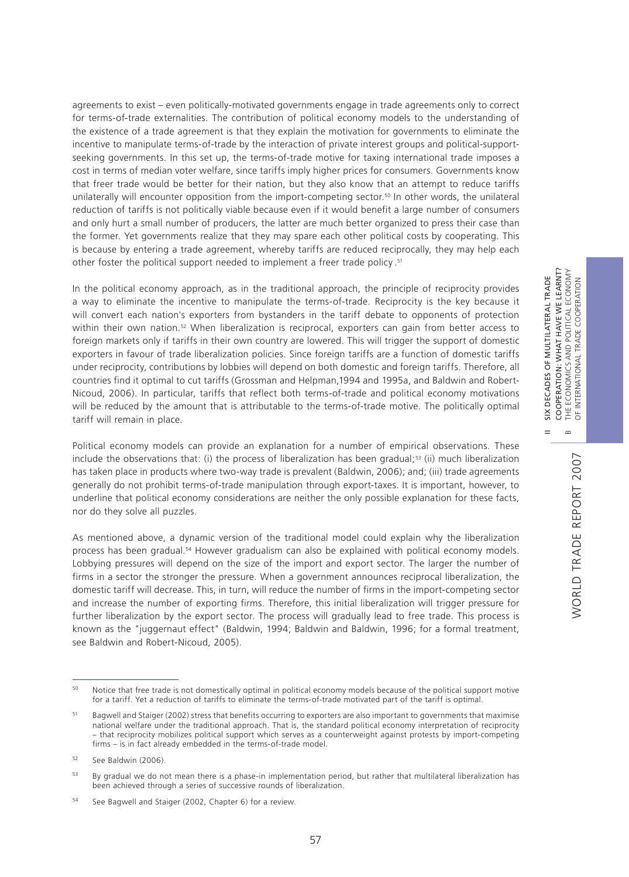agreements to exist – even politically-motivated governments engage in trade agreements only to correct for terms-of-trade externalities. The contribution of political economy models to the understanding of the existence of a trade agreement is that they explain the motivation for governments to eliminate the incentive to manipulate terms-of-trade by the interaction of private interest groups and political-support-seeking governments. In this set up, the terms-of-trade motive for taxing international trade imposes a cost in terms of median voter welfare, since tariffs imply higher prices for consumers. Governments know that freer trade would be better for their nation, but they also know that an attempt to reduce tariffs unilaterally will encounter opposition from the import-competing sector.[50] In other words, the unilateral reduction of tariffs is not politically viable because even if it would benefit a large number of consumers and only hurt a small number of producers, the latter are much better organized to press their case than the former. Yet governments realize that they may spare each other political costs by cooperating. This is because by entering a trade agreement, whereby tariffs are reduced reciprocally, they may help each other foster the political support needed to implement a freer trade policy.[51]

In the political economy approach, as in the traditional approach, the principle of reciprocity provides a way to eliminate the incentive to manipulate the terms-of-trade. Reciprocity is the key because it will convert each nation's exporters from bystanders in the tariff debate to opponents of protection within their own nation.[52] When liberalization is reciprocal, exporters can gain from better access to foreign markets only if tariffs in their own country are lowered. This will trigger the support of domestic exporters in favour of trade liberalization policies. Since foreign tariffs are a function of domestic tariffs under reciprocity, contributions by lobbies will depend on both domestic and foreign tariffs. Therefore, all countries find it optimal to cut tariffs (Grossman and Helpman,1994 and 1995a, and Baldwin and Robert-Nicoud, 2006). In particular, tariffs that reflect both terms-of-trade and political economy motivations will be reduced by the amount that is attributable to the terms-of-trade motive. The politically optimal tariff will remain in place.

Political economy models can provide an explanation for a number of empirical observations. These include the observations that: (i) the process of liberalization has been gradual;[53] (ii) much liberalization has taken place in products where two-way trade is prevalent (Baldwin, 2006); and; (iii) trade agreements generally do not prohibit terms-of-trade manipulation through export-taxes. It is important, however, to underline that political economy considerations are neither the only possible explanation for these facts, nor do they solve all puzzles.

As mentioned above, a dynamic version of the traditional model could explain why the liberalization process has been gradual.[54] However gradualism can also be explained with political economy models. Lobbying pressures will depend on the size of the import and export sector. The larger the number of firms in a sector the stronger the pressure. When a government announces reciprocal liberalization, the domestic tariff will decrease. This, in turn, will reduce the number of firms in the import-competing sector and increase the number of exporting firms. Therefore, this initial liberalization will trigger pressure for further liberalization by the export sector. The process will gradually lead to free trade. This process is known as the "juggernaut effect" (Baldwin, 1994; Baldwin and Baldwin, 1996; for a formal treatment, see Baldwin and Robert-Nicoud, 2005).

---

[50] Notice that free trade is not domestically optimal in political economy models because of the political support motive for a tariff. Yet a reduction of tariffs to eliminate the terms-of-trade motivated part of the tariff is optimal.

[51] Bagwell and Staiger (2002) stress that benefits occurring to exporters are also important to governments that maximise national welfare under the traditional approach. That is, the standard political economy interpretation of reciprocity – that reciprocity mobilizes political support which serves as a counterweight against protests by import-competing firms – is in fact already embedded in the terms-of-trade model.

[52] See Baldwin (2006).

[53] By gradual we do not mean there is a phase-in implementation period, but rather that multilateral liberalization has been achieved through a series of successive rounds of liberalization.

[54] See Bagwell and Staiger (2002, Chapter 6) for a review.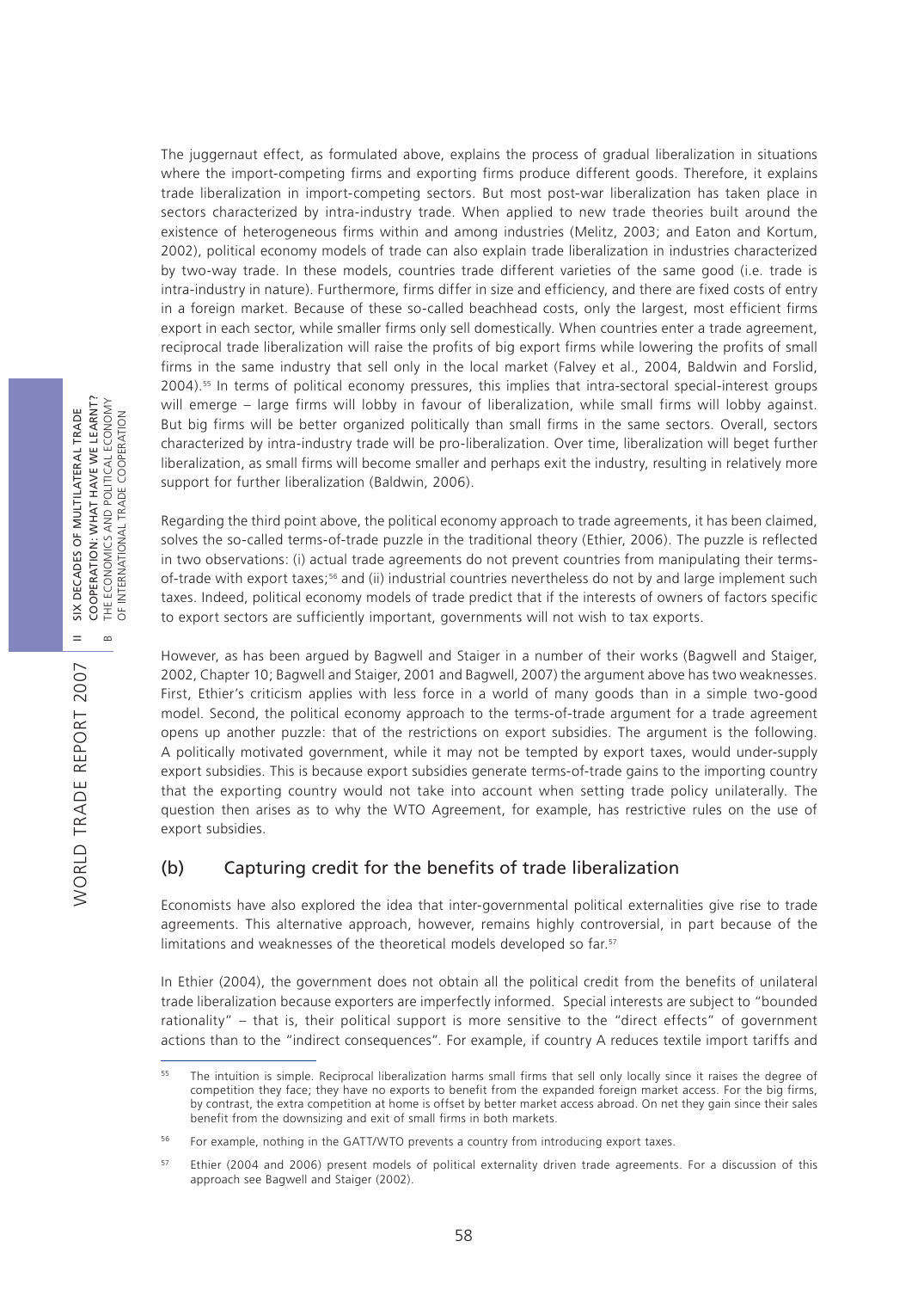The juggernaut effect, as formulated above, explains the process of gradual liberalization in situations where the import-competing firms and exporting firms produce different goods. Therefore, it explains trade liberalization in import-competing sectors. But most post-war liberalization has taken place in sectors characterized by intra-industry trade. When applied to new trade theories built around the existence of heterogeneous firms within and among industries (Melitz, 2003; and Eaton and Kortum, 2002), political economy models of trade can also explain trade liberalization in industries characterized by two-way trade. In these models, countries trade different varieties of the same good (i.e. trade is intra-industry in nature). Furthermore, firms differ in size and efficiency, and there are fixed costs of entry in a foreign market. Because of these so-called beachhead costs, only the largest, most efficient firms export in each sector, while smaller firms only sell domestically. When countries enter a trade agreement, reciprocal trade liberalization will raise the profits of big export firms while lowering the profits of small firms in the same industry that sell only in the local market (Falvey et al., 2004, Baldwin and Forslid, 2004).[55] In terms of political economy pressures, this implies that intra-sectoral special-interest groups will emerge – large firms will lobby in favour of liberalization, while small firms will lobby against. But big firms will be better organized politically than small firms in the same sectors. Overall, sectors characterized by intra-industry trade will be pro-liberalization. Over time, liberalization will beget further liberalization, as small firms will become smaller and perhaps exit the industry, resulting in relatively more support for further liberalization (Baldwin, 2006).

Regarding the third point above, the political economy approach to trade agreements, it has been claimed, solves the so-called terms-of-trade puzzle in the traditional theory (Ethier, 2006). The puzzle is reflected in two observations: (i) actual trade agreements do not prevent countries from manipulating their terms-of-trade with export taxes;[56] and (ii) industrial countries nevertheless do not by and large implement such taxes. Indeed, political economy models of trade predict that if the interests of owners of factors specific to export sectors are sufficiently important, governments will not wish to tax exports.

However, as has been argued by Bagwell and Staiger in a number of their works (Bagwell and Staiger, 2002, Chapter 10; Bagwell and Staiger, 2001 and Bagwell, 2007) the argument above has two weaknesses. First, Ethier's criticism applies with less force in a world of many goods than in a simple two-good model. Second, the political economy approach to the terms-of-trade argument for a trade agreement opens up another puzzle: that of the restrictions on export subsidies. The argument is the following. A politically motivated government, while it may not be tempted by export taxes, would under-supply export subsidies. This is because export subsidies generate terms-of-trade gains to the importing country that the exporting country would not take into account when setting trade policy unilaterally. The question then arises as to why the WTO Agreement, for example, has restrictive rules on the use of export subsidies.

### (b) Capturing credit for the benefits of trade liberalization

Economists have also explored the idea that inter-governmental political externalities give rise to trade agreements. This alternative approach, however, remains highly controversial, in part because of the limitations and weaknesses of the theoretical models developed so far.[57]

In Ethier (2004), the government does not obtain all the political credit from the benefits of unilateral trade liberalization because exporters are imperfectly informed. Special interests are subject to "bounded rationality" – that is, their political support is more sensitive to the "direct effects" of government actions than to the "indirect consequences". For example, if country A reduces textile import tariffs and

---

[55] The intuition is simple. Reciprocal liberalization harms small firms that sell only locally since it raises the degree of competition they face; they have no exports to benefit from the expanded foreign market access. For the big firms, by contrast, the extra competition at home is offset by better market access abroad. On net they gain since their sales benefit from the downsizing and exit of small firms in both markets.

[56] For example, nothing in the GATT/WTO prevents a country from introducing export taxes.

[57] Ethier (2004 and 2006) present models of political externality driven trade agreements. For a discussion of this approach see Bagwell and Staiger (2002).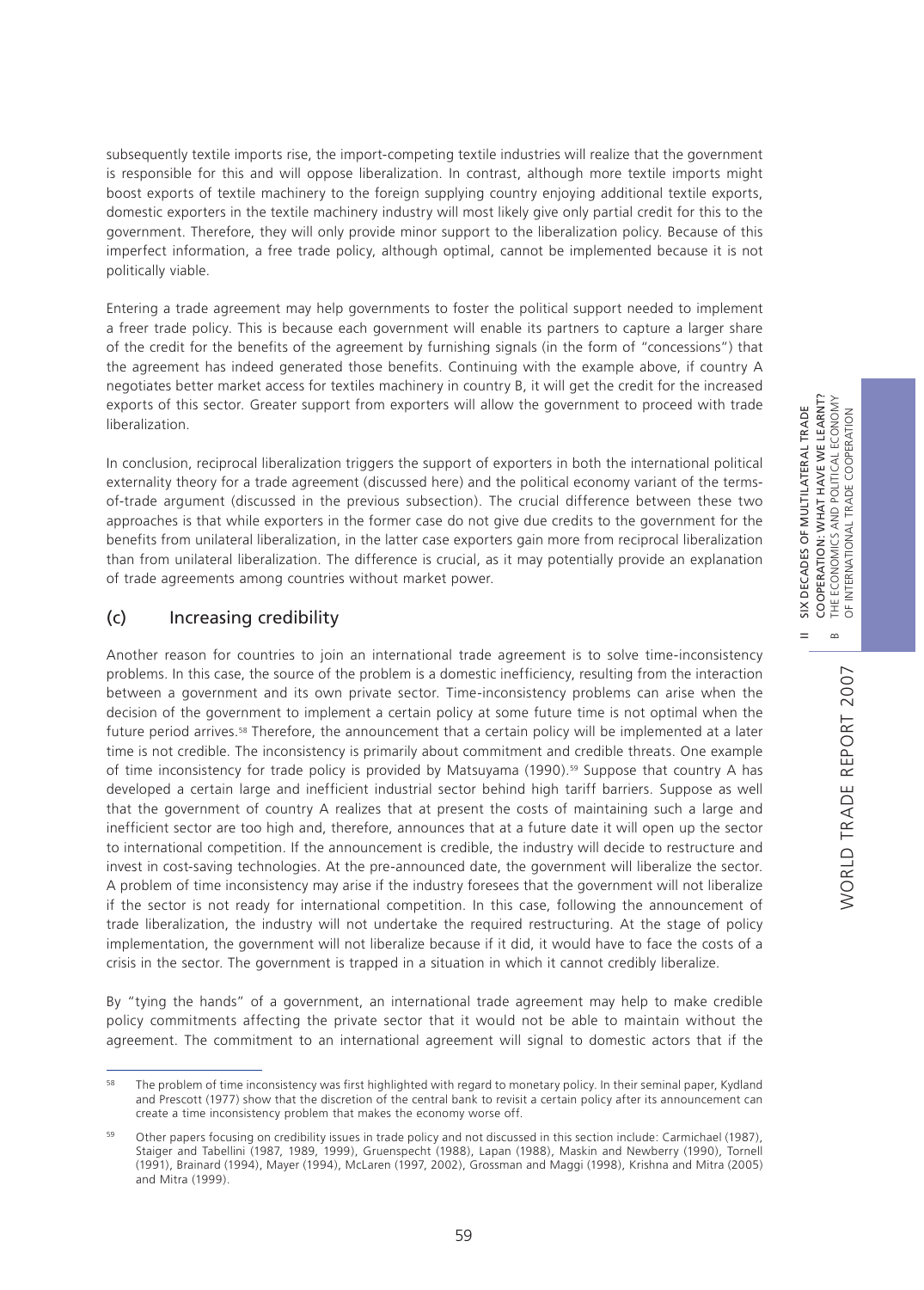subsequently textile imports rise, the import-competing textile industries will realize that the government is responsible for this and will oppose liberalization. In contrast, although more textile imports might boost exports of textile machinery to the foreign supplying country enjoying additional textile exports, domestic exporters in the textile machinery industry will most likely give only partial credit for this to the government. Therefore, they will only provide minor support to the liberalization policy. Because of this imperfect information, a free trade policy, although optimal, cannot be implemented because it is not politically viable.

Entering a trade agreement may help governments to foster the political support needed to implement a freer trade policy. This is because each government will enable its partners to capture a larger share of the credit for the benefits of the agreement by furnishing signals (in the form of "concessions") that the agreement has indeed generated those benefits. Continuing with the example above, if country A negotiates better market access for textiles machinery in country B, it will get the credit for the increased exports of this sector. Greater support from exporters will allow the government to proceed with trade liberalization.

In conclusion, reciprocal liberalization triggers the support of exporters in both the international political externality theory for a trade agreement (discussed here) and the political economy variant of the terms-of-trade argument (discussed in the previous subsection). The crucial difference between these two approaches is that while exporters in the former case do not give due credits to the government for the benefits from unilateral liberalization, in the latter case exporters gain more from reciprocal liberalization than from unilateral liberalization. The difference is crucial, as it may potentially provide an explanation of trade agreements among countries without market power.

### (c) Increasing credibility

Another reason for countries to join an international trade agreement is to solve time-inconsistency problems. In this case, the source of the problem is a domestic inefficiency, resulting from the interaction between a government and its own private sector. Time-inconsistency problems can arise when the decision of the government to implement a certain policy at some future time is not optimal when the future period arrives.[58] Therefore, the announcement that a certain policy will be implemented at a later time is not credible. The inconsistency is primarily about commitment and credible threats. One example of time inconsistency for trade policy is provided by Matsuyama (1990).[59] Suppose that country A has developed a certain large and inefficient industrial sector behind high tariff barriers. Suppose as well that the government of country A realizes that at present the costs of maintaining such a large and inefficient sector are too high and, therefore, announces that at a future date it will open up the sector to international competition. If the announcement is credible, the industry will decide to restructure and invest in cost-saving technologies. At the pre-announced date, the government will liberalize the sector. A problem of time inconsistency may arise if the industry foresees that the government will not liberalize if the sector is not ready for international competition. In this case, following the announcement of trade liberalization, the industry will not undertake the required restructuring. At the stage of policy implementation, the government will not liberalize because if it did, it would have to face the costs of a crisis in the sector. The government is trapped in a situation in which it cannot credibly liberalize.

By "tying the hands" of a government, an international trade agreement may help to make credible policy commitments affecting the private sector that it would not be able to maintain without the agreement. The commitment to an international agreement will signal to domestic actors that if the

---

[58] The problem of time inconsistency was first highlighted with regard to monetary policy. In their seminal paper, Kydland and Prescott (1977) show that the discretion of the central bank to revisit a certain policy after its announcement can create a time inconsistency problem that makes the economy worse off.

[59] Other papers focusing on credibility issues in trade policy and not discussed in this section include: Carmichael (1987), Staiger and Tabellini (1987, 1989, 1999), Gruenspecht (1988), Lapan (1988), Maskin and Newberry (1990), Tornell (1991), Brainard (1994), Mayer (1994), McLaren (1997, 2002), Grossman and Maggi (1998), Krishna and Mitra (2005) and Mitra (1999).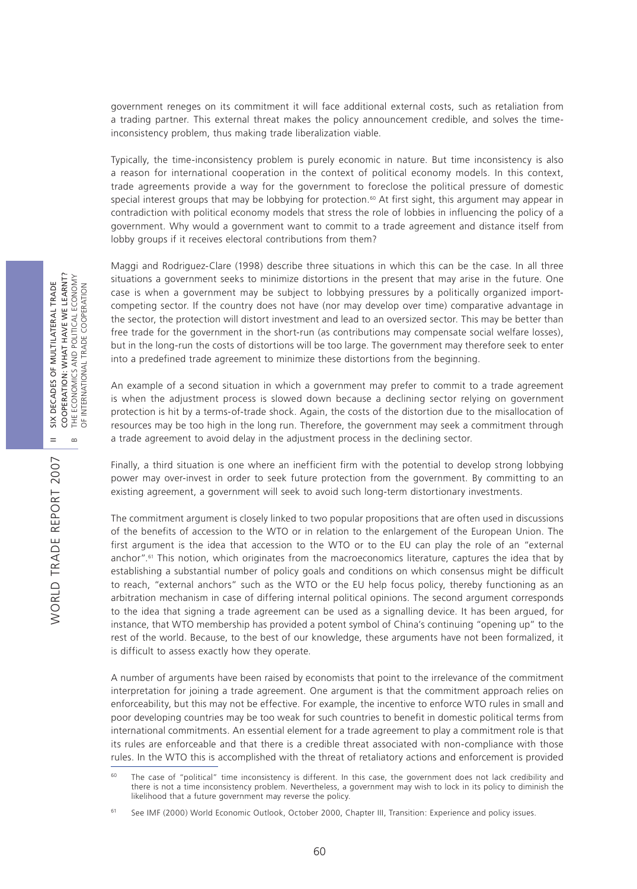government reneges on its commitment it will face additional external costs, such as retaliation from a trading partner. This external threat makes the policy announcement credible, and solves the time-inconsistency problem, thus making trade liberalization viable.

Typically, the time-inconsistency problem is purely economic in nature. But time inconsistency is also a reason for international cooperation in the context of political economy models. In this context, trade agreements provide a way for the government to foreclose the political pressure of domestic special interest groups that may be lobbying for protection.[60] At first sight, this argument may appear in contradiction with political economy models that stress the role of lobbies in influencing the policy of a government. Why would a government want to commit to a trade agreement and distance itself from lobby groups if it receives electoral contributions from them?

Maggi and Rodriguez-Clare (1998) describe three situations in which this can be the case. In all three situations a government seeks to minimize distortions in the present that may arise in the future. One case is when a government may be subject to lobbying pressures by a politically organized import-competing sector. If the country does not have (nor may develop over time) comparative advantage in the sector, the protection will distort investment and lead to an oversized sector. This may be better than free trade for the government in the short-run (as contributions may compensate social welfare losses), but in the long-run the costs of distortions will be too large. The government may therefore seek to enter into a predefined trade agreement to minimize these distortions from the beginning.

An example of a second situation in which a government may prefer to commit to a trade agreement is when the adjustment process is slowed down because a declining sector relying on government protection is hit by a terms-of-trade shock. Again, the costs of the distortion due to the misallocation of resources may be too high in the long run. Therefore, the government may seek a commitment through a trade agreement to avoid delay in the adjustment process in the declining sector.

Finally, a third situation is one where an inefficient firm with the potential to develop strong lobbying power may over-invest in order to seek future protection from the government. By committing to an existing agreement, a government will seek to avoid such long-term distortionary investments.

The commitment argument is closely linked to two popular propositions that are often used in discussions of the benefits of accession to the WTO or in relation to the enlargement of the European Union. The first argument is the idea that accession to the WTO or to the EU can play the role of an "external anchor".[61] This notion, which originates from the macroeconomics literature, captures the idea that by establishing a substantial number of policy goals and conditions on which consensus might be difficult to reach, "external anchors" such as the WTO or the EU help focus policy, thereby functioning as an arbitration mechanism in case of differing internal political opinions. The second argument corresponds to the idea that signing a trade agreement can be used as a signalling device. It has been argued, for instance, that WTO membership has provided a potent symbol of China's continuing "opening up" to the rest of the world. Because, to the best of our knowledge, these arguments have not been formalized, it is difficult to assess exactly how they operate.

A number of arguments have been raised by economists that point to the irrelevance of the commitment interpretation for joining a trade agreement. One argument is that the commitment approach relies on enforceability, but this may not be effective. For example, the incentive to enforce WTO rules in small and poor developing countries may be too weak for such countries to benefit in domestic political terms from international commitments. An essential element for a trade agreement to play a commitment role is that its rules are enforceable and that there is a credible threat associated with non-compliance with those rules. In the WTO this is accomplished with the threat of retaliatory actions and enforcement is provided

[60] The case of "political" time inconsistency is different. In this case, the government does not lack credibility and there is not a time inconsistency problem. Nevertheless, a government may wish to lock in its policy to diminish the likelihood that a future government may reverse the policy.

[61] See IMF (2000) World Economic Outlook, October 2000, Chapter III, Transition: Experience and policy issues.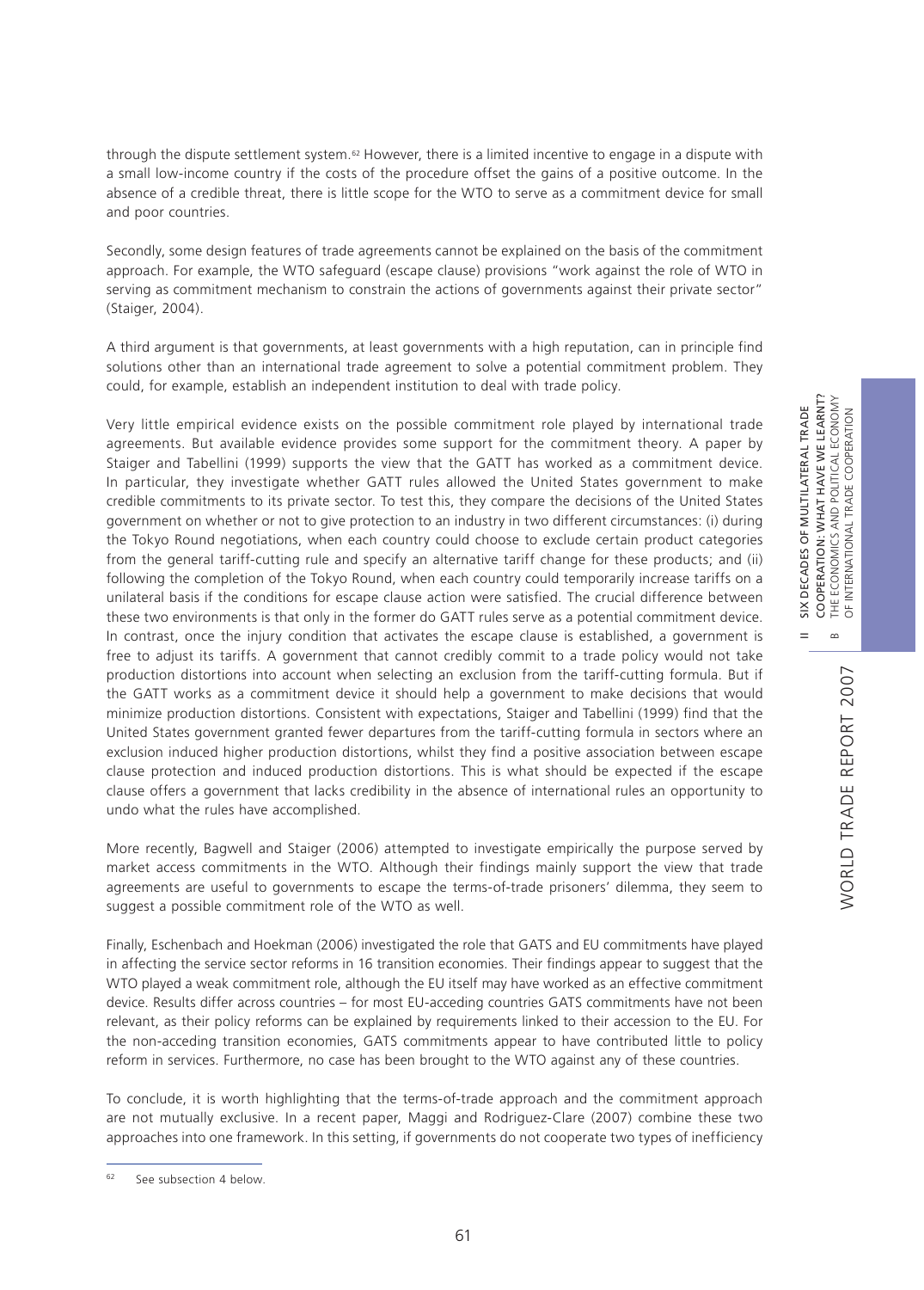through the dispute settlement system.[62] However, there is a limited incentive to engage in a dispute with a small low-income country if the costs of the procedure offset the gains of a positive outcome. In the absence of a credible threat, there is little scope for the WTO to serve as a commitment device for small and poor countries.

Secondly, some design features of trade agreements cannot be explained on the basis of the commitment approach. For example, the WTO safeguard (escape clause) provisions "work against the role of WTO in serving as commitment mechanism to constrain the actions of governments against their private sector" (Staiger, 2004).

A third argument is that governments, at least governments with a high reputation, can in principle find solutions other than an international trade agreement to solve a potential commitment problem. They could, for example, establish an independent institution to deal with trade policy.

Very little empirical evidence exists on the possible commitment role played by international trade agreements. But available evidence provides some support for the commitment theory. A paper by Staiger and Tabellini (1999) supports the view that the GATT has worked as a commitment device. In particular, they investigate whether GATT rules allowed the United States government to make credible commitments to its private sector. To test this, they compare the decisions of the United States government on whether or not to give protection to an industry in two different circumstances: (i) during the Tokyo Round negotiations, when each country could choose to exclude certain product categories from the general tariff-cutting rule and specify an alternative tariff change for these products; and (ii) following the completion of the Tokyo Round, when each country could temporarily increase tariffs on a unilateral basis if the conditions for escape clause action were satisfied. The crucial difference between these two environments is that only in the former do GATT rules serve as a potential commitment device. In contrast, once the injury condition that activates the escape clause is established, a government is free to adjust its tariffs. A government that cannot credibly commit to a trade policy would not take production distortions into account when selecting an exclusion from the tariff-cutting formula. But if the GATT works as a commitment device it should help a government to make decisions that would minimize production distortions. Consistent with expectations, Staiger and Tabellini (1999) find that the United States government granted fewer departures from the tariff-cutting formula in sectors where an exclusion induced higher production distortions, whilst they find a positive association between escape clause protection and induced production distortions. This is what should be expected if the escape clause offers a government that lacks credibility in the absence of international rules an opportunity to undo what the rules have accomplished.

More recently, Bagwell and Staiger (2006) attempted to investigate empirically the purpose served by market access commitments in the WTO. Although their findings mainly support the view that trade agreements are useful to governments to escape the terms-of-trade prisoners' dilemma, they seem to suggest a possible commitment role of the WTO as well.

Finally, Eschenbach and Hoekman (2006) investigated the role that GATS and EU commitments have played in affecting the service sector reforms in 16 transition economies. Their findings appear to suggest that the WTO played a weak commitment role, although the EU itself may have worked as an effective commitment device. Results differ across countries – for most EU-acceding countries GATS commitments have not been relevant, as their policy reforms can be explained by requirements linked to their accession to the EU. For the non-acceding transition economies, GATS commitments appear to have contributed little to policy reform in services. Furthermore, no case has been brought to the WTO against any of these countries.

To conclude, it is worth highlighting that the terms-of-trade approach and the commitment approach are not mutually exclusive. In a recent paper, Maggi and Rodriguez-Clare (2007) combine these two approaches into one framework. In this setting, if governments do not cooperate two types of inefficiency

[62] See subsection 4 below.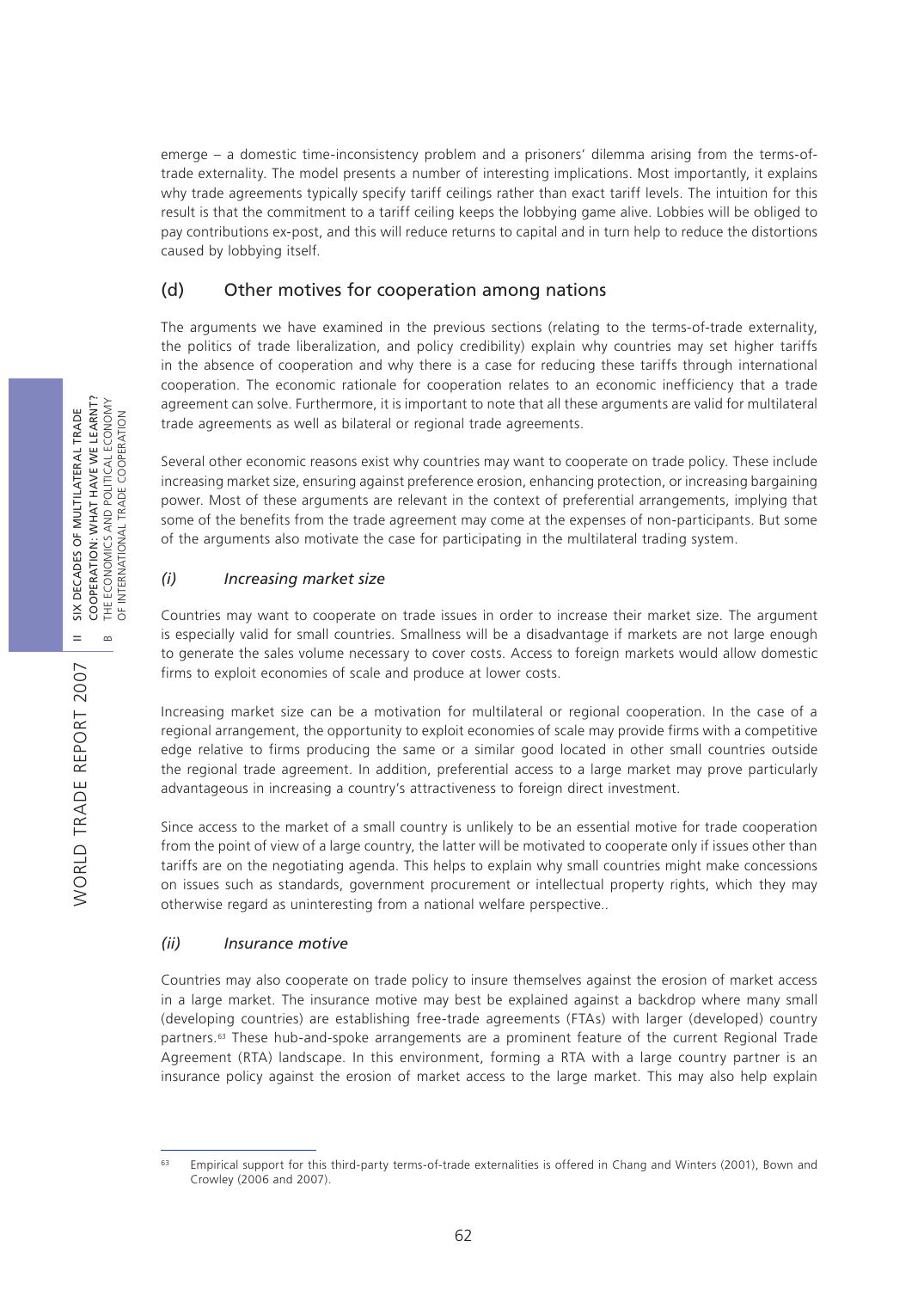emerge – a domestic time-inconsistency problem and a prisoners' dilemma arising from the terms-of-trade externality. The model presents a number of interesting implications. Most importantly, it explains why trade agreements typically specify tariff ceilings rather than exact tariff levels. The intuition for this result is that the commitment to a tariff ceiling keeps the lobbying game alive. Lobbies will be obliged to pay contributions ex-post, and this will reduce returns to capital and in turn help to reduce the distortions caused by lobbying itself.

### (d) Other motives for cooperation among nations

The arguments we have examined in the previous sections (relating to the terms-of-trade externality, the politics of trade liberalization, and policy credibility) explain why countries may set higher tariffs in the absence of cooperation and why there is a case for reducing these tariffs through international cooperation. The economic rationale for cooperation relates to an economic inefficiency that a trade agreement can solve. Furthermore, it is important to note that all these arguments are valid for multilateral trade agreements as well as bilateral or regional trade agreements.

Several other economic reasons exist why countries may want to cooperate on trade policy. These include increasing market size, ensuring against preference erosion, enhancing protection, or increasing bargaining power. Most of these arguments are relevant in the context of preferential arrangements, implying that some of the benefits from the trade agreement may come at the expenses of non-participants. But some of the arguments also motivate the case for participating in the multilateral trading system.

#### *(i) Increasing market size*

Countries may want to cooperate on trade issues in order to increase their market size. The argument is especially valid for small countries. Smallness will be a disadvantage if markets are not large enough to generate the sales volume necessary to cover costs. Access to foreign markets would allow domestic firms to exploit economies of scale and produce at lower costs.

Increasing market size can be a motivation for multilateral or regional cooperation. In the case of a regional arrangement, the opportunity to exploit economies of scale may provide firms with a competitive edge relative to firms producing the same or a similar good located in other small countries outside the regional trade agreement. In addition, preferential access to a large market may prove particularly advantageous in increasing a country's attractiveness to foreign direct investment.

Since access to the market of a small country is unlikely to be an essential motive for trade cooperation from the point of view of a large country, the latter will be motivated to cooperate only if issues other than tariffs are on the negotiating agenda. This helps to explain why small countries might make concessions on issues such as standards, government procurement or intellectual property rights, which they may otherwise regard as uninteresting from a national welfare perspective..

#### *(ii) Insurance motive*

Countries may also cooperate on trade policy to insure themselves against the erosion of market access in a large market. The insurance motive may best be explained against a backdrop where many small (developing countries) are establishing free-trade agreements (FTAs) with larger (developed) country partners.[63] These hub-and-spoke arrangements are a prominent feature of the current Regional Trade Agreement (RTA) landscape. In this environment, forming a RTA with a large country partner is an insurance policy against the erosion of market access to the large market. This may also help explain

---

[63] Empirical support for this third-party terms-of-trade externalities is offered in Chang and Winters (2001), Bown and Crowley (2006 and 2007).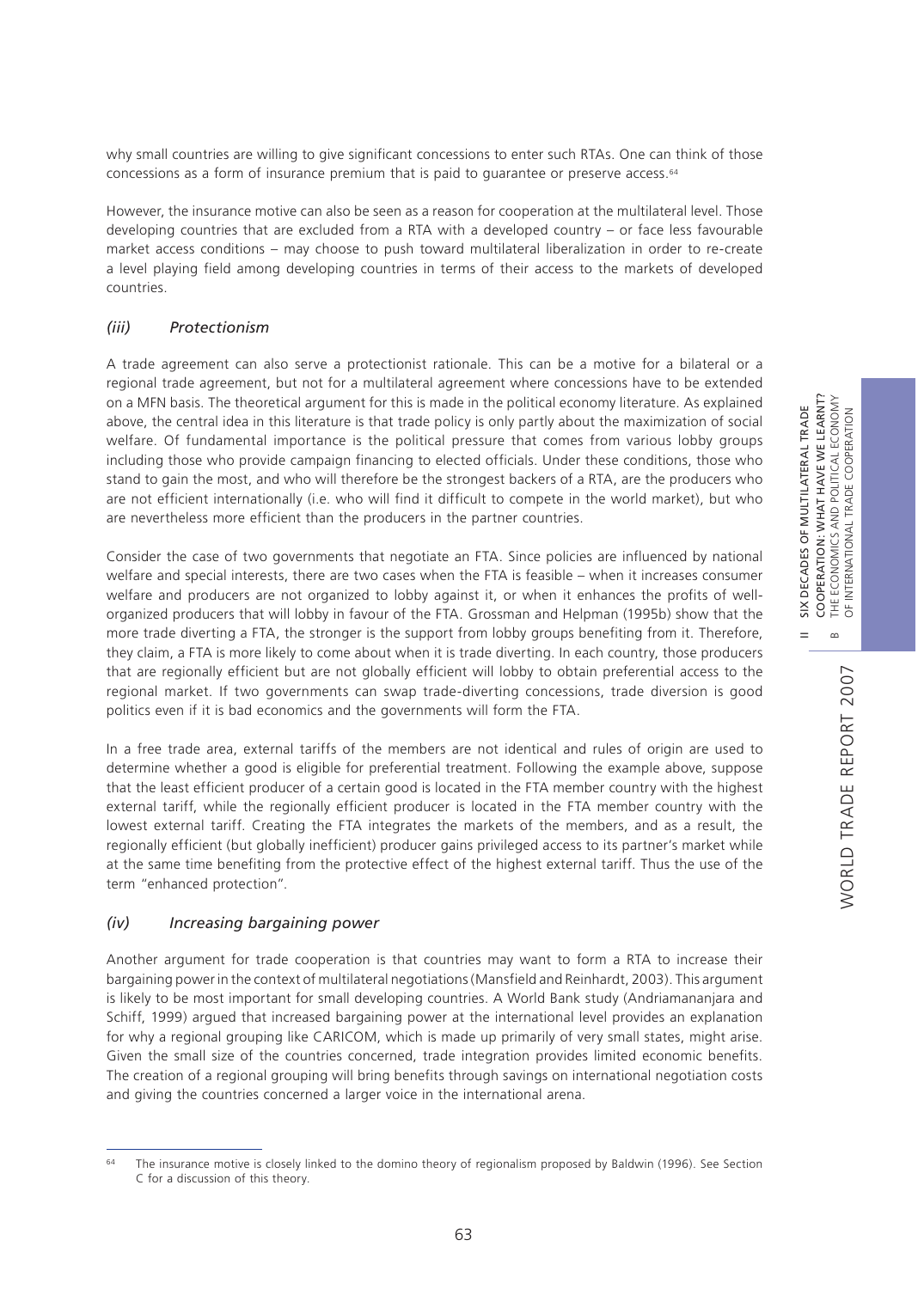why small countries are willing to give significant concessions to enter such RTAs. One can think of those concessions as a form of insurance premium that is paid to guarantee or preserve access.[64]

However, the insurance motive can also be seen as a reason for cooperation at the multilateral level. Those developing countries that are excluded from a RTA with a developed country – or face less favourable market access conditions – may choose to push toward multilateral liberalization in order to re-create a level playing field among developing countries in terms of their access to the markets of developed countries.

### *(iii) Protectionism*

A trade agreement can also serve a protectionist rationale. This can be a motive for a bilateral or a regional trade agreement, but not for a multilateral agreement where concessions have to be extended on a MFN basis. The theoretical argument for this is made in the political economy literature. As explained above, the central idea in this literature is that trade policy is only partly about the maximization of social welfare. Of fundamental importance is the political pressure that comes from various lobby groups including those who provide campaign financing to elected officials. Under these conditions, those who stand to gain the most, and who will therefore be the strongest backers of a RTA, are the producers who are not efficient internationally (i.e. who will find it difficult to compete in the world market), but who are nevertheless more efficient than the producers in the partner countries.

Consider the case of two governments that negotiate an FTA. Since policies are influenced by national welfare and special interests, there are two cases when the FTA is feasible – when it increases consumer welfare and producers are not organized to lobby against it, or when it enhances the profits of well-organized producers that will lobby in favour of the FTA. Grossman and Helpman (1995b) show that the more trade diverting a FTA, the stronger is the support from lobby groups benefiting from it. Therefore, they claim, a FTA is more likely to come about when it is trade diverting. In each country, those producers that are regionally efficient but are not globally efficient will lobby to obtain preferential access to the regional market. If two governments can swap trade-diverting concessions, trade diversion is good politics even if it is bad economics and the governments will form the FTA.

In a free trade area, external tariffs of the members are not identical and rules of origin are used to determine whether a good is eligible for preferential treatment. Following the example above, suppose that the least efficient producer of a certain good is located in the FTA member country with the highest external tariff, while the regionally efficient producer is located in the FTA member country with the lowest external tariff. Creating the FTA integrates the markets of the members, and as a result, the regionally efficient (but globally inefficient) producer gains privileged access to its partner's market while at the same time benefiting from the protective effect of the highest external tariff. Thus the use of the term "enhanced protection".

### *(iv) Increasing bargaining power*

Another argument for trade cooperation is that countries may want to form a RTA to increase their bargaining power in the context of multilateral negotiations (Mansfield and Reinhardt, 2003). This argument is likely to be most important for small developing countries. A World Bank study (Andriamananjara and Schiff, 1999) argued that increased bargaining power at the international level provides an explanation for why a regional grouping like CARICOM, which is made up primarily of very small states, might arise. Given the small size of the countries concerned, trade integration provides limited economic benefits. The creation of a regional grouping will bring benefits through savings on international negotiation costs and giving the countries concerned a larger voice in the international arena.

---

[64] The insurance motive is closely linked to the domino theory of regionalism proposed by Baldwin (1996). See Section C for a discussion of this theory.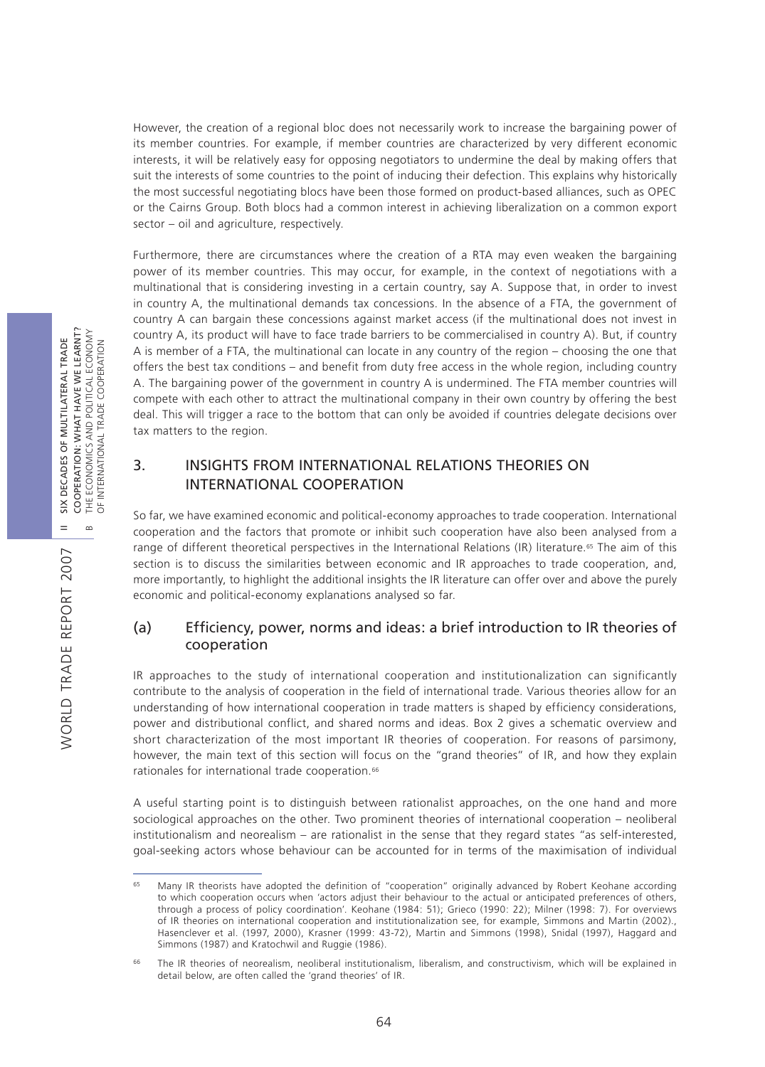However, the creation of a regional bloc does not necessarily work to increase the bargaining power of its member countries. For example, if member countries are characterized by very different economic interests, it will be relatively easy for opposing negotiators to undermine the deal by making offers that suit the interests of some countries to the point of inducing their defection. This explains why historically the most successful negotiating blocs have been those formed on product-based alliances, such as OPEC or the Cairns Group. Both blocs had a common interest in achieving liberalization on a common export sector – oil and agriculture, respectively.

Furthermore, there are circumstances where the creation of a RTA may even weaken the bargaining power of its member countries. This may occur, for example, in the context of negotiations with a multinational that is considering investing in a certain country, say A. Suppose that, in order to invest in country A, the multinational demands tax concessions. In the absence of a FTA, the government of country A can bargain these concessions against market access (if the multinational does not invest in country A, its product will have to face trade barriers to be commercialised in country A). But, if country A is member of a FTA, the multinational can locate in any country of the region – choosing the one that offers the best tax conditions – and benefit from duty free access in the whole region, including country A. The bargaining power of the government in country A is undermined. The FTA member countries will compete with each other to attract the multinational company in their own country by offering the best deal. This will trigger a race to the bottom that can only be avoided if countries delegate decisions over tax matters to the region.

## 3. INSIGHTS FROM INTERNATIONAL RELATIONS THEORIES ON INTERNATIONAL COOPERATION

So far, we have examined economic and political-economy approaches to trade cooperation. International cooperation and the factors that promote or inhibit such cooperation have also been analysed from a range of different theoretical perspectives in the International Relations (IR) literature.[65] The aim of this section is to discuss the similarities between economic and IR approaches to trade cooperation, and, more importantly, to highlight the additional insights the IR literature can offer over and above the purely economic and political-economy explanations analysed so far.

### (a) Efficiency, power, norms and ideas: a brief introduction to IR theories of cooperation

IR approaches to the study of international cooperation and institutionalization can significantly contribute to the analysis of cooperation in the field of international trade. Various theories allow for an understanding of how international cooperation in trade matters is shaped by efficiency considerations, power and distributional conflict, and shared norms and ideas. Box 2 gives a schematic overview and short characterization of the most important IR theories of cooperation. For reasons of parsimony, however, the main text of this section will focus on the "grand theories" of IR, and how they explain rationales for international trade cooperation.[66]

A useful starting point is to distinguish between rationalist approaches, on the one hand and more sociological approaches on the other. Two prominent theories of international cooperation – neoliberal institutionalism and neorealism – are rationalist in the sense that they regard states "as self-interested, goal-seeking actors whose behaviour can be accounted for in terms of the maximisation of individual

---

[65] Many IR theorists have adopted the definition of "cooperation" originally advanced by Robert Keohane according to which cooperation occurs when 'actors adjust their behaviour to the actual or anticipated preferences of others, through a process of policy coordination'. Keohane (1984: 51); Grieco (1990: 22); Milner (1998: 7). For overviews of IR theories on international cooperation and institutionalization see, for example, Simmons and Martin (2002)., Hasenclever et al. (1997, 2000), Krasner (1999: 43-72), Martin and Simmons (1998), Snidal (1997), Haggard and Simmons (1987) and Kratochwil and Ruggie (1986).

[66] The IR theories of neorealism, neoliberal institutionalism, liberalism, and constructivism, which will be explained in detail below, are often called the 'grand theories' of IR.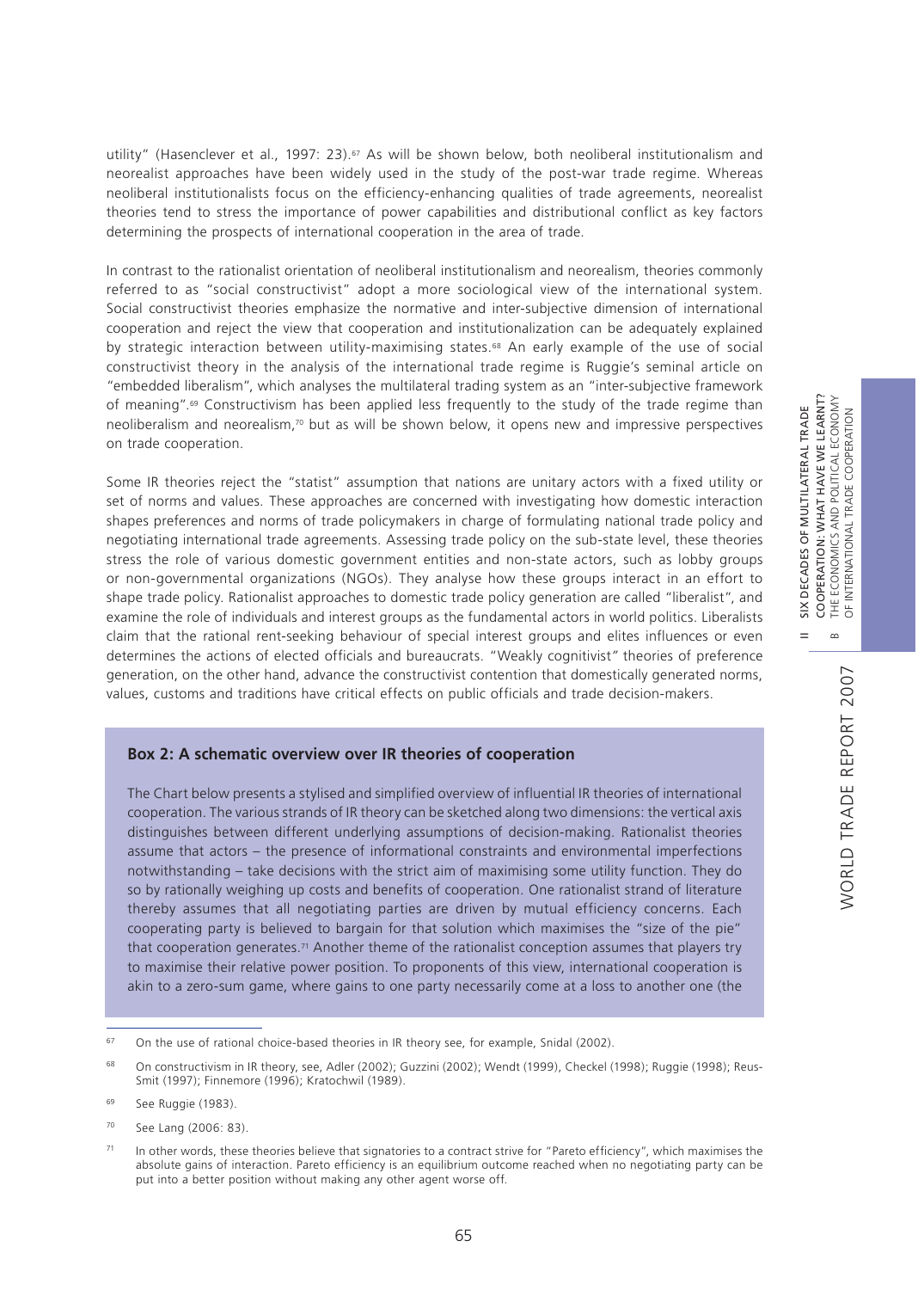utility" (Hasenclever et al., 1997: 23).[67] As will be shown below, both neoliberal institutionalism and neorealist approaches have been widely used in the study of the post-war trade regime. Whereas neoliberal institutionalists focus on the efficiency-enhancing qualities of trade agreements, neorealist theories tend to stress the importance of power capabilities and distributional conflict as key factors determining the prospects of international cooperation in the area of trade.

In contrast to the rationalist orientation of neoliberal institutionalism and neorealism, theories commonly referred to as "social constructivist" adopt a more sociological view of the international system. Social constructivist theories emphasize the normative and inter-subjective dimension of international cooperation and reject the view that cooperation and institutionalization can be adequately explained by strategic interaction between utility-maximising states.[68] An early example of the use of social constructivist theory in the analysis of the international trade regime is Ruggie's seminal article on "embedded liberalism", which analyses the multilateral trading system as an "inter-subjective framework of meaning".[69] Constructivism has been applied less frequently to the study of the trade regime than neoliberalism and neorealism,[70] but as will be shown below, it opens new and impressive perspectives on trade cooperation.

Some IR theories reject the "statist" assumption that nations are unitary actors with a fixed utility or set of norms and values. These approaches are concerned with investigating how domestic interaction shapes preferences and norms of trade policymakers in charge of formulating national trade policy and negotiating international trade agreements. Assessing trade policy on the sub-state level, these theories stress the role of various domestic government entities and non-state actors, such as lobby groups or non-governmental organizations (NGOs). They analyse how these groups interact in an effort to shape trade policy. Rationalist approaches to domestic trade policy generation are called "liberalist", and examine the role of individuals and interest groups as the fundamental actors in world politics. Liberalists claim that the rational rent-seeking behaviour of special interest groups and elites influences or even determines the actions of elected officials and bureaucrats. "Weakly cognitivist" theories of preference generation, on the other hand, advance the constructivist contention that domestically generated norms, values, customs and traditions have critical effects on public officials and trade decision-makers.

### Box 2: A schematic overview over IR theories of cooperation

The Chart below presents a stylised and simplified overview of influential IR theories of international cooperation. The various strands of IR theory can be sketched along two dimensions: the vertical axis distinguishes between different underlying assumptions of decision-making. Rationalist theories assume that actors – the presence of informational constraints and environmental imperfections notwithstanding – take decisions with the strict aim of maximising some utility function. They do so by rationally weighing up costs and benefits of cooperation. One rationalist strand of literature thereby assumes that all negotiating parties are driven by mutual efficiency concerns. Each cooperating party is believed to bargain for that solution which maximises the "size of the pie" that cooperation generates.[71] Another theme of the rationalist conception assumes that players try to maximise their relative power position. To proponents of this view, international cooperation is akin to a zero-sum game, where gains to one party necessarily come at a loss to another one (the

---

[67] On the use of rational choice-based theories in IR theory see, for example, Snidal (2002).

[68] On constructivism in IR theory, see, Adler (2002); Guzzini (2002); Wendt (1999), Checkel (1998); Ruggie (1998); Reus-Smit (1997); Finnemore (1996); Kratochwil (1989).

[69] See Ruggie (1983).

[70] See Lang (2006: 83).

[71] In other words, these theories believe that signatories to a contract strive for "Pareto efficiency", which maximises the absolute gains of interaction. Pareto efficiency is an equilibrium outcome reached when no negotiating party can be put into a better position without making any other agent worse off.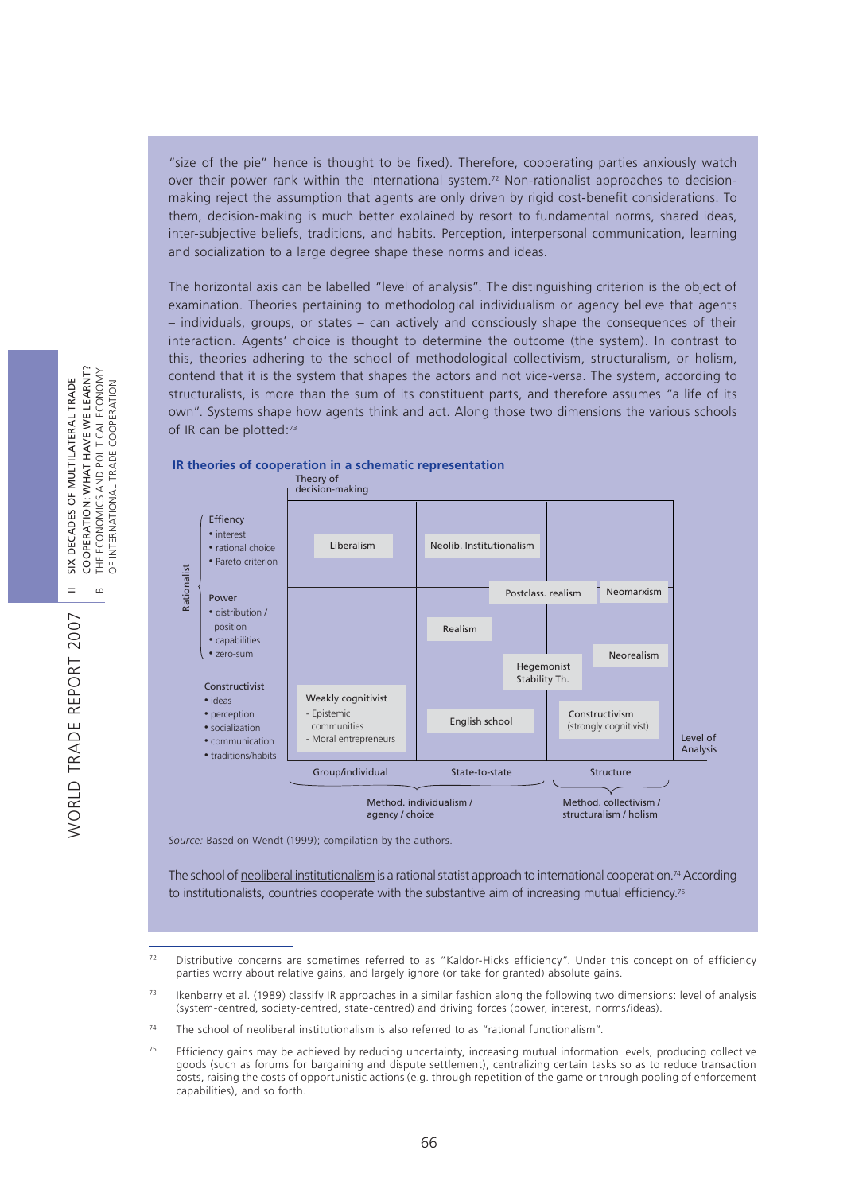"size of the pie" hence is thought to be fixed). Therefore, cooperating parties anxiously watch over their power rank within the international system.[72] Non-rationalist approaches to decision-making reject the assumption that agents are only driven by rigid cost-benefit considerations. To them, decision-making is much better explained by resort to fundamental norms, shared ideas, inter-subjective beliefs, traditions, and habits. Perception, interpersonal communication, learning and socialization to a large degree shape these norms and ideas.

The horizontal axis can be labelled "level of analysis". The distinguishing criterion is the object of examination. Theories pertaining to methodological individualism or agency believe that agents – individuals, groups, or states – can actively and consciously shape the consequences of their interaction. Agents' choice is thought to determine the outcome (the system). In contrast to this, theories adhering to the school of methodological collectivism, structuralism, or holism, contend that it is the system that shapes the actors and not vice-versa. The system, according to structuralists, is more than the sum of its constituent parts, and therefore assumes "a life of its own". Systems shape how agents think and act. Along those two dimensions the various schools of IR can be plotted:[73]

**IR theories of cooperation in a schematic representation**

| Theory of decision-making | Group/individual | State-to-state | Structure |
|---|---|---|---|
| **Rationalist – Effiency**<br>• interest<br>• rational choice<br>• Pareto criterion | Liberalism | Neolib. Institutionalism | |
| **Rationalist – Power**<br>• distribution / position<br>• capabilities<br>• zero-sum | | Realism; Postclass. realism; Hegemonist Stability Th. | Neomarxism; Neorealism |
| **Constructivist**<br>• ideas<br>• perception<br>• socialization<br>• communication<br>• traditions/habits | Weakly cognitivist<br>- Epistemic communities<br>- Moral entrepreneurs | English school | Constructivism (strongly cognitivist) |
| **Level of Analysis** | Method. individualism / agency / choice | Method. individualism / agency / choice | Method. collectivism / structuralism / holism |

*Source:* Based on Wendt (1999); compilation by the authors.

The school of neoliberal institutionalism is a rational statist approach to international cooperation.[74] According to institutionalists, countries cooperate with the substantive aim of increasing mutual efficiency.[75]

---

[72] Distributive concerns are sometimes referred to as "Kaldor-Hicks efficiency". Under this conception of efficiency parties worry about relative gains, and largely ignore (or take for granted) absolute gains.

[73] Ikenberry et al. (1989) classify IR approaches in a similar fashion along the following two dimensions: level of analysis (system-centred, society-centred, state-centred) and driving forces (power, interest, norms/ideas).

[74] The school of neoliberal institutionalism is also referred to as "rational functionalism".

[75] Efficiency gains may be achieved by reducing uncertainty, increasing mutual information levels, producing collective goods (such as forums for bargaining and dispute settlement), centralizing certain tasks so as to reduce transaction costs, raising the costs of opportunistic actions (e.g. through repetition of the game or through pooling of enforcement capabilities), and so forth.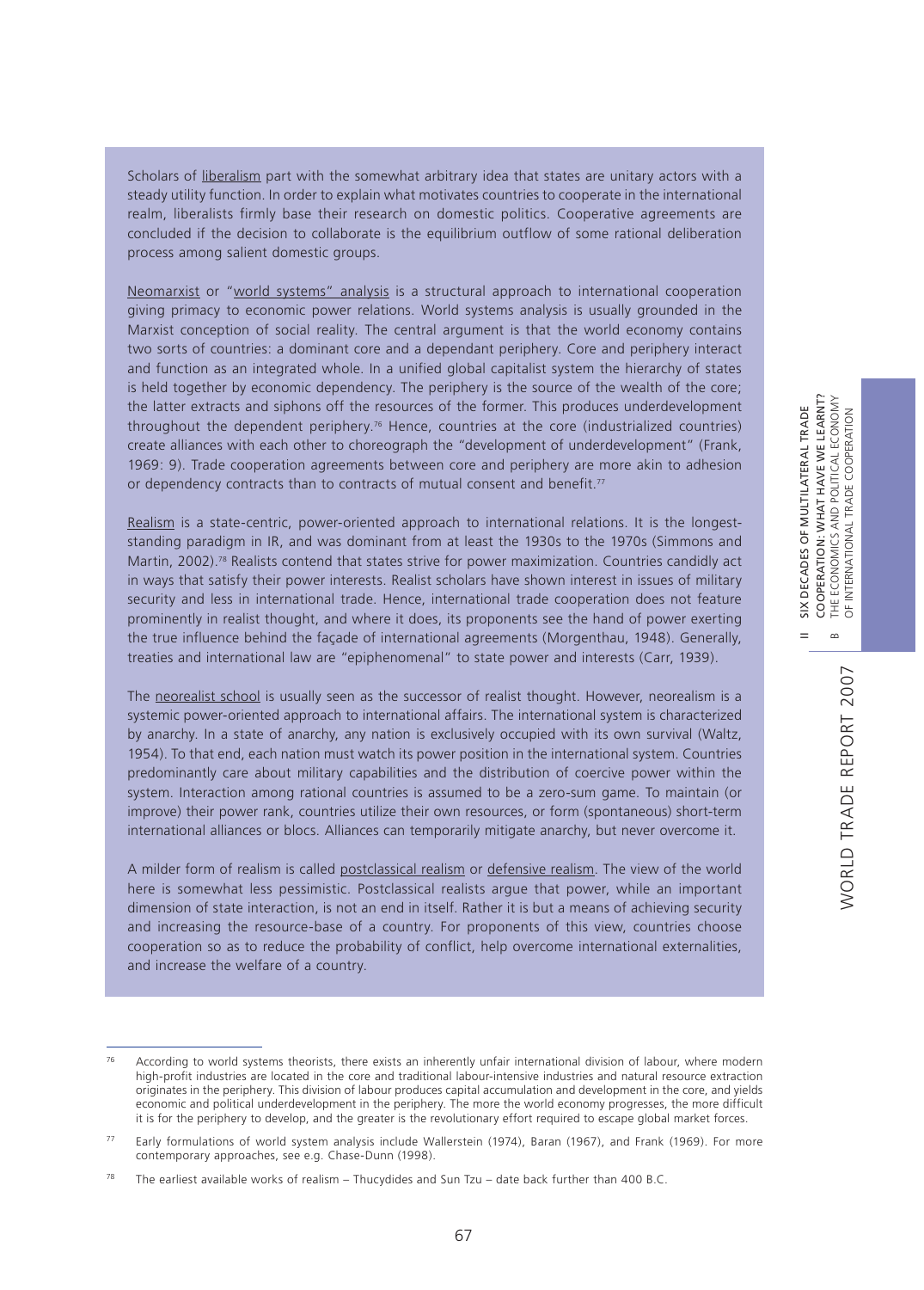Scholars of liberalism part with the somewhat arbitrary idea that states are unitary actors with a steady utility function. In order to explain what motivates countries to cooperate in the international realm, liberalists firmly base their research on domestic politics. Cooperative agreements are concluded if the decision to collaborate is the equilibrium outflow of some rational deliberation process among salient domestic groups.

Neomarxist or "world systems" analysis is a structural approach to international cooperation giving primacy to economic power relations. World systems analysis is usually grounded in the Marxist conception of social reality. The central argument is that the world economy contains two sorts of countries: a dominant core and a dependant periphery. Core and periphery interact and function as an integrated whole. In a unified global capitalist system the hierarchy of states is held together by economic dependency. The periphery is the source of the wealth of the core; the latter extracts and siphons off the resources of the former. This produces underdevelopment throughout the dependent periphery.[76] Hence, countries at the core (industrialized countries) create alliances with each other to choreograph the "development of underdevelopment" (Frank, 1969: 9). Trade cooperation agreements between core and periphery are more akin to adhesion or dependency contracts than to contracts of mutual consent and benefit.[77]

Realism is a state-centric, power-oriented approach to international relations. It is the longest-standing paradigm in IR, and was dominant from at least the 1930s to the 1970s (Simmons and Martin, 2002).[78] Realists contend that states strive for power maximization. Countries candidly act in ways that satisfy their power interests. Realist scholars have shown interest in issues of military security and less in international trade. Hence, international trade cooperation does not feature prominently in realist thought, and where it does, its proponents see the hand of power exerting the true influence behind the façade of international agreements (Morgenthau, 1948). Generally, treaties and international law are "epiphenomenal" to state power and interests (Carr, 1939).

The neorealist school is usually seen as the successor of realist thought. However, neorealism is a systemic power-oriented approach to international affairs. The international system is characterized by anarchy. In a state of anarchy, any nation is exclusively occupied with its own survival (Waltz, 1954). To that end, each nation must watch its power position in the international system. Countries predominantly care about military capabilities and the distribution of coercive power within the system. Interaction among rational countries is assumed to be a zero-sum game. To maintain (or improve) their power rank, countries utilize their own resources, or form (spontaneous) short-term international alliances or blocs. Alliances can temporarily mitigate anarchy, but never overcome it.

A milder form of realism is called postclassical realism or defensive realism. The view of the world here is somewhat less pessimistic. Postclassical realists argue that power, while an important dimension of state interaction, is not an end in itself. Rather it is but a means of achieving security and increasing the resource-base of a country. For proponents of this view, countries choose cooperation so as to reduce the probability of conflict, help overcome international externalities, and increase the welfare of a country.

---

[76] According to world systems theorists, there exists an inherently unfair international division of labour, where modern high-profit industries are located in the core and traditional labour-intensive industries and natural resource extraction originates in the periphery. This division of labour produces capital accumulation and development in the core, and yields economic and political underdevelopment in the periphery. The more the world economy progresses, the more difficult it is for the periphery to develop, and the greater is the revolutionary effort required to escape global market forces.

[77] Early formulations of world system analysis include Wallerstein (1974), Baran (1967), and Frank (1969). For more contemporary approaches, see e.g. Chase-Dunn (1998).

[78] The earliest available works of realism – Thucydides and Sun Tzu – date back further than 400 B.C.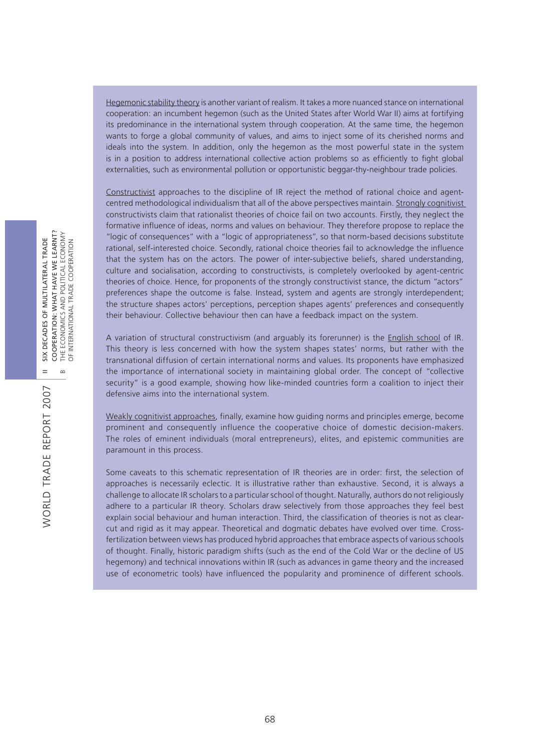Hegemonic stability theory is another variant of realism. It takes a more nuanced stance on international cooperation: an incumbent hegemon (such as the United States after World War II) aims at fortifying its predominance in the international system through cooperation. At the same time, the hegemon wants to forge a global community of values, and aims to inject some of its cherished norms and ideals into the system. In addition, only the hegemon as the most powerful state in the system is in a position to address international collective action problems so as efficiently to fight global externalities, such as environmental pollution or opportunistic beggar-thy-neighbour trade policies.

Constructivist approaches to the discipline of IR reject the method of rational choice and agent-centred methodological individualism that all of the above perspectives maintain. Strongly cognitivist constructivists claim that rationalist theories of choice fail on two accounts. Firstly, they neglect the formative influence of ideas, norms and values on behaviour. They therefore propose to replace the "logic of consequences" with a "logic of appropriateness", so that norm-based decisions substitute rational, self-interested choice. Secondly, rational choice theories fail to acknowledge the influence that the system has on the actors. The power of inter-subjective beliefs, shared understanding, culture and socialisation, according to constructivists, is completely overlooked by agent-centric theories of choice. Hence, for proponents of the strongly constructivist stance, the dictum "actors" preferences shape the outcome is false. Instead, system and agents are strongly interdependent; the structure shapes actors' perceptions, perception shapes agents' preferences and consequently their behaviour. Collective behaviour then can have a feedback impact on the system.

A variation of structural constructivism (and arguably its forerunner) is the English school of IR. This theory is less concerned with how the system shapes states' norms, but rather with the transnational diffusion of certain international norms and values. Its proponents have emphasized the importance of international society in maintaining global order. The concept of "collective security" is a good example, showing how like-minded countries form a coalition to inject their defensive aims into the international system.

Weakly cognitivist approaches, finally, examine how guiding norms and principles emerge, become prominent and consequently influence the cooperative choice of domestic decision-makers. The roles of eminent individuals (moral entrepreneurs), elites, and epistemic communities are paramount in this process.

Some caveats to this schematic representation of IR theories are in order: first, the selection of approaches is necessarily eclectic. It is illustrative rather than exhaustive. Second, it is always a challenge to allocate IR scholars to a particular school of thought. Naturally, authors do not religiously adhere to a particular IR theory. Scholars draw selectively from those approaches they feel best explain social behaviour and human interaction. Third, the classification of theories is not as clear-cut and rigid as it may appear. Theoretical and dogmatic debates have evolved over time. Cross-fertilization between views has produced hybrid approaches that embrace aspects of various schools of thought. Finally, historic paradigm shifts (such as the end of the Cold War or the decline of US hegemony) and technical innovations within IR (such as advances in game theory and the increased use of econometric tools) have influenced the popularity and prominence of different schools.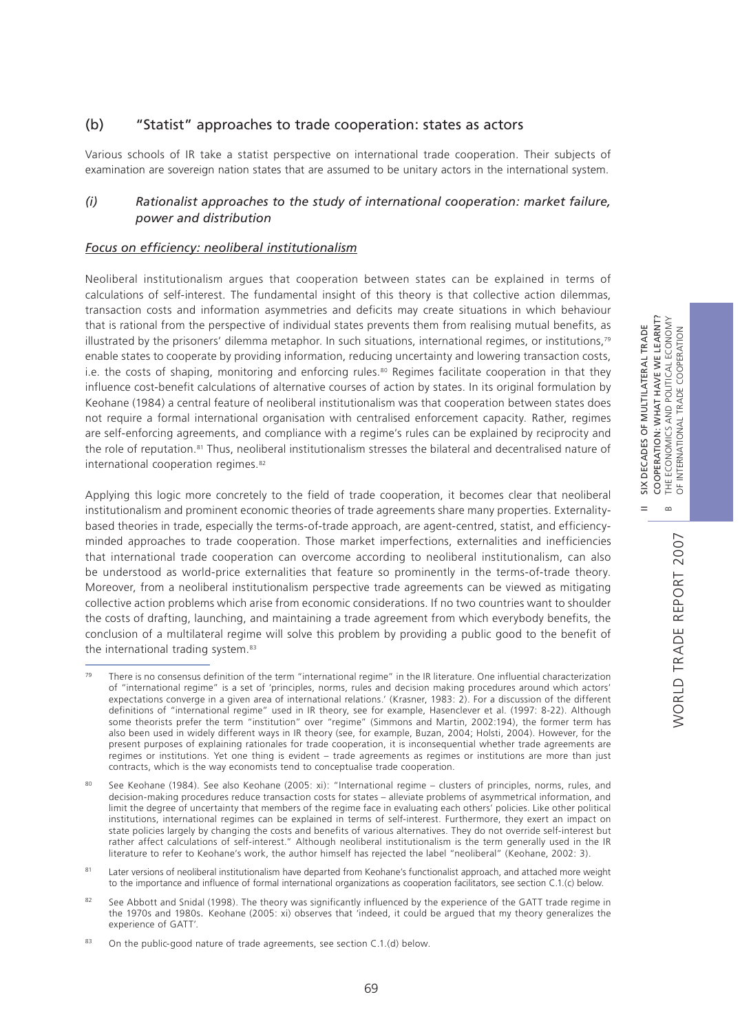### (b) "Statist" approaches to trade cooperation: states as actors

Various schools of IR take a statist perspective on international trade cooperation. Their subjects of examination are sovereign nation states that are assumed to be unitary actors in the international system.

#### *(i) Rationalist approaches to the study of international cooperation: market failure, power and distribution*

*Focus on efficiency: neoliberal institutionalism*

Neoliberal institutionalism argues that cooperation between states can be explained in terms of calculations of self-interest. The fundamental insight of this theory is that collective action dilemmas, transaction costs and information asymmetries and deficits may create situations in which behaviour that is rational from the perspective of individual states prevents them from realising mutual benefits, as illustrated by the prisoners' dilemma metaphor. In such situations, international regimes, or institutions,[79] enable states to cooperate by providing information, reducing uncertainty and lowering transaction costs, i.e. the costs of shaping, monitoring and enforcing rules.[80] Regimes facilitate cooperation in that they influence cost-benefit calculations of alternative courses of action by states. In its original formulation by Keohane (1984) a central feature of neoliberal institutionalism was that cooperation between states does not require a formal international organisation with centralised enforcement capacity. Rather, regimes are self-enforcing agreements, and compliance with a regime's rules can be explained by reciprocity and the role of reputation.[81] Thus, neoliberal institutionalism stresses the bilateral and decentralised nature of international cooperation regimes.[82]

Applying this logic more concretely to the field of trade cooperation, it becomes clear that neoliberal institutionalism and prominent economic theories of trade agreements share many properties. Externality-based theories in trade, especially the terms-of-trade approach, are agent-centred, statist, and efficiency-minded approaches to trade cooperation. Those market imperfections, externalities and inefficiencies that international trade cooperation can overcome according to neoliberal institutionalism, can also be understood as world-price externalities that feature so prominently in the terms-of-trade theory. Moreover, from a neoliberal institutionalism perspective trade agreements can be viewed as mitigating collective action problems which arise from economic considerations. If no two countries want to shoulder the costs of drafting, launching, and maintaining a trade agreement from which everybody benefits, the conclusion of a multilateral regime will solve this problem by providing a public good to the benefit of the international trading system.[83]

---

[79] There is no consensus definition of the term "international regime" in the IR literature. One influential characterization of "international regime" is a set of 'principles, norms, rules and decision making procedures around which actors' expectations converge in a given area of international relations.' (Krasner, 1983: 2). For a discussion of the different definitions of "international regime" used in IR theory, see for example, Hasenclever et al. (1997: 8-22). Although some theorists prefer the term "institution" over "regime" (Simmons and Martin, 2002:194), the former term has also been used in widely different ways in IR theory (see, for example, Buzan, 2004; Holsti, 2004). However, for the present purposes of explaining rationales for trade cooperation, it is inconsequential whether trade agreements are regimes or institutions. Yet one thing is evident – trade agreements as regimes or institutions are more than just contracts, which is the way economists tend to conceptualise trade cooperation.

[80] See Keohane (1984). See also Keohane (2005: xi): "International regime – clusters of principles, norms, rules, and decision-making procedures reduce transaction costs for states – alleviate problems of asymmetrical information, and limit the degree of uncertainty that members of the regime face in evaluating each others' policies. Like other political institutions, international regimes can be explained in terms of self-interest. Furthermore, they exert an impact on state policies largely by changing the costs and benefits of various alternatives. They do not override self-interest but rather affect calculations of self-interest." Although neoliberal institutionalism is the term generally used in the IR literature to refer to Keohane's work, the author himself has rejected the label "neoliberal" (Keohane, 2002: 3).

[81] Later versions of neoliberal institutionalism have departed from Keohane's functionalist approach, and attached more weight to the importance and influence of formal international organizations as cooperation facilitators, see section C.1.(c) below.

[82] See Abbott and Snidal (1998). The theory was significantly influenced by the experience of the GATT trade regime in the 1970s and 1980s. Keohane (2005: xi) observes that 'indeed, it could be argued that my theory generalizes the experience of GATT'.

[83] On the public-good nature of trade agreements, see section C.1.(d) below.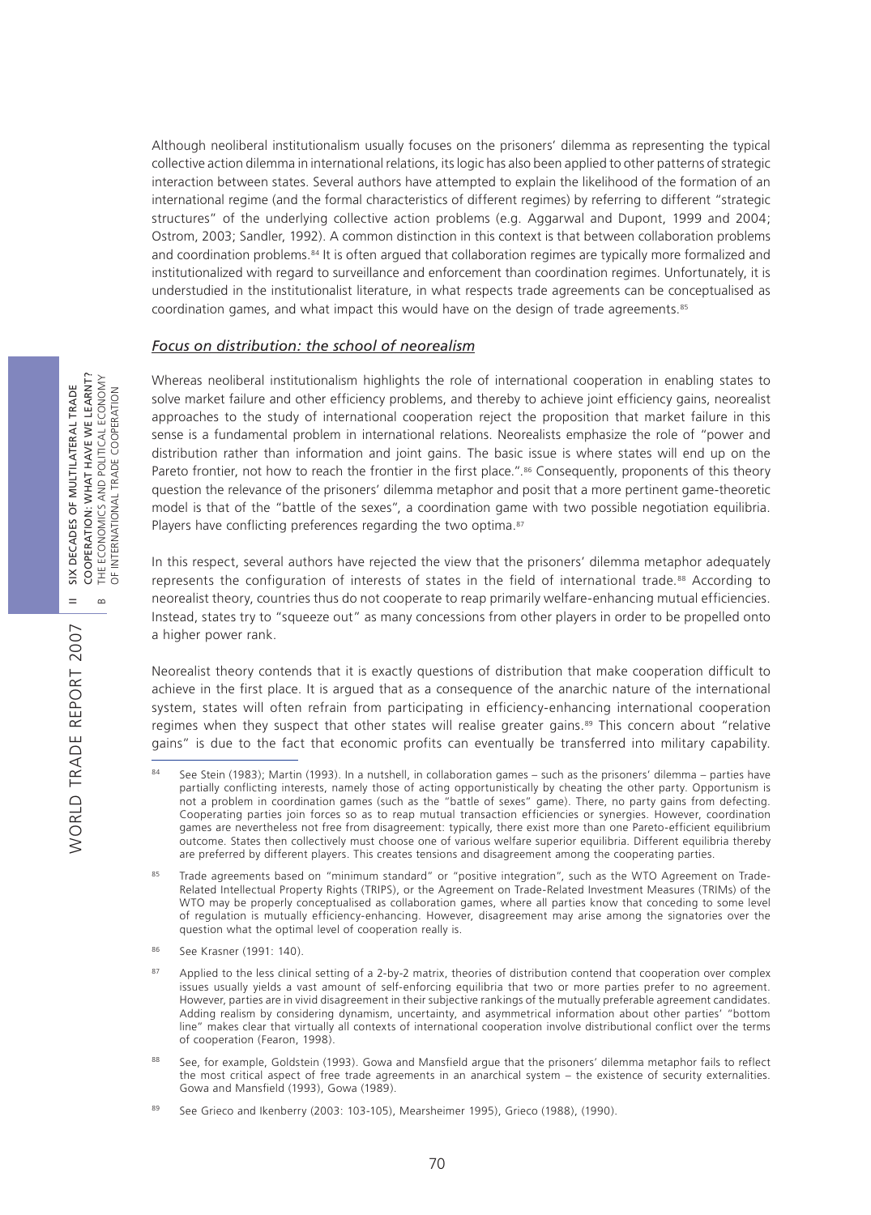Although neoliberal institutionalism usually focuses on the prisoners' dilemma as representing the typical collective action dilemma in international relations, its logic has also been applied to other patterns of strategic interaction between states. Several authors have attempted to explain the likelihood of the formation of an international regime (and the formal characteristics of different regimes) by referring to different "strategic structures" of the underlying collective action problems (e.g. Aggarwal and Dupont, 1999 and 2004; Ostrom, 2003; Sandler, 1992). A common distinction in this context is that between collaboration problems and coordination problems.[84] It is often argued that collaboration regimes are typically more formalized and institutionalized with regard to surveillance and enforcement than coordination regimes. Unfortunately, it is understudied in the institutionalist literature, in what respects trade agreements can be conceptualised as coordination games, and what impact this would have on the design of trade agreements.[85]

### *Focus on distribution: the school of neorealism*

Whereas neoliberal institutionalism highlights the role of international cooperation in enabling states to solve market failure and other efficiency problems, and thereby to achieve joint efficiency gains, neorealist approaches to the study of international cooperation reject the proposition that market failure in this sense is a fundamental problem in international relations. Neorealists emphasize the role of "power and distribution rather than information and joint gains. The basic issue is where states will end up on the Pareto frontier, not how to reach the frontier in the first place.".[86] Consequently, proponents of this theory question the relevance of the prisoners' dilemma metaphor and posit that a more pertinent game-theoretic model is that of the "battle of the sexes", a coordination game with two possible negotiation equilibria. Players have conflicting preferences regarding the two optima.[87]

In this respect, several authors have rejected the view that the prisoners' dilemma metaphor adequately represents the configuration of interests of states in the field of international trade.[88] According to neorealist theory, countries thus do not cooperate to reap primarily welfare-enhancing mutual efficiencies. Instead, states try to "squeeze out" as many concessions from other players in order to be propelled onto a higher power rank.

Neorealist theory contends that it is exactly questions of distribution that make cooperation difficult to achieve in the first place. It is argued that as a consequence of the anarchic nature of the international system, states will often refrain from participating in efficiency-enhancing international cooperation regimes when they suspect that other states will realise greater gains.[89] This concern about "relative gains" is due to the fact that economic profits can eventually be transferred into military capability.

---

[84] See Stein (1983); Martin (1993). In a nutshell, in collaboration games – such as the prisoners' dilemma – parties have partially conflicting interests, namely those of acting opportunistically by cheating the other party. Opportunism is not a problem in coordination games (such as the "battle of sexes" game). There, no party gains from defecting. Cooperating parties join forces so as to reap mutual transaction efficiencies or synergies. However, coordination games are nevertheless not free from disagreement: typically, there exist more than one Pareto-efficient equilibrium outcome. States then collectively must choose one of various welfare superior equilibria. Different equilibria thereby are preferred by different players. This creates tensions and disagreement among the cooperating parties.

[85] Trade agreements based on "minimum standard" or "positive integration", such as the WTO Agreement on Trade-Related Intellectual Property Rights (TRIPS), or the Agreement on Trade-Related Investment Measures (TRIMs) of the WTO may be properly conceptualised as collaboration games, where all parties know that conceding to some level of regulation is mutually efficiency-enhancing. However, disagreement may arise among the signatories over the question what the optimal level of cooperation really is.

[86] See Krasner (1991: 140).

[87] Applied to the less clinical setting of a 2-by-2 matrix, theories of distribution contend that cooperation over complex issues usually yields a vast amount of self-enforcing equilibria that two or more parties prefer to no agreement. However, parties are in vivid disagreement in their subjective rankings of the mutually preferable agreement candidates. Adding realism by considering dynamism, uncertainty, and asymmetrical information about other parties' "bottom line" makes clear that virtually all contexts of international cooperation involve distributional conflict over the terms of cooperation (Fearon, 1998).

[88] See, for example, Goldstein (1993). Gowa and Mansfield argue that the prisoners' dilemma metaphor fails to reflect the most critical aspect of free trade agreements in an anarchical system – the existence of security externalities. Gowa and Mansfield (1993), Gowa (1989).

[89] See Grieco and Ikenberry (2003: 103-105), Mearsheimer 1995), Grieco (1988), (1990).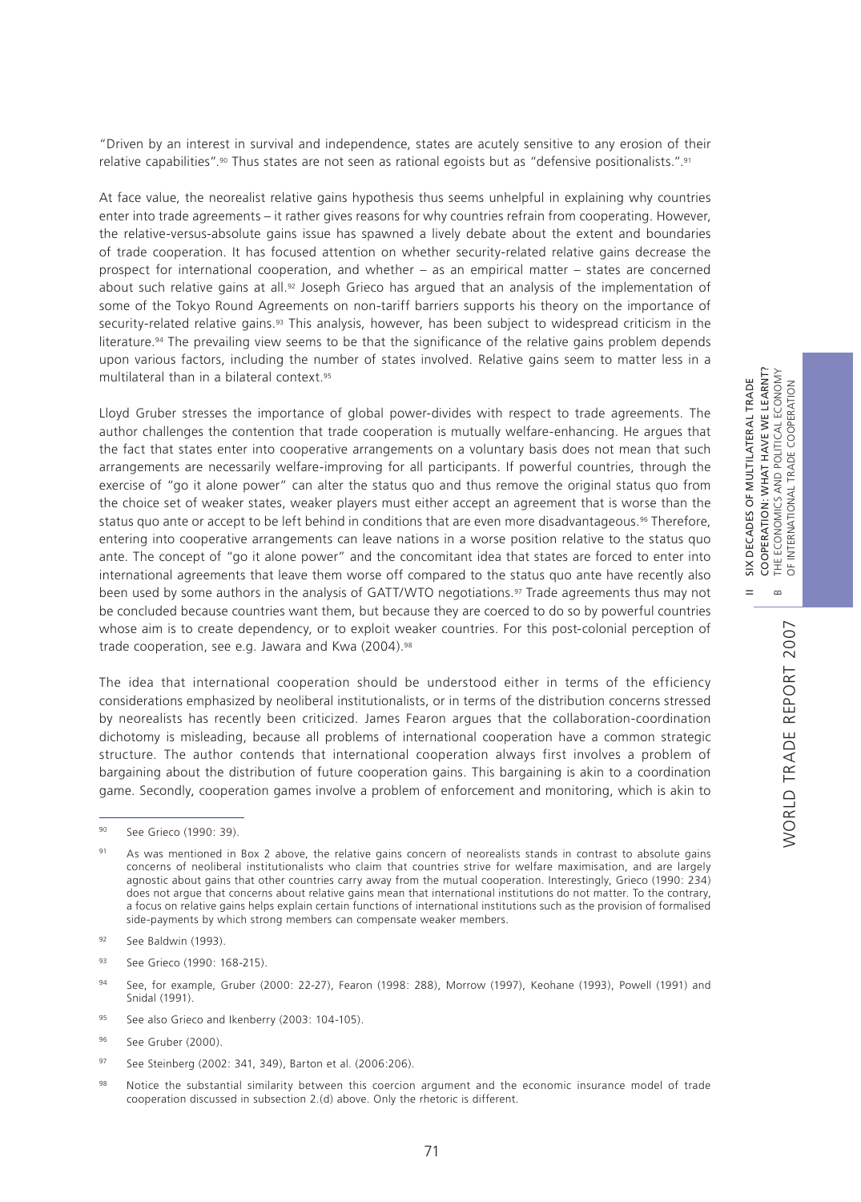"Driven by an interest in survival and independence, states are acutely sensitive to any erosion of their relative capabilities".[90] Thus states are not seen as rational egoists but as "defensive positionalists.".[91]

At face value, the neorealist relative gains hypothesis thus seems unhelpful in explaining why countries enter into trade agreements – it rather gives reasons for why countries refrain from cooperating. However, the relative-versus-absolute gains issue has spawned a lively debate about the extent and boundaries of trade cooperation. It has focused attention on whether security-related relative gains decrease the prospect for international cooperation, and whether – as an empirical matter – states are concerned about such relative gains at all.[92] Joseph Grieco has argued that an analysis of the implementation of some of the Tokyo Round Agreements on non-tariff barriers supports his theory on the importance of security-related relative gains.[93] This analysis, however, has been subject to widespread criticism in the literature.[94] The prevailing view seems to be that the significance of the relative gains problem depends upon various factors, including the number of states involved. Relative gains seem to matter less in a multilateral than in a bilateral context.[95]

Lloyd Gruber stresses the importance of global power-divides with respect to trade agreements. The author challenges the contention that trade cooperation is mutually welfare-enhancing. He argues that the fact that states enter into cooperative arrangements on a voluntary basis does not mean that such arrangements are necessarily welfare-improving for all participants. If powerful countries, through the exercise of "go it alone power" can alter the status quo and thus remove the original status quo from the choice set of weaker states, weaker players must either accept an agreement that is worse than the status quo ante or accept to be left behind in conditions that are even more disadvantageous.[96] Therefore, entering into cooperative arrangements can leave nations in a worse position relative to the status quo ante. The concept of "go it alone power" and the concomitant idea that states are forced to enter into international agreements that leave them worse off compared to the status quo ante have recently also been used by some authors in the analysis of GATT/WTO negotiations.[97] Trade agreements thus may not be concluded because countries want them, but because they are coerced to do so by powerful countries whose aim is to create dependency, or to exploit weaker countries. For this post-colonial perception of trade cooperation, see e.g. Jawara and Kwa (2004).[98]

The idea that international cooperation should be understood either in terms of the efficiency considerations emphasized by neoliberal institutionalists, or in terms of the distribution concerns stressed by neorealists has recently been criticized. James Fearon argues that the collaboration-coordination dichotomy is misleading, because all problems of international cooperation have a common strategic structure. The author contends that international cooperation always first involves a problem of bargaining about the distribution of future cooperation gains. This bargaining is akin to a coordination game. Secondly, cooperation games involve a problem of enforcement and monitoring, which is akin to

---

[90] See Grieco (1990: 39).

[91] As was mentioned in Box 2 above, the relative gains concern of neorealists stands in contrast to absolute gains concerns of neoliberal institutionalists who claim that countries strive for welfare maximisation, and are largely agnostic about gains that other countries carry away from the mutual cooperation. Interestingly, Grieco (1990: 234) does not argue that concerns about relative gains mean that international institutions do not matter. To the contrary, a focus on relative gains helps explain certain functions of international institutions such as the provision of formalised side-payments by which strong members can compensate weaker members.

[92] See Baldwin (1993).

[93] See Grieco (1990: 168-215).

[94] See, for example, Gruber (2000: 22-27), Fearon (1998: 288), Morrow (1997), Keohane (1993), Powell (1991) and Snidal (1991).

[95] See also Grieco and Ikenberry (2003: 104-105).

[96] See Gruber (2000).

[97] See Steinberg (2002: 341, 349), Barton et al. (2006:206).

[98] Notice the substantial similarity between this coercion argument and the economic insurance model of trade cooperation discussed in subsection 2.(d) above. Only the rhetoric is different.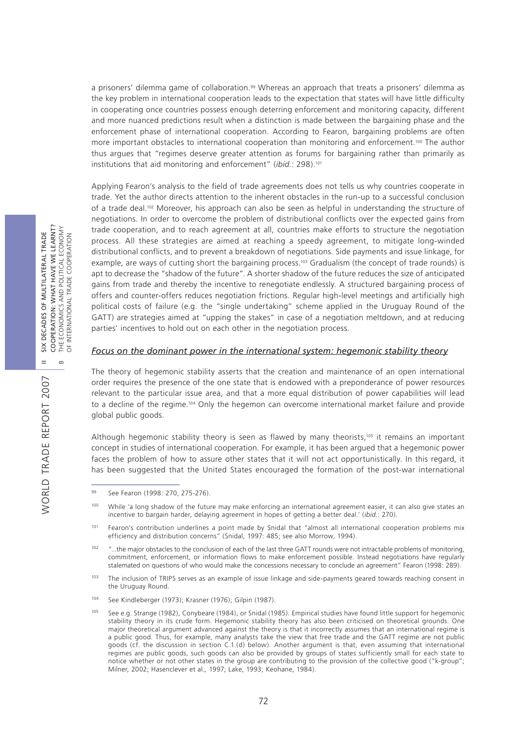a prisoners' dilemma game of collaboration.[99] Whereas an approach that treats a prisoners' dilemma as the key problem in international cooperation leads to the expectation that states will have little difficulty in cooperating once countries possess enough deterring enforcement and monitoring capacity, different and more nuanced predictions result when a distinction is made between the bargaining phase and the enforcement phase of international cooperation. According to Fearon, bargaining problems are often more important obstacles to international cooperation than monitoring and enforcement.[100] The author thus argues that "regimes deserve greater attention as forums for bargaining rather than primarily as institutions that aid monitoring and enforcement" (*ibid.*: 298).[101]

Applying Fearon's analysis to the field of trade agreements does not tells us why countries cooperate in trade. Yet the author directs attention to the inherent obstacles in the run-up to a successful conclusion of a trade deal.[102] Moreover, his approach can also be seen as helpful in understanding the structure of negotiations. In order to overcome the problem of distributional conflicts over the expected gains from trade cooperation, and to reach agreement at all, countries make efforts to structure the negotiation process. All these strategies are aimed at reaching a speedy agreement, to mitigate long-winded distributional conflicts, and to prevent a breakdown of negotiations. Side payments and issue linkage, for example, are ways of cutting short the bargaining process.[103] Gradualism (the concept of trade rounds) is apt to decrease the "shadow of the future". A shorter shadow of the future reduces the size of anticipated gains from trade and thereby the incentive to renegotiate endlessly. A structured bargaining process of offers and counter-offers reduces negotiation frictions. Regular high-level meetings and artificially high political costs of failure (e.g. the "single undertaking" scheme applied in the Uruguay Round of the GATT) are strategies aimed at "upping the stakes" in case of a negotiation meltdown, and at reducing parties' incentives to hold out on each other in the negotiation process.

#### *Focus on the dominant power in the international system: hegemonic stability theory*

The theory of hegemonic stability asserts that the creation and maintenance of an open international order requires the presence of the one state that is endowed with a preponderance of power resources relevant to the particular issue area, and that a more equal distribution of power capabilities will lead to a decline of the regime.[104] Only the hegemon can overcome international market failure and provide global public goods.

Although hegemonic stability theory is seen as flawed by many theorists,[105] it remains an important concept in studies of international cooperation. For example, it has been argued that a hegemonic power faces the problem of how to assure other states that it will not act opportunistically. In this regard, it has been suggested that the United States encouraged the formation of the post-war international

---

[99] See Fearon (1998: 270, 275-276).

[100] While 'a long shadow of the future may make enforcing an international agreement easier, it can also give states an incentive to bargain harder, delaying agreement in hopes of getting a better deal.' (*ibid.*: 270).

[101] Fearon's contribution underlines a point made by Snidal that "almost all international cooperation problems mix efficiency and distribution concerns" (Snidal, 1997: 485; see also Morrow, 1994).

[102] "...the major obstacles to the conclusion of each of the last three GATT rounds were not intractable problems of monitoring, commitment, enforcement, or information flows to make enforcement possible. Instead negotiations have regularly stalemated on questions of who would make the concessions necessary to conclude an agreement" Fearon (1998: 289).

[103] The inclusion of TRIPS serves as an example of issue linkage and side-payments geared towards reaching consent in the Uruguay Round.

[104] See Kindleberger (1973); Krasner (1976); Gilpin (1987).

[105] See e.g. Strange (1982), Conybeare (1984), or Snidal (1985). Empirical studies have found little support for hegemonic stability theory in its crude form. Hegemonic stability theory has also been criticised on theoretical grounds. One major theoretical argument advanced against the theory is that it incorrectly assumes that an international regime is a public good. Thus, for example, many analysts take the view that free trade and the GATT regime are not public goods (cf. the discussion in section C.1.(d) below). Another argument is that, even assuming that international regimes are public goods, such goods can also be provided by groups of states sufficiently small for each state to notice whether or not other states in the group are contributing to the provision of the collective good ("k-group"; Milner, 2002; Hasenclever et al., 1997; Lake, 1993; Keohane, 1984).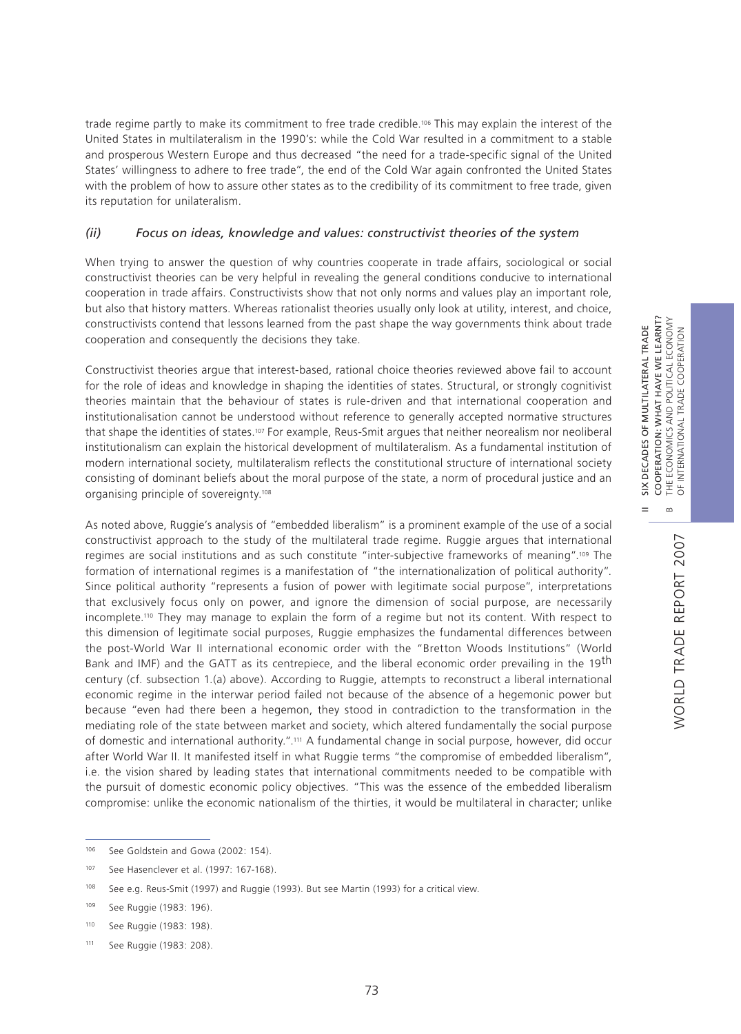trade regime partly to make its commitment to free trade credible.[106] This may explain the interest of the United States in multilateralism in the 1990's: while the Cold War resulted in a commitment to a stable and prosperous Western Europe and thus decreased "the need for a trade-specific signal of the United States' willingness to adhere to free trade", the end of the Cold War again confronted the United States with the problem of how to assure other states as to the credibility of its commitment to free trade, given its reputation for unilateralism.

### *(ii) Focus on ideas, knowledge and values: constructivist theories of the system*

When trying to answer the question of why countries cooperate in trade affairs, sociological or social constructivist theories can be very helpful in revealing the general conditions conducive to international cooperation in trade affairs. Constructivists show that not only norms and values play an important role, but also that history matters. Whereas rationalist theories usually only look at utility, interest, and choice, constructivists contend that lessons learned from the past shape the way governments think about trade cooperation and consequently the decisions they take.

Constructivist theories argue that interest-based, rational choice theories reviewed above fail to account for the role of ideas and knowledge in shaping the identities of states. Structural, or strongly cognitivist theories maintain that the behaviour of states is rule-driven and that international cooperation and institutionalisation cannot be understood without reference to generally accepted normative structures that shape the identities of states.[107] For example, Reus-Smit argues that neither neorealism nor neoliberal institutionalism can explain the historical development of multilateralism. As a fundamental institution of modern international society, multilateralism reflects the constitutional structure of international society consisting of dominant beliefs about the moral purpose of the state, a norm of procedural justice and an organising principle of sovereignty.[108]

As noted above, Ruggie's analysis of "embedded liberalism" is a prominent example of the use of a social constructivist approach to the study of the multilateral trade regime. Ruggie argues that international regimes are social institutions and as such constitute "inter-subjective frameworks of meaning".[109] The formation of international regimes is a manifestation of "the internationalization of political authority". Since political authority "represents a fusion of power with legitimate social purpose", interpretations that exclusively focus only on power, and ignore the dimension of social purpose, are necessarily incomplete.[110] They may manage to explain the form of a regime but not its content. With respect to this dimension of legitimate social purposes, Ruggie emphasizes the fundamental differences between the post-World War II international economic order with the "Bretton Woods Institutions" (World Bank and IMF) and the GATT as its centrepiece, and the liberal economic order prevailing in the 19th century (cf. subsection 1.(a) above). According to Ruggie, attempts to reconstruct a liberal international economic regime in the interwar period failed not because of the absence of a hegemonic power but because "even had there been a hegemon, they stood in contradiction to the transformation in the mediating role of the state between market and society, which altered fundamentally the social purpose of domestic and international authority.".[111] A fundamental change in social purpose, however, did occur after World War II. It manifested itself in what Ruggie terms "the compromise of embedded liberalism", i.e. the vision shared by leading states that international commitments needed to be compatible with the pursuit of domestic economic policy objectives. "This was the essence of the embedded liberalism compromise: unlike the economic nationalism of the thirties, it would be multilateral in character; unlike

---

[106] See Goldstein and Gowa (2002: 154).

[107] See Hasenclever et al. (1997: 167-168).

[108] See e.g. Reus-Smit (1997) and Ruggie (1993). But see Martin (1993) for a critical view.

[109] See Ruggie (1983: 196).

[110] See Ruggie (1983: 198).

[111] See Ruggie (1983: 208).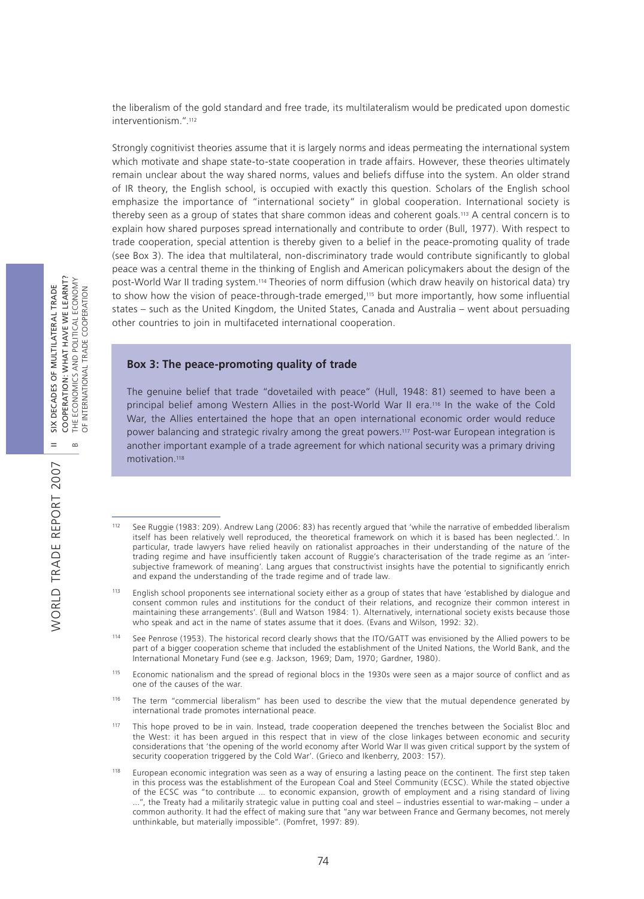the liberalism of the gold standard and free trade, its multilateralism would be predicated upon domestic interventionism.".[112]

Strongly cognitivist theories assume that it is largely norms and ideas permeating the international system which motivate and shape state-to-state cooperation in trade affairs. However, these theories ultimately remain unclear about the way shared norms, values and beliefs diffuse into the system. An older strand of IR theory, the English school, is occupied with exactly this question. Scholars of the English school emphasize the importance of "international society" in global cooperation. International society is thereby seen as a group of states that share common ideas and coherent goals.[113] A central concern is to explain how shared purposes spread internationally and contribute to order (Bull, 1977). With respect to trade cooperation, special attention is thereby given to a belief in the peace-promoting quality of trade (see Box 3). The idea that multilateral, non-discriminatory trade would contribute significantly to global peace was a central theme in the thinking of English and American policymakers about the design of the post-World War II trading system.[114] Theories of norm diffusion (which draw heavily on historical data) try to show how the vision of peace-through-trade emerged,[115] but more importantly, how some influential states – such as the United Kingdom, the United States, Canada and Australia – went about persuading other countries to join in multifaceted international cooperation.

**Box 3: The peace-promoting quality of trade**

The genuine belief that trade "dovetailed with peace" (Hull, 1948: 81) seemed to have been a principal belief among Western Allies in the post-World War II era.[116] In the wake of the Cold War, the Allies entertained the hope that an open international economic order would reduce power balancing and strategic rivalry among the great powers.[117] Post-war European integration is another important example of a trade agreement for which national security was a primary driving motivation.[118]

---

[112] See Ruggie (1983: 209). Andrew Lang (2006: 83) has recently argued that 'while the narrative of embedded liberalism itself has been relatively well reproduced, the theoretical framework on which it is based has been neglected.'. In particular, trade lawyers have relied heavily on rationalist approaches in their understanding of the nature of the trading regime and have insufficiently taken account of Ruggie's characterisation of the trade regime as an 'inter-subjective framework of meaning'. Lang argues that constructivist insights have the potential to significantly enrich and expand the understanding of the trade regime and of trade law.

[113] English school proponents see international society either as a group of states that have 'established by dialogue and consent common rules and institutions for the conduct of their relations, and recognize their common interest in maintaining these arrangements'. (Bull and Watson 1984: 1). Alternatively, international society exists because those who speak and act in the name of states assume that it does. (Evans and Wilson, 1992: 32).

[114] See Penrose (1953). The historical record clearly shows that the ITO/GATT was envisioned by the Allied powers to be part of a bigger cooperation scheme that included the establishment of the United Nations, the World Bank, and the International Monetary Fund (see e.g. Jackson, 1969; Dam, 1970; Gardner, 1980).

[115] Economic nationalism and the spread of regional blocs in the 1930s were seen as a major source of conflict and as one of the causes of the war.

[116] The term "commercial liberalism" has been used to describe the view that the mutual dependence generated by international trade promotes international peace.

[117] This hope proved to be in vain. Instead, trade cooperation deepened the trenches between the Socialist Bloc and the West: it has been argued in this respect that in view of the close linkages between economic and security considerations that 'the opening of the world economy after World War II was given critical support by the system of security cooperation triggered by the Cold War'. (Grieco and Ikenberry, 2003: 157).

[118] European economic integration was seen as a way of ensuring a lasting peace on the continent. The first step taken in this process was the establishment of the European Coal and Steel Community (ECSC). While the stated objective of the ECSC was "to contribute ... to economic expansion, growth of employment and a rising standard of living ...", the Treaty had a militarily strategic value in putting coal and steel – industries essential to war-making – under a common authority. It had the effect of making sure that "any war between France and Germany becomes, not merely unthinkable, but materially impossible". (Pomfret, 1997: 89).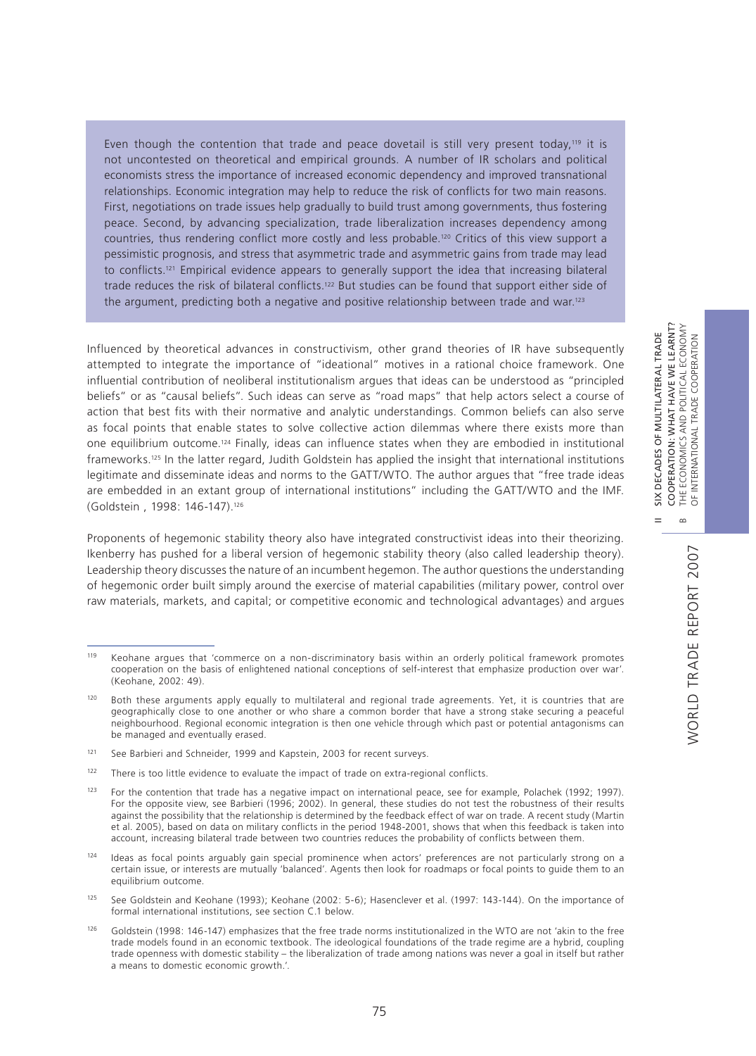Even though the contention that trade and peace dovetail is still very present today,[119] it is not uncontested on theoretical and empirical grounds. A number of IR scholars and political economists stress the importance of increased economic dependency and improved transnational relationships. Economic integration may help to reduce the risk of conflicts for two main reasons. First, negotiations on trade issues help gradually to build trust among governments, thus fostering peace. Second, by advancing specialization, trade liberalization increases dependency among countries, thus rendering conflict more costly and less probable.[120] Critics of this view support a pessimistic prognosis, and stress that asymmetric trade and asymmetric gains from trade may lead to conflicts.[121] Empirical evidence appears to generally support the idea that increasing bilateral trade reduces the risk of bilateral conflicts.[122] But studies can be found that support either side of the argument, predicting both a negative and positive relationship between trade and war.[123]

Influenced by theoretical advances in constructivism, other grand theories of IR have subsequently attempted to integrate the importance of "ideational" motives in a rational choice framework. One influential contribution of neoliberal institutionalism argues that ideas can be understood as "principled beliefs" or as "causal beliefs". Such ideas can serve as "road maps" that help actors select a course of action that best fits with their normative and analytic understandings. Common beliefs can also serve as focal points that enable states to solve collective action dilemmas where there exists more than one equilibrium outcome.[124] Finally, ideas can influence states when they are embodied in institutional frameworks.[125] In the latter regard, Judith Goldstein has applied the insight that international institutions legitimate and disseminate ideas and norms to the GATT/WTO. The author argues that "free trade ideas are embedded in an extant group of international institutions" including the GATT/WTO and the IMF. (Goldstein , 1998: 146-147).[126]

Proponents of hegemonic stability theory also have integrated constructivist ideas into their theorizing. Ikenberry has pushed for a liberal version of hegemonic stability theory (also called leadership theory). Leadership theory discusses the nature of an incumbent hegemon. The author questions the understanding of hegemonic order built simply around the exercise of material capabilities (military power, control over raw materials, markets, and capital; or competitive economic and technological advantages) and argues

---

[119] Keohane argues that 'commerce on a non-discriminatory basis within an orderly political framework promotes cooperation on the basis of enlightened national conceptions of self-interest that emphasize production over war'. (Keohane, 2002: 49).

[120] Both these arguments apply equally to multilateral and regional trade agreements. Yet, it is countries that are geographically close to one another or who share a common border that have a strong stake securing a peaceful neighbourhood. Regional economic integration is then one vehicle through which past or potential antagonisms can be managed and eventually erased.

[121] See Barbieri and Schneider, 1999 and Kapstein, 2003 for recent surveys.

[122] There is too little evidence to evaluate the impact of trade on extra-regional conflicts.

[123] For the contention that trade has a negative impact on international peace, see for example, Polachek (1992; 1997). For the opposite view, see Barbieri (1996; 2002). In general, these studies do not test the robustness of their results against the possibility that the relationship is determined by the feedback effect of war on trade. A recent study (Martin et al. 2005), based on data on military conflicts in the period 1948-2001, shows that when this feedback is taken into account, increasing bilateral trade between two countries reduces the probability of conflicts between them.

[124] Ideas as focal points arguably gain special prominence when actors' preferences are not particularly strong on a certain issue, or interests are mutually 'balanced'. Agents then look for roadmaps or focal points to guide them to an equilibrium outcome.

[125] See Goldstein and Keohane (1993); Keohane (2002: 5-6); Hasenclever et al. (1997: 143-144). On the importance of formal international institutions, see section C.1 below.

[126] Goldstein (1998: 146-147) emphasizes that the free trade norms institutionalized in the WTO are not 'akin to the free trade models found in an economic textbook. The ideological foundations of the trade regime are a hybrid, coupling trade openness with domestic stability – the liberalization of trade among nations was never a goal in itself but rather a means to domestic economic growth.'.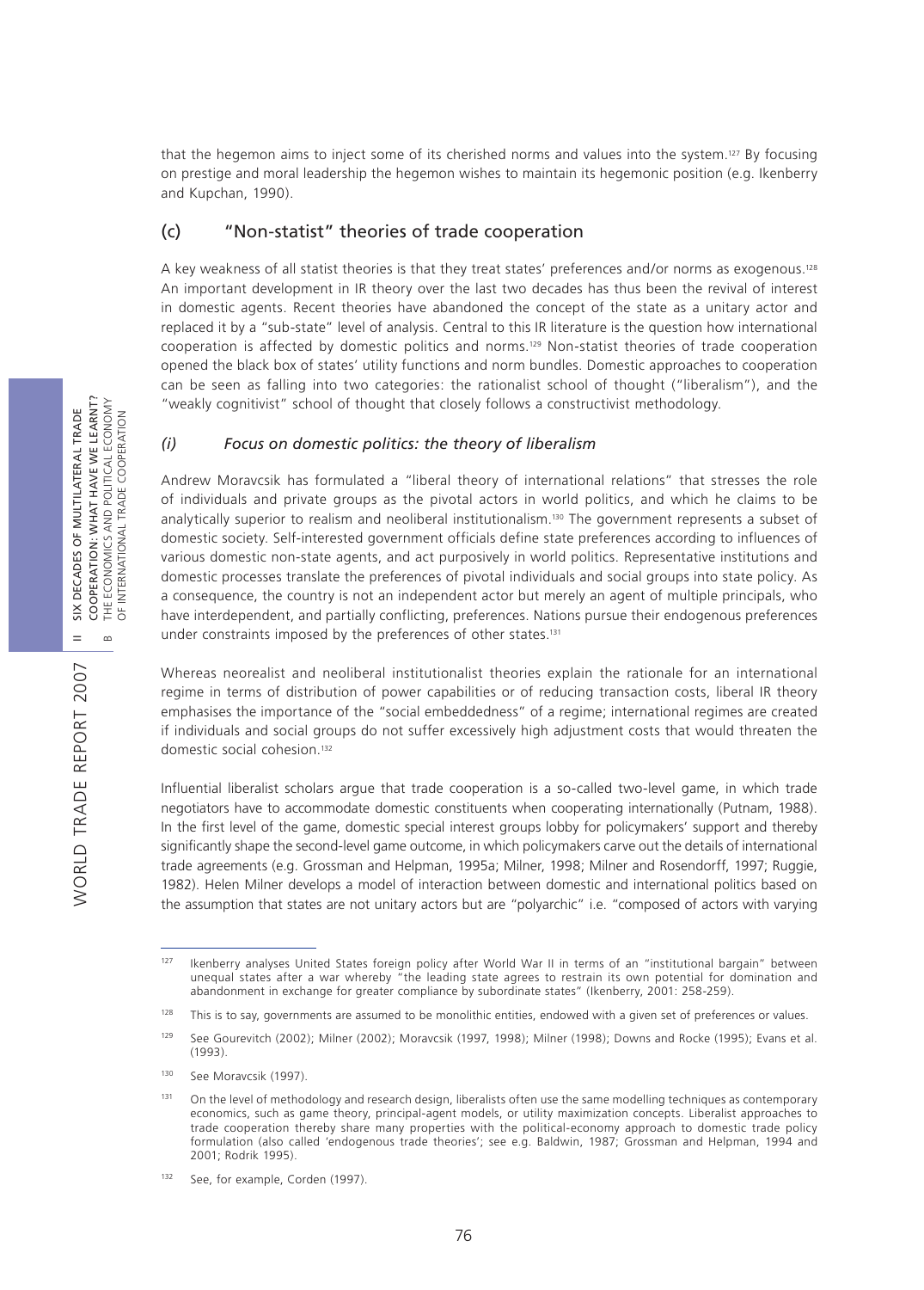that the hegemon aims to inject some of its cherished norms and values into the system.[127] By focusing on prestige and moral leadership the hegemon wishes to maintain its hegemonic position (e.g. Ikenberry and Kupchan, 1990).

## (c) "Non-statist" theories of trade cooperation

A key weakness of all statist theories is that they treat states' preferences and/or norms as exogenous.[128] An important development in IR theory over the last two decades has thus been the revival of interest in domestic agents. Recent theories have abandoned the concept of the state as a unitary actor and replaced it by a "sub-state" level of analysis. Central to this IR literature is the question how international cooperation is affected by domestic politics and norms.[129] Non-statist theories of trade cooperation opened the black box of states' utility functions and norm bundles. Domestic approaches to cooperation can be seen as falling into two categories: the rationalist school of thought ("liberalism"), and the "weakly cognitivist" school of thought that closely follows a constructivist methodology.

### *(i) Focus on domestic politics: the theory of liberalism*

Andrew Moravcsik has formulated a "liberal theory of international relations" that stresses the role of individuals and private groups as the pivotal actors in world politics, and which he claims to be analytically superior to realism and neoliberal institutionalism.[130] The government represents a subset of domestic society. Self-interested government officials define state preferences according to influences of various domestic non-state agents, and act purposively in world politics. Representative institutions and domestic processes translate the preferences of pivotal individuals and social groups into state policy. As a consequence, the country is not an independent actor but merely an agent of multiple principals, who have interdependent, and partially conflicting, preferences. Nations pursue their endogenous preferences under constraints imposed by the preferences of other states.[131]

Whereas neorealist and neoliberal institutionalist theories explain the rationale for an international regime in terms of distribution of power capabilities or of reducing transaction costs, liberal IR theory emphasises the importance of the "social embeddedness" of a regime; international regimes are created if individuals and social groups do not suffer excessively high adjustment costs that would threaten the domestic social cohesion.[132]

Influential liberalist scholars argue that trade cooperation is a so-called two-level game, in which trade negotiators have to accommodate domestic constituents when cooperating internationally (Putnam, 1988). In the first level of the game, domestic special interest groups lobby for policymakers' support and thereby significantly shape the second-level game outcome, in which policymakers carve out the details of international trade agreements (e.g. Grossman and Helpman, 1995a; Milner, 1998; Milner and Rosendorff, 1997; Ruggie, 1982). Helen Milner develops a model of interaction between domestic and international politics based on the assumption that states are not unitary actors but are "polyarchic" i.e. "composed of actors with varying

---

[127] Ikenberry analyses United States foreign policy after World War II in terms of an "institutional bargain" between unequal states after a war whereby "the leading state agrees to restrain its own potential for domination and abandonment in exchange for greater compliance by subordinate states" (Ikenberry, 2001: 258-259).

[128] This is to say, governments are assumed to be monolithic entities, endowed with a given set of preferences or values.

[129] See Gourevitch (2002); Milner (2002); Moravcsik (1997, 1998); Milner (1998); Downs and Rocke (1995); Evans et al. (1993).

[130] See Moravcsik (1997).

[131] On the level of methodology and research design, liberalists often use the same modelling techniques as contemporary economics, such as game theory, principal-agent models, or utility maximization concepts. Liberalist approaches to trade cooperation thereby share many properties with the political-economy approach to domestic trade policy formulation (also called 'endogenous trade theories'; see e.g. Baldwin, 1987; Grossman and Helpman, 1994 and 2001; Rodrik 1995).

[132] See, for example, Corden (1997).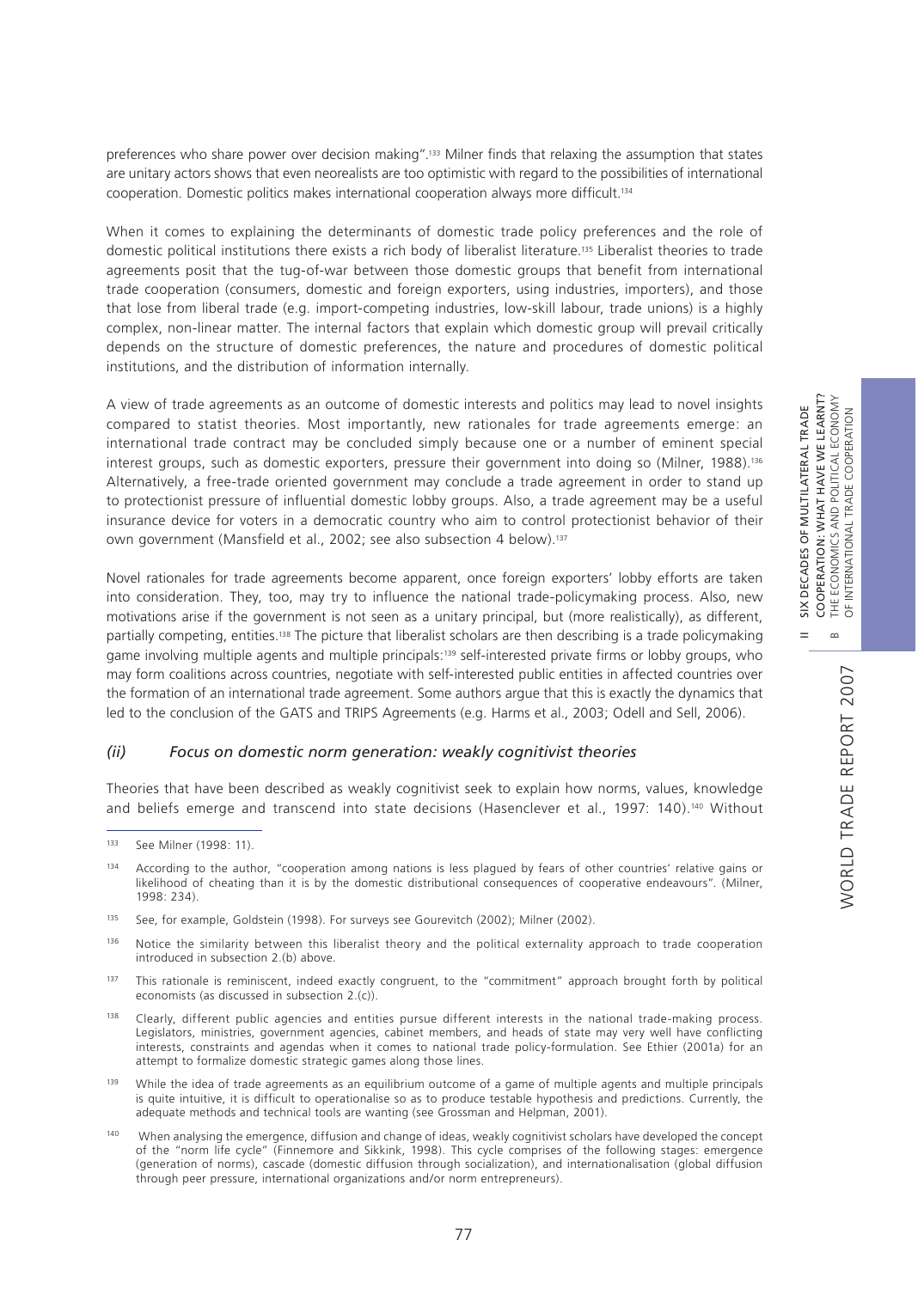preferences who share power over decision making".[133] Milner finds that relaxing the assumption that states are unitary actors shows that even neorealists are too optimistic with regard to the possibilities of international cooperation. Domestic politics makes international cooperation always more difficult.[134]

When it comes to explaining the determinants of domestic trade policy preferences and the role of domestic political institutions there exists a rich body of liberalist literature.[135] Liberalist theories to trade agreements posit that the tug-of-war between those domestic groups that benefit from international trade cooperation (consumers, domestic and foreign exporters, using industries, importers), and those that lose from liberal trade (e.g. import-competing industries, low-skill labour, trade unions) is a highly complex, non-linear matter. The internal factors that explain which domestic group will prevail critically depends on the structure of domestic preferences, the nature and procedures of domestic political institutions, and the distribution of information internally.

A view of trade agreements as an outcome of domestic interests and politics may lead to novel insights compared to statist theories. Most importantly, new rationales for trade agreements emerge: an international trade contract may be concluded simply because one or a number of eminent special interest groups, such as domestic exporters, pressure their government into doing so (Milner, 1988).[136] Alternatively, a free-trade oriented government may conclude a trade agreement in order to stand up to protectionist pressure of influential domestic lobby groups. Also, a trade agreement may be a useful insurance device for voters in a democratic country who aim to control protectionist behavior of their own government (Mansfield et al., 2002; see also subsection 4 below).[137]

Novel rationales for trade agreements become apparent, once foreign exporters' lobby efforts are taken into consideration. They, too, may try to influence the national trade-policymaking process. Also, new motivations arise if the government is not seen as a unitary principal, but (more realistically), as different, partially competing, entities.[138] The picture that liberalist scholars are then describing is a trade policymaking game involving multiple agents and multiple principals:[139] self-interested private firms or lobby groups, who may form coalitions across countries, negotiate with self-interested public entities in affected countries over the formation of an international trade agreement. Some authors argue that this is exactly the dynamics that led to the conclusion of the GATS and TRIPS Agreements (e.g. Harms et al., 2003; Odell and Sell, 2006).

### *(ii) Focus on domestic norm generation: weakly cognitivist theories*

Theories that have been described as weakly cognitivist seek to explain how norms, values, knowledge and beliefs emerge and transcend into state decisions (Hasenclever et al., 1997: 140).[140] Without

---

[133] See Milner (1998: 11).

[134] According to the author, "cooperation among nations is less plagued by fears of other countries' relative gains or likelihood of cheating than it is by the domestic distributional consequences of cooperative endeavours". (Milner, 1998: 234).

[135] See, for example, Goldstein (1998). For surveys see Gourevitch (2002); Milner (2002).

[136] Notice the similarity between this liberalist theory and the political externality approach to trade cooperation introduced in subsection 2.(b) above.

[137] This rationale is reminiscent, indeed exactly congruent, to the "commitment" approach brought forth by political economists (as discussed in subsection 2.(c)).

[138] Clearly, different public agencies and entities pursue different interests in the national trade-making process. Legislators, ministries, government agencies, cabinet members, and heads of state may very well have conflicting interests, constraints and agendas when it comes to national trade policy-formulation. See Ethier (2001a) for an attempt to formalize domestic strategic games along those lines.

[139] While the idea of trade agreements as an equilibrium outcome of a game of multiple agents and multiple principals is quite intuitive, it is difficult to operationalise so as to produce testable hypothesis and predictions. Currently, the adequate methods and technical tools are wanting (see Grossman and Helpman, 2001).

[140] When analysing the emergence, diffusion and change of ideas, weakly cognitivist scholars have developed the concept of the "norm life cycle" (Finnemore and Sikkink, 1998). This cycle comprises of the following stages: emergence (generation of norms), cascade (domestic diffusion through socialization), and internationalisation (global diffusion through peer pressure, international organizations and/or norm entrepreneurs).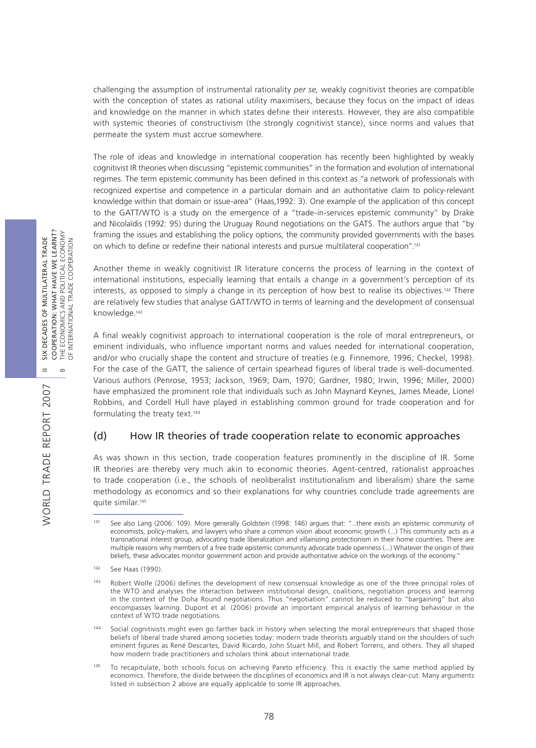challenging the assumption of instrumental rationality *per se,* weakly cognitivist theories are compatible with the conception of states as rational utility maximisers, because they focus on the impact of ideas and knowledge on the manner in which states define their interests. However, they are also compatible with systemic theories of constructivism (the strongly cognitivist stance), since norms and values that permeate the system must accrue somewhere.

The role of ideas and knowledge in international cooperation has recently been highlighted by weakly cognitivist IR theories when discussing "epistemic communities" in the formation and evolution of international regimes. The term epistemic community has been defined in this context as "a network of professionals with recognized expertise and competence in a particular domain and an authoritative claim to policy-relevant knowledge within that domain or issue-area" (Haas,1992: 3). One example of the application of this concept to the GATT/WTO is a study on the emergence of a "trade-in-services epistemic community" by Drake and Nicolaïdis (1992: 95) during the Uruguay Round negotiations on the GATS. The authors argue that "by framing the issues and establishing the policy options, the community provided governments with the bases on which to define or redefine their national interests and pursue multilateral cooperation".[141]

Another theme in weakly cognitivist IR literature concerns the process of learning in the context of international institutions, especially learning that entails a change in a government's perception of its interests, as opposed to simply a change in its perception of how best to realise its objectives.[142] There are relatively few studies that analyse GATT/WTO in terms of learning and the development of consensual knowledge.[143]

A final weakly cognitivist approach to international cooperation is the role of moral entrepreneurs, or eminent individuals, who influence important norms and values needed for international cooperation, and/or who crucially shape the content and structure of treaties (e.g. Finnemore, 1996; Checkel, 1998). For the case of the GATT, the salience of certain spearhead figures of liberal trade is well-documented. Various authors (Penrose, 1953; Jackson, 1969; Dam, 1970; Gardner, 1980; Irwin, 1996; Miller, 2000) have emphasized the prominent role that individuals such as John Maynard Keynes, James Meade, Lionel Robbins, and Cordell Hull have played in establishing common ground for trade cooperation and for formulating the treaty text.[144]

### (d) How IR theories of trade cooperation relate to economic approaches

As was shown in this section, trade cooperation features prominently in the discipline of IR. Some IR theories are thereby very much akin to economic theories. Agent-centred, rationalist approaches to trade cooperation (i.e., the schools of neoliberalist institutionalism and liberalism) share the same methodology as economics and so their explanations for why countries conclude trade agreements are quite similar.[145]

---

[141] See also Lang (2006: 109). More generally Goldstein (1998: 146) argues that: "...there exists an epistemic community of economists, policy-makers, and lawyers who share a common vision about economic growth (...) This community acts as a transnational interest group, advocating trade liberalization and villainizing protectionism in their home countries. There are multiple reasons why members of a free trade epistemic community advocate trade openness (...) Whatever the origin of their beliefs, these advocates monitor government action and provide authoritative advice on the workings of the economy."

[142] See Haas (1990).

[143] Robert Wolfe (2006) defines the development of new consensual knowledge as one of the three principal roles of the WTO and analyses the interaction between institutional design, coalitions, negotiation process and learning in the context of the Doha Round negotiations. Thus "negotiation" cannot be reduced to "bargaining" but also encompasses learning. Dupont et al. (2006) provide an important empirical analysis of learning behaviour in the context of WTO trade negotiations.

[144] Social cognitivists might even go farther back in history when selecting the moral entrepreneurs that shaped those beliefs of liberal trade shared among societies today: modern trade theorists arguably stand on the shoulders of such eminent figures as René Descartes, David Ricardo, John Stuart Mill, and Robert Torrens, and others. They all shaped how modern trade practitioners and scholars think about international trade.

[145] To recapitulate, both schools focus on achieving Pareto efficiency. This is exactly the same method applied by economics. Therefore, the divide between the disciplines of economics and IR is not always clear-cut. Many arguments listed in subsection 2 above are equally applicable to some IR approaches.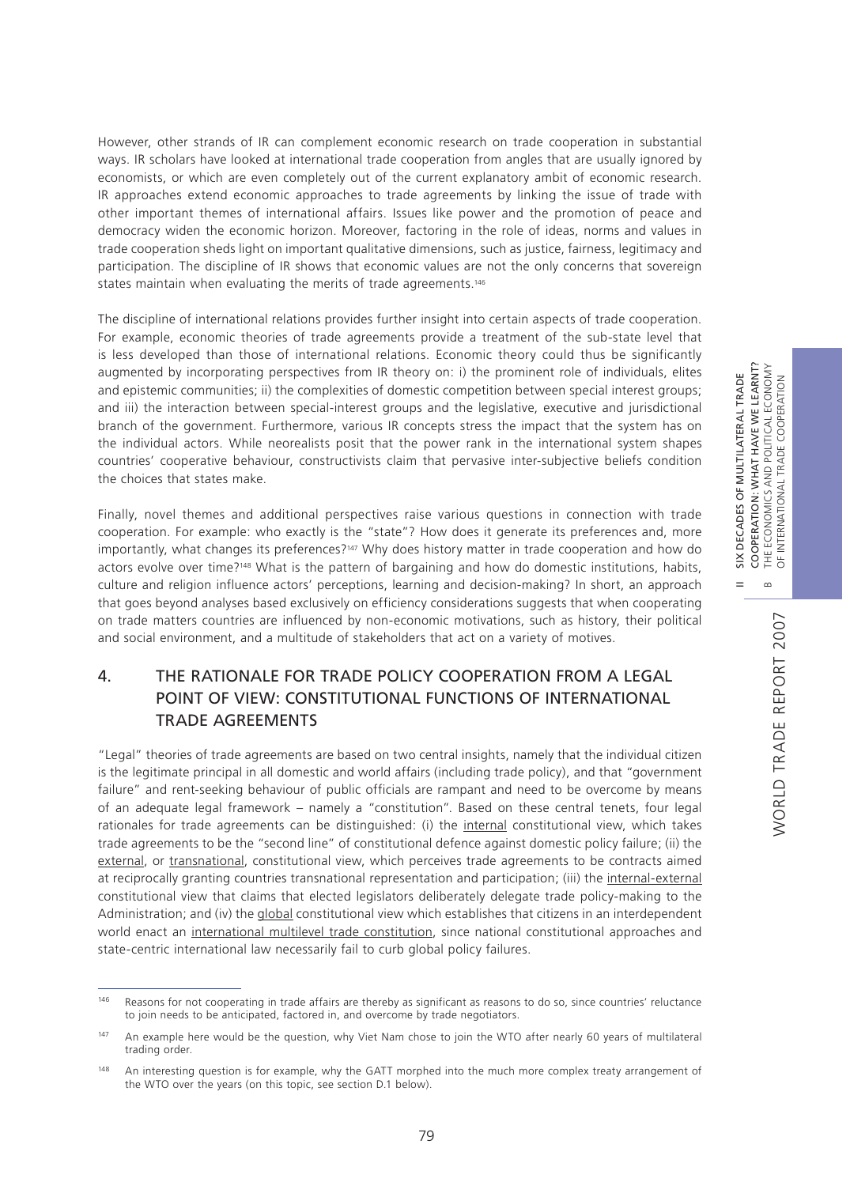However, other strands of IR can complement economic research on trade cooperation in substantial ways. IR scholars have looked at international trade cooperation from angles that are usually ignored by economists, or which are even completely out of the current explanatory ambit of economic research. IR approaches extend economic approaches to trade agreements by linking the issue of trade with other important themes of international affairs. Issues like power and the promotion of peace and democracy widen the economic horizon. Moreover, factoring in the role of ideas, norms and values in trade cooperation sheds light on important qualitative dimensions, such as justice, fairness, legitimacy and participation. The discipline of IR shows that economic values are not the only concerns that sovereign states maintain when evaluating the merits of trade agreements.[146]

The discipline of international relations provides further insight into certain aspects of trade cooperation. For example, economic theories of trade agreements provide a treatment of the sub-state level that is less developed than those of international relations. Economic theory could thus be significantly augmented by incorporating perspectives from IR theory on: i) the prominent role of individuals, elites and epistemic communities; ii) the complexities of domestic competition between special interest groups; and iii) the interaction between special-interest groups and the legislative, executive and jurisdictional branch of the government. Furthermore, various IR concepts stress the impact that the system has on the individual actors. While neorealists posit that the power rank in the international system shapes countries' cooperative behaviour, constructivists claim that pervasive inter-subjective beliefs condition the choices that states make.

Finally, novel themes and additional perspectives raise various questions in connection with trade cooperation. For example: who exactly is the "state"? How does it generate its preferences and, more importantly, what changes its preferences?[147] Why does history matter in trade cooperation and how do actors evolve over time?[148] What is the pattern of bargaining and how do domestic institutions, habits, culture and religion influence actors' perceptions, learning and decision-making? In short, an approach that goes beyond analyses based exclusively on efficiency considerations suggests that when cooperating on trade matters countries are influenced by non-economic motivations, such as history, their political and social environment, and a multitude of stakeholders that act on a variety of motives.

## 4. THE RATIONALE FOR TRADE POLICY COOPERATION FROM A LEGAL POINT OF VIEW: CONSTITUTIONAL FUNCTIONS OF INTERNATIONAL TRADE AGREEMENTS

"Legal" theories of trade agreements are based on two central insights, namely that the individual citizen is the legitimate principal in all domestic and world affairs (including trade policy), and that "government failure" and rent-seeking behaviour of public officials are rampant and need to be overcome by means of an adequate legal framework – namely a "constitution". Based on these central tenets, four legal rationales for trade agreements can be distinguished: (i) the internal constitutional view, which takes trade agreements to be the "second line" of constitutional defence against domestic policy failure; (ii) the external, or transnational, constitutional view, which perceives trade agreements to be contracts aimed at reciprocally granting countries transnational representation and participation; (iii) the internal-external constitutional view that claims that elected legislators deliberately delegate trade policy-making to the Administration; and (iv) the global constitutional view which establishes that citizens in an interdependent world enact an international multilevel trade constitution, since national constitutional approaches and state-centric international law necessarily fail to curb global policy failures.

---

[146] Reasons for not cooperating in trade affairs are thereby as significant as reasons to do so, since countries' reluctance to join needs to be anticipated, factored in, and overcome by trade negotiators.

[147] An example here would be the question, why Viet Nam chose to join the WTO after nearly 60 years of multilateral trading order.

[148] An interesting question is for example, why the GATT morphed into the much more complex treaty arrangement of the WTO over the years (on this topic, see section D.1 below).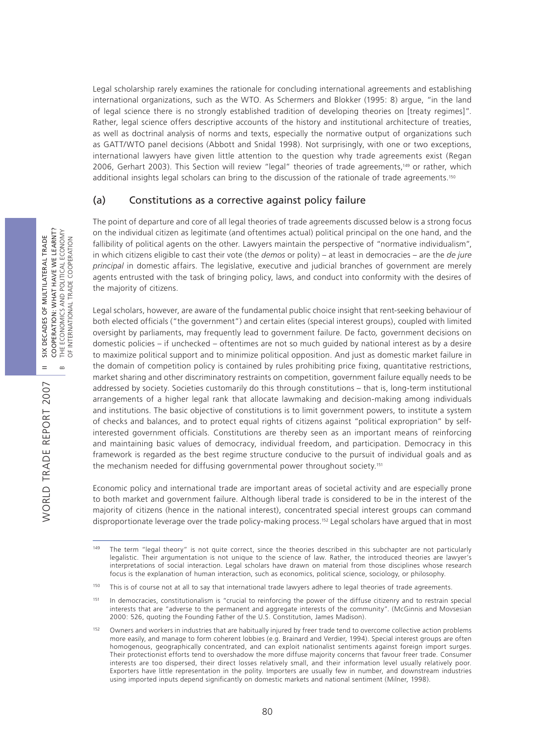Legal scholarship rarely examines the rationale for concluding international agreements and establishing international organizations, such as the WTO. As Schermers and Blokker (1995: 8) argue, "in the land of legal science there is no strongly established tradition of developing theories on [treaty regimes]". Rather, legal science offers descriptive accounts of the history and institutional architecture of treaties, as well as doctrinal analysis of norms and texts, especially the normative output of organizations such as GATT/WTO panel decisions (Abbott and Snidal 1998). Not surprisingly, with one or two exceptions, international lawyers have given little attention to the question why trade agreements exist (Regan 2006, Gerhart 2003). This Section will review "legal" theories of trade agreements,[149] or rather, which additional insights legal scholars can bring to the discussion of the rationale of trade agreements.[150]

## (a) Constitutions as a corrective against policy failure

The point of departure and core of all legal theories of trade agreements discussed below is a strong focus on the individual citizen as legitimate (and oftentimes actual) political principal on the one hand, and the fallibility of political agents on the other. Lawyers maintain the perspective of "normative individualism", in which citizens eligible to cast their vote (the *demos* or polity) – at least in democracies – are the *de jure principal* in domestic affairs. The legislative, executive and judicial branches of government are merely agents entrusted with the task of bringing policy, laws, and conduct into conformity with the desires of the majority of citizens.

Legal scholars, however, are aware of the fundamental public choice insight that rent-seeking behaviour of both elected officials ("the government") and certain elites (special interest groups), coupled with limited oversight by parliaments, may frequently lead to government failure. De facto*,* government decisions on domestic policies – if unchecked – oftentimes are not so much guided by national interest as by a desire to maximize political support and to minimize political opposition. And just as domestic market failure in the domain of competition policy is contained by rules prohibiting price fixing, quantitative restrictions, market sharing and other discriminatory restraints on competition, government failure equally needs to be addressed by society. Societies customarily do this through constitutions – that is, long-term institutional arrangements of a higher legal rank that allocate lawmaking and decision-making among individuals and institutions. The basic objective of constitutions is to limit government powers, to institute a system of checks and balances, and to protect equal rights of citizens against "political expropriation" by self-interested government officials. Constitutions are thereby seen as an important means of reinforcing and maintaining basic values of democracy, individual freedom, and participation. Democracy in this framework is regarded as the best regime structure conducive to the pursuit of individual goals and as the mechanism needed for diffusing governmental power throughout society.[151]

Economic policy and international trade are important areas of societal activity and are especially prone to both market and government failure. Although liberal trade is considered to be in the interest of the majority of citizens (hence in the national interest), concentrated special interest groups can command disproportionate leverage over the trade policy-making process.[152] Legal scholars have argued that in most

---

[149] The term "legal theory" is not quite correct, since the theories described in this subchapter are not particularly legalistic. Their argumentation is not unique to the science of law. Rather, the introduced theories are lawyer's interpretations of social interaction. Legal scholars have drawn on material from those disciplines whose research focus is the explanation of human interaction, such as economics, political science, sociology, or philosophy.

[150] This is of course not at all to say that international trade lawyers adhere to legal theories of trade agreements.

[151] In democracies, constitutionalism is "crucial to reinforcing the power of the diffuse citizenry and to restrain special interests that are "adverse to the permanent and aggregate interests of the community". (McGinnis and Movsesian 2000: 526, quoting the Founding Father of the U.S. Constitution, James Madison).

[152] Owners and workers in industries that are habitually injured by freer trade tend to overcome collective action problems more easily, and manage to form coherent lobbies (e.g. Brainard and Verdier, 1994). Special interest groups are often homogenous, geographically concentrated, and can exploit nationalist sentiments against foreign import surges. Their protectionist efforts tend to overshadow the more diffuse majority concerns that favour freer trade. Consumer interests are too dispersed, their direct losses relatively small, and their information level usually relatively poor. Exporters have little representation in the polity. Importers are usually few in number, and downstream industries using imported inputs depend significantly on domestic markets and national sentiment (Milner, 1998).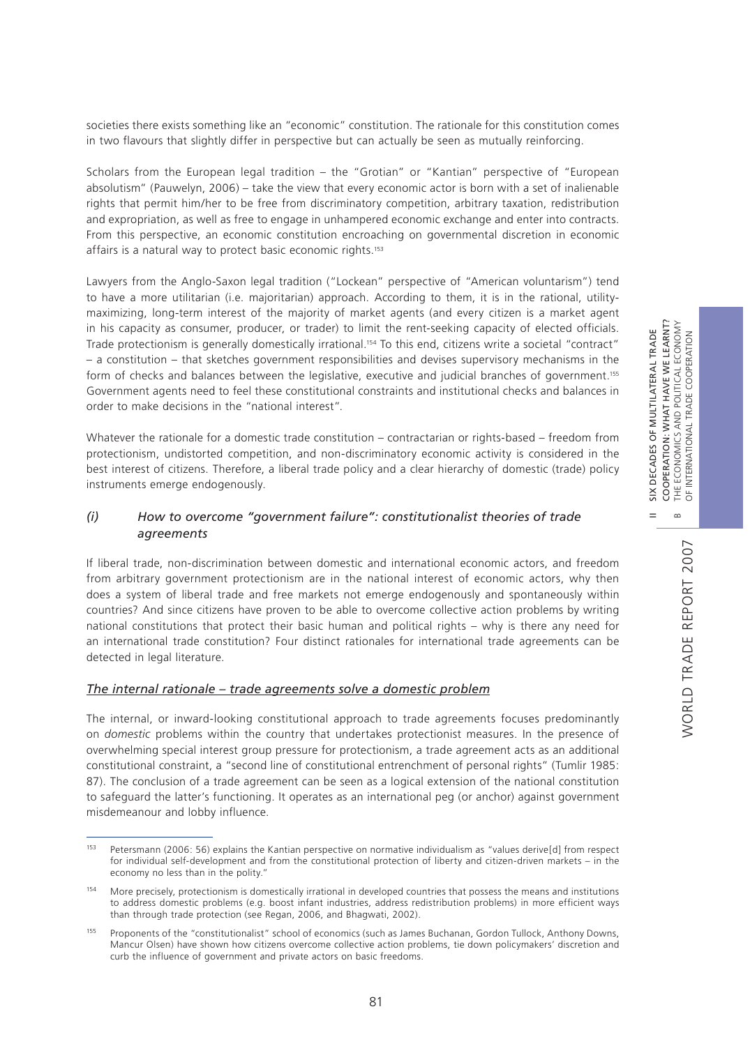societies there exists something like an "economic" constitution. The rationale for this constitution comes in two flavours that slightly differ in perspective but can actually be seen as mutually reinforcing.

Scholars from the European legal tradition – the "Grotian" or "Kantian" perspective of "European absolutism" (Pauwelyn, 2006) – take the view that every economic actor is born with a set of inalienable rights that permit him/her to be free from discriminatory competition, arbitrary taxation, redistribution and expropriation, as well as free to engage in unhampered economic exchange and enter into contracts. From this perspective, an economic constitution encroaching on governmental discretion in economic affairs is a natural way to protect basic economic rights.[153]

Lawyers from the Anglo-Saxon legal tradition ("Lockean" perspective of "American voluntarism") tend to have a more utilitarian (i.e. majoritarian) approach. According to them, it is in the rational, utility-maximizing, long-term interest of the majority of market agents (and every citizen is a market agent in his capacity as consumer, producer, or trader) to limit the rent-seeking capacity of elected officials. Trade protectionism is generally domestically irrational.[154] To this end, citizens write a societal "contract" – a constitution – that sketches government responsibilities and devises supervisory mechanisms in the form of checks and balances between the legislative, executive and judicial branches of government.[155] Government agents need to feel these constitutional constraints and institutional checks and balances in order to make decisions in the "national interest".

Whatever the rationale for a domestic trade constitution – contractarian or rights-based – freedom from protectionism, undistorted competition, and non-discriminatory economic activity is considered in the best interest of citizens. Therefore, a liberal trade policy and a clear hierarchy of domestic (trade) policy instruments emerge endogenously.

### *(i) How to overcome "government failure": constitutionalist theories of trade agreements*

If liberal trade, non-discrimination between domestic and international economic actors, and freedom from arbitrary government protectionism are in the national interest of economic actors, why then does a system of liberal trade and free markets not emerge endogenously and spontaneously within countries? And since citizens have proven to be able to overcome collective action problems by writing national constitutions that protect their basic human and political rights – why is there any need for an international trade constitution? Four distinct rationales for international trade agreements can be detected in legal literature.

#### *The internal rationale – trade agreements solve a domestic problem*

The internal, or inward-looking constitutional approach to trade agreements focuses predominantly on *domestic* problems within the country that undertakes protectionist measures. In the presence of overwhelming special interest group pressure for protectionism, a trade agreement acts as an additional constitutional constraint, a "second line of constitutional entrenchment of personal rights" (Tumlir 1985: 87). The conclusion of a trade agreement can be seen as a logical extension of the national constitution to safeguard the latter's functioning. It operates as an international peg (or anchor) against government misdemeanour and lobby influence.

---

[153] Petersmann (2006: 56) explains the Kantian perspective on normative individualism as "values derive[d] from respect for individual self-development and from the constitutional protection of liberty and citizen-driven markets – in the economy no less than in the polity."

[154] More precisely, protectionism is domestically irrational in developed countries that possess the means and institutions to address domestic problems (e.g. boost infant industries, address redistribution problems) in more efficient ways than through trade protection (see Regan, 2006, and Bhagwati, 2002).

[155] Proponents of the "constitutionalist" school of economics (such as James Buchanan, Gordon Tullock, Anthony Downs, Mancur Olsen) have shown how citizens overcome collective action problems, tie down policymakers' discretion and curb the influence of government and private actors on basic freedoms.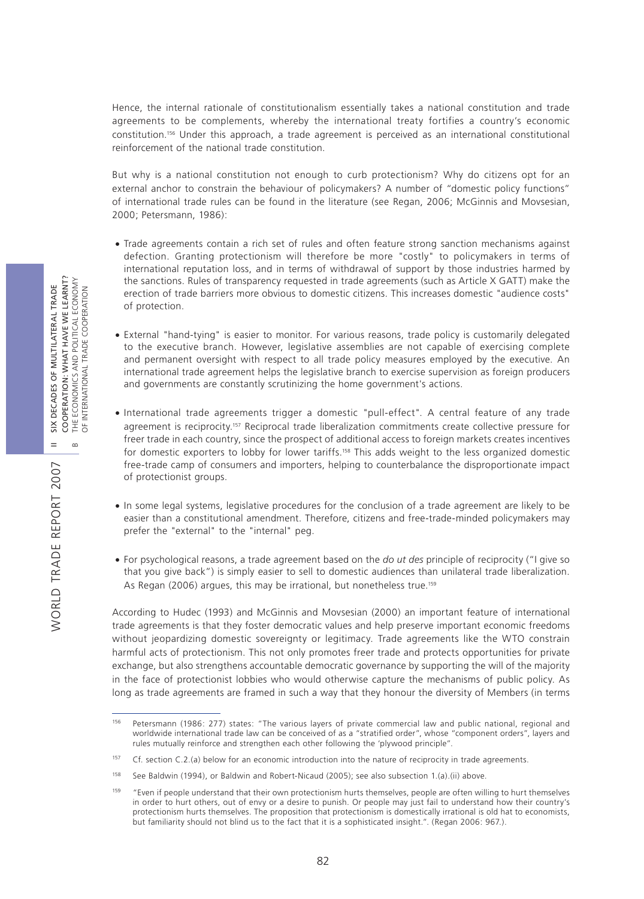Hence, the internal rationale of constitutionalism essentially takes a national constitution and trade agreements to be complements, whereby the international treaty fortifies a country's economic constitution.[156] Under this approach, a trade agreement is perceived as an international constitutional reinforcement of the national trade constitution.

But why is a national constitution not enough to curb protectionism? Why do citizens opt for an external anchor to constrain the behaviour of policymakers? A number of "domestic policy functions" of international trade rules can be found in the literature (see Regan, 2006; McGinnis and Movsesian, 2000; Petersmann, 1986):

- Trade agreements contain a rich set of rules and often feature strong sanction mechanisms against defection. Granting protectionism will therefore be more "costly" to policymakers in terms of international reputation loss, and in terms of withdrawal of support by those industries harmed by the sanctions. Rules of transparency requested in trade agreements (such as Article X GATT) make the erection of trade barriers more obvious to domestic citizens. This increases domestic "audience costs" of protection.

- External "hand-tying" is easier to monitor. For various reasons, trade policy is customarily delegated to the executive branch. However, legislative assemblies are not capable of exercising complete and permanent oversight with respect to all trade policy measures employed by the executive. An international trade agreement helps the legislative branch to exercise supervision as foreign producers and governments are constantly scrutinizing the home government's actions.

- International trade agreements trigger a domestic "pull-effect". A central feature of any trade agreement is reciprocity.[157] Reciprocal trade liberalization commitments create collective pressure for freer trade in each country, since the prospect of additional access to foreign markets creates incentives for domestic exporters to lobby for lower tariffs.[158] This adds weight to the less organized domestic free-trade camp of consumers and importers, helping to counterbalance the disproportionate impact of protectionist groups.

- In some legal systems, legislative procedures for the conclusion of a trade agreement are likely to be easier than a constitutional amendment. Therefore, citizens and free-trade-minded policymakers may prefer the "external" to the "internal" peg.

- For psychological reasons, a trade agreement based on the *do ut des* principle of reciprocity ("I give so that you give back") is simply easier to sell to domestic audiences than unilateral trade liberalization. As Regan (2006) argues, this may be irrational, but nonetheless true.[159]

According to Hudec (1993) and McGinnis and Movsesian (2000) an important feature of international trade agreements is that they foster democratic values and help preserve important economic freedoms without jeopardizing domestic sovereignty or legitimacy. Trade agreements like the WTO constrain harmful acts of protectionism. This not only promotes freer trade and protects opportunities for private exchange, but also strengthens accountable democratic governance by supporting the will of the majority in the face of protectionist lobbies who would otherwise capture the mechanisms of public policy. As long as trade agreements are framed in such a way that they honour the diversity of Members (in terms

---

[156] Petersmann (1986: 277) states: "The various layers of private commercial law and public national, regional and worldwide international trade law can be conceived of as a "stratified order", whose "component orders", layers and rules mutually reinforce and strengthen each other following the 'plywood principle".

[157] Cf. section C.2.(a) below for an economic introduction into the nature of reciprocity in trade agreements.

[158] See Baldwin (1994), or Baldwin and Robert-Nicaud (2005); see also subsection 1.(a).(ii) above.

[159] "Even if people understand that their own protectionism hurts themselves, people are often willing to hurt themselves in order to hurt others, out of envy or a desire to punish. Or people may just fail to understand how their country's protectionism hurts themselves. The proposition that protectionism is domestically irrational is old hat to economists, but familiarity should not blind us to the fact that it is a sophisticated insight.". (Regan 2006: 967.).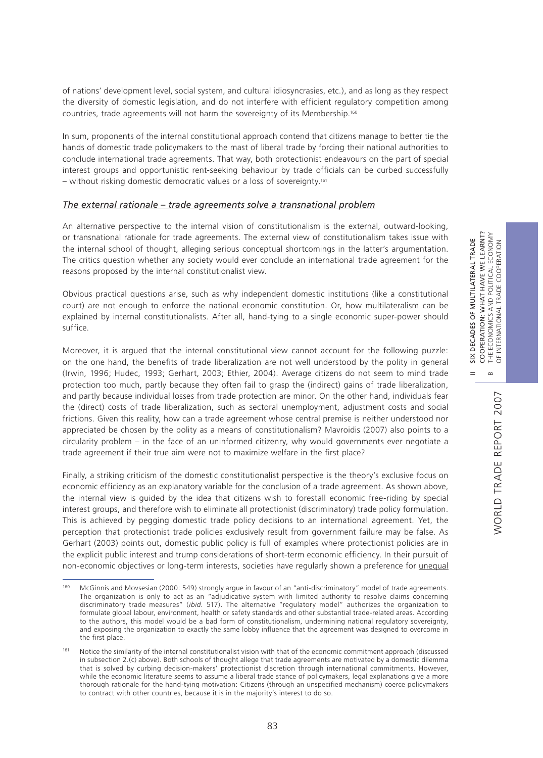of nations' development level, social system, and cultural idiosyncrasies, etc.), and as long as they respect the diversity of domestic legislation, and do not interfere with efficient regulatory competition among countries, trade agreements will not harm the sovereignty of its Membership.[160]

In sum, proponents of the internal constitutional approach contend that citizens manage to better tie the hands of domestic trade policymakers to the mast of liberal trade by forcing their national authorities to conclude international trade agreements. That way, both protectionist endeavours on the part of special interest groups and opportunistic rent-seeking behaviour by trade officials can be curbed successfully – without risking domestic democratic values or a loss of sovereignty.[161]

### *The external rationale – trade agreements solve a transnational problem*

An alternative perspective to the internal vision of constitutionalism is the external, outward-looking, or transnational rationale for trade agreements. The external view of constitutionalism takes issue with the internal school of thought, alleging serious conceptual shortcomings in the latter's argumentation. The critics question whether any society would ever conclude an international trade agreement for the reasons proposed by the internal constitutionalist view.

Obvious practical questions arise, such as why independent domestic institutions (like a constitutional court) are not enough to enforce the national economic constitution. Or, how multilateralism can be explained by internal constitutionalists. After all, hand-tying to a single economic super-power should suffice.

Moreover, it is argued that the internal constitutional view cannot account for the following puzzle: on the one hand, the benefits of trade liberalization are not well understood by the polity in general (Irwin, 1996; Hudec, 1993; Gerhart, 2003; Ethier, 2004). Average citizens do not seem to mind trade protection too much, partly because they often fail to grasp the (indirect) gains of trade liberalization, and partly because individual losses from trade protection are minor. On the other hand, individuals fear the (direct) costs of trade liberalization, such as sectoral unemployment, adjustment costs and social frictions. Given this reality, how can a trade agreement whose central premise is neither understood nor appreciated be chosen by the polity as a means of constitutionalism? Mavroidis (2007) also points to a circularity problem – in the face of an uninformed citizenry, why would governments ever negotiate a trade agreement if their true aim were not to maximize welfare in the first place?

Finally, a striking criticism of the domestic constitutionalist perspective is the theory's exclusive focus on economic efficiency as an explanatory variable for the conclusion of a trade agreement. As shown above, the internal view is guided by the idea that citizens wish to forestall economic free-riding by special interest groups, and therefore wish to eliminate all protectionist (discriminatory) trade policy formulation. This is achieved by pegging domestic trade policy decisions to an international agreement. Yet, the perception that protectionist trade policies exclusively result from government failure may be false. As Gerhart (2003) points out, domestic public policy is full of examples where protectionist policies are in the explicit public interest and trump considerations of short-term economic efficiency. In their pursuit of non-economic objectives or long-term interests, societies have regularly shown a preference for unequal

---

[160] McGinnis and Movsesian (2000: 549) strongly argue in favour of an "anti-discriminatory" model of trade agreements. The organization is only to act as an "adjudicative system with limited authority to resolve claims concerning discriminatory trade measures" (*ibid.* 517). The alternative "regulatory model" authorizes the organization to formulate global labour, environment, health or safety standards and other substantial trade-related areas. According to the authors, this model would be a bad form of constitutionalism, undermining national regulatory sovereignty, and exposing the organization to exactly the same lobby influence that the agreement was designed to overcome in the first place.

[161] Notice the similarity of the internal constitutionalist vision with that of the economic commitment approach (discussed in subsection 2.(c) above). Both schools of thought allege that trade agreements are motivated by a domestic dilemma that is solved by curbing decision-makers' protectionist discretion through international commitments. However, while the economic literature seems to assume a liberal trade stance of policymakers, legal explanations give a more thorough rationale for the hand-tying motivation: Citizens (through an unspecified mechanism) coerce policymakers to contract with other countries, because it is in the majority's interest to do so.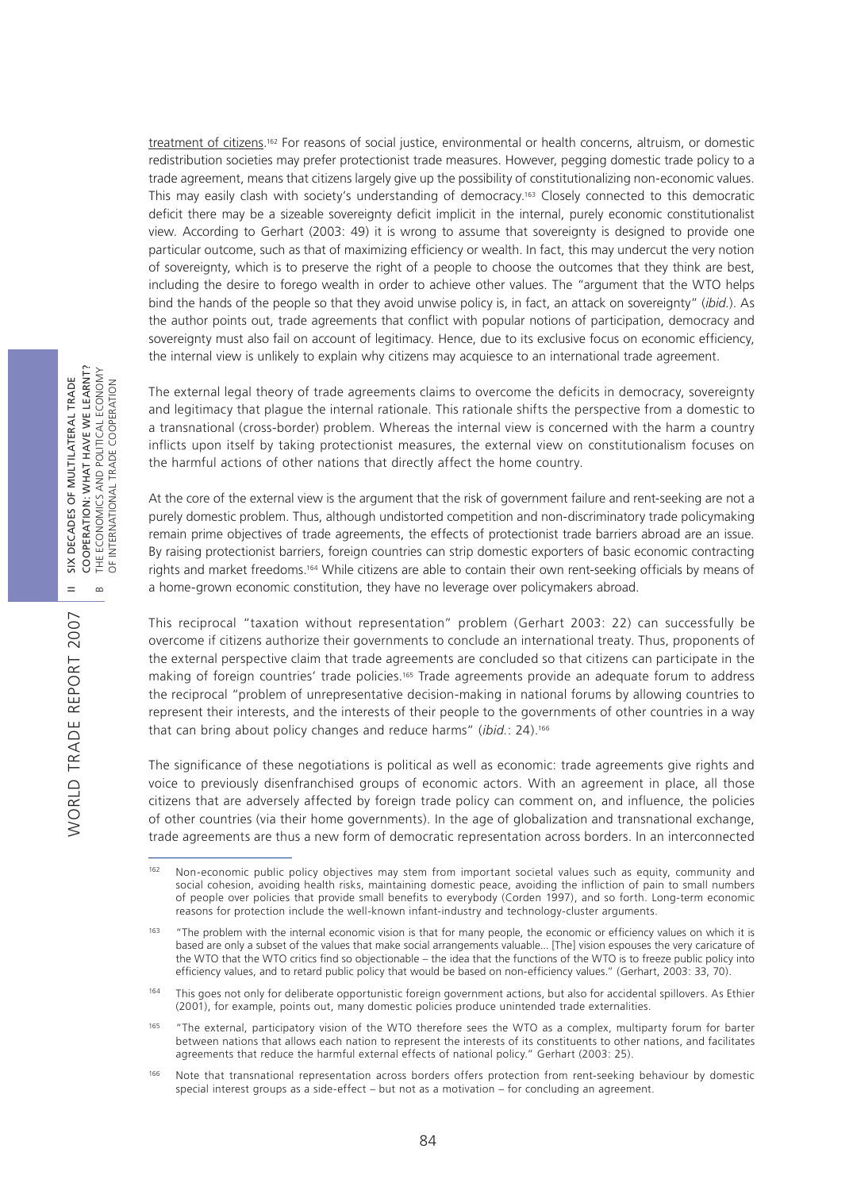treatment of citizens.[162] For reasons of social justice, environmental or health concerns, altruism, or domestic redistribution societies may prefer protectionist trade measures. However, pegging domestic trade policy to a trade agreement, means that citizens largely give up the possibility of constitutionalizing non-economic values. This may easily clash with society's understanding of democracy.[163] Closely connected to this democratic deficit there may be a sizeable sovereignty deficit implicit in the internal, purely economic constitutionalist view. According to Gerhart (2003: 49) it is wrong to assume that sovereignty is designed to provide one particular outcome, such as that of maximizing efficiency or wealth. In fact, this may undercut the very notion of sovereignty, which is to preserve the right of a people to choose the outcomes that they think are best, including the desire to forego wealth in order to achieve other values. The "argument that the WTO helps bind the hands of the people so that they avoid unwise policy is, in fact, an attack on sovereignty" (*ibid.*). As the author points out, trade agreements that conflict with popular notions of participation, democracy and sovereignty must also fail on account of legitimacy. Hence, due to its exclusive focus on economic efficiency, the internal view is unlikely to explain why citizens may acquiesce to an international trade agreement.

The external legal theory of trade agreements claims to overcome the deficits in democracy, sovereignty and legitimacy that plague the internal rationale. This rationale shifts the perspective from a domestic to a transnational (cross-border) problem. Whereas the internal view is concerned with the harm a country inflicts upon itself by taking protectionist measures, the external view on constitutionalism focuses on the harmful actions of other nations that directly affect the home country.

At the core of the external view is the argument that the risk of government failure and rent-seeking are not a purely domestic problem. Thus, although undistorted competition and non-discriminatory trade policymaking remain prime objectives of trade agreements, the effects of protectionist trade barriers abroad are an issue. By raising protectionist barriers, foreign countries can strip domestic exporters of basic economic contracting rights and market freedoms.[164] While citizens are able to contain their own rent-seeking officials by means of a home-grown economic constitution, they have no leverage over policymakers abroad.

This reciprocal "taxation without representation" problem (Gerhart 2003: 22) can successfully be overcome if citizens authorize their governments to conclude an international treaty. Thus, proponents of the external perspective claim that trade agreements are concluded so that citizens can participate in the making of foreign countries' trade policies.[165] Trade agreements provide an adequate forum to address the reciprocal "problem of unrepresentative decision-making in national forums by allowing countries to represent their interests, and the interests of their people to the governments of other countries in a way that can bring about policy changes and reduce harms" (*ibid.*: 24).[166]

The significance of these negotiations is political as well as economic: trade agreements give rights and voice to previously disenfranchised groups of economic actors. With an agreement in place, all those citizens that are adversely affected by foreign trade policy can comment on, and influence, the policies of other countries (via their home governments). In the age of globalization and transnational exchange, trade agreements are thus a new form of democratic representation across borders. In an interconnected

---

[162] Non-economic public policy objectives may stem from important societal values such as equity, community and social cohesion, avoiding health risks, maintaining domestic peace, avoiding the infliction of pain to small numbers of people over policies that provide small benefits to everybody (Corden 1997), and so forth. Long-term economic reasons for protection include the well-known infant-industry and technology-cluster arguments.

[163] "The problem with the internal economic vision is that for many people, the economic or efficiency values on which it is based are only a subset of the values that make social arrangements valuable... [The] vision espouses the very caricature of the WTO that the WTO critics find so objectionable – the idea that the functions of the WTO is to freeze public policy into efficiency values, and to retard public policy that would be based on non-efficiency values." (Gerhart, 2003: 33, 70).

[164] This goes not only for deliberate opportunistic foreign government actions, but also for accidental spillovers. As Ethier (2001), for example, points out, many domestic policies produce unintended trade externalities.

[165] "The external, participatory vision of the WTO therefore sees the WTO as a complex, multiparty forum for barter between nations that allows each nation to represent the interests of its constituents to other nations, and facilitates agreements that reduce the harmful external effects of national policy." Gerhart (2003: 25).

[166] Note that transnational representation across borders offers protection from rent-seeking behaviour by domestic special interest groups as a side-effect – but not as a motivation – for concluding an agreement.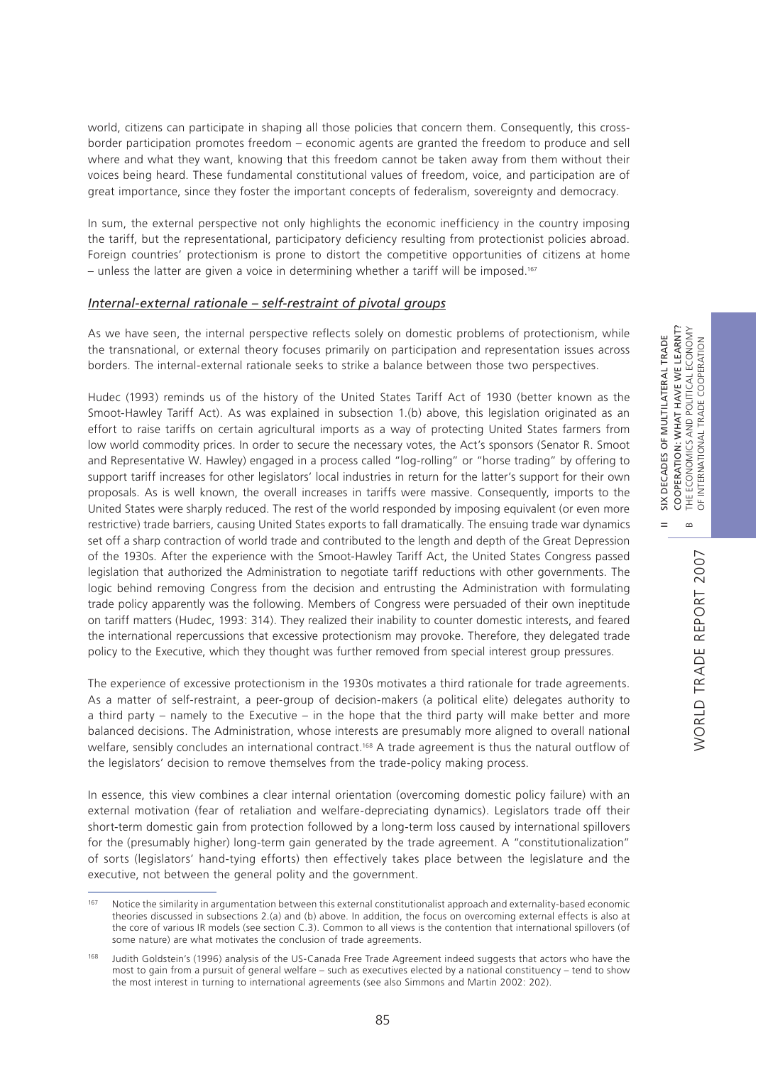world, citizens can participate in shaping all those policies that concern them. Consequently, this cross-border participation promotes freedom – economic agents are granted the freedom to produce and sell where and what they want, knowing that this freedom cannot be taken away from them without their voices being heard. These fundamental constitutional values of freedom, voice, and participation are of great importance, since they foster the important concepts of federalism, sovereignty and democracy.

In sum, the external perspective not only highlights the economic inefficiency in the country imposing the tariff, but the representational, participatory deficiency resulting from protectionist policies abroad. Foreign countries' protectionism is prone to distort the competitive opportunities of citizens at home – unless the latter are given a voice in determining whether a tariff will be imposed.[167]

*Internal-external rationale – self-restraint of pivotal groups*

As we have seen, the internal perspective reflects solely on domestic problems of protectionism, while the transnational, or external theory focuses primarily on participation and representation issues across borders. The internal-external rationale seeks to strike a balance between those two perspectives.

Hudec (1993) reminds us of the history of the United States Tariff Act of 1930 (better known as the Smoot-Hawley Tariff Act). As was explained in subsection 1.(b) above, this legislation originated as an effort to raise tariffs on certain agricultural imports as a way of protecting United States farmers from low world commodity prices. In order to secure the necessary votes, the Act's sponsors (Senator R. Smoot and Representative W. Hawley) engaged in a process called "log-rolling" or "horse trading" by offering to support tariff increases for other legislators' local industries in return for the latter's support for their own proposals. As is well known, the overall increases in tariffs were massive. Consequently, imports to the United States were sharply reduced. The rest of the world responded by imposing equivalent (or even more restrictive) trade barriers, causing United States exports to fall dramatically. The ensuing trade war dynamics set off a sharp contraction of world trade and contributed to the length and depth of the Great Depression of the 1930s. After the experience with the Smoot-Hawley Tariff Act, the United States Congress passed legislation that authorized the Administration to negotiate tariff reductions with other governments. The logic behind removing Congress from the decision and entrusting the Administration with formulating trade policy apparently was the following. Members of Congress were persuaded of their own ineptitude on tariff matters (Hudec, 1993: 314). They realized their inability to counter domestic interests, and feared the international repercussions that excessive protectionism may provoke. Therefore, they delegated trade policy to the Executive, which they thought was further removed from special interest group pressures.

The experience of excessive protectionism in the 1930s motivates a third rationale for trade agreements. As a matter of self-restraint, a peer-group of decision-makers (a political elite) delegates authority to a third party – namely to the Executive – in the hope that the third party will make better and more balanced decisions. The Administration, whose interests are presumably more aligned to overall national welfare, sensibly concludes an international contract.[168] A trade agreement is thus the natural outflow of the legislators' decision to remove themselves from the trade-policy making process.

In essence, this view combines a clear internal orientation (overcoming domestic policy failure) with an external motivation (fear of retaliation and welfare-depreciating dynamics). Legislators trade off their short-term domestic gain from protection followed by a long-term loss caused by international spillovers for the (presumably higher) long-term gain generated by the trade agreement. A "constitutionalization" of sorts (legislators' hand-tying efforts) then effectively takes place between the legislature and the executive, not between the general polity and the government.

---

[167] Notice the similarity in argumentation between this external constitutionalist approach and externality-based economic theories discussed in subsections 2.(a) and (b) above. In addition, the focus on overcoming external effects is also at the core of various IR models (see section C.3). Common to all views is the contention that international spillovers (of some nature) are what motivates the conclusion of trade agreements.

[168] Judith Goldstein's (1996) analysis of the US-Canada Free Trade Agreement indeed suggests that actors who have the most to gain from a pursuit of general welfare – such as executives elected by a national constituency – tend to show the most interest in turning to international agreements (see also Simmons and Martin 2002: 202).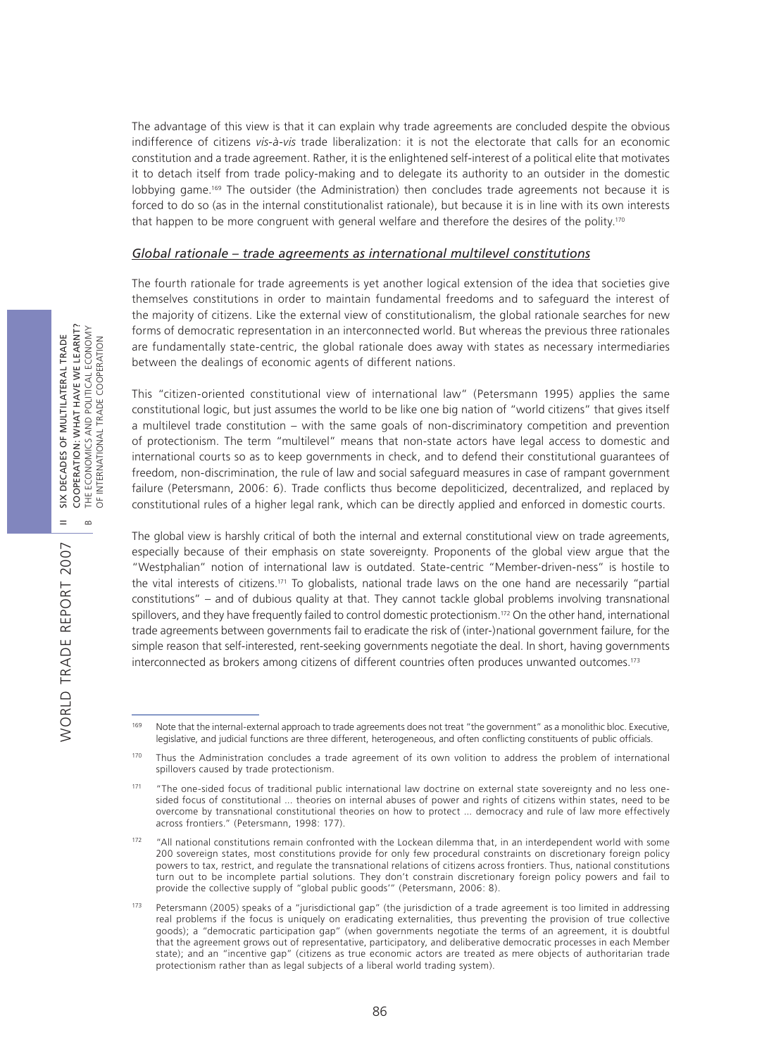The advantage of this view is that it can explain why trade agreements are concluded despite the obvious indifference of citizens *vis-à-vis* trade liberalization: it is not the electorate that calls for an economic constitution and a trade agreement. Rather, it is the enlightened self-interest of a political elite that motivates it to detach itself from trade policy-making and to delegate its authority to an outsider in the domestic lobbying game.[169] The outsider (the Administration) then concludes trade agreements not because it is forced to do so (as in the internal constitutionalist rationale), but because it is in line with its own interests that happen to be more congruent with general welfare and therefore the desires of the polity.[170]

#### *Global rationale – trade agreements as international multilevel constitutions*

The fourth rationale for trade agreements is yet another logical extension of the idea that societies give themselves constitutions in order to maintain fundamental freedoms and to safeguard the interest of the majority of citizens. Like the external view of constitutionalism, the global rationale searches for new forms of democratic representation in an interconnected world. But whereas the previous three rationales are fundamentally state-centric, the global rationale does away with states as necessary intermediaries between the dealings of economic agents of different nations.

This "citizen-oriented constitutional view of international law" (Petersmann 1995) applies the same constitutional logic, but just assumes the world to be like one big nation of "world citizens" that gives itself a multilevel trade constitution – with the same goals of non-discriminatory competition and prevention of protectionism. The term "multilevel" means that non-state actors have legal access to domestic and international courts so as to keep governments in check, and to defend their constitutional guarantees of freedom, non-discrimination, the rule of law and social safeguard measures in case of rampant government failure (Petersmann, 2006: 6). Trade conflicts thus become depoliticized, decentralized, and replaced by constitutional rules of a higher legal rank, which can be directly applied and enforced in domestic courts.

The global view is harshly critical of both the internal and external constitutional view on trade agreements, especially because of their emphasis on state sovereignty. Proponents of the global view argue that the "Westphalian" notion of international law is outdated. State-centric "Member-driven-ness" is hostile to the vital interests of citizens.[171] To globalists, national trade laws on the one hand are necessarily "partial constitutions" – and of dubious quality at that. They cannot tackle global problems involving transnational spillovers, and they have frequently failed to control domestic protectionism.[172] On the other hand, international trade agreements between governments fail to eradicate the risk of (inter-)national government failure, for the simple reason that self-interested, rent-seeking governments negotiate the deal. In short, having governments interconnected as brokers among citizens of different countries often produces unwanted outcomes.[173]

---

[169] Note that the internal-external approach to trade agreements does not treat "the government" as a monolithic bloc. Executive, legislative, and judicial functions are three different, heterogeneous, and often conflicting constituents of public officials.

[170] Thus the Administration concludes a trade agreement of its own volition to address the problem of international spillovers caused by trade protectionism.

[171] "The one-sided focus of traditional public international law doctrine on external state sovereignty and no less one-sided focus of constitutional ... theories on internal abuses of power and rights of citizens within states, need to be overcome by transnational constitutional theories on how to protect ... democracy and rule of law more effectively across frontiers." (Petersmann, 1998: 177).

[172] "All national constitutions remain confronted with the Lockean dilemma that, in an interdependent world with some 200 sovereign states, most constitutions provide for only few procedural constraints on discretionary foreign policy powers to tax, restrict, and regulate the transnational relations of citizens across frontiers. Thus, national constitutions turn out to be incomplete partial solutions. They don't constrain discretionary foreign policy powers and fail to provide the collective supply of "global public goods'" (Petersmann, 2006: 8).

[173] Petersmann (2005) speaks of a "jurisdictional gap" (the jurisdiction of a trade agreement is too limited in addressing real problems if the focus is uniquely on eradicating externalities, thus preventing the provision of true collective goods); a "democratic participation gap" (when governments negotiate the terms of an agreement, it is doubtful that the agreement grows out of representative, participatory, and deliberative democratic processes in each Member state); and an "incentive gap" (citizens as true economic actors are treated as mere objects of authoritarian trade protectionism rather than as legal subjects of a liberal world trading system).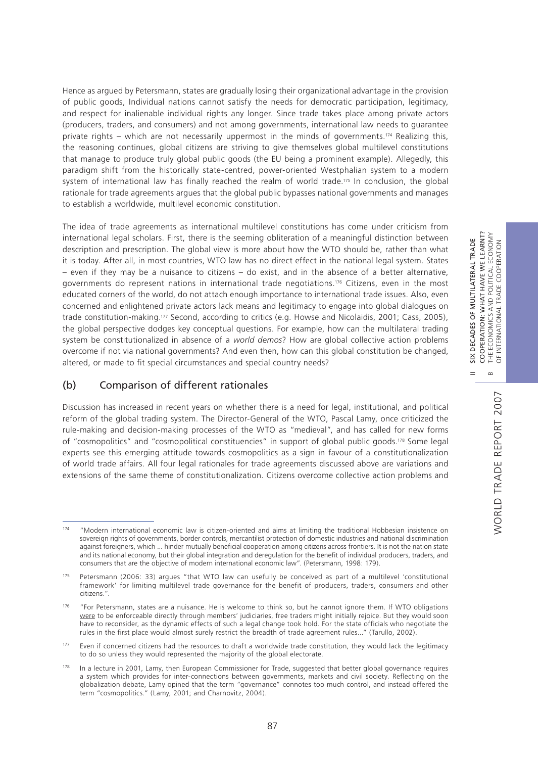Hence as argued by Petersmann, states are gradually losing their organizational advantage in the provision of public goods. Individual nations cannot satisfy the needs for democratic participation, legitimacy, and respect for inalienable individual rights any longer. Since trade takes place among private actors (producers, traders, and consumers) and not among governments, international law needs to guarantee private rights – which are not necessarily uppermost in the minds of governments.[174] Realizing this, the reasoning continues, global citizens are striving to give themselves global multilevel constitutions that manage to produce truly global public goods (the EU being a prominent example). Allegedly, this paradigm shift from the historically state-centred, power-oriented Westphalian system to a modern system of international law has finally reached the realm of world trade.[175] In conclusion, the global rationale for trade agreements argues that the global public bypasses national governments and manages to establish a worldwide, multilevel economic constitution.

The idea of trade agreements as international multilevel constitutions has come under criticism from international legal scholars. First, there is the seeming obliteration of a meaningful distinction between description and prescription. The global view is more about how the WTO should be, rather than what it is today. After all, in most countries, WTO law has no direct effect in the national legal system. States – even if they may be a nuisance to citizens – do exist, and in the absence of a better alternative, governments do represent nations in international trade negotiations.[176] Citizens, even in the most educated corners of the world, do not attach enough importance to international trade issues. Also, even concerned and enlightened private actors lack means and legitimacy to engage into global dialogues on trade constitution-making.[177] Second, according to critics (e.g. Howse and Nicolaidis, 2001; Cass, 2005), the global perspective dodges key conceptual questions. For example, how can the multilateral trading system be constitutionalized in absence of a *world demos*? How are global collective action problems overcome if not via national governments? And even then, how can this global constitution be changed, altered, or made to fit special circumstances and special country needs?

## (b) Comparison of different rationales

Discussion has increased in recent years on whether there is a need for legal, institutional, and political reform of the global trading system. The Director-General of the WTO, Pascal Lamy, once criticized the rule-making and decision-making processes of the WTO as "medieval", and has called for new forms of "cosmopolitics" and "cosmopolitical constituencies" in support of global public goods.[178] Some legal experts see this emerging attitude towards cosmopolitics as a sign in favour of a constitutionalization of world trade affairs. All four legal rationales for trade agreements discussed above are variations and extensions of the same theme of constitutionalization. Citizens overcome collective action problems and

---

[174] "Modern international economic law is citizen-oriented and aims at limiting the traditional Hobbesian insistence on sovereign rights of governments, border controls, mercantilist protection of domestic industries and national discrimination against foreigners, which ... hinder mutually beneficial cooperation among citizens across frontiers. It is not the nation state and its national economy, but their global integration and deregulation for the benefit of individual producers, traders, and consumers that are the objective of modern international economic law". (Petersmann, 1998: 179).

[175] Petersmann (2006: 33) argues "that WTO law can usefully be conceived as part of a multilevel 'constitutional framework' for limiting multilevel trade governance for the benefit of producers, traders, consumers and other citizens.".

[176] "For Petersmann, states are a nuisance. He is welcome to think so, but he cannot ignore them. If WTO obligations were to be enforceable directly through members' judiciaries, free traders might initially rejoice. But they would soon have to reconsider, as the dynamic effects of such a legal change took hold. For the state officials who negotiate the rules in the first place would almost surely restrict the breadth of trade agreement rules..." (Tarullo, 2002).

[177] Even if concerned citizens had the resources to draft a worldwide trade constitution, they would lack the legitimacy to do so unless they would represented the majority of the global electorate.

[178] In a lecture in 2001, Lamy, then European Commissioner for Trade, suggested that better global governance requires a system which provides for inter-connections between governments, markets and civil society. Reflecting on the globalization debate, Lamy opined that the term "governance" connotes too much control, and instead offered the term "cosmopolitics." (Lamy, 2001; and Charnovitz, 2004).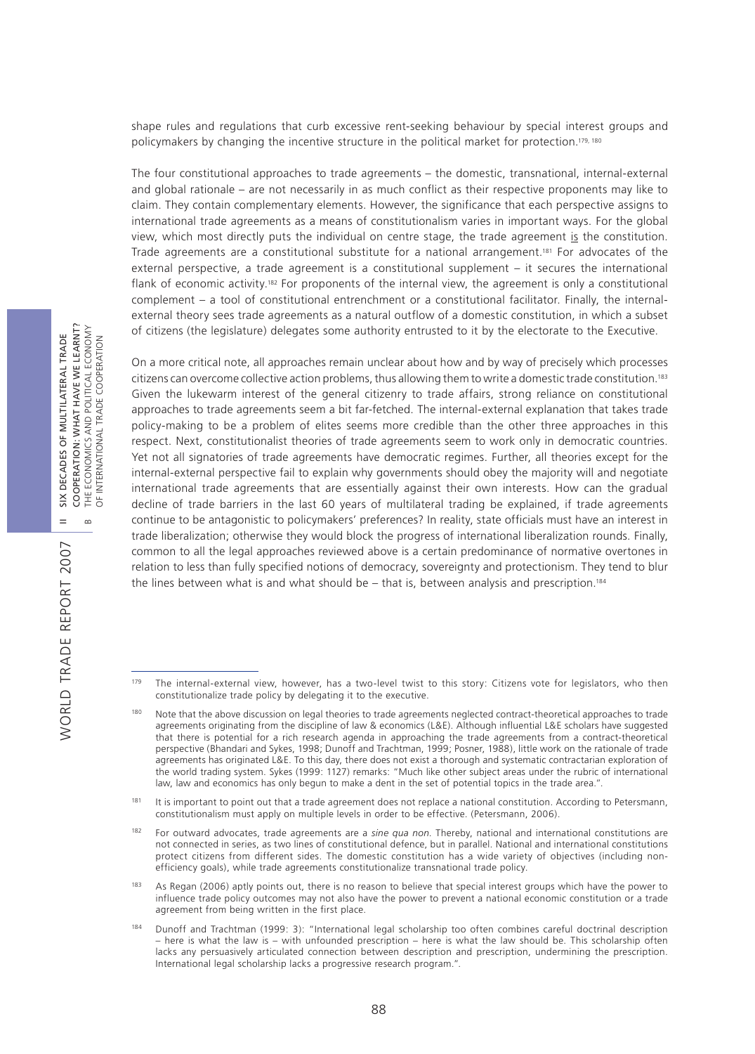shape rules and regulations that curb excessive rent-seeking behaviour by special interest groups and policymakers by changing the incentive structure in the political market for protection.[179, 180]

The four constitutional approaches to trade agreements – the domestic, transnational, internal-external and global rationale – are not necessarily in as much conflict as their respective proponents may like to claim. They contain complementary elements. However, the significance that each perspective assigns to international trade agreements as a means of constitutionalism varies in important ways. For the global view, which most directly puts the individual on centre stage, the trade agreement <u>is</u> the constitution. Trade agreements are a constitutional substitute for a national arrangement.[181] For advocates of the external perspective, a trade agreement is a constitutional supplement – it secures the international flank of economic activity.[182] For proponents of the internal view, the agreement is only a constitutional complement – a tool of constitutional entrenchment or a constitutional facilitator. Finally, the internal-external theory sees trade agreements as a natural outflow of a domestic constitution, in which a subset of citizens (the legislature) delegates some authority entrusted to it by the electorate to the Executive.

On a more critical note, all approaches remain unclear about how and by way of precisely which processes citizens can overcome collective action problems, thus allowing them to write a domestic trade constitution.[183] Given the lukewarm interest of the general citizenry to trade affairs, strong reliance on constitutional approaches to trade agreements seem a bit far-fetched. The internal-external explanation that takes trade policy-making to be a problem of elites seems more credible than the other three approaches in this respect. Next, constitutionalist theories of trade agreements seem to work only in democratic countries. Yet not all signatories of trade agreements have democratic regimes. Further, all theories except for the internal-external perspective fail to explain why governments should obey the majority will and negotiate international trade agreements that are essentially against their own interests. How can the gradual decline of trade barriers in the last 60 years of multilateral trading be explained, if trade agreements continue to be antagonistic to policymakers' preferences? In reality, state officials must have an interest in trade liberalization; otherwise they would block the progress of international liberalization rounds. Finally, common to all the legal approaches reviewed above is a certain predominance of normative overtones in relation to less than fully specified notions of democracy, sovereignty and protectionism. They tend to blur the lines between what is and what should be – that is, between analysis and prescription.[184]

---

[179] The internal-external view, however, has a two-level twist to this story: Citizens vote for legislators, who then constitutionalize trade policy by delegating it to the executive.

[180] Note that the above discussion on legal theories to trade agreements neglected contract-theoretical approaches to trade agreements originating from the discipline of law & economics (L&E). Although influential L&E scholars have suggested that there is potential for a rich research agenda in approaching the trade agreements from a contract-theoretical perspective (Bhandari and Sykes, 1998; Dunoff and Trachtman, 1999; Posner, 1988), little work on the rationale of trade agreements has originated L&E. To this day, there does not exist a thorough and systematic contractarian exploration of the world trading system. Sykes (1999: 1127) remarks: "Much like other subject areas under the rubric of international law, law and economics has only begun to make a dent in the set of potential topics in the trade area.".

[181] It is important to point out that a trade agreement does not replace a national constitution. According to Petersmann, constitutionalism must apply on multiple levels in order to be effective. (Petersmann, 2006).

[182] For outward advocates, trade agreements are a *sine qua non*. Thereby, national and international constitutions are not connected in series, as two lines of constitutional defence, but in parallel. National and international constitutions protect citizens from different sides. The domestic constitution has a wide variety of objectives (including non-efficiency goals), while trade agreements constitutionalize transnational trade policy.

[183] As Regan (2006) aptly points out, there is no reason to believe that special interest groups which have the power to influence trade policy outcomes may not also have the power to prevent a national economic constitution or a trade agreement from being written in the first place.

[184] Dunoff and Trachtman (1999: 3): "International legal scholarship too often combines careful doctrinal description – here is what the law is – with unfounded prescription – here is what the law should be. This scholarship often lacks any persuasively articulated connection between description and prescription, undermining the prescription. International legal scholarship lacks a progressive research program.".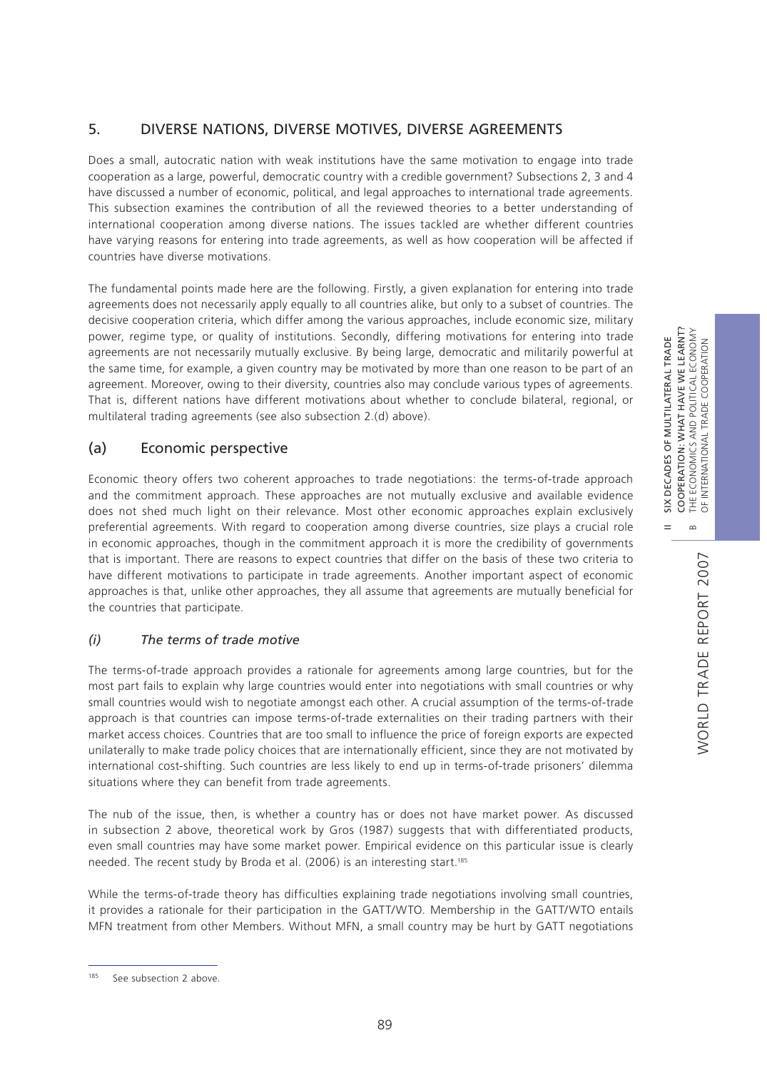## 5. DIVERSE NATIONS, DIVERSE MOTIVES, DIVERSE AGREEMENTS

Does a small, autocratic nation with weak institutions have the same motivation to engage into trade cooperation as a large, powerful, democratic country with a credible government? Subsections 2, 3 and 4 have discussed a number of economic, political, and legal approaches to international trade agreements. This subsection examines the contribution of all the reviewed theories to a better understanding of international cooperation among diverse nations. The issues tackled are whether different countries have varying reasons for entering into trade agreements, as well as how cooperation will be affected if countries have diverse motivations.

The fundamental points made here are the following. Firstly, a given explanation for entering into trade agreements does not necessarily apply equally to all countries alike, but only to a subset of countries. The decisive cooperation criteria, which differ among the various approaches, include economic size, military power, regime type, or quality of institutions. Secondly, differing motivations for entering into trade agreements are not necessarily mutually exclusive. By being large, democratic and militarily powerful at the same time, for example, a given country may be motivated by more than one reason to be part of an agreement. Moreover, owing to their diversity, countries also may conclude various types of agreements. That is, different nations have different motivations about whether to conclude bilateral, regional, or multilateral trading agreements (see also subsection 2.(d) above).

### (a) Economic perspective

Economic theory offers two coherent approaches to trade negotiations: the terms-of-trade approach and the commitment approach. These approaches are not mutually exclusive and available evidence does not shed much light on their relevance. Most other economic approaches explain exclusively preferential agreements. With regard to cooperation among diverse countries, size plays a crucial role in economic approaches, though in the commitment approach it is more the credibility of governments that is important. There are reasons to expect countries that differ on the basis of these two criteria to have different motivations to participate in trade agreements. Another important aspect of economic approaches is that, unlike other approaches, they all assume that agreements are mutually beneficial for the countries that participate.

#### *(i) The terms of trade motive*

The terms-of-trade approach provides a rationale for agreements among large countries, but for the most part fails to explain why large countries would enter into negotiations with small countries or why small countries would wish to negotiate amongst each other. A crucial assumption of the terms-of-trade approach is that countries can impose terms-of-trade externalities on their trading partners with their market access choices. Countries that are too small to influence the price of foreign exports are expected unilaterally to make trade policy choices that are internationally efficient, since they are not motivated by international cost-shifting. Such countries are less likely to end up in terms-of-trade prisoners' dilemma situations where they can benefit from trade agreements.

The nub of the issue, then, is whether a country has or does not have market power. As discussed in subsection 2 above, theoretical work by Gros (1987) suggests that with differentiated products, even small countries may have some market power. Empirical evidence on this particular issue is clearly needed. The recent study by Broda et al. (2006) is an interesting start.[185]

While the terms-of-trade theory has difficulties explaining trade negotiations involving small countries, it provides a rationale for their participation in the GATT/WTO. Membership in the GATT/WTO entails MFN treatment from other Members. Without MFN, a small country may be hurt by GATT negotiations

[185] See subsection 2 above.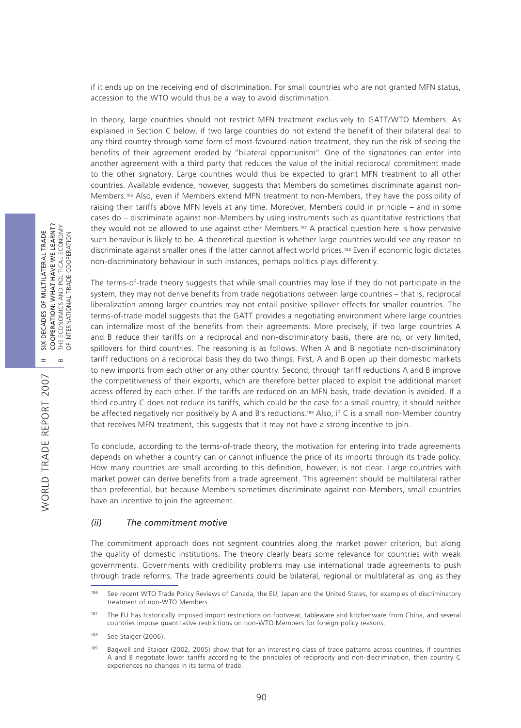if it ends up on the receiving end of discrimination. For small countries who are not granted MFN status, accession to the WTO would thus be a way to avoid discrimination.

In theory, large countries should not restrict MFN treatment exclusively to GATT/WTO Members. As explained in Section C below, if two large countries do not extend the benefit of their bilateral deal to any third country through some form of most-favoured-nation treatment, they run the risk of seeing the benefits of their agreement eroded by "bilateral opportunism". One of the signatories can enter into another agreement with a third party that reduces the value of the initial reciprocal commitment made to the other signatory. Large countries would thus be expected to grant MFN treatment to all other countries. Available evidence, however, suggests that Members do sometimes discriminate against non-Members.[186] Also, even if Members extend MFN treatment to non-Members, they have the possibility of raising their tariffs above MFN levels at any time. Moreover, Members could in principle – and in some cases do – discriminate against non-Members by using instruments such as quantitative restrictions that they would not be allowed to use against other Members.[187] A practical question here is how pervasive such behaviour is likely to be. A theoretical question is whether large countries would see any reason to discriminate against smaller ones if the latter cannot affect world prices.[188] Even if economic logic dictates non-discriminatory behaviour in such instances, perhaps politics plays differently.

The terms-of-trade theory suggests that while small countries may lose if they do not participate in the system, they may not derive benefits from trade negotiations between large countries – that is, reciprocal liberalization among larger countries may not entail positive spillover effects for smaller countries. The terms-of-trade model suggests that the GATT provides a negotiating environment where large countries can internalize most of the benefits from their agreements. More precisely, if two large countries A and B reduce their tariffs on a reciprocal and non-discriminatory basis, there are no, or very limited, spillovers for third countries. The reasoning is as follows. When A and B negotiate non-discriminatory tariff reductions on a reciprocal basis they do two things. First, A and B open up their domestic markets to new imports from each other or any other country. Second, through tariff reductions A and B improve the competitiveness of their exports, which are therefore better placed to exploit the additional market access offered by each other. If the tariffs are reduced on an MFN basis, trade deviation is avoided. If a third country C does not reduce its tariffs, which could be the case for a small country, it should neither be affected negatively nor positively by A and B's reductions.[189] Also, if C is a small non-Member country that receives MFN treatment, this suggests that it may not have a strong incentive to join.

To conclude, according to the terms-of-trade theory, the motivation for entering into trade agreements depends on whether a country can or cannot influence the price of its imports through its trade policy. How many countries are small according to this definition, however, is not clear. Large countries with market power can derive benefits from a trade agreement. This agreement should be multilateral rather than preferential, but because Members sometimes discriminate against non-Members, small countries have an incentive to join the agreement.

#### *(ii) The commitment motive*

The commitment approach does not segment countries along the market power criterion, but along the quality of domestic institutions. The theory clearly bears some relevance for countries with weak governments. Governments with credibility problems may use international trade agreements to push through trade reforms. The trade agreements could be bilateral, regional or multilateral as long as they

---

[186] See recent WTO Trade Policy Reviews of Canada, the EU, Japan and the United States, for examples of discriminatory treatment of non-WTO Members.

[187] The EU has historically imposed import restrictions on footwear, tableware and kitchenware from China, and several countries impose quantitative restrictions on non-WTO Members for foreign policy reasons.

[188] See Staiger (2006).

[189] Bagwell and Staiger (2002, 2005) show that for an interesting class of trade patterns across countries, if countries A and B negotiate lower tariffs according to the principles of reciprocity and non-discrimination, then country C experiences no changes in its terms of trade.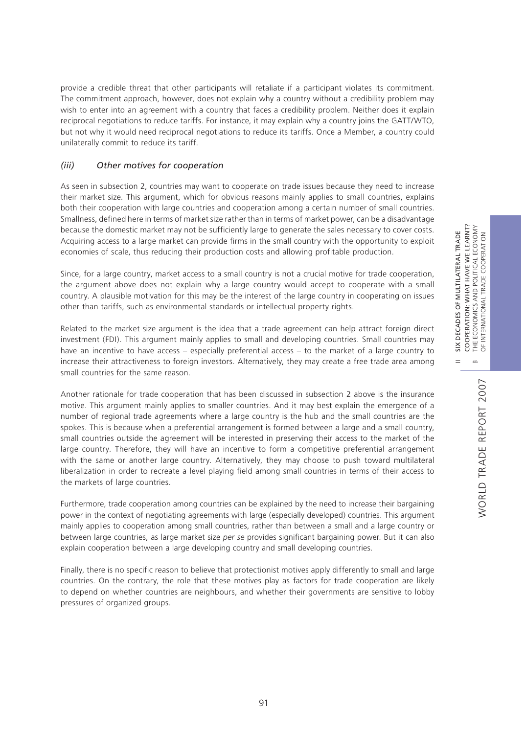provide a credible threat that other participants will retaliate if a participant violates its commitment. The commitment approach, however, does not explain why a country without a credibility problem may wish to enter into an agreement with a country that faces a credibility problem. Neither does it explain reciprocal negotiations to reduce tariffs. For instance, it may explain why a country joins the GATT/WTO, but not why it would need reciprocal negotiations to reduce its tariffs. Once a Member, a country could unilaterally commit to reduce its tariff.

### *(iii) Other motives for cooperation*

As seen in subsection 2, countries may want to cooperate on trade issues because they need to increase their market size. This argument, which for obvious reasons mainly applies to small countries, explains both their cooperation with large countries and cooperation among a certain number of small countries. Smallness, defined here in terms of market size rather than in terms of market power, can be a disadvantage because the domestic market may not be sufficiently large to generate the sales necessary to cover costs. Acquiring access to a large market can provide firms in the small country with the opportunity to exploit economies of scale, thus reducing their production costs and allowing profitable production.

Since, for a large country, market access to a small country is not a crucial motive for trade cooperation, the argument above does not explain why a large country would accept to cooperate with a small country. A plausible motivation for this may be the interest of the large country in cooperating on issues other than tariffs, such as environmental standards or intellectual property rights.

Related to the market size argument is the idea that a trade agreement can help attract foreign direct investment (FDI). This argument mainly applies to small and developing countries. Small countries may have an incentive to have access – especially preferential access – to the market of a large country to increase their attractiveness to foreign investors. Alternatively, they may create a free trade area among small countries for the same reason.

Another rationale for trade cooperation that has been discussed in subsection 2 above is the insurance motive. This argument mainly applies to smaller countries. And it may best explain the emergence of a number of regional trade agreements where a large country is the hub and the small countries are the spokes. This is because when a preferential arrangement is formed between a large and a small country, small countries outside the agreement will be interested in preserving their access to the market of the large country. Therefore, they will have an incentive to form a competitive preferential arrangement with the same or another large country. Alternatively, they may choose to push toward multilateral liberalization in order to recreate a level playing field among small countries in terms of their access to the markets of large countries.

Furthermore, trade cooperation among countries can be explained by the need to increase their bargaining power in the context of negotiating agreements with large (especially developed) countries. This argument mainly applies to cooperation among small countries, rather than between a small and a large country or between large countries, as large market size *per se* provides significant bargaining power. But it can also explain cooperation between a large developing country and small developing countries.

Finally, there is no specific reason to believe that protectionist motives apply differently to small and large countries. On the contrary, the role that these motives play as factors for trade cooperation are likely to depend on whether countries are neighbours, and whether their governments are sensitive to lobby pressures of organized groups.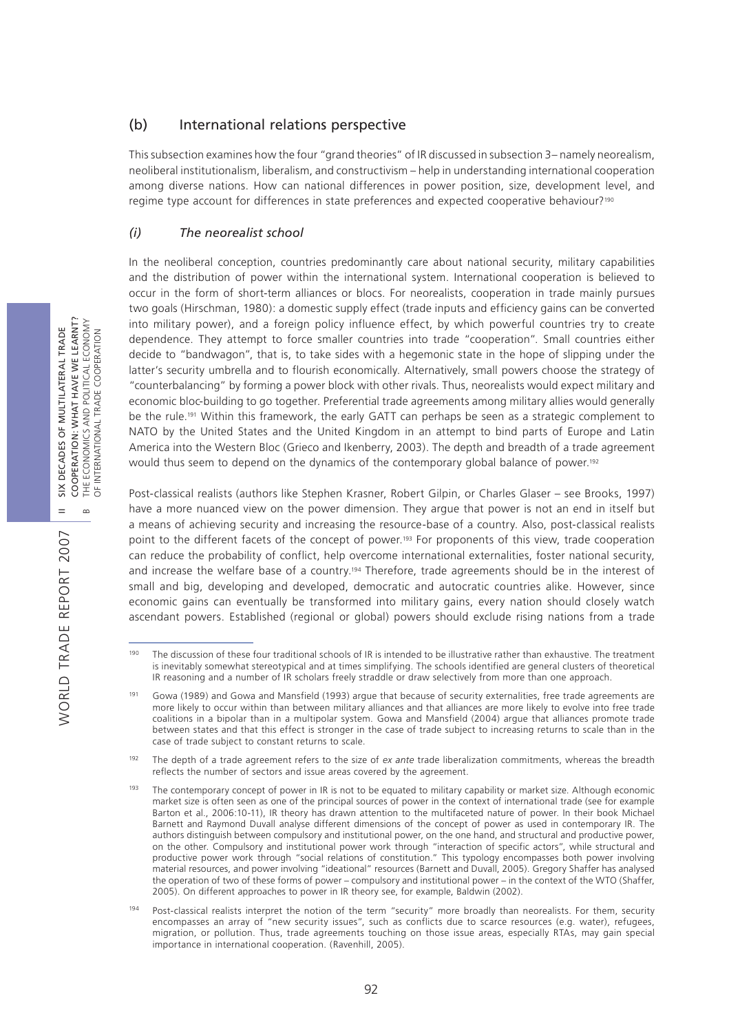### (b) International relations perspective

This subsection examines how the four "grand theories" of IR discussed in subsection 3– namely neorealism, neoliberal institutionalism, liberalism, and constructivism – help in understanding international cooperation among diverse nations. How can national differences in power position, size, development level, and regime type account for differences in state preferences and expected cooperative behaviour?[190]

#### *(i) The neorealist school*

In the neoliberal conception, countries predominantly care about national security, military capabilities and the distribution of power within the international system. International cooperation is believed to occur in the form of short-term alliances or blocs. For neorealists, cooperation in trade mainly pursues two goals (Hirschman, 1980): a domestic supply effect (trade inputs and efficiency gains can be converted into military power), and a foreign policy influence effect, by which powerful countries try to create dependence. They attempt to force smaller countries into trade "cooperation". Small countries either decide to "bandwagon", that is, to take sides with a hegemonic state in the hope of slipping under the latter's security umbrella and to flourish economically. Alternatively, small powers choose the strategy of "counterbalancing" by forming a power block with other rivals. Thus, neorealists would expect military and economic bloc-building to go together. Preferential trade agreements among military allies would generally be the rule.[191] Within this framework, the early GATT can perhaps be seen as a strategic complement to NATO by the United States and the United Kingdom in an attempt to bind parts of Europe and Latin America into the Western Bloc (Grieco and Ikenberry, 2003). The depth and breadth of a trade agreement would thus seem to depend on the dynamics of the contemporary global balance of power.[192]

Post-classical realists (authors like Stephen Krasner, Robert Gilpin, or Charles Glaser – see Brooks, 1997) have a more nuanced view on the power dimension. They argue that power is not an end in itself but a means of achieving security and increasing the resource-base of a country. Also, post-classical realists point to the different facets of the concept of power.[193] For proponents of this view, trade cooperation can reduce the probability of conflict, help overcome international externalities, foster national security, and increase the welfare base of a country.[194] Therefore, trade agreements should be in the interest of small and big, developing and developed, democratic and autocratic countries alike. However, since economic gains can eventually be transformed into military gains, every nation should closely watch ascendant powers. Established (regional or global) powers should exclude rising nations from a trade

---

[190] The discussion of these four traditional schools of IR is intended to be illustrative rather than exhaustive. The treatment is inevitably somewhat stereotypical and at times simplifying. The schools identified are general clusters of theoretical IR reasoning and a number of IR scholars freely straddle or draw selectively from more than one approach.

[191] Gowa (1989) and Gowa and Mansfield (1993) argue that because of security externalities, free trade agreements are more likely to occur within than between military alliances and that alliances are more likely to evolve into free trade coalitions in a bipolar than in a multipolar system. Gowa and Mansfield (2004) argue that alliances promote trade between states and that this effect is stronger in the case of trade subject to increasing returns to scale than in the case of trade subject to constant returns to scale.

[192] The depth of a trade agreement refers to the size of *ex ante* trade liberalization commitments, whereas the breadth reflects the number of sectors and issue areas covered by the agreement.

[193] The contemporary concept of power in IR is not to be equated to military capability or market size. Although economic market size is often seen as one of the principal sources of power in the context of international trade (see for example Barton et al., 2006:10-11), IR theory has drawn attention to the multifaceted nature of power. In their book Michael Barnett and Raymond Duvall analyse different dimensions of the concept of power as used in contemporary IR. The authors distinguish between compulsory and institutional power, on the one hand, and structural and productive power, on the other. Compulsory and institutional power work through "interaction of specific actors", while structural and productive power work through "social relations of constitution." This typology encompasses both power involving material resources, and power involving "ideational" resources (Barnett and Duvall, 2005). Gregory Shaffer has analysed the operation of two of these forms of power – compulsory and institutional power – in the context of the WTO (Shaffer, 2005). On different approaches to power in IR theory see, for example, Baldwin (2002).

[194] Post-classical realists interpret the notion of the term "security" more broadly than neorealists. For them, security encompasses an array of "new security issues", such as conflicts due to scarce resources (e.g. water), refugees, migration, or pollution. Thus, trade agreements touching on those issue areas, especially RTAs, may gain special importance in international cooperation. (Ravenhill, 2005).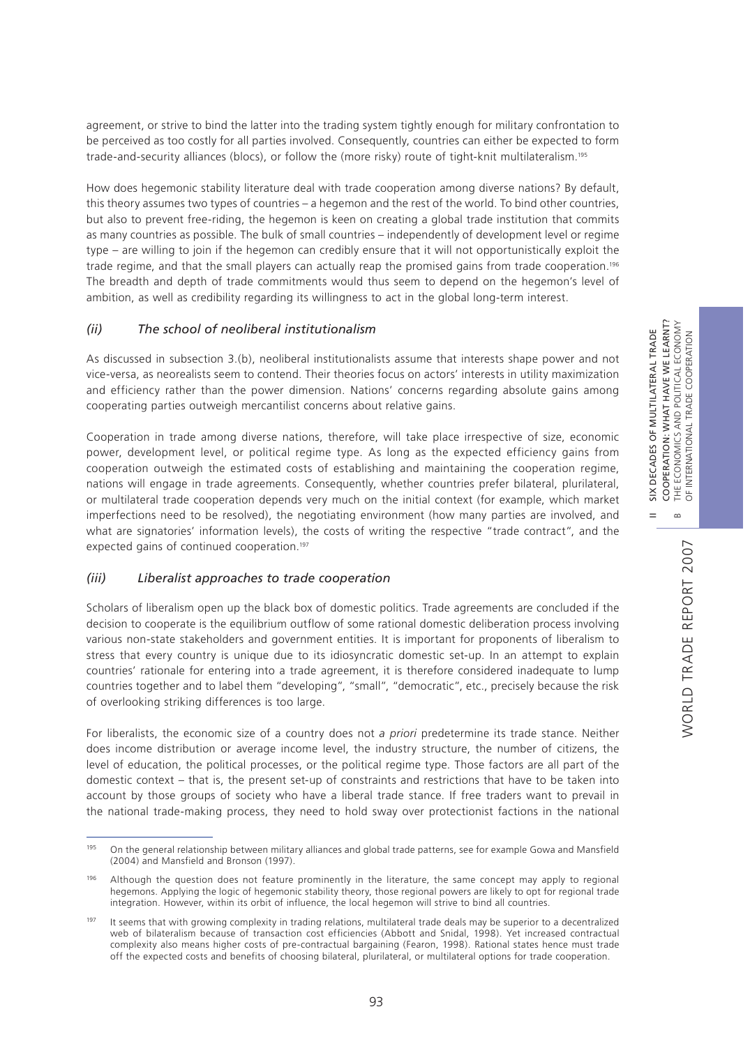agreement, or strive to bind the latter into the trading system tightly enough for military confrontation to be perceived as too costly for all parties involved. Consequently, countries can either be expected to form trade-and-security alliances (blocs), or follow the (more risky) route of tight-knit multilateralism.[195]

How does hegemonic stability literature deal with trade cooperation among diverse nations? By default, this theory assumes two types of countries – a hegemon and the rest of the world. To bind other countries, but also to prevent free-riding, the hegemon is keen on creating a global trade institution that commits as many countries as possible. The bulk of small countries – independently of development level or regime type – are willing to join if the hegemon can credibly ensure that it will not opportunistically exploit the trade regime, and that the small players can actually reap the promised gains from trade cooperation.[196] The breadth and depth of trade commitments would thus seem to depend on the hegemon's level of ambition, as well as credibility regarding its willingness to act in the global long-term interest.

### *(ii) The school of neoliberal institutionalism*

As discussed in subsection 3.(b), neoliberal institutionalists assume that interests shape power and not vice-versa, as neorealists seem to contend. Their theories focus on actors' interests in utility maximization and efficiency rather than the power dimension. Nations' concerns regarding absolute gains among cooperating parties outweigh mercantilist concerns about relative gains.

Cooperation in trade among diverse nations, therefore, will take place irrespective of size, economic power, development level, or political regime type. As long as the expected efficiency gains from cooperation outweigh the estimated costs of establishing and maintaining the cooperation regime, nations will engage in trade agreements. Consequently, whether countries prefer bilateral, plurilateral, or multilateral trade cooperation depends very much on the initial context (for example, which market imperfections need to be resolved), the negotiating environment (how many parties are involved, and what are signatories' information levels), the costs of writing the respective "trade contract", and the expected gains of continued cooperation.[197]

### *(iii) Liberalist approaches to trade cooperation*

Scholars of liberalism open up the black box of domestic politics. Trade agreements are concluded if the decision to cooperate is the equilibrium outflow of some rational domestic deliberation process involving various non-state stakeholders and government entities. It is important for proponents of liberalism to stress that every country is unique due to its idiosyncratic domestic set-up. In an attempt to explain countries' rationale for entering into a trade agreement, it is therefore considered inadequate to lump countries together and to label them "developing", "small", "democratic", etc., precisely because the risk of overlooking striking differences is too large.

For liberalists, the economic size of a country does not *a priori* predetermine its trade stance. Neither does income distribution or average income level, the industry structure, the number of citizens, the level of education, the political processes, or the political regime type. Those factors are all part of the domestic context – that is, the present set-up of constraints and restrictions that have to be taken into account by those groups of society who have a liberal trade stance. If free traders want to prevail in the national trade-making process, they need to hold sway over protectionist factions in the national

---

[195] On the general relationship between military alliances and global trade patterns, see for example Gowa and Mansfield (2004) and Mansfield and Bronson (1997).

[196] Although the question does not feature prominently in the literature, the same concept may apply to regional hegemons. Applying the logic of hegemonic stability theory, those regional powers are likely to opt for regional trade integration. However, within its orbit of influence, the local hegemon will strive to bind all countries.

[197] It seems that with growing complexity in trading relations, multilateral trade deals may be superior to a decentralized web of bilateralism because of transaction cost efficiencies (Abbott and Snidal, 1998). Yet increased contractual complexity also means higher costs of pre-contractual bargaining (Fearon, 1998). Rational states hence must trade off the expected costs and benefits of choosing bilateral, plurilateral, or multilateral options for trade cooperation.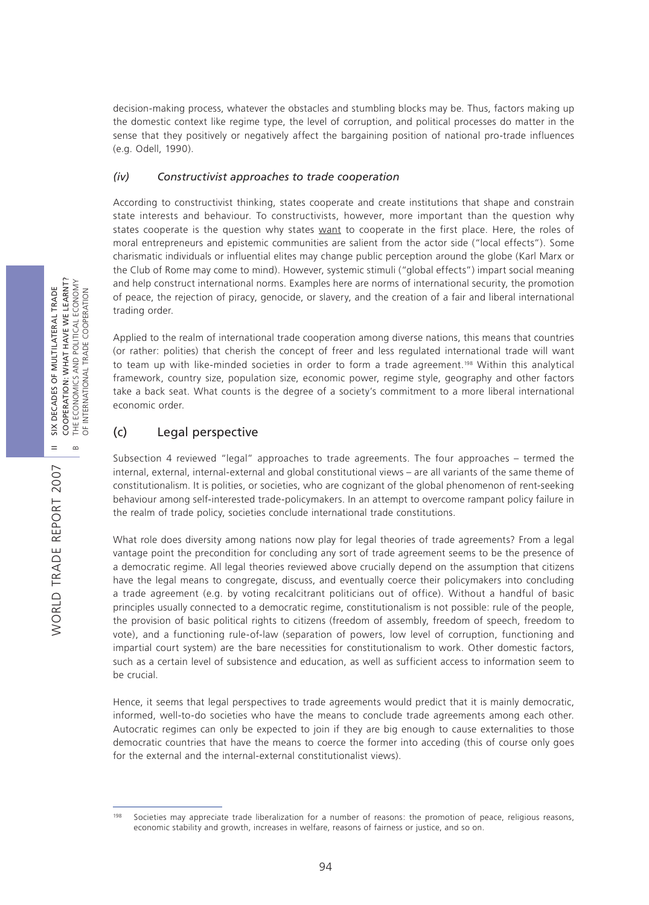decision-making process, whatever the obstacles and stumbling blocks may be. Thus, factors making up the domestic context like regime type, the level of corruption, and political processes do matter in the sense that they positively or negatively affect the bargaining position of national pro-trade influences (e.g. Odell, 1990).

#### *(iv) Constructivist approaches to trade cooperation*

According to constructivist thinking, states cooperate and create institutions that shape and constrain state interests and behaviour. To constructivists, however, more important than the question why states cooperate is the question why states want to cooperate in the first place. Here, the roles of moral entrepreneurs and epistemic communities are salient from the actor side ("local effects"). Some charismatic individuals or influential elites may change public perception around the globe (Karl Marx or the Club of Rome may come to mind). However, systemic stimuli ("global effects") impart social meaning and help construct international norms. Examples here are norms of international security, the promotion of peace, the rejection of piracy, genocide, or slavery, and the creation of a fair and liberal international trading order.

Applied to the realm of international trade cooperation among diverse nations, this means that countries (or rather: polities) that cherish the concept of freer and less regulated international trade will want to team up with like-minded societies in order to form a trade agreement.[198] Within this analytical framework, country size, population size, economic power, regime style, geography and other factors take a back seat. What counts is the degree of a society's commitment to a more liberal international economic order.

### (c) Legal perspective

Subsection 4 reviewed "legal" approaches to trade agreements. The four approaches – termed the internal, external, internal-external and global constitutional views – are all variants of the same theme of constitutionalism. It is polities, or societies, who are cognizant of the global phenomenon of rent-seeking behaviour among self-interested trade-policymakers. In an attempt to overcome rampant policy failure in the realm of trade policy, societies conclude international trade constitutions.

What role does diversity among nations now play for legal theories of trade agreements? From a legal vantage point the precondition for concluding any sort of trade agreement seems to be the presence of a democratic regime. All legal theories reviewed above crucially depend on the assumption that citizens have the legal means to congregate, discuss, and eventually coerce their policymakers into concluding a trade agreement (e.g. by voting recalcitrant politicians out of office). Without a handful of basic principles usually connected to a democratic regime, constitutionalism is not possible: rule of the people, the provision of basic political rights to citizens (freedom of assembly, freedom of speech, freedom to vote), and a functioning rule-of-law (separation of powers, low level of corruption, functioning and impartial court system) are the bare necessities for constitutionalism to work. Other domestic factors, such as a certain level of subsistence and education, as well as sufficient access to information seem to be crucial.

Hence, it seems that legal perspectives to trade agreements would predict that it is mainly democratic, informed, well-to-do societies who have the means to conclude trade agreements among each other. Autocratic regimes can only be expected to join if they are big enough to cause externalities to those democratic countries that have the means to coerce the former into acceding (this of course only goes for the external and the internal-external constitutionalist views).

---

[198] Societies may appreciate trade liberalization for a number of reasons: the promotion of peace, religious reasons, economic stability and growth, increases in welfare, reasons of fairness or justice, and so on.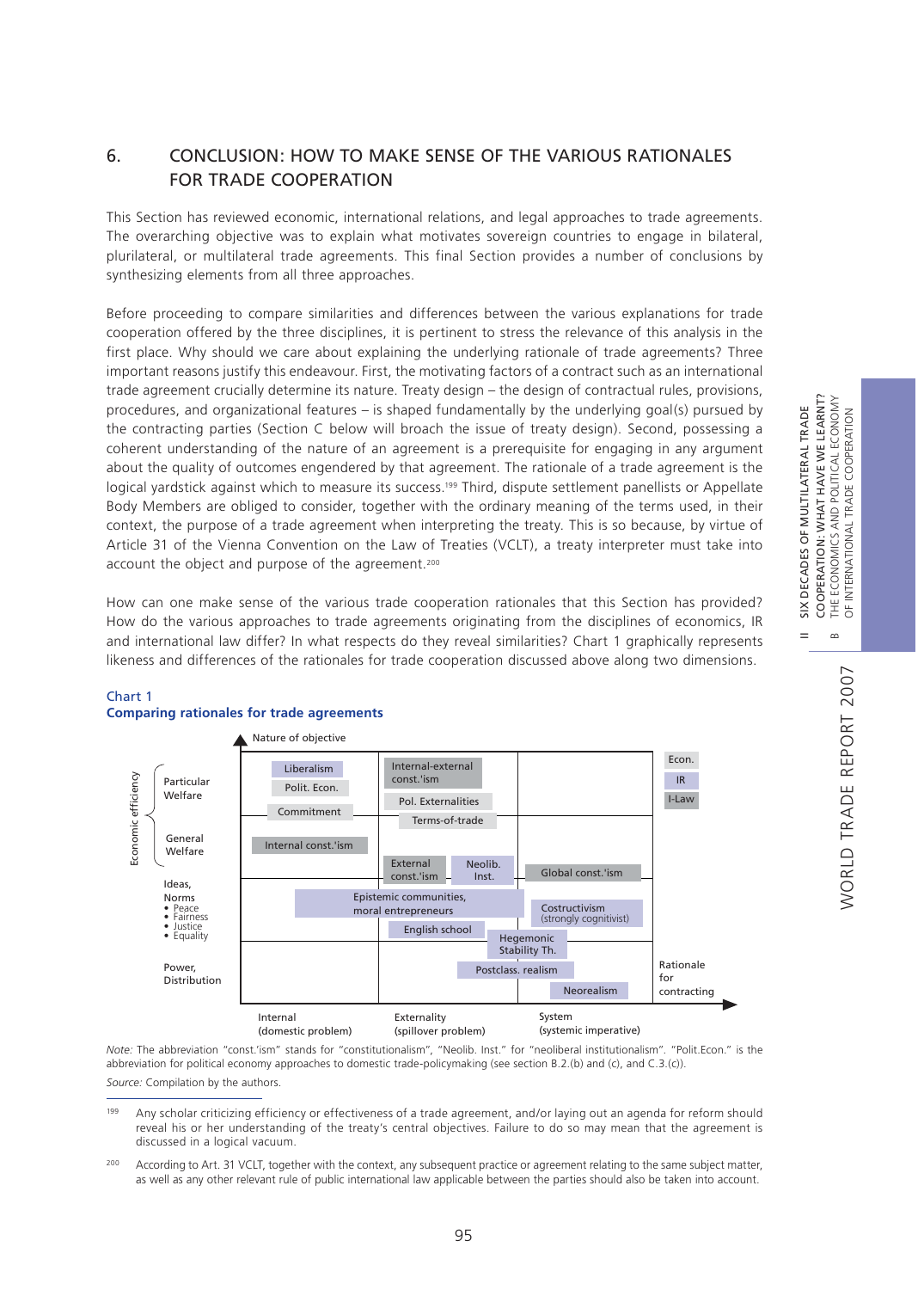## 6. CONCLUSION: HOW TO MAKE SENSE OF THE VARIOUS RATIONALES FOR TRADE COOPERATION

This Section has reviewed economic, international relations, and legal approaches to trade agreements. The overarching objective was to explain what motivates sovereign countries to engage in bilateral, plurilateral, or multilateral trade agreements. This final Section provides a number of conclusions by synthesizing elements from all three approaches.

Before proceeding to compare similarities and differences between the various explanations for trade cooperation offered by the three disciplines, it is pertinent to stress the relevance of this analysis in the first place. Why should we care about explaining the underlying rationale of trade agreements? Three important reasons justify this endeavour. First, the motivating factors of a contract such as an international trade agreement crucially determine its nature. Treaty design – the design of contractual rules, provisions, procedures, and organizational features – is shaped fundamentally by the underlying goal(s) pursued by the contracting parties (Section C below will broach the issue of treaty design). Second, possessing a coherent understanding of the nature of an agreement is a prerequisite for engaging in any argument about the quality of outcomes engendered by that agreement. The rationale of a trade agreement is the logical yardstick against which to measure its success.[199] Third, dispute settlement panellists or Appellate Body Members are obliged to consider, together with the ordinary meaning of the terms used, in their context, the purpose of a trade agreement when interpreting the treaty. This is so because, by virtue of Article 31 of the Vienna Convention on the Law of Treaties (VCLT), a treaty interpreter must take into account the object and purpose of the agreement.[200]

How can one make sense of the various trade cooperation rationales that this Section has provided? How do the various approaches to trade agreements originating from the disciplines of economics, IR and international law differ? In what respects do they reveal similarities? Chart 1 graphically represents likeness and differences of the rationales for trade cooperation discussed above along two dimensions.

**Chart 1**
**Comparing rationales for trade agreements**

| Nature of objective | Internal (domestic problem) | Externality (spillover problem) | System (systemic imperative) |
|---|---|---|---|
| Economic efficiency – Particular Welfare | Liberalism; Polit. Econ.; Commitment | Internal-external const.'ism; Pol. Externalities; Terms-of-trade | |
| Economic efficiency – General Welfare | Internal const.'ism | External const.'ism; Neolib. Inst. | Global const.'ism |
| Ideas, Norms (• Peace • Fairness • Justice • Equality) | Epistemic communities, moral entrepreneurs | Epistemic communities, moral entrepreneurs; English school | Costructivism (strongly cognitivist); Hegemonic Stability Th. |
| Power, Distribution | | Hegemonic Stability Th.; Postclass. realism | Postclass. realism; Neorealism |

Legend: Econ.; IR; I-Law. Horizontal axis: Rationale for contracting.

*Note:* The abbreviation "const.'ism" stands for "constitutionalism", "Neolib. Inst." for "neoliberal institutionalism". "Polit.Econ." is the abbreviation for political economy approaches to domestic trade-policymaking (see section B.2.(b) and (c), and C.3.(c)).

*Source:* Compilation by the authors.

---

[199] Any scholar criticizing efficiency or effectiveness of a trade agreement, and/or laying out an agenda for reform should reveal his or her understanding of the treaty's central objectives. Failure to do so may mean that the agreement is discussed in a logical vacuum.

[200] According to Art. 31 VCLT, together with the context, any subsequent practice or agreement relating to the same subject matter, as well as any other relevant rule of public international law applicable between the parties should also be taken into account.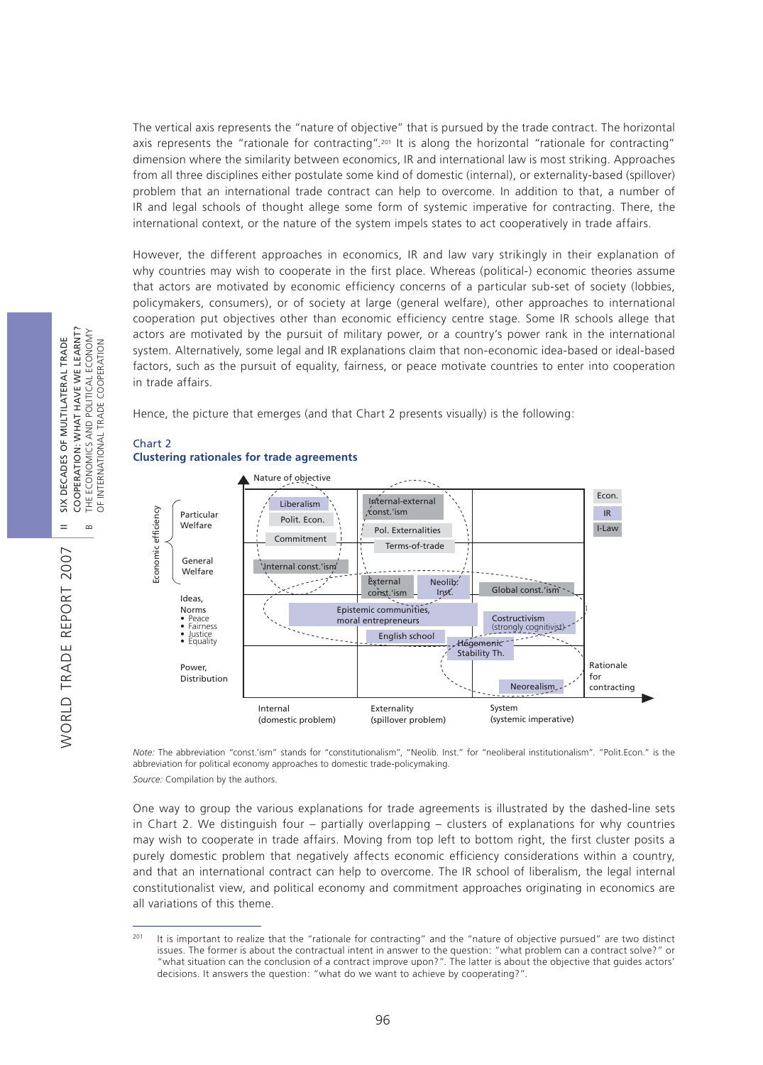The vertical axis represents the "nature of objective" that is pursued by the trade contract. The horizontal axis represents the "rationale for contracting".[201] It is along the horizontal "rationale for contracting" dimension where the similarity between economics, IR and international law is most striking. Approaches from all three disciplines either postulate some kind of domestic (internal), or externality-based (spillover) problem that an international trade contract can help to overcome. In addition to that, a number of IR and legal schools of thought allege some form of systemic imperative for contracting. There, the international context, or the nature of the system impels states to act cooperatively in trade affairs.

However, the different approaches in economics, IR and law vary strikingly in their explanation of why countries may wish to cooperate in the first place. Whereas (political-) economic theories assume that actors are motivated by economic efficiency concerns of a particular sub-set of society (lobbies, policymakers, consumers), or of society at large (general welfare), other approaches to international cooperation put objectives other than economic efficiency centre stage. Some IR schools allege that actors are motivated by the pursuit of military power, or a country's power rank in the international system. Alternatively, some legal and IR explanations claim that non-economic idea-based or ideal-based factors, such as the pursuit of equality, fairness, or peace motivate countries to enter into cooperation in trade affairs.

Hence, the picture that emerges (and that Chart 2 presents visually) is the following:

**Chart 2**
**Clustering rationales for trade agreements**

| Nature of objective | Internal (domestic problem) | Externality (spillover problem) | System (systemic imperative) |
|---|---|---|---|
| Economic efficiency – Particular Welfare | Liberalism; Polit. Econ.; Commitment | Internal-external const.'ism; Pol. Externalities; Terms-of-trade | |
| Economic efficiency – General Welfare | Internal const.'ism | External const.'ism; Neolib. Inst. | Global const.'ism |
| Ideas, Norms (• Peace • Fairness • Justice • Equality) | Epistemic communities, moral entrepreneurs | Epistemic communities, moral entrepreneurs; English school | Costructivism (strongly cognitivist); Hegemonic Stability Th. |
| Power, Distribution | | | Hegemonic Stability Th.; Neorealism |

Legend: Econ.; IR; I-Law. Horizontal axis: Rationale for contracting.

*Note:* The abbreviation "const.'ism" stands for "constitutionalism", "Neolib. Inst." for "neoliberal institutionalism". "Polit.Econ." is the abbreviation for political economy approaches to domestic trade-policymaking.

*Source:* Compilation by the authors.

One way to group the various explanations for trade agreements is illustrated by the dashed-line sets in Chart 2. We distinguish four – partially overlapping – clusters of explanations for why countries may wish to cooperate in trade affairs. Moving from top left to bottom right, the first cluster posits a purely domestic problem that negatively affects economic efficiency considerations within a country, and that an international contract can help to overcome. The IR school of liberalism, the legal internal constitutionalist view, and political economy and commitment approaches originating in economics are all variations of this theme.

[201] It is important to realize that the "rationale for contracting" and the "nature of objective pursued" are two distinct issues. The former is about the contractual intent in answer to the question: "what problem can a contract solve?" or "what situation can the conclusion of a contract improve upon?". The latter is about the objective that guides actors' decisions. It answers the question: "what do we want to achieve by cooperating?".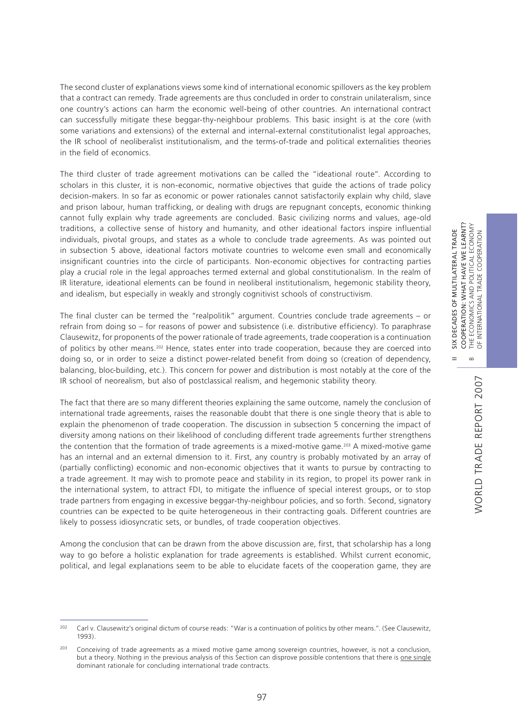The second cluster of explanations views some kind of international economic spillovers as the key problem that a contract can remedy. Trade agreements are thus concluded in order to constrain unilateralism, since one country's actions can harm the economic well-being of other countries. An international contract can successfully mitigate these beggar-thy-neighbour problems. This basic insight is at the core (with some variations and extensions) of the external and internal-external constitutionalist legal approaches, the IR school of neoliberalist institutionalism, and the terms-of-trade and political externalities theories in the field of economics.

The third cluster of trade agreement motivations can be called the "ideational route". According to scholars in this cluster, it is non-economic, normative objectives that guide the actions of trade policy decision-makers. In so far as economic or power rationales cannot satisfactorily explain why child, slave and prison labour, human trafficking, or dealing with drugs are repugnant concepts, economic thinking cannot fully explain why trade agreements are concluded. Basic civilizing norms and values, age-old traditions, a collective sense of history and humanity, and other ideational factors inspire influential individuals, pivotal groups, and states as a whole to conclude trade agreements. As was pointed out in subsection 5 above, ideational factors motivate countries to welcome even small and economically insignificant countries into the circle of participants. Non-economic objectives for contracting parties play a crucial role in the legal approaches termed external and global constitutionalism. In the realm of IR literature, ideational elements can be found in neoliberal institutionalism, hegemonic stability theory, and idealism, but especially in weakly and strongly cognitivist schools of constructivism.

The final cluster can be termed the "realpolitik" argument. Countries conclude trade agreements – or refrain from doing so – for reasons of power and subsistence (i.e. distributive efficiency). To paraphrase Clausewitz, for proponents of the power rationale of trade agreements, trade cooperation is a continuation of politics by other means.[202] Hence, states enter into trade cooperation, because they are coerced into doing so, or in order to seize a distinct power-related benefit from doing so (creation of dependency, balancing, bloc-building, etc.). This concern for power and distribution is most notably at the core of the IR school of neorealism, but also of postclassical realism, and hegemonic stability theory.

The fact that there are so many different theories explaining the same outcome, namely the conclusion of international trade agreements, raises the reasonable doubt that there is one single theory that is able to explain the phenomenon of trade cooperation. The discussion in subsection 5 concerning the impact of diversity among nations on their likelihood of concluding different trade agreements further strengthens the contention that the formation of trade agreements is a mixed-motive game.[203] A mixed-motive game has an internal and an external dimension to it. First, any country is probably motivated by an array of (partially conflicting) economic and non-economic objectives that it wants to pursue by contracting to a trade agreement. It may wish to promote peace and stability in its region, to propel its power rank in the international system, to attract FDI, to mitigate the influence of special interest groups, or to stop trade partners from engaging in excessive beggar-thy-neighbour policies, and so forth. Second, signatory countries can be expected to be quite heterogeneous in their contracting goals. Different countries are likely to possess idiosyncratic sets, or bundles, of trade cooperation objectives.

Among the conclusion that can be drawn from the above discussion are, first, that scholarship has a long way to go before a holistic explanation for trade agreements is established. Whilst current economic, political, and legal explanations seem to be able to elucidate facets of the cooperation game, they are

---

[202] Carl v. Clausewitz's original dictum of course reads: "War is a continuation of politics by other means.". (See Clausewitz, 1993).

[203] Conceiving of trade agreements as a mixed motive game among sovereign countries, however, is not a conclusion, but a theory. Nothing in the previous analysis of this Section can disprove possible contentions that there is one single dominant rationale for concluding international trade contracts.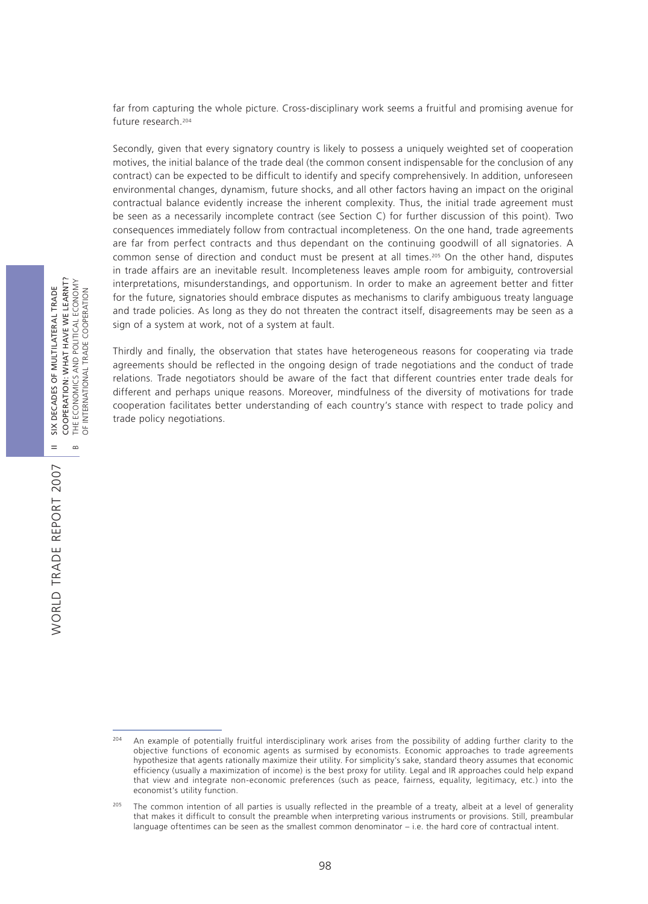far from capturing the whole picture. Cross-disciplinary work seems a fruitful and promising avenue for future research.[204]

Secondly, given that every signatory country is likely to possess a uniquely weighted set of cooperation motives, the initial balance of the trade deal (the common consent indispensable for the conclusion of any contract) can be expected to be difficult to identify and specify comprehensively. In addition, unforeseen environmental changes, dynamism, future shocks, and all other factors having an impact on the original contractual balance evidently increase the inherent complexity. Thus, the initial trade agreement must be seen as a necessarily incomplete contract (see Section C) for further discussion of this point). Two consequences immediately follow from contractual incompleteness. On the one hand, trade agreements are far from perfect contracts and thus dependant on the continuing goodwill of all signatories. A common sense of direction and conduct must be present at all times.[205] On the other hand, disputes in trade affairs are an inevitable result. Incompleteness leaves ample room for ambiguity, controversial interpretations, misunderstandings, and opportunism. In order to make an agreement better and fitter for the future, signatories should embrace disputes as mechanisms to clarify ambiguous treaty language and trade policies. As long as they do not threaten the contract itself, disagreements may be seen as a sign of a system at work, not of a system at fault.

Thirdly and finally, the observation that states have heterogeneous reasons for cooperating via trade agreements should be reflected in the ongoing design of trade negotiations and the conduct of trade relations. Trade negotiators should be aware of the fact that different countries enter trade deals for different and perhaps unique reasons. Moreover, mindfulness of the diversity of motivations for trade cooperation facilitates better understanding of each country's stance with respect to trade policy and trade policy negotiations.

---

[204] An example of potentially fruitful interdisciplinary work arises from the possibility of adding further clarity to the objective functions of economic agents as surmised by economists. Economic approaches to trade agreements hypothesize that agents rationally maximize their utility. For simplicity's sake, standard theory assumes that economic efficiency (usually a maximization of income) is the best proxy for utility. Legal and IR approaches could help expand that view and integrate non-economic preferences (such as peace, fairness, equality, legitimacy, etc.) into the economist's utility function.

[205] The common intention of all parties is usually reflected in the preamble of a treaty, albeit at a level of generality that makes it difficult to consult the preamble when interpreting various instruments or provisions. Still, preambular language oftentimes can be seen as the smallest common denominator – i.e. the hard core of contractual intent.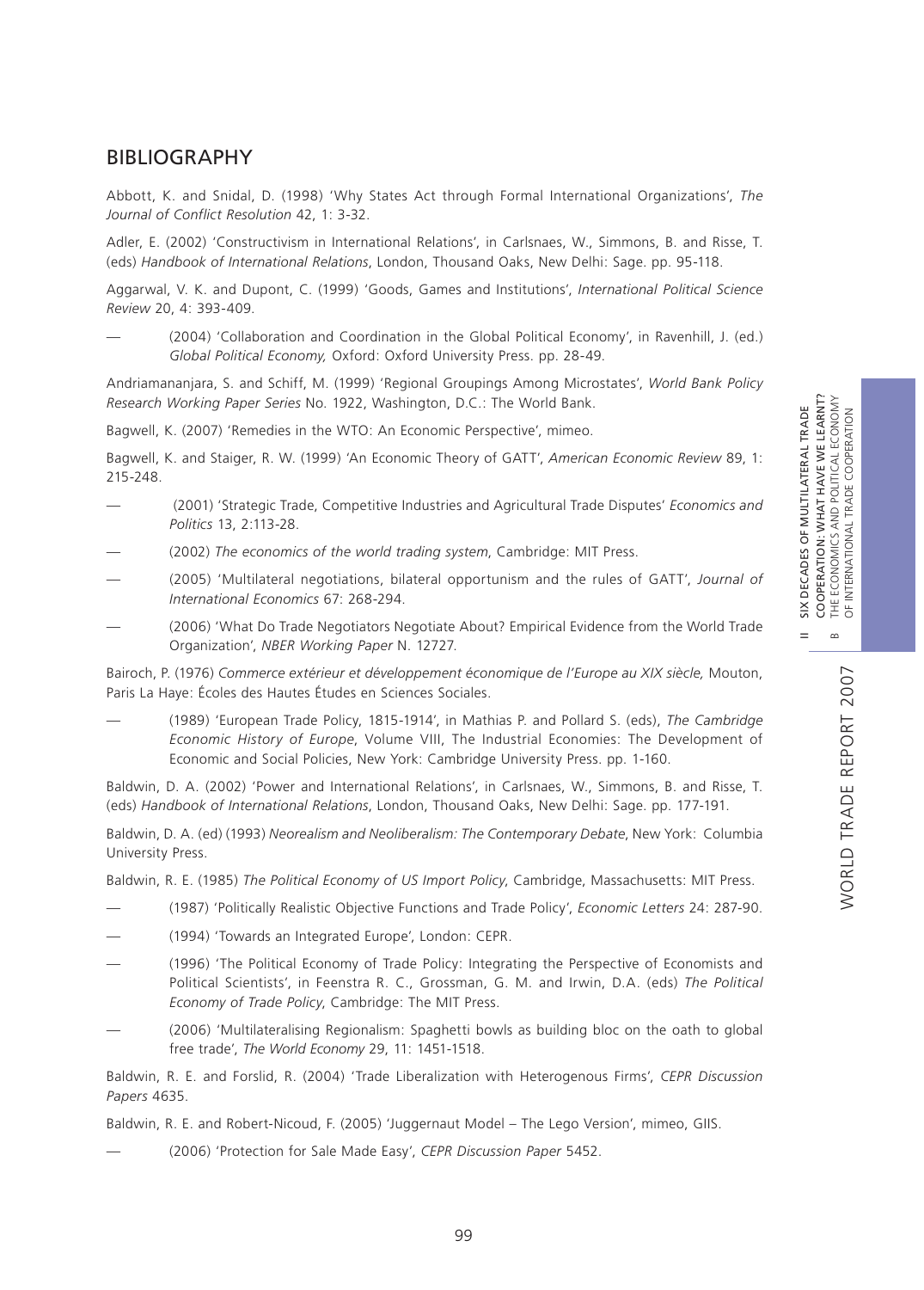## BIBLIOGRAPHY

Abbott, K. and Snidal, D. (1998) 'Why States Act through Formal International Organizations', *The Journal of Conflict Resolution* 42, 1: 3-32.

Adler, E. (2002) 'Constructivism in International Relations', in Carlsnaes, W., Simmons, B. and Risse, T. (eds) *Handbook of International Relations*, London, Thousand Oaks, New Delhi: Sage. pp. 95-118.

Aggarwal, V. K. and Dupont, C. (1999) 'Goods, Games and Institutions', *International Political Science Review* 20, 4: 393-409.

— (2004) 'Collaboration and Coordination in the Global Political Economy', in Ravenhill, J. (ed.) *Global Political Economy,* Oxford: Oxford University Press. pp. 28-49.

Andriamananjara, S. and Schiff, M. (1999) 'Regional Groupings Among Microstates', *World Bank Policy Research Working Paper Series* No. 1922, Washington, D.C.: The World Bank.

Bagwell, K. (2007) 'Remedies in the WTO: An Economic Perspective', mimeo.

Bagwell, K. and Staiger, R. W. (1999) 'An Economic Theory of GATT', *American Economic Review* 89, 1: 215-248.

— (2001) 'Strategic Trade, Competitive Industries and Agricultural Trade Disputes' *Economics and Politics* 13, 2:113-28.

— (2002) *The economics of the world trading system*, Cambridge: MIT Press.

— (2005) 'Multilateral negotiations, bilateral opportunism and the rules of GATT', *Journal of International Economics* 67: 268-294.

— (2006) 'What Do Trade Negotiators Negotiate About? Empirical Evidence from the World Trade Organization', *NBER Working Paper* N. 12727.

Bairoch, P. (1976) *Commerce extérieur et développement économique de l'Europe au XIX siècle,* Mouton, Paris La Haye: Écoles des Hautes Études en Sciences Sociales.

— (1989) 'European Trade Policy, 1815-1914', in Mathias P. and Pollard S. (eds), *The Cambridge Economic History of Europe*, Volume VIII, The Industrial Economies: The Development of Economic and Social Policies, New York: Cambridge University Press. pp. 1-160.

Baldwin, D. A. (2002) 'Power and International Relations', in Carlsnaes, W., Simmons, B. and Risse, T. (eds) *Handbook of International Relations*, London, Thousand Oaks, New Delhi: Sage. pp. 177-191.

Baldwin, D. A. (ed) (1993) *Neorealism and Neoliberalism: The Contemporary Debate*, New York: Columbia University Press.

Baldwin, R. E. (1985) *The Political Economy of US Import Policy*, Cambridge, Massachusetts: MIT Press.

— (1987) 'Politically Realistic Objective Functions and Trade Policy', *Economic Letters* 24: 287-90.

— (1994) 'Towards an Integrated Europe', London: CEPR.

— (1996) 'The Political Economy of Trade Policy: Integrating the Perspective of Economists and Political Scientists', in Feenstra R. C., Grossman, G. M. and Irwin, D.A. (eds) *The Political Economy of Trade Policy*, Cambridge: The MIT Press.

— (2006) 'Multilateralising Regionalism: Spaghetti bowls as building bloc on the oath to global free trade', *The World Economy* 29, 11: 1451-1518.

Baldwin, R. E. and Forslid, R. (2004) 'Trade Liberalization with Heterogenous Firms', *CEPR Discussion Papers* 4635.

Baldwin, R. E. and Robert-Nicoud, F. (2005) 'Juggernaut Model – The Lego Version', mimeo, GIIS.

— (2006) 'Protection for Sale Made Easy', *CEPR Discussion Paper* 5452.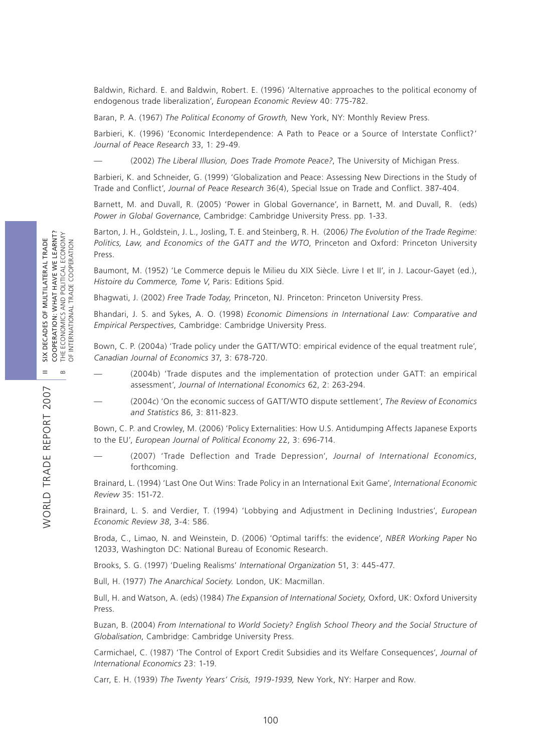Baldwin, Richard. E. and Baldwin, Robert. E. (1996) 'Alternative approaches to the political economy of endogenous trade liberalization', *European Economic Review* 40: 775-782.

Baran, P. A. (1967) *The Political Economy of Growth,* New York, NY: Monthly Review Press.

Barbieri, K. (1996) 'Economic Interdependence: A Path to Peace or a Source of Interstate Conflict?' *Journal of Peace Research* 33, 1: 29-49.

— (2002) *The Liberal Illusion, Does Trade Promote Peace?*, The University of Michigan Press.

Barbieri, K. and Schneider, G. (1999) 'Globalization and Peace: Assessing New Directions in the Study of Trade and Conflict', *Journal of Peace Research* 36(4), Special Issue on Trade and Conflict. 387-404.

Barnett, M. and Duvall, R. (2005) 'Power in Global Governance', in Barnett, M. and Duvall, R. (eds) *Power in Global Governance*, Cambridge: Cambridge University Press. pp. 1-33.

Barton, J. H., Goldstein, J. L., Josling, T. E. and Steinberg, R. H. (2006) *The Evolution of the Trade Regime: Politics, Law, and Economics of the GATT and the WTO*, Princeton and Oxford: Princeton University Press.

Baumont, M. (1952) 'Le Commerce depuis le Milieu du XIX Siècle. Livre I et II', in J. Lacour-Gayet (ed.), *Histoire du Commerce, Tome V*, Paris: Editions Spid.

Bhagwati, J. (2002) *Free Trade Today,* Princeton, NJ. Princeton: Princeton University Press.

Bhandari, J. S. and Sykes, A. O. (1998) *Economic Dimensions in International Law: Comparative and Empirical Perspectives*, Cambridge: Cambridge University Press.

Bown, C. P. (2004a) 'Trade policy under the GATT/WTO: empirical evidence of the equal treatment rule', *Canadian Journal of Economics* 37, 3: 678-720.

— (2004b) 'Trade disputes and the implementation of protection under GATT: an empirical assessment', *Journal of International Economics* 62, 2: 263-294.

— (2004c) 'On the economic success of GATT/WTO dispute settlement', *The Review of Economics and Statistics* 86, 3: 811-823.

Bown, C. P. and Crowley, M. (2006) 'Policy Externalities: How U.S. Antidumping Affects Japanese Exports to the EU', *European Journal of Political Economy* 22, 3: 696-714.

— (2007) 'Trade Deflection and Trade Depression', *Journal of International Economics*, forthcoming.

Brainard, L. (1994) 'Last One Out Wins: Trade Policy in an International Exit Game', *International Economic Review* 35: 151-72.

Brainard, L. S. and Verdier, T. (1994) 'Lobbying and Adjustment in Declining Industries', *European Economic Review 38*, 3-4: 586.

Broda, C., Limao, N. and Weinstein, D. (2006) 'Optimal tariffs: the evidence', *NBER Working Paper* No 12033, Washington DC: National Bureau of Economic Research.

Brooks, S. G. (1997) 'Dueling Realisms' *International Organization* 51, 3: 445-477.

Bull, H. (1977) *The Anarchical Society.* London, UK: Macmillan.

Bull, H. and Watson, A. (eds) (1984) *The Expansion of International Society,* Oxford, UK: Oxford University Press.

Buzan, B. (2004) *From International to World Society? English School Theory and the Social Structure of Globalisation*, Cambridge: Cambridge University Press.

Carmichael, C. (1987) 'The Control of Export Credit Subsidies and its Welfare Consequences', *Journal of International Economics* 23: 1-19.

Carr, E. H. (1939) *The Twenty Years' Crisis, 1919-1939,* New York, NY: Harper and Row.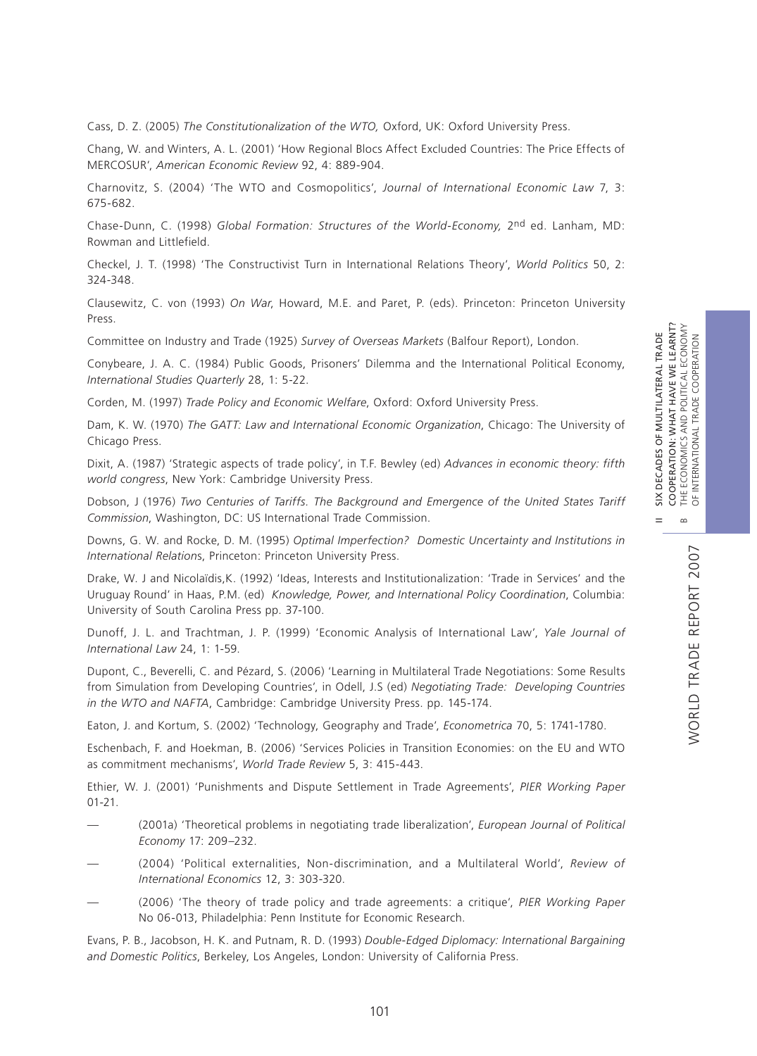Cass, D. Z. (2005) *The Constitutionalization of the WTO,* Oxford, UK: Oxford University Press.

Chang, W. and Winters, A. L. (2001) 'How Regional Blocs Affect Excluded Countries: The Price Effects of MERCOSUR', *American Economic Review* 92, 4: 889-904.

Charnovitz, S. (2004) 'The WTO and Cosmopolitics', *Journal of International Economic Law* 7, 3: 675-682.

Chase-Dunn, C. (1998) *Global Formation: Structures of the World-Economy,* 2nd ed. Lanham, MD: Rowman and Littlefield.

Checkel, J. T. (1998) 'The Constructivist Turn in International Relations Theory', *World Politics* 50, 2: 324-348.

Clausewitz, C. von (1993) *On War*, Howard, M.E. and Paret, P. (eds). Princeton: Princeton University Press.

Committee on Industry and Trade (1925) *Survey of Overseas Markets* (Balfour Report), London.

Conybeare, J. A. C. (1984) Public Goods, Prisoners' Dilemma and the International Political Economy, *International Studies Quarterly* 28, 1: 5-22.

Corden, M. (1997) *Trade Policy and Economic Welfare*, Oxford: Oxford University Press.

Dam, K. W. (1970) *The GATT: Law and International Economic Organization*, Chicago: The University of Chicago Press.

Dixit, A. (1987) 'Strategic aspects of trade policy', in T.F. Bewley (ed) *Advances in economic theory: fifth world congress*, New York: Cambridge University Press.

Dobson, J (1976) *Two Centuries of Tariffs. The Background and Emergence of the United States Tariff Commission*, Washington, DC: US International Trade Commission.

Downs, G. W. and Rocke, D. M. (1995) *Optimal Imperfection? Domestic Uncertainty and Institutions in International Relations*, Princeton: Princeton University Press.

Drake, W. J and Nicolaïdis,K. (1992) 'Ideas, Interests and Institutionalization: 'Trade in Services' and the Uruguay Round' in Haas, P.M. (ed) *Knowledge, Power, and International Policy Coordination*, Columbia: University of South Carolina Press pp. 37-100.

Dunoff, J. L. and Trachtman, J. P. (1999) 'Economic Analysis of International Law', *Yale Journal of International Law* 24, 1: 1-59.

Dupont, C., Beverelli, C. and Pézard, S. (2006) 'Learning in Multilateral Trade Negotiations: Some Results from Simulation from Developing Countries', in Odell, J.S (ed) *Negotiating Trade: Developing Countries in the WTO and NAFTA*, Cambridge: Cambridge University Press. pp. 145-174.

Eaton, J. and Kortum, S. (2002) 'Technology, Geography and Trade', *Econometrica* 70, 5: 1741-1780.

Eschenbach, F. and Hoekman, B. (2006) 'Services Policies in Transition Economies: on the EU and WTO as commitment mechanisms', *World Trade Review* 5, 3: 415-443.

Ethier, W. J. (2001) 'Punishments and Dispute Settlement in Trade Agreements', *PIER Working Paper* 01-21.

— (2001a) 'Theoretical problems in negotiating trade liberalization', *European Journal of Political Economy* 17: 209–232.

— (2004) 'Political externalities, Non-discrimination, and a Multilateral World', *Review of International Economics* 12, 3: 303-320.

— (2006) 'The theory of trade policy and trade agreements: a critique', *PIER Working Paper* No 06-013, Philadelphia: Penn Institute for Economic Research.

Evans, P. B., Jacobson, H. K. and Putnam, R. D. (1993) *Double-Edged Diplomacy: International Bargaining and Domestic Politics*, Berkeley, Los Angeles, London: University of California Press.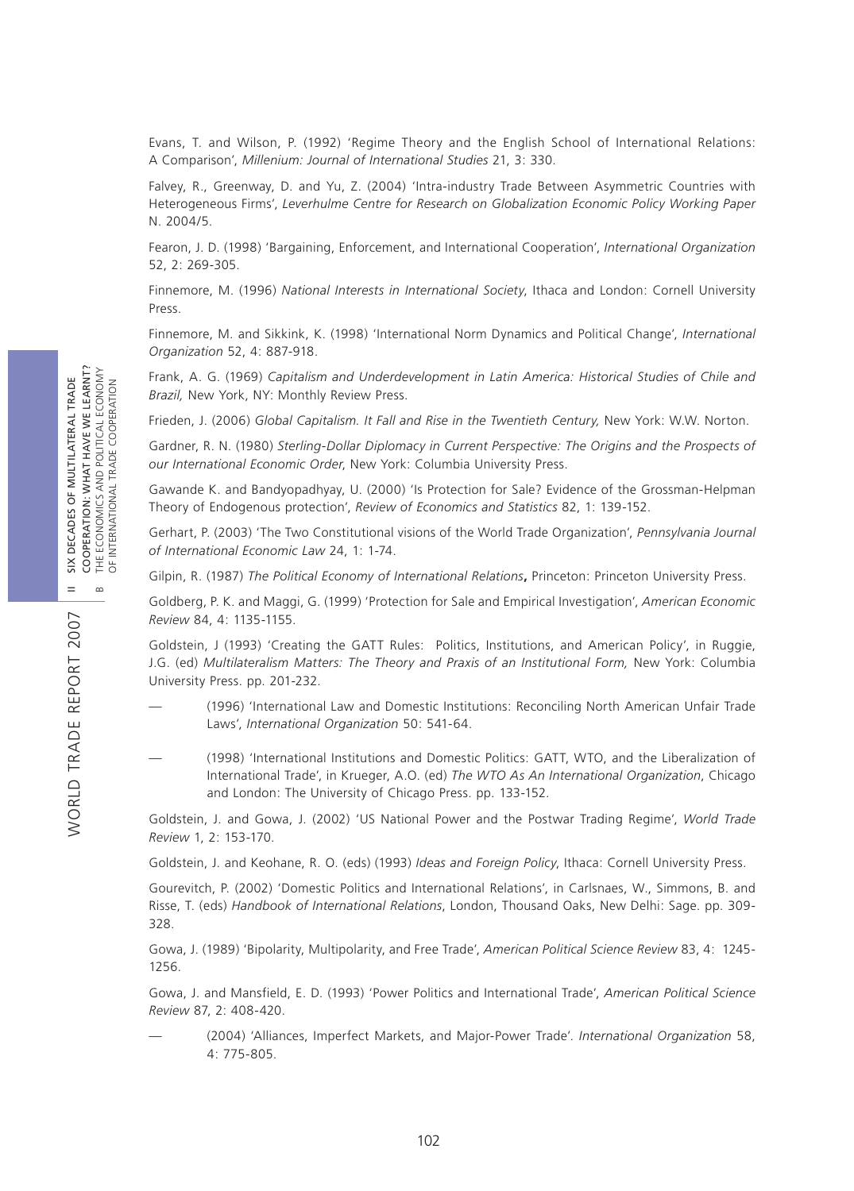Evans, T. and Wilson, P. (1992) 'Regime Theory and the English School of International Relations: A Comparison', *Millenium: Journal of International Studies* 21, 3: 330.

Falvey, R., Greenway, D. and Yu, Z. (2004) 'Intra-industry Trade Between Asymmetric Countries with Heterogeneous Firms', *Leverhulme Centre for Research on Globalization Economic Policy Working Paper* N. 2004/5.

Fearon, J. D. (1998) 'Bargaining, Enforcement, and International Cooperation', *International Organization* 52, 2: 269-305.

Finnemore, M. (1996) *National Interests in International Society*, Ithaca and London: Cornell University Press.

Finnemore, M. and Sikkink, K. (1998) 'International Norm Dynamics and Political Change', *International Organization* 52, 4: 887-918.

Frank, A. G. (1969) *Capitalism and Underdevelopment in Latin America: Historical Studies of Chile and Brazil,* New York, NY: Monthly Review Press.

Frieden, J. (2006) *Global Capitalism. It Fall and Rise in the Twentieth Century,* New York: W.W. Norton.

Gardner, R. N. (1980) *Sterling-Dollar Diplomacy in Current Perspective: The Origins and the Prospects of our International Economic Order*, New York: Columbia University Press.

Gawande K. and Bandyopadhyay, U. (2000) 'Is Protection for Sale? Evidence of the Grossman-Helpman Theory of Endogenous protection', *Review of Economics and Statistics* 82, 1: 139-152.

Gerhart, P. (2003) 'The Two Constitutional visions of the World Trade Organization', *Pennsylvania Journal of International Economic Law* 24, 1: 1-74.

Gilpin, R. (1987) *The Political Economy of International Relations***,** Princeton: Princeton University Press.

Goldberg, P. K. and Maggi, G. (1999) 'Protection for Sale and Empirical Investigation', *American Economic Review* 84, 4: 1135-1155.

Goldstein, J (1993) 'Creating the GATT Rules: Politics, Institutions, and American Policy', in Ruggie, J.G. (ed) *Multilateralism Matters: The Theory and Praxis of an Institutional Form,* New York: Columbia University Press. pp. 201-232.

— (1996) 'International Law and Domestic Institutions: Reconciling North American Unfair Trade Laws', *International Organization* 50: 541-64.

— (1998) 'International Institutions and Domestic Politics: GATT, WTO, and the Liberalization of International Trade', in Krueger, A.O. (ed) *The WTO As An International Organization*, Chicago and London: The University of Chicago Press. pp. 133-152.

Goldstein, J. and Gowa, J. (2002) 'US National Power and the Postwar Trading Regime', *World Trade Review* 1, 2: 153-170.

Goldstein, J. and Keohane, R. O. (eds) (1993) *Ideas and Foreign Policy*, Ithaca: Cornell University Press.

Gourevitch, P. (2002) 'Domestic Politics and International Relations', in Carlsnaes, W., Simmons, B. and Risse, T. (eds) *Handbook of International Relations*, London, Thousand Oaks, New Delhi: Sage. pp. 309-328.

Gowa, J. (1989) 'Bipolarity, Multipolarity, and Free Trade', *American Political Science Review* 83, 4: 1245-1256.

Gowa, J. and Mansfield, E. D. (1993) 'Power Politics and International Trade', *American Political Science Review* 87, 2: 408-420.

— (2004) 'Alliances, Imperfect Markets, and Major-Power Trade'. *International Organization* 58, 4: 775-805.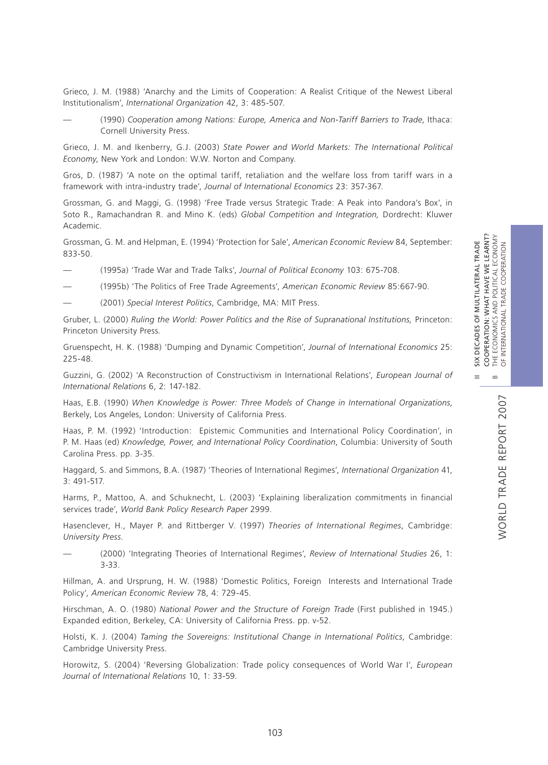Grieco, J. M. (1988) 'Anarchy and the Limits of Cooperation: A Realist Critique of the Newest Liberal Institutionalism', *International Organization* 42, 3: 485-507.

— (1990) *Cooperation among Nations: Europe, America and Non-Tariff Barriers to Trade*, Ithaca: Cornell University Press.

Grieco, J. M. and Ikenberry, G.J. (2003) *State Power and World Markets: The International Political Economy*, New York and London: W.W. Norton and Company.

Gros, D. (1987) 'A note on the optimal tariff, retaliation and the welfare loss from tariff wars in a framework with intra-industry trade', *Journal of International Economics* 23: 357-367.

Grossman, G. and Maggi, G. (1998) 'Free Trade versus Strategic Trade: A Peak into Pandora's Box', in Soto R., Ramachandran R. and Mino K. (eds) *Global Competition and Integration,* Dordrecht: Kluwer Academic.

Grossman, G. M. and Helpman, E. (1994) 'Protection for Sale', *American Economic Review* 84, September: 833-50.

— (1995a) 'Trade War and Trade Talks', *Journal of Political Economy* 103: 675-708.

— (1995b) 'The Politics of Free Trade Agreements', *American Economic Review* 85:667-90.

— (2001) *Special Interest Politics*, Cambridge, MA: MIT Press.

Gruber, L. (2000) *Ruling the World: Power Politics and the Rise of Supranational Institutions,* Princeton: Princeton University Press.

Gruenspecht, H. K. (1988) 'Dumping and Dynamic Competition', *Journal of International Economics* 25: 225-48.

Guzzini, G. (2002) 'A Reconstruction of Constructivism in International Relations', *European Journal of International Relations* 6, 2: 147-182.

Haas, E.B. (1990) *When Knowledge is Power: Three Models of Change in International Organizations*, Berkely, Los Angeles, London: University of California Press.

Haas, P. M. (1992) 'Introduction: Epistemic Communities and International Policy Coordination', in P. M. Haas (ed) *Knowledge, Power, and International Policy Coordination*, Columbia: University of South Carolina Press. pp. 3-35.

Haggard, S. and Simmons, B.A. (1987) 'Theories of International Regimes', *International Organization* 41, 3: 491-517.

Harms, P., Mattoo, A. and Schuknecht, L. (2003) 'Explaining liberalization commitments in financial services trade', *World Bank Policy Research Paper* 2999.

Hasenclever, H., Mayer P. and Rittberger V. (1997) *Theories of International Regimes*, Cambridge: *University Press*.

— (2000) 'Integrating Theories of International Regimes', *Review of International Studies* 26, 1: 3-33.

Hillman, A. and Ursprung, H. W. (1988) 'Domestic Politics, Foreign Interests and International Trade Policy', *American Economic Review* 78, 4: 729-45.

Hirschman, A. O. (1980) *National Power and the Structure of Foreign Trade* (First published in 1945.) Expanded edition, Berkeley, CA: University of California Press. pp. v-52.

Holsti, K. J. (2004) *Taming the Sovereigns: Institutional Change in International Politics*, Cambridge: Cambridge University Press.

Horowitz, S. (2004) 'Reversing Globalization: Trade policy consequences of World War I', *European Journal of International Relations* 10, 1: 33-59.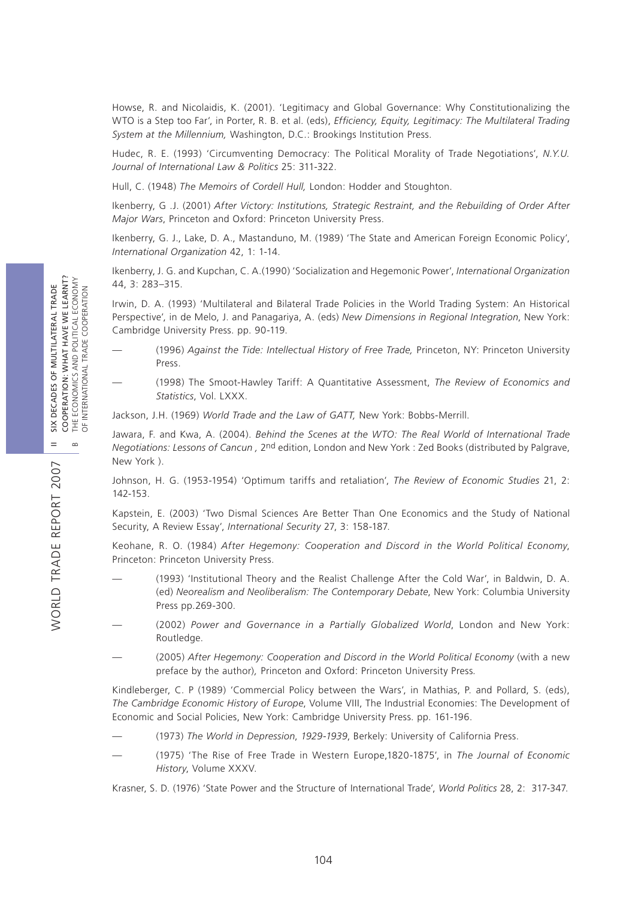Howse, R. and Nicolaidis, K. (2001). 'Legitimacy and Global Governance: Why Constitutionalizing the WTO is a Step too Far', in Porter, R. B. et al. (eds), *Efficiency, Equity, Legitimacy: The Multilateral Trading System at the Millennium,* Washington, D.C.: Brookings Institution Press.

Hudec, R. E. (1993) 'Circumventing Democracy: The Political Morality of Trade Negotiations', *N.Y.U. Journal of International Law & Politics* 25: 311-322.

Hull, C. (1948) *The Memoirs of Cordell Hull,* London: Hodder and Stoughton.

Ikenberry, G .J. (2001) *After Victory: Institutions, Strategic Restraint, and the Rebuilding of Order After Major Wars*, Princeton and Oxford: Princeton University Press.

Ikenberry, G. J., Lake, D. A., Mastanduno, M. (1989) 'The State and American Foreign Economic Policy', *International Organization* 42, 1: 1-14.

Ikenberry, J. G. and Kupchan, C. A.(1990) 'Socialization and Hegemonic Power', *International Organization* 44, 3: 283–315.

Irwin, D. A. (1993) 'Multilateral and Bilateral Trade Policies in the World Trading System: An Historical Perspective', in de Melo, J. and Panagariya, A. (eds) *New Dimensions in Regional Integration*, New York: Cambridge University Press. pp. 90-119.

— (1996) *Against the Tide: Intellectual History of Free Trade,* Princeton, NY: Princeton University Press.

— (1998) The Smoot-Hawley Tariff: A Quantitative Assessment, *The Review of Economics and Statistics*, Vol. LXXX.

Jackson, J.H. (1969) *World Trade and the Law of GATT,* New York: Bobbs-Merrill.

Jawara, F. and Kwa, A. (2004). *Behind the Scenes at the WTO: The Real World of International Trade Negotiations: Lessons of Cancun ,* 2nd edition, London and New York : Zed Books (distributed by Palgrave, New York ).

Johnson, H. G. (1953-1954) 'Optimum tariffs and retaliation', *The Review of Economic Studies* 21, 2: 142-153.

Kapstein, E. (2003) 'Two Dismal Sciences Are Better Than One Economics and the Study of National Security, A Review Essay', *International Security* 27, 3: 158-187.

Keohane, R. O. (1984) *After Hegemony: Cooperation and Discord in the World Political Economy*, Princeton: Princeton University Press.

— (1993) 'Institutional Theory and the Realist Challenge After the Cold War', in Baldwin, D. A. (ed) *Neorealism and Neoliberalism: The Contemporary Debate*, New York: Columbia University Press pp.269-300.

— (2002) *Power and Governance in a Partially Globalized World*, London and New York: Routledge.

— (2005) *After Hegemony: Cooperation and Discord in the World Political Economy* (with a new preface by the author), Princeton and Oxford: Princeton University Press.

Kindleberger, C. P (1989) 'Commercial Policy between the Wars', in Mathias, P. and Pollard, S. (eds), *The Cambridge Economic History of Europe*, Volume VIII, The Industrial Economies: The Development of Economic and Social Policies, New York: Cambridge University Press. pp. 161-196.

— (1973) *The World in Depression*, *1929-1939*, Berkely: University of California Press.

— (1975) 'The Rise of Free Trade in Western Europe,1820-1875', in *The Journal of Economic History*, Volume XXXV.

Krasner, S. D. (1976) 'State Power and the Structure of International Trade', *World Politics* 28, 2: 317-347.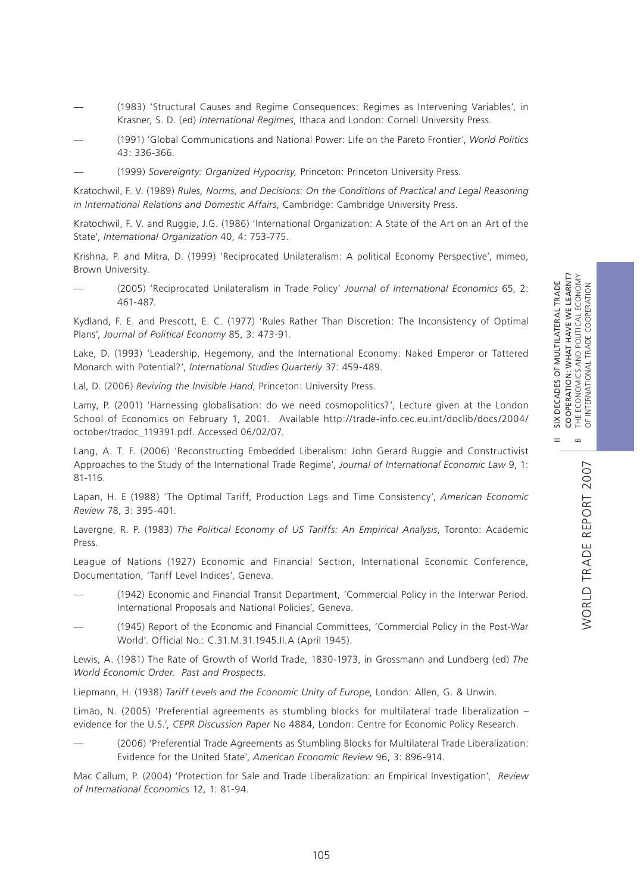— (1983) 'Structural Causes and Regime Consequences: Regimes as Intervening Variables', in Krasner, S. D. (ed) *International Regimes*, Ithaca and London: Cornell University Press.

— (1991) 'Global Communications and National Power: Life on the Pareto Frontier', *World Politics* 43: 336-366.

— (1999) *Sovereignty: Organized Hypocrisy,* Princeton: Princeton University Press.

Kratochwil, F. V. (1989) *Rules, Norms, and Decisions: On the Conditions of Practical and Legal Reasoning in International Relations and Domestic Affairs*, Cambridge: Cambridge University Press.

Kratochwil, F. V. and Ruggie, J.G. (1986) 'International Organization: A State of the Art on an Art of the State', *International Organization* 40, 4: 753-775.

Krishna, P. and Mitra, D. (1999) 'Reciprocated Unilateralism: A political Economy Perspective', mimeo, Brown University.

— (2005) 'Reciprocated Unilateralism in Trade Policy' *Journal of International Economics* 65, 2: 461-487.

Kydland, F. E. and Prescott, E. C. (1977) 'Rules Rather Than Discretion: The Inconsistency of Optimal Plans', *Journal of Political Economy* 85, 3: 473-91.

Lake, D. (1993) 'Leadership, Hegemony, and the International Economy: Naked Emperor or Tattered Monarch with Potential?', *International Studies Quarterly* 37: 459-489.

Lal, D. (2006) *Reviving the Invisible Hand*, Princeton: University Press.

Lamy, P. (2001) 'Harnessing globalisation: do we need cosmopolitics?', Lecture given at the London School of Economics on February 1, 2001. Available http://trade-info.cec.eu.int/doclib/docs/2004/october/tradoc_119391.pdf. Accessed 06/02/07.

Lang, A. T. F. (2006) 'Reconstructing Embedded Liberalism: John Gerard Ruggie and Constructivist Approaches to the Study of the International Trade Regime', *Journal of International Economic Law* 9, 1: 81-116.

Lapan, H. E (1988) 'The Optimal Tariff, Production Lags and Time Consistency', *American Economic Review* 78, 3: 395-401.

Lavergne, R. P. (1983) *The Political Economy of US Tariffs: An Empirical Analysis*, Toronto: Academic Press.

League of Nations (1927) Economic and Financial Section, International Economic Conference, Documentation, 'Tariff Level Indices', Geneva.

— (1942) Economic and Financial Transit Department, 'Commercial Policy in the Interwar Period. International Proposals and National Policies', Geneva.

— (1945) Report of the Economic and Financial Committees, 'Commercial Policy in the Post-War World'. Official No.: C.31.M.31.1945.II.A (April 1945).

Lewis, A. (1981) The Rate of Growth of World Trade, 1830-1973, in Grossmann and Lundberg (ed) *The World Economic Order. Past and Prospects.*

Liepmann, H. (1938) *Tariff Levels and the Economic Unity of Europe*, London: Allen, G. & Unwin.

Limão, N. (2005) 'Preferential agreements as stumbling blocks for multilateral trade liberalization – evidence for the U.S.', *CEPR Discussion Paper* No 4884, London: Centre for Economic Policy Research.

— (2006) 'Preferential Trade Agreements as Stumbling Blocks for Multilateral Trade Liberalization: Evidence for the United State', *American Economic Review* 96, 3: 896-914.

Mac Callum, P. (2004) 'Protection for Sale and Trade Liberalization: an Empirical Investigation', *Review of International Economics* 12, 1: 81-94.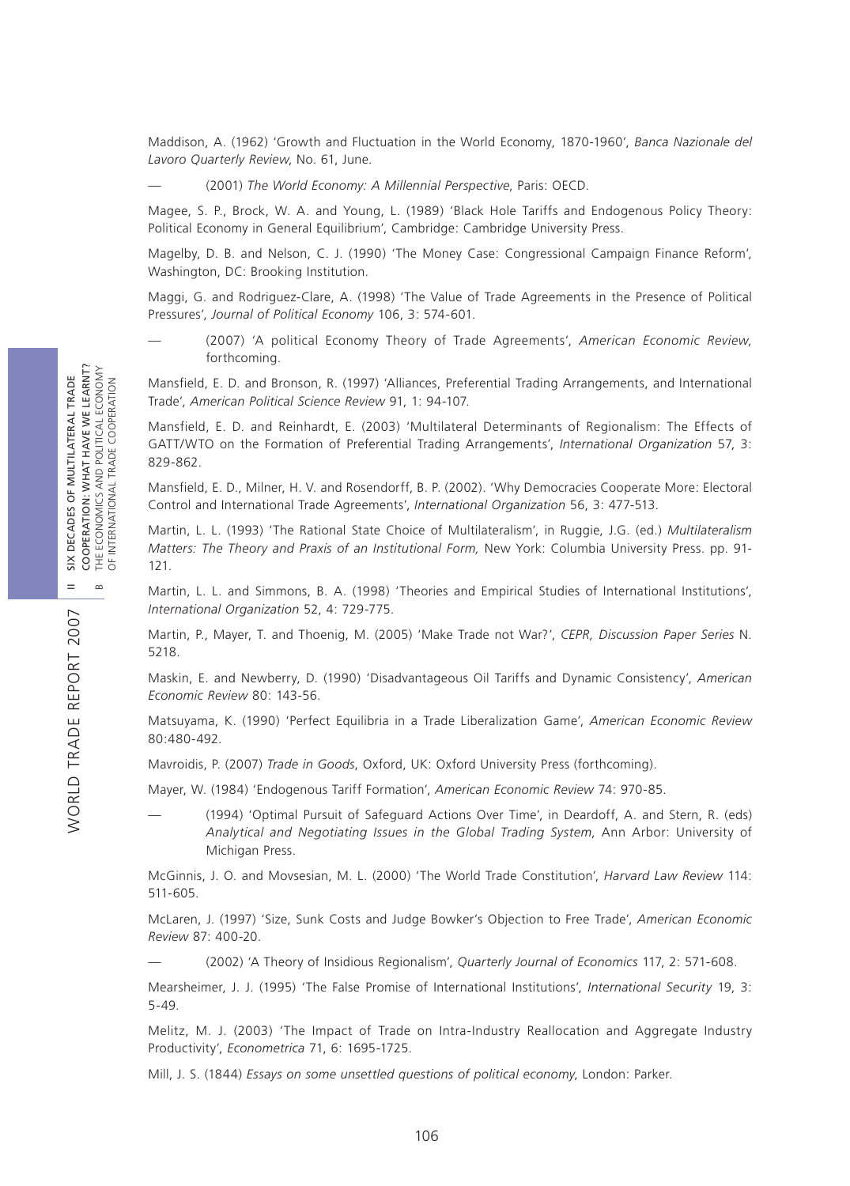Maddison, A. (1962) 'Growth and Fluctuation in the World Economy, 1870-1960', *Banca Nazionale del Lavoro Quarterly Review*, No. 61, June.

— (2001) *The World Economy: A Millennial Perspective*, Paris: OECD.

Magee, S. P., Brock, W. A. and Young, L. (1989) 'Black Hole Tariffs and Endogenous Policy Theory: Political Economy in General Equilibrium', Cambridge: Cambridge University Press.

Magelby, D. B. and Nelson, C. J. (1990) 'The Money Case: Congressional Campaign Finance Reform', Washington, DC: Brooking Institution.

Maggi, G. and Rodriguez-Clare, A. (1998) 'The Value of Trade Agreements in the Presence of Political Pressures', *Journal of Political Economy* 106, 3: 574-601.

— (2007) 'A political Economy Theory of Trade Agreements', *American Economic Review*, forthcoming.

Mansfield, E. D. and Bronson, R. (1997) 'Alliances, Preferential Trading Arrangements, and International Trade', *American Political Science Review* 91, 1: 94-107.

Mansfield, E. D. and Reinhardt, E. (2003) 'Multilateral Determinants of Regionalism: The Effects of GATT/WTO on the Formation of Preferential Trading Arrangements', *International Organization* 57, 3: 829-862.

Mansfield, E. D., Milner, H. V. and Rosendorff, B. P. (2002). 'Why Democracies Cooperate More: Electoral Control and International Trade Agreements', *International Organization* 56, 3: 477-513.

Martin, L. L. (1993) 'The Rational State Choice of Multilateralism', in Ruggie, J.G. (ed.) *Multilateralism Matters: The Theory and Praxis of an Institutional Form,* New York: Columbia University Press. pp. 91-121.

Martin, L. L. and Simmons, B. A. (1998) 'Theories and Empirical Studies of International Institutions', *International Organization* 52, 4: 729-775.

Martin, P., Mayer, T. and Thoenig, M. (2005) 'Make Trade not War?', *CEPR, Discussion Paper Series* N. 5218.

Maskin, E. and Newberry, D. (1990) 'Disadvantageous Oil Tariffs and Dynamic Consistency', *American Economic Review* 80: 143-56.

Matsuyama, K. (1990) 'Perfect Equilibria in a Trade Liberalization Game', *American Economic Review* 80:480-492.

Mavroidis, P. (2007) *Trade in Goods*, Oxford, UK: Oxford University Press (forthcoming).

Mayer, W. (1984) 'Endogenous Tariff Formation', *American Economic Review* 74: 970-85.

— (1994) 'Optimal Pursuit of Safeguard Actions Over Time', in Deardoff, A. and Stern, R. (eds) *Analytical and Negotiating Issues in the Global Trading System*, Ann Arbor: University of Michigan Press.

McGinnis, J. O. and Movsesian, M. L. (2000) 'The World Trade Constitution', *Harvard Law Review* 114: 511-605.

McLaren, J. (1997) 'Size, Sunk Costs and Judge Bowker's Objection to Free Trade', *American Economic Review* 87: 400-20.

— (2002) 'A Theory of Insidious Regionalism', *Quarterly Journal of Economics* 117, 2: 571-608.

Mearsheimer, J. J. (1995) 'The False Promise of International Institutions', *International Security* 19, 3: 5-49.

Melitz, M. J. (2003) 'The Impact of Trade on Intra-Industry Reallocation and Aggregate Industry Productivity', *Econometrica* 71, 6: 1695-1725.

Mill, J. S. (1844) *Essays on some unsettled questions of political economy*, London: Parker.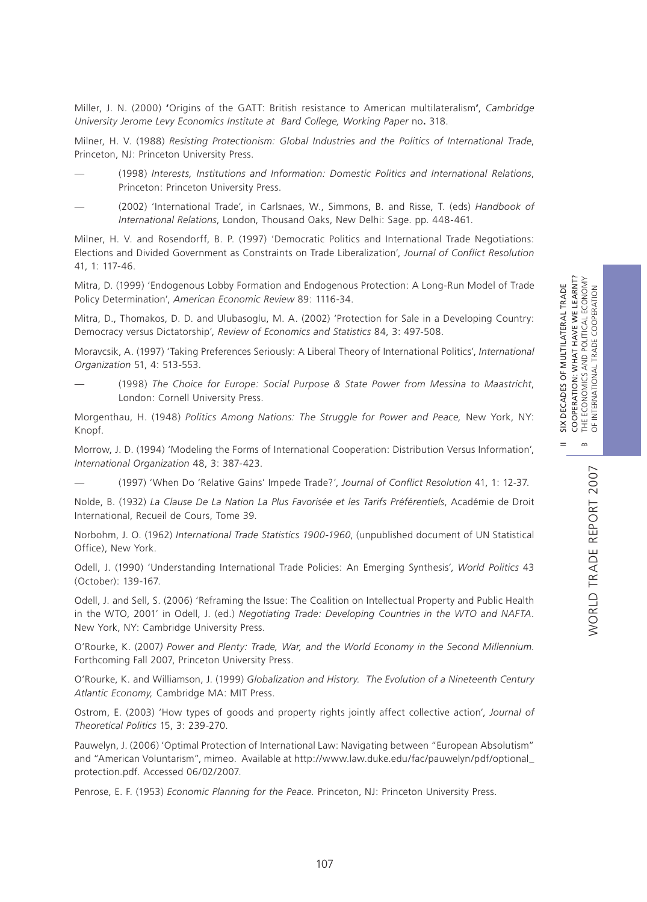Miller, J. N. (2000) 'Origins of the GATT: British resistance to American multilateralism', *Cambridge University Jerome Levy Economics Institute at Bard College, Working Paper* no**.** 318.

Milner, H. V. (1988) *Resisting Protectionism: Global Industries and the Politics of International Trade*, Princeton, NJ: Princeton University Press.

— (1998) *Interests, Institutions and Information: Domestic Politics and International Relations*, Princeton: Princeton University Press.

— (2002) 'International Trade', in Carlsnaes, W., Simmons, B. and Risse, T. (eds) *Handbook of International Relations*, London, Thousand Oaks, New Delhi: Sage. pp. 448-461.

Milner, H. V. and Rosendorff, B. P. (1997) 'Democratic Politics and International Trade Negotiations: Elections and Divided Government as Constraints on Trade Liberalization', *Journal of Conflict Resolution* 41, 1: 117-46.

Mitra, D. (1999) 'Endogenous Lobby Formation and Endogenous Protection: A Long-Run Model of Trade Policy Determination', *American Economic Review* 89: 1116-34.

Mitra, D., Thomakos, D. D. and Ulubasoglu, M. A. (2002) 'Protection for Sale in a Developing Country: Democracy versus Dictatorship', *Review of Economics and Statistics* 84, 3: 497-508.

Moravcsik, A. (1997) 'Taking Preferences Seriously: A Liberal Theory of International Politics', *International Organization* 51, 4: 513-553.

— (1998) *The Choice for Europe: Social Purpose & State Power from Messina to Maastricht*, London: Cornell University Press.

Morgenthau, H. (1948) *Politics Among Nations: The Struggle for Power and Peace,* New York, NY: Knopf.

Morrow, J. D. (1994) 'Modeling the Forms of International Cooperation: Distribution Versus Information', *International Organization* 48, 3: 387-423.

— (1997) 'When Do 'Relative Gains' Impede Trade?', *Journal of Conflict Resolution* 41, 1: 12-37.

Nolde, B. (1932) *La Clause De La Nation La Plus Favorisée et les Tarifs Préférentiels*, Académie de Droit International, Recueil de Cours, Tome 39.

Norbohm, J. O. (1962) *International Trade Statistics 1900-1960*, (unpublished document of UN Statistical Office), New York.

Odell, J. (1990) 'Understanding International Trade Policies: An Emerging Synthesis', *World Politics* 43 (October): 139-167.

Odell, J. and Sell, S. (2006) 'Reframing the Issue: The Coalition on Intellectual Property and Public Health in the WTO, 2001' in Odell, J. (ed.) *Negotiating Trade: Developing Countries in the WTO and NAFTA*. New York, NY: Cambridge University Press.

O'Rourke, K. (2007) *Power and Plenty: Trade, War, and the World Economy in the Second Millennium.* Forthcoming Fall 2007, Princeton University Press.

O'Rourke, K. and Williamson, J. (1999) *Globalization and History. The Evolution of a Nineteenth Century Atlantic Economy,* Cambridge MA: MIT Press.

Ostrom, E. (2003) 'How types of goods and property rights jointly affect collective action', *Journal of Theoretical Politics* 15, 3: 239-270.

Pauwelyn, J. (2006) 'Optimal Protection of International Law: Navigating between "European Absolutism" and "American Voluntarism", mimeo. Available at http://www.law.duke.edu/fac/pauwelyn/pdf/optional_protection.pdf. Accessed 06/02/2007.

Penrose, E. F. (1953) *Economic Planning for the Peace.* Princeton, NJ: Princeton University Press.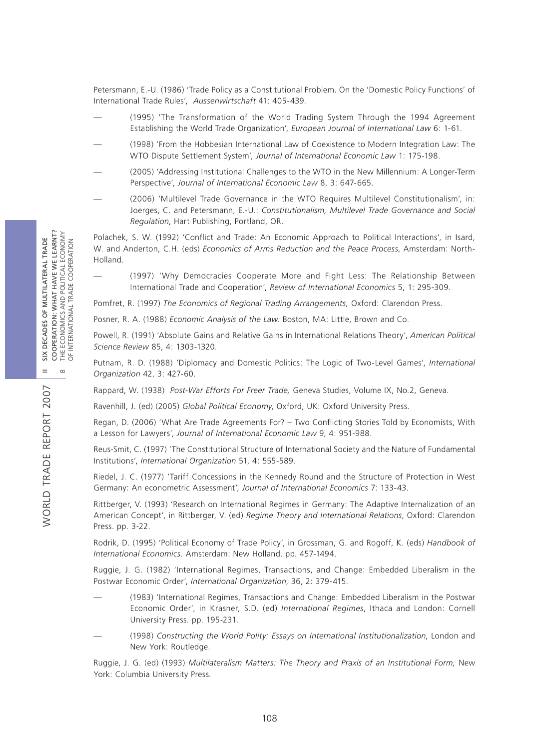Petersmann, E.-U. (1986) 'Trade Policy as a Constitutional Problem. On the 'Domestic Policy Functions' of International Trade Rules', *Aussenwirtschaft* 41: 405-439.

— (1995) 'The Transformation of the World Trading System Through the 1994 Agreement Establishing the World Trade Organization', *European Journal of International Law* 6: 1-61.

— (1998) 'From the Hobbesian International Law of Coexistence to Modern Integration Law: The WTO Dispute Settlement System', *Journal of International Economic Law* 1: 175-198.

— (2005) 'Addressing Institutional Challenges to the WTO in the New Millennium: A Longer-Term Perspective', *Journal of International Economic Law* 8, 3: 647-665.

— (2006) 'Multilevel Trade Governance in the WTO Requires Multilevel Constitutionalism', in: Joerges, C. and Petersmann, E.-U.: *Constitutionalism, Multilevel Trade Governance and Social Regulation*, Hart Publishing, Portland, OR.

Polachek, S. W. (1992) 'Conflict and Trade: An Economic Approach to Political Interactions', in Isard, W. and Anderton, C.H. (eds) *Economics of Arms Reduction and the Peace Process*, Amsterdam: North-Holland.

— (1997) 'Why Democracies Cooperate More and Fight Less: The Relationship Between International Trade and Cooperation', *Review of International Economics* 5, 1: 295-309.

Pomfret, R. (1997) *The Economics of Regional Trading Arrangements,* Oxford: Clarendon Press.

Posner, R. A. (1988) *Economic Analysis of the Law.* Boston, MA: Little, Brown and Co.

Powell, R. (1991) 'Absolute Gains and Relative Gains in International Relations Theory', *American Political Science Review* 85, 4: 1303-1320.

Putnam, R. D. (1988) 'Diplomacy and Domestic Politics: The Logic of Two-Level Games', *International Organization* 42, 3: 427-60.

Rappard, W. (1938) *Post-War Efforts For Freer Trade,* Geneva Studies, Volume IX, No.2, Geneva.

Ravenhill, J. (ed) (2005) *Global Political Economy*, Oxford, UK: Oxford University Press.

Regan, D. (2006) 'What Are Trade Agreements For? – Two Conflicting Stories Told by Economists, With a Lesson for Lawyers', *Journal of International Economic Law* 9, 4: 951-988.

Reus-Smit, C. (1997) 'The Constitutional Structure of International Society and the Nature of Fundamental Institutions', *International Organization* 51, 4: 555-589.

Riedel, J. C. (1977) 'Tariff Concessions in the Kennedy Round and the Structure of Protection in West Germany: An econometric Assessment', *Journal of International Economics* 7: 133-43.

Rittberger, V. (1993) 'Research on International Regimes in Germany: The Adaptive Internalization of an American Concept', in Rittberger, V. (ed) *Regime Theory and International Relations*, Oxford: Clarendon Press. pp. 3-22.

Rodrik, D. (1995) 'Political Economy of Trade Policy', in Grossman, G. and Rogoff, K. (eds) *Handbook of International Economics.* Amsterdam: New Holland. pp. 457-1494.

Ruggie, J. G. (1982) 'International Regimes, Transactions, and Change: Embedded Liberalism in the Postwar Economic Order', *International Organization*, 36, 2: 379-415.

— (1983) 'International Regimes, Transactions and Change: Embedded Liberalism in the Postwar Economic Order', in Krasner, S.D. (ed) *International Regimes*, Ithaca and London: Cornell University Press. pp. 195-231.

— (1998) *Constructing the World Polity: Essays on International Institutionalization*, London and New York: Routledge.

Ruggie, J. G. (ed) (1993) *Multilateralism Matters: The Theory and Praxis of an Institutional Form,* New York: Columbia University Press.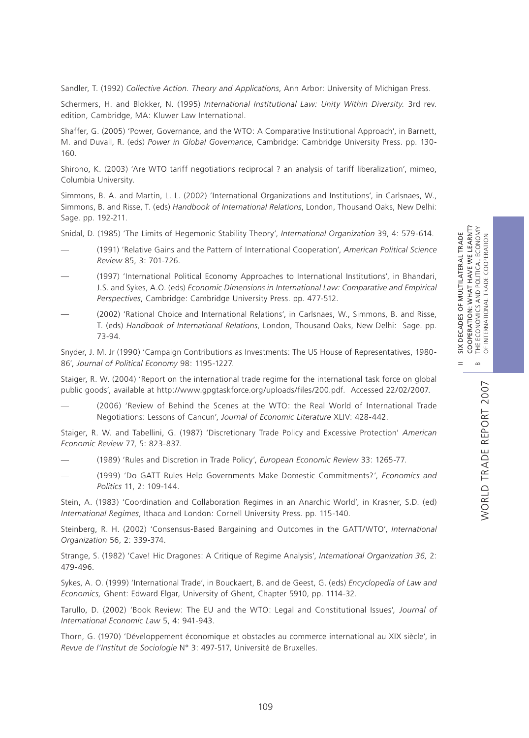Sandler, T. (1992) *Collective Action. Theory and Applications*, Ann Arbor: University of Michigan Press.

Schermers, H. and Blokker, N. (1995) *International Institutional Law: Unity Within Diversity.* 3rd rev. edition, Cambridge, MA: Kluwer Law International.

Shaffer, G. (2005) 'Power, Governance, and the WTO: A Comparative Institutional Approach', in Barnett, M. and Duvall, R. (eds) *Power in Global Governance*, Cambridge: Cambridge University Press. pp. 130-160.

Shirono, K. (2003) 'Are WTO tariff negotiations reciprocal ? an analysis of tariff liberalization', mimeo, Columbia University.

Simmons, B. A. and Martin, L. L. (2002) 'International Organizations and Institutions', in Carlsnaes, W., Simmons, B. and Risse, T. (eds) *Handbook of International Relations*, London, Thousand Oaks, New Delhi: Sage. pp. 192-211.

Snidal, D. (1985) 'The Limits of Hegemonic Stability Theory', *International Organization* 39, 4: 579-614.

— (1991) 'Relative Gains and the Pattern of International Cooperation', *American Political Science Review* 85, 3: 701-726.

— (1997) 'International Political Economy Approaches to International Institutions', in Bhandari, J.S. and Sykes, A.O. (eds) *Economic Dimensions in International Law: Comparative and Empirical Perspectives*, Cambridge: Cambridge University Press. pp. 477-512.

— (2002) 'Rational Choice and International Relations', in Carlsnaes, W., Simmons, B. and Risse, T. (eds) *Handbook of International Relations*, London, Thousand Oaks, New Delhi: Sage. pp. 73-94.

Snyder, J. M. Jr (1990) 'Campaign Contributions as Investments: The US House of Representatives, 1980-86', *Journal of Political Economy* 98: 1195-1227.

Staiger, R. W. (2004) 'Report on the international trade regime for the international task force on global public goods', available at http://www.gpgtaskforce.org/uploads/files/200.pdf. Accessed 22/02/2007.

— (2006) 'Review of Behind the Scenes at the WTO: the Real World of International Trade Negotiations: Lessons of Cancun', *Journal of Economic Literature* XLIV: 428-442.

Staiger, R. W. and Tabellini, G. (1987) 'Discretionary Trade Policy and Excessive Protection' *American Economic Review* 77, 5: 823-837.

— (1989) 'Rules and Discretion in Trade Policy', *European Economic Review* 33: 1265-77.

— (1999) 'Do GATT Rules Help Governments Make Domestic Commitments?', *Economics and Politics* 11, 2: 109-144.

Stein, A. (1983) 'Coordination and Collaboration Regimes in an Anarchic World', in Krasner, S.D. (ed) *International Regimes*, Ithaca and London: Cornell University Press. pp. 115-140.

Steinberg, R. H. (2002) 'Consensus-Based Bargaining and Outcomes in the GATT/WTO', *International Organization* 56, 2: 339-374.

Strange, S. (1982) 'Cave! Hic Dragones: A Critique of Regime Analysis', *International Organization 36,* 2: 479-496.

Sykes, A. O. (1999) 'International Trade', in Bouckaert, B. and de Geest, G. (eds) *Encyclopedia of Law and Economics,* Ghent: Edward Elgar, University of Ghent, Chapter 5910, pp. 1114-32.

Tarullo, D. (2002) 'Book Review: The EU and the WTO: Legal and Constitutional Issues', *Journal of International Economic Law* 5, 4: 941-943.

Thorn, G. (1970) 'Développement économique et obstacles au commerce international au XIX siècle', in *Revue de l'Institut de Sociologie* N° 3: 497-517, Université de Bruxelles.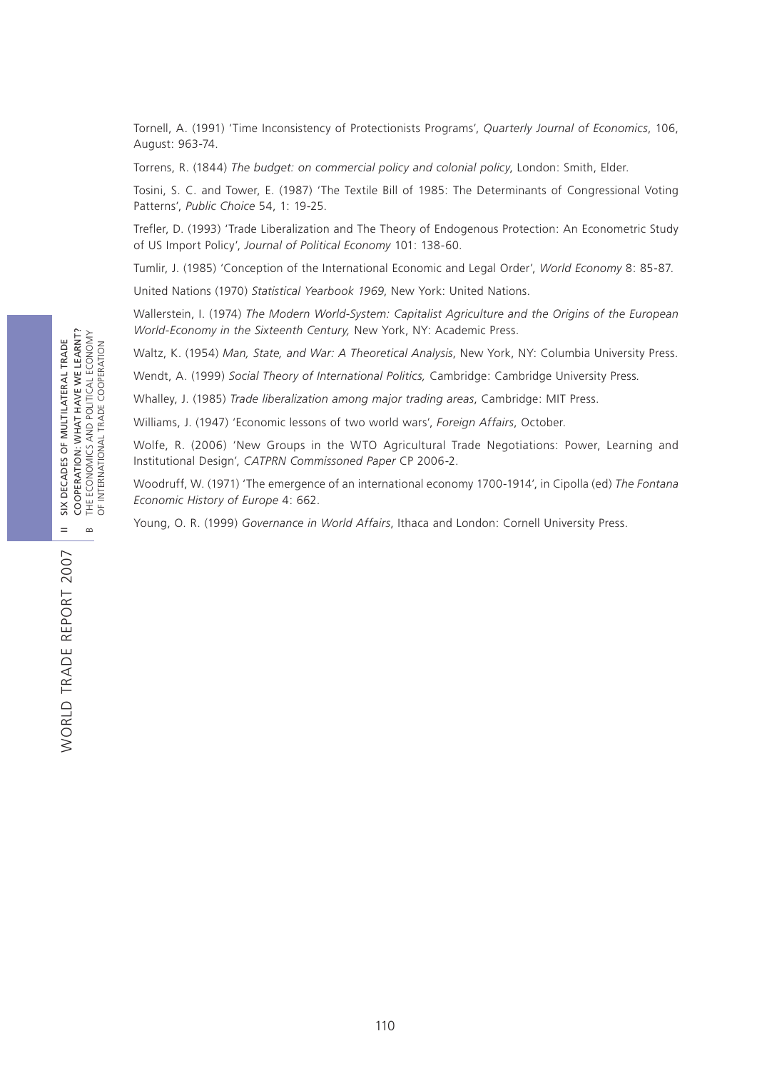Tornell, A. (1991) 'Time Inconsistency of Protectionists Programs', *Quarterly Journal of Economics*, 106, August: 963-74.

Torrens, R. (1844) *The budget: on commercial policy and colonial policy*, London: Smith, Elder.

Tosini, S. C. and Tower, E. (1987) 'The Textile Bill of 1985: The Determinants of Congressional Voting Patterns', *Public Choice* 54, 1: 19-25.

Trefler, D. (1993) 'Trade Liberalization and The Theory of Endogenous Protection: An Econometric Study of US Import Policy', *Journal of Political Economy* 101: 138-60.

Tumlir, J. (1985) 'Conception of the International Economic and Legal Order', *World Economy* 8: 85-87.

United Nations (1970) *Statistical Yearbook 1969*, New York: United Nations.

Wallerstein, I. (1974) *The Modern World-System: Capitalist Agriculture and the Origins of the European World-Economy in the Sixteenth Century,* New York, NY: Academic Press.

Waltz, K. (1954) *Man, State, and War: A Theoretical Analysis*, New York, NY: Columbia University Press.

Wendt, A. (1999) *Social Theory of International Politics,* Cambridge: Cambridge University Press.

Whalley, J. (1985) *Trade liberalization among major trading areas*, Cambridge: MIT Press.

Williams, J. (1947) 'Economic lessons of two world wars', *Foreign Affairs*, October.

Wolfe, R. (2006) 'New Groups in the WTO Agricultural Trade Negotiations: Power, Learning and Institutional Design', *CATPRN Commissoned Paper* CP 2006-2.

Woodruff, W. (1971) 'The emergence of an international economy 1700-1914', in Cipolla (ed) *The Fontana Economic History of Europe* 4: 662.

Young, O. R. (1999) *Governance in World Affairs*, Ithaca and London: Cornell University Press.